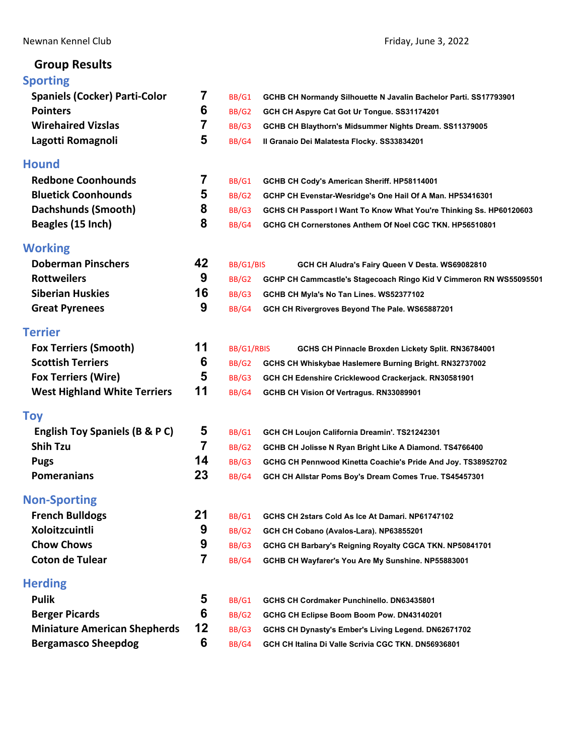Newnan Kennel Club

Friday, June 3, 2022

# Group Results

## Sporting

| Breed | Count | Award | Dog |
|---|---|---|---|
| Spaniels (Cocker) Parti-Color | 7 | BB/G1 | GCHB CH Normandy Silhouette N Javalin Bachelor Parti. SS17793901 |
| Pointers | 6 | BB/G2 | GCH CH Aspyre Cat Got Ur Tongue. SS31174201 |
| Wirehaired Vizslas | 7 | BB/G3 | GCHB CH Blaythorn's Midsummer Nights Dream. SS11379005 |
| Lagotti Romagnoli | 5 | BB/G4 | Il Granaio Dei Malatesta Flocky. SS33834201 |

## Hound

| Breed | Count | Award | Dog |
|---|---|---|---|
| Redbone Coonhounds | 7 | BB/G1 | GCHB CH Cody's American Sheriff. HP58114001 |
| Bluetick Coonhounds | 5 | BB/G2 | GCHP CH Evenstar-Wesridge's One Hail Of A Man. HP53416301 |
| Dachshunds (Smooth) | 8 | BB/G3 | GCHS CH Passport I Want To Know What You're Thinking Ss. HP60120603 |
| Beagles (15 Inch) | 8 | BB/G4 | GCHG CH Cornerstones Anthem Of Noel CGC TKN. HP56510801 |

## Working

| Breed | Count | Award | Dog |
|---|---|---|---|
| Doberman Pinschers | 42 | BB/G1/BIS | GCH CH Aludra's Fairy Queen V Desta. WS69082810 |
| Rottweilers | 9 | BB/G2 | GCHP CH Cammcastle's Stagecoach Ringo Kid V Cimmeron RN WS55095501 |
| Siberian Huskies | 16 | BB/G3 | GCHB CH Myla's No Tan Lines. WS52377102 |
| Great Pyrenees | 9 | BB/G4 | GCH CH Rivergroves Beyond The Pale. WS65887201 |

## Terrier

| Breed | Count | Award | Dog |
|---|---|---|---|
| Fox Terriers (Smooth) | 11 | BB/G1/RBIS | GCHS CH Pinnacle Broxden Lickety Split. RN36784001 |
| Scottish Terriers | 6 | BB/G2 | GCHS CH Whiskybae Haslemere Burning Bright. RN32737002 |
| Fox Terriers (Wire) | 5 | BB/G3 | GCH CH Edenshire Cricklewood Crackerjack. RN30581901 |
| West Highland White Terriers | 11 | BB/G4 | GCHB CH Vision Of Vertragus. RN33089901 |

## Toy

| Breed | Count | Award | Dog |
|---|---|---|---|
| English Toy Spaniels (B & P C) | 5 | BB/G1 | GCH CH Loujon California Dreamin'. TS21242301 |
| Shih Tzu | 7 | BB/G2 | GCHB CH Jolisse N Ryan Bright Like A Diamond. TS4766400 |
| Pugs | 14 | BB/G3 | GCHG CH Pennwood Kinetta Coachie's Pride And Joy. TS38952702 |
| Pomeranians | 23 | BB/G4 | GCH CH Allstar Poms Boy's Dream Comes True. TS45457301 |

## Non-Sporting

| Breed | Count | Award | Dog |
|---|---|---|---|
| French Bulldogs | 21 | BB/G1 | GCHS CH 2stars Cold As Ice At Damari. NP61747102 |
| Xoloitzcuintli | 9 | BB/G2 | GCH CH Cobano (Avalos-Lara). NP63855201 |
| Chow Chows | 9 | BB/G3 | GCHG CH Barbary's Reigning Royalty CGCA TKN. NP50841701 |
| Coton de Tulear | 7 | BB/G4 | GCHB CH Wayfarer's You Are My Sunshine. NP55883001 |

## Herding

| Breed | Count | Award | Dog |
|---|---|---|---|
| Pulik | 5 | BB/G1 | GCHS CH Cordmaker Punchinello. DN63435801 |
| Berger Picards | 6 | BB/G2 | GCHG CH Eclipse Boom Boom Pow. DN43140201 |
| Miniature American Shepherds | 12 | BB/G3 | GCHS CH Dynasty's Ember's Living Legend. DN62671702 |
| Bergamasco Sheepdog | 6 | BB/G4 | GCH CH Italina Di Valle Scrivia CGC TKN. DN56936801 |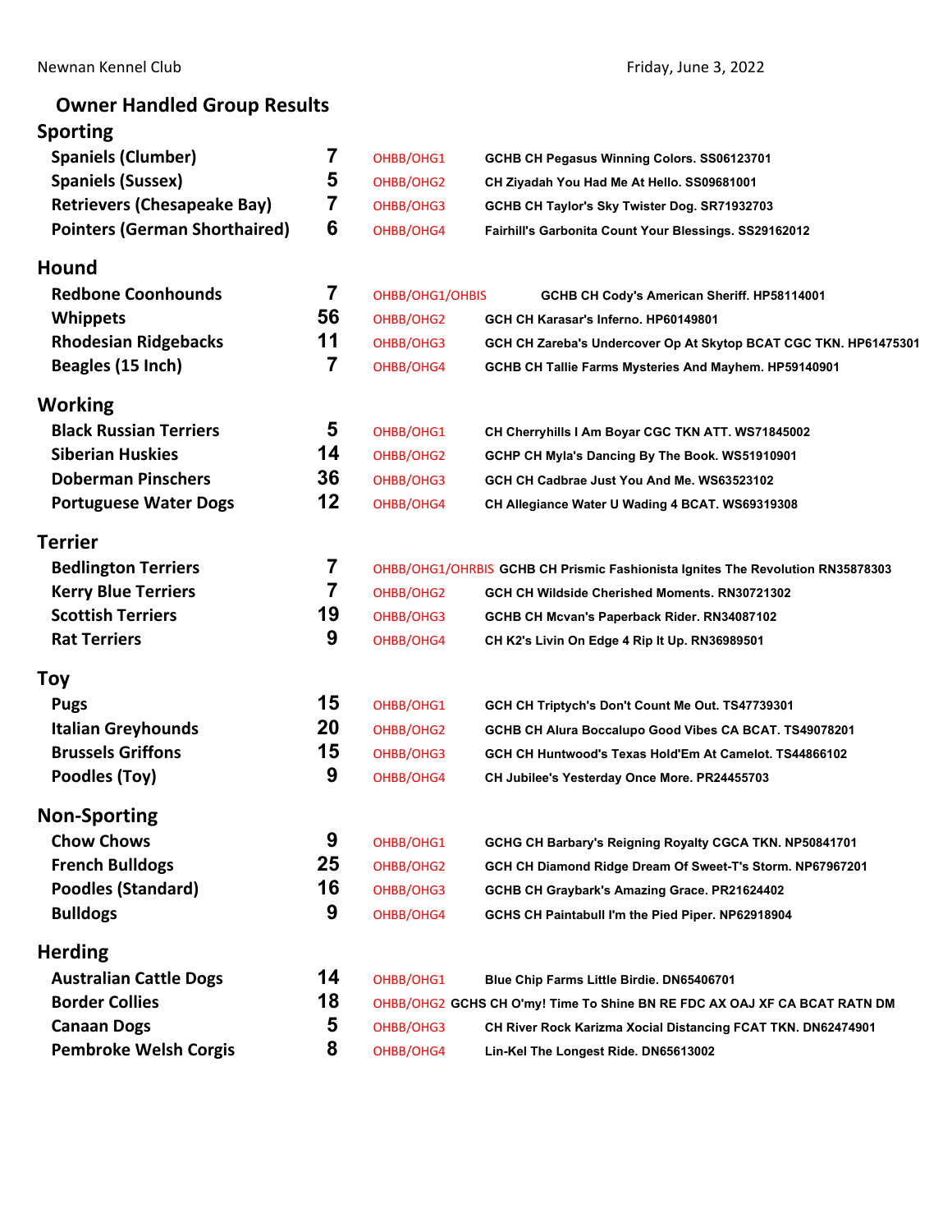Newnan Kennel Club Friday, June 3, 2022

## Owner Handled Group Results

### Sporting

| Breed | Count | Award | Dog |
|---|---|---|---|
| Spaniels (Clumber) | 7 | OHBB/OHG1 | GCHB CH Pegasus Winning Colors. SS06123701 |
| Spaniels (Sussex) | 5 | OHBB/OHG2 | CH Ziyadah You Had Me At Hello. SS09681001 |
| Retrievers (Chesapeake Bay) | 7 | OHBB/OHG3 | GCHB CH Taylor's Sky Twister Dog. SR71932703 |
| Pointers (German Shorthaired) | 6 | OHBB/OHG4 | Fairhill's Garbonita Count Your Blessings. SS29162012 |

### Hound

| Breed | Count | Award | Dog |
|---|---|---|---|
| Redbone Coonhounds | 7 | OHBB/OHG1/OHBIS | GCHB CH Cody's American Sheriff. HP58114001 |
| Whippets | 56 | OHBB/OHG2 | GCH CH Karasar's Inferno. HP60149801 |
| Rhodesian Ridgebacks | 11 | OHBB/OHG3 | GCH CH Zareba's Undercover Op At Skytop BCAT CGC TKN. HP61475301 |
| Beagles (15 Inch) | 7 | OHBB/OHG4 | GCHB CH Tallie Farms Mysteries And Mayhem. HP59140901 |

### Working

| Breed | Count | Award | Dog |
|---|---|---|---|
| Black Russian Terriers | 5 | OHBB/OHG1 | CH Cherryhills I Am Boyar CGC TKN ATT. WS71845002 |
| Siberian Huskies | 14 | OHBB/OHG2 | GCHP CH Myla's Dancing By The Book. WS51910901 |
| Doberman Pinschers | 36 | OHBB/OHG3 | GCH CH Cadbrae Just You And Me. WS63523102 |
| Portuguese Water Dogs | 12 | OHBB/OHG4 | CH Allegiance Water U Wading 4 BCAT. WS69319308 |

### Terrier

| Breed | Count | Award | Dog |
|---|---|---|---|
| Bedlington Terriers | 7 | OHBB/OHG1/OHRBIS | GCHB CH Prismic Fashionista Ignites The Revolution RN35878303 |
| Kerry Blue Terriers | 7 | OHBB/OHG2 | GCH CH Wildside Cherished Moments. RN30721302 |
| Scottish Terriers | 19 | OHBB/OHG3 | GCHB CH Mcvan's Paperback Rider. RN34087102 |
| Rat Terriers | 9 | OHBB/OHG4 | CH K2's Livin On Edge 4 Rip It Up. RN36989501 |

### Toy

| Breed | Count | Award | Dog |
|---|---|---|---|
| Pugs | 15 | OHBB/OHG1 | GCH CH Triptych's Don't Count Me Out. TS47739301 |
| Italian Greyhounds | 20 | OHBB/OHG2 | GCHB CH Alura Boccalupo Good Vibes CA BCAT. TS49078201 |
| Brussels Griffons | 15 | OHBB/OHG3 | GCH CH Huntwood's Texas Hold'Em At Camelot. TS44866102 |
| Poodles (Toy) | 9 | OHBB/OHG4 | CH Jubilee's Yesterday Once More. PR24455703 |

### Non-Sporting

| Breed | Count | Award | Dog |
|---|---|---|---|
| Chow Chows | 9 | OHBB/OHG1 | GCHG CH Barbary's Reigning Royalty CGCA TKN. NP50841701 |
| French Bulldogs | 25 | OHBB/OHG2 | GCH CH Diamond Ridge Dream Of Sweet-T's Storm. NP67967201 |
| Poodles (Standard) | 16 | OHBB/OHG3 | GCHB CH Graybark's Amazing Grace. PR21624402 |
| Bulldogs | 9 | OHBB/OHG4 | GCHS CH Paintabull I'm the Pied Piper. NP62918904 |

### Herding

| Breed | Count | Award | Dog |
|---|---|---|---|
| Australian Cattle Dogs | 14 | OHBB/OHG1 | Blue Chip Farms Little Birdie. DN65406701 |
| Border Collies | 18 | OHBB/OHG2 | GCHS CH O'my! Time To Shine BN RE FDC AX OAJ XF CA BCAT RATN DM |
| Canaan Dogs | 5 | OHBB/OHG3 | CH River Rock Karizma Xocial Distancing FCAT TKN. DN62474901 |
| Pembroke Welsh Corgis | 8 | OHBB/OHG4 | Lin-Kel The Longest Ride. DN65613002 |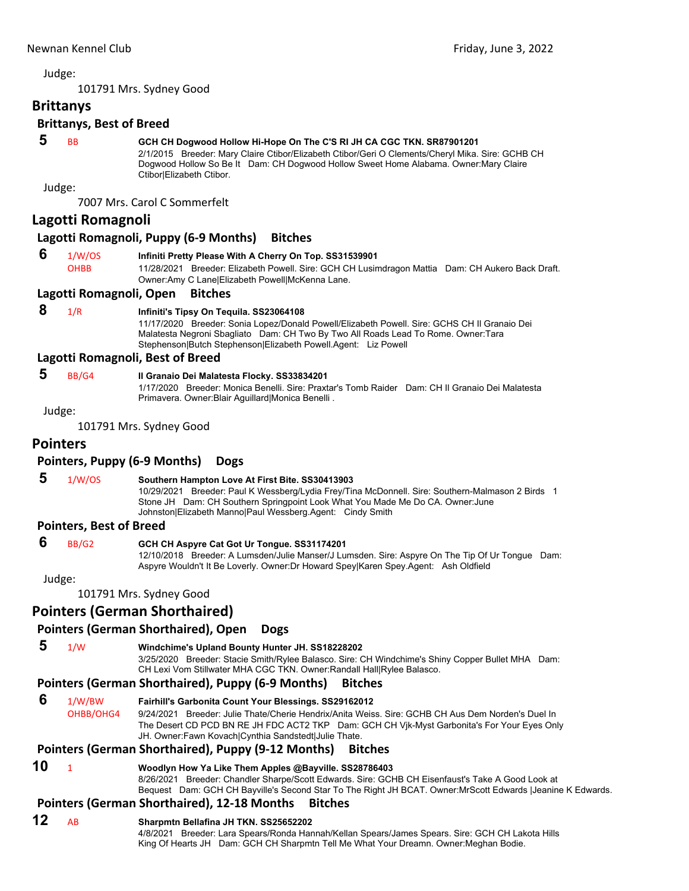Judge:

101791 Mrs. Sydney Good

## Brittanys

### Brittanys, Best of Breed

**5** BB **GCH CH Dogwood Hollow Hi-Hope On The C'S RI JH CA CGC TKN. SR87901201**
2/1/2015 Breeder: Mary Claire Ctibor/Elizabeth Ctibor/Geri O Clements/Cheryl Mika. Sire: GCHB CH Dogwood Hollow So Be It Dam: CH Dogwood Hollow Sweet Home Alabama. Owner:Mary Claire Ctibor|Elizabeth Ctibor.

Judge:

7007 Mrs. Carol C Sommerfelt

## Lagotti Romagnoli

### Lagotti Romagnoli, Puppy (6-9 Months) Bitches

**6** 1/W/OS OHBB **Infiniti Pretty Please With A Cherry On Top. SS31539901**
11/28/2021 Breeder: Elizabeth Powell. Sire: GCH CH Lusimdragon Mattia Dam: CH Aukero Back Draft. Owner:Amy C Lane|Elizabeth Powell|McKenna Lane.

### Lagotti Romagnoli, Open Bitches

**8** 1/R **Infiniti's Tipsy On Tequila. SS23064108**
11/17/2020 Breeder: Sonia Lopez/Donald Powell/Elizabeth Powell. Sire: GCHS CH Il Granaio Dei Malatesta Negroni Sbagliato Dam: CH Two By Two All Roads Lead To Rome. Owner:Tara Stephenson|Butch Stephenson|Elizabeth Powell.Agent: Liz Powell

### Lagotti Romagnoli, Best of Breed

**5** BB/G4 **Il Granaio Dei Malatesta Flocky. SS33834201**
1/17/2020 Breeder: Monica Benelli. Sire: Praxtar's Tomb Raider Dam: CH Il Granaio Dei Malatesta Primavera. Owner:Blair Aguillard|Monica Benelli .

Judge:

101791 Mrs. Sydney Good

## Pointers

### Pointers, Puppy (6-9 Months) Dogs

**5** 1/W/OS **Southern Hampton Love At First Bite. SS30413903**
10/29/2021 Breeder: Paul K Wessberg/Lydia Frey/Tina McDonnell. Sire: Southern-Malmason 2 Birds 1 Stone JH Dam: CH Southern Springpoint Look What You Made Me Do CA. Owner:June Johnston|Elizabeth Manno|Paul Wessberg.Agent: Cindy Smith

### Pointers, Best of Breed

**6** BB/G2 **GCH CH Aspyre Cat Got Ur Tongue. SS11174201**
12/10/2018 Breeder: A Lumsden/Julie Manser/J Lumsden. Sire: Aspyre On The Tip Of Ur Tongue Dam: Aspyre Wouldn't It Be Loverly. Owner:Dr Howard Spey|Karen Spey.Agent: Ash Oldfield

Judge:

101791 Mrs. Sydney Good

## Pointers (German Shorthaired)

### Pointers (German Shorthaired), Open Dogs

**5** 1/W **Windchime's Upland Bounty Hunter JH. SS18228202**
3/25/2020 Breeder: Stacie Smith/Rylee Balasco. Sire: CH Windchime's Shiny Copper Bullet MHA Dam: CH Lexi Vom Stillwater MHA CGC TKN. Owner:Randall Hall|Rylee Balasco.

### Pointers (German Shorthaired), Puppy (6-9 Months) Bitches

**6** 1/W/BW OHBB/OHG4 **Fairhill's Garbonita Count Your Blessings. SS29162012**
9/24/2021 Breeder: Julie Thate/Cherie Hendrix/Anita Weiss. Sire: GCHB CH Aus Dem Norden's Duel In The Desert CD PCD BN RE JH FDC ACT2 TKP Dam: GCH CH Vjk-Myst Garbonita's For Your Eyes Only JH. Owner:Fawn Kovach|Cynthia Sandstedt|Julie Thate.

### Pointers (German Shorthaired), Puppy (9-12 Months) Bitches

**10** 1 **Woodlyn How Ya Like Them Apples @Bayville. SS28786403**
8/26/2021 Breeder: Chandler Sharpe/Scott Edwards. Sire: GCHB CH Eisenfaust's Take A Good Look at Bequest Dam: GCH CH Bayville's Second Star To The Right JH BCAT. Owner:MrScott Edwards |Jeanine K Edwards.

### Pointers (German Shorthaired), 12-18 Months Bitches

**12** AB **Sharpmtn Bellafina JH TKN. SS25652202**
4/8/2021 Breeder: Lara Spears/Ronda Hannah/Kellan Spears/James Spears. Sire: GCH CH Lakota Hills King Of Hearts JH Dam: GCH CH Sharpmtn Tell Me What Your Dreamn. Owner:Meghan Bodie.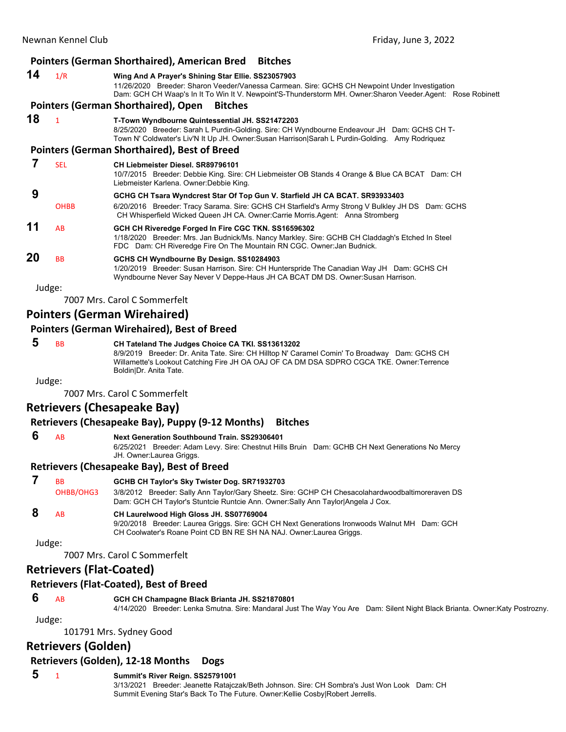### Pointers (German Shorthaired), American Bred Bitches

**14** 1/R **Wing And A Prayer's Shining Star Ellie. SS23057903**
11/26/2020 Breeder: Sharon Veeder/Vanessa Carmean. Sire: GCHS CH Newpoint Under Investigation
Dam: GCH CH Waap's In It To Win It V. Newpoint'S-Thunderstorm MH. Owner:Sharon Veeder.Agent: Rose Robinett

### Pointers (German Shorthaired), Open Bitches

**18** 1 **T-Town Wyndbourne Quintessential JH. SS21472203**
8/25/2020 Breeder: Sarah L Purdin-Golding. Sire: CH Wyndbourne Endeavour JH Dam: GCHS CH T-Town N' Coldwater's Liv'N It Up JH. Owner:Susan Harrison|Sarah L Purdin-Golding. Amy Rodriquez

### Pointers (German Shorthaired), Best of Breed

**7** SEL **CH Liebmeister Diesel. SR89796101**
10/7/2015 Breeder: Debbie King. Sire: CH Liebmeister OB Stands 4 Orange & Blue CA BCAT Dam: CH Liebmeister Karlena. Owner:Debbie King.

**9** OHBB **GCHG CH Tsara Wyndcrest Star Of Top Gun V. Starfield JH CA BCAT. SR93933403**
6/20/2016 Breeder: Tracy Sarama. Sire: GCHS CH Starfield's Army Strong V Bulkley JH DS Dam: GCHS CH Whisperfield Wicked Queen JH CA. Owner:Carrie Morris.Agent: Anna Stromberg

**11** AB **GCH CH Riveredge Forged In Fire CGC TKN. SS16596302**
1/18/2020 Breeder: Mrs. Jan Budnick/Ms. Nancy Markley. Sire: GCHB CH Claddagh's Etched In Steel FDC Dam: CH Riveredge Fire On The Mountain RN CGC. Owner:Jan Budnick.

**20** BB **GCHS CH Wyndbourne By Design. SS10284903**
1/20/2019 Breeder: Susan Harrison. Sire: CH Hunterspride The Canadian Way JH Dam: GCHS CH Wyndbourne Never Say Never V Deppe-Haus JH CA BCAT DM DS. Owner:Susan Harrison.

Judge:
7007 Mrs. Carol C Sommerfelt

## Pointers (German Wirehaired)

### Pointers (German Wirehaired), Best of Breed

**5** BB **CH Tateland The Judges Choice CA TKI. SS13613202**
8/9/2019 Breeder: Dr. Anita Tate. Sire: CH Hilltop N' Caramel Comin' To Broadway Dam: GCHS CH Willamette's Lookout Catching Fire JH OA OAJ OF CA DM DSA SDPRO CGCA TKE. Owner:Terrence Boldin|Dr. Anita Tate.

Judge:
7007 Mrs. Carol C Sommerfelt

## Retrievers (Chesapeake Bay)

### Retrievers (Chesapeake Bay), Puppy (9-12 Months) Bitches

**6** AB **Next Generation Southbound Train. SS29306401**
6/25/2021 Breeder: Adam Levy. Sire: Chestnut Hills Bruin Dam: GCHB CH Next Generations No Mercy JH. Owner:Laurea Griggs.

### Retrievers (Chesapeake Bay), Best of Breed

**7** BB OHBB/OHG3 **GCHB CH Taylor's Sky Twister Dog. SR71932703**
3/8/2012 Breeder: Sally Ann Taylor/Gary Sheetz. Sire: GCHP CH Chesacolahardwoodbaltimoreraven DS Dam: GCH CH Taylor's Stuntcie Runtcie Ann. Owner:Sally Ann Taylor|Angela J Cox.

**8** AB **CH Laurelwood High Gloss JH. SS07769004**
9/20/2018 Breeder: Laurea Griggs. Sire: GCH CH Next Generations Ironwoods Walnut MH Dam: GCH CH Coolwater's Roane Point CD BN RE SH NA NAJ. Owner:Laurea Griggs.

Judge:
7007 Mrs. Carol C Sommerfelt

## Retrievers (Flat-Coated)

### Retrievers (Flat-Coated), Best of Breed

**6** AB **GCH CH Champagne Black Brianta JH. SS21870801**
4/14/2020 Breeder: Lenka Smutna. Sire: Mandaral Just The Way You Are Dam: Silent Night Black Brianta. Owner:Katy Postrozny.

Judge:
101791 Mrs. Sydney Good

## Retrievers (Golden)

### Retrievers (Golden), 12-18 Months Dogs

**5** 1 **Summit's River Reign. SS25791001**
3/13/2021 Breeder: Jeanette Ratajczak/Beth Johnson. Sire: CH Sombra's Just Won Look Dam: CH Summit Evening Star's Back To The Future. Owner:Kellie Cosby|Robert Jerrells.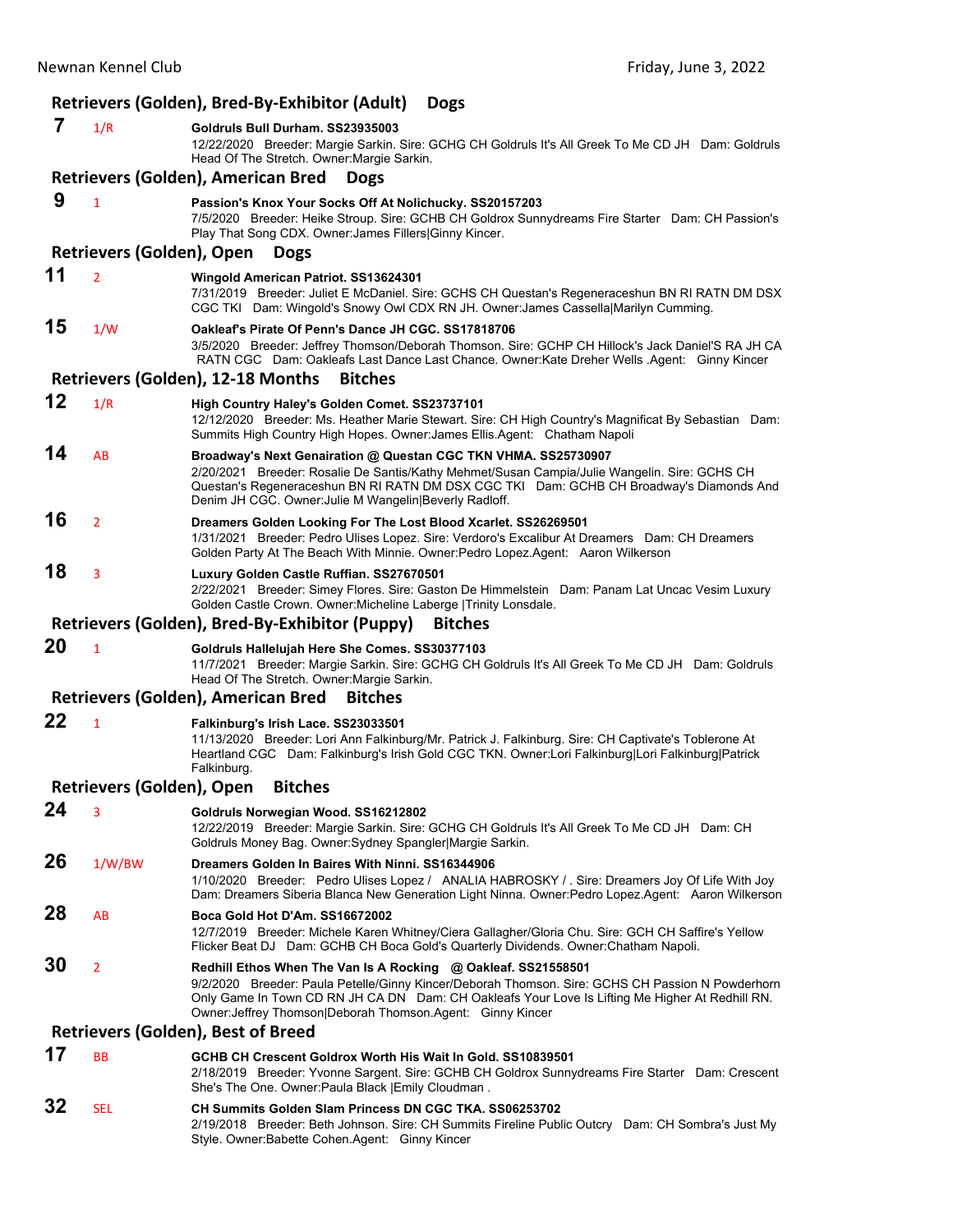## Retrievers (Golden), Bred-By-Exhibitor (Adult) Dogs

**7** 1/R **Goldruls Bull Durham. SS23935003**
12/22/2020 Breeder: Margie Sarkin. Sire: GCHG CH Goldruls It's All Greek To Me CD JH Dam: Goldruls Head Of The Stretch. Owner:Margie Sarkin.

## Retrievers (Golden), American Bred Dogs

**9** 1 **Passion's Knox Your Socks Off At Nolichucky. SS20157203**
7/5/2020 Breeder: Heike Stroup. Sire: GCHB CH Goldrox Sunnydreams Fire Starter Dam: CH Passion's Play That Song CDX. Owner:James Fillers|Ginny Kincer.

## Retrievers (Golden), Open Dogs

**11** 2 **Wingold American Patriot. SS13624301**
7/31/2019 Breeder: Juliet E McDaniel. Sire: GCHS CH Questan's Regeneraceshun BN RI RATN DM DSX CGC TKI Dam: Wingold's Snowy Owl CDX RN JH. Owner:James Cassella|Marilyn Cumming.

**15** 1/W **Oakleaf's Pirate Of Penn's Dance JH CGC. SS17818706**
3/5/2020 Breeder: Jeffrey Thomson/Deborah Thomson. Sire: GCHP CH Hillock's Jack Daniel'S RA JH CA RATN CGC Dam: Oakleafs Last Dance Last Chance. Owner:Kate Dreher Wells .Agent: Ginny Kincer

## Retrievers (Golden), 12-18 Months Bitches

**12** 1/R **High Country Haley's Golden Comet. SS23737101**
12/12/2020 Breeder: Ms. Heather Marie Stewart. Sire: CH High Country's Magnificat By Sebastian Dam: Summits High Country High Hopes. Owner:James Ellis.Agent: Chatham Napoli

**14** AB **Broadway's Next Genairation @ Questan CGC TKN VHMA. SS25730907**
2/20/2021 Breeder: Rosalie De Santis/Kathy Mehmet/Susan Campia/Julie Wangelin. Sire: GCHS CH Questan's Regeneraceshun BN RI RATN DM DSX CGC TKI Dam: GCHB CH Broadway's Diamonds And Denim JH CGC. Owner:Julie M Wangelin|Beverly Radloff.

**16** 2 **Dreamers Golden Looking For The Lost Blood Xcarlet. SS26269501**
1/31/2021 Breeder: Pedro Ulises Lopez. Sire: Verdoro's Excalibur At Dreamers Dam: CH Dreamers Golden Party At The Beach With Minnie. Owner:Pedro Lopez.Agent: Aaron Wilkerson

**18** 3 **Luxury Golden Castle Ruffian. SS27670501**
2/22/2021 Breeder: Simey Flores. Sire: Gaston De Himmelstein Dam: Panam Lat Uncac Vesim Luxury Golden Castle Crown. Owner:Micheline Laberge |Trinity Lonsdale.

## Retrievers (Golden), Bred-By-Exhibitor (Puppy) Bitches

**20** 1 **Goldruls Hallelujah Here She Comes. SS30377103**
11/7/2021 Breeder: Margie Sarkin. Sire: GCHG CH Goldruls It's All Greek To Me CD JH Dam: Goldruls Head Of The Stretch. Owner:Margie Sarkin.

## Retrievers (Golden), American Bred Bitches

**22** 1 **Falkinburg's Irish Lace. SS23033501**
11/13/2020 Breeder: Lori Ann Falkinburg/Mr. Patrick J. Falkinburg. Sire: CH Captivate's Toblerone At Heartland CGC Dam: Falkinburg's Irish Gold CGC TKN. Owner:Lori Falkinburg|Lori Falkinburg|Patrick Falkinburg.

## Retrievers (Golden), Open Bitches

**24** 3 **Goldruls Norwegian Wood. SS16212802**
12/22/2019 Breeder: Margie Sarkin. Sire: GCHG CH Goldruls It's All Greek To Me CD JH Dam: CH Goldruls Money Bag. Owner:Sydney Spangler|Margie Sarkin.

**26** 1/W/BW **Dreamers Golden In Baires With Ninni. SS16344906**
1/10/2020 Breeder: Pedro Ulises Lopez / ANALIA HABROSKY / . Sire: Dreamers Joy Of Life With Joy Dam: Dreamers Siberia Blanca New Generation Light Ninna. Owner:Pedro Lopez.Agent: Aaron Wilkerson

**28** AB **Boca Gold Hot D'Am. SS16672002**
12/7/2019 Breeder: Michele Karen Whitney/Ciera Gallagher/Gloria Chu. Sire: GCH CH Saffire's Yellow Flicker Beat DJ Dam: GCHB CH Boca Gold's Quarterly Dividends. Owner:Chatham Napoli.

**30** 2 **Redhill Ethos When The Van Is A Rocking @ Oakleaf. SS21558501**
9/2/2020 Breeder: Paula Petelle/Ginny Kincer/Deborah Thomson. Sire: GCHS CH Passion N Powderhorn Only Game In Town CD RN JH CA DN Dam: CH Oakleafs Your Love Is Lifting Me Higher At Redhill RN. Owner:Jeffrey Thomson|Deborah Thomson.Agent: Ginny Kincer

## Retrievers (Golden), Best of Breed

**17** BB **GCHB CH Crescent Goldrox Worth His Wait In Gold. SS10839501**
2/18/2019 Breeder: Yvonne Sargent. Sire: GCHB CH Goldrox Sunnydreams Fire Starter Dam: Crescent She's The One. Owner:Paula Black |Emily Cloudman .

**32** SEL **CH Summits Golden Slam Princess DN CGC TKA. SS06253702**
2/19/2018 Breeder: Beth Johnson. Sire: CH Summits Fireline Public Outcry Dam: CH Sombra's Just My Style. Owner:Babette Cohen.Agent: Ginny Kincer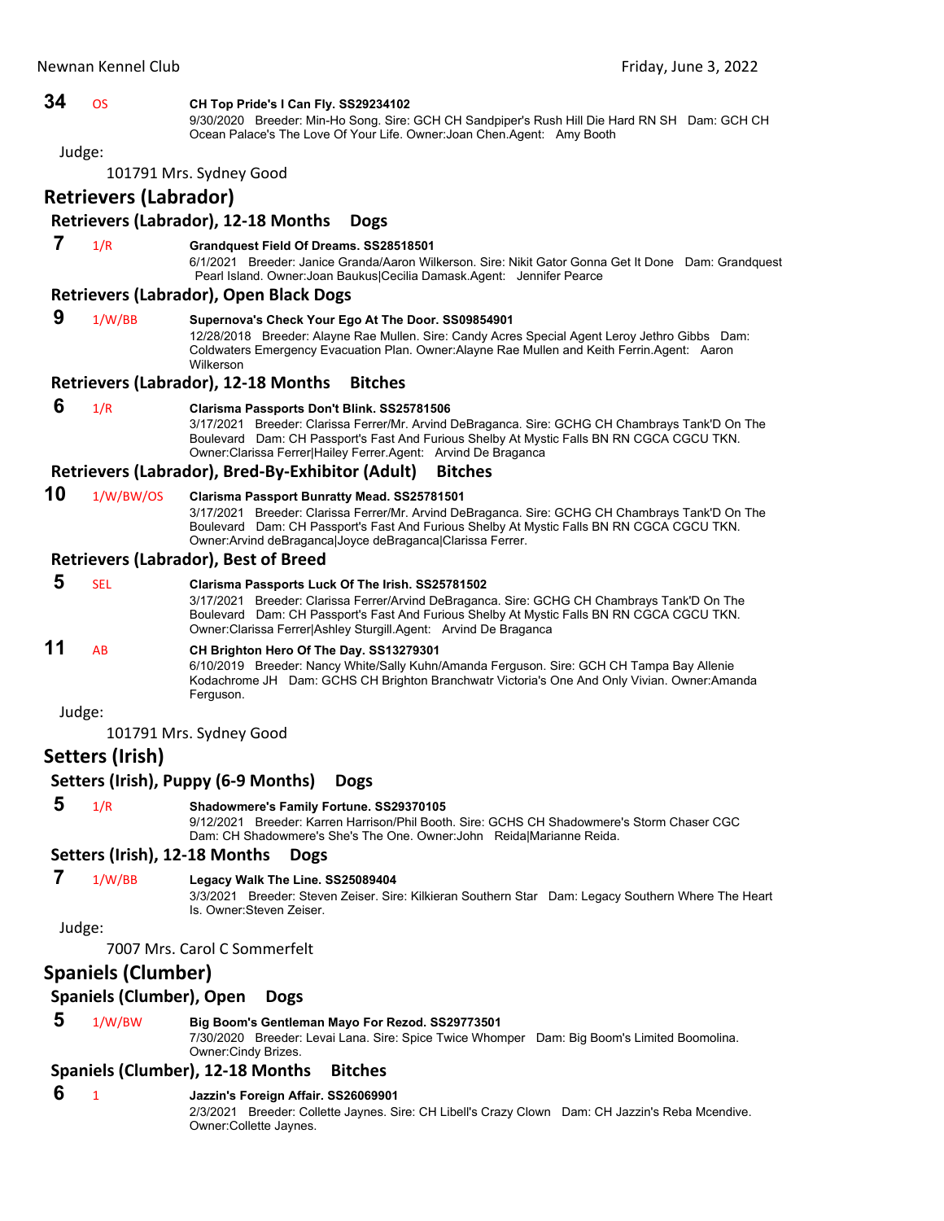**34** OS **CH Top Pride's I Can Fly. SS29234102**
9/30/2020 Breeder: Min-Ho Song. Sire: GCH CH Sandpiper's Rush Hill Die Hard RN SH Dam: GCH CH Ocean Palace's The Love Of Your Life. Owner:Joan Chen.Agent: Amy Booth

Judge:

101791 Mrs. Sydney Good

## Retrievers (Labrador)

### Retrievers (Labrador), 12-18 Months Dogs

**7** 1/R **Grandquest Field Of Dreams. SS28518501**
6/1/2021 Breeder: Janice Granda/Aaron Wilkerson. Sire: Nikit Gator Gonna Get It Done Dam: Grandquest Pearl Island. Owner:Joan Baukus|Cecilia Damask.Agent: Jennifer Pearce

### Retrievers (Labrador), Open Black Dogs

**9** 1/W/BB **Supernova's Check Your Ego At The Door. SS09854901**
12/28/2018 Breeder: Alayne Rae Mullen. Sire: Candy Acres Special Agent Leroy Jethro Gibbs Dam: Coldwaters Emergency Evacuation Plan. Owner:Alayne Rae Mullen and Keith Ferrin.Agent: Aaron Wilkerson

### Retrievers (Labrador), 12-18 Months Bitches

**6** 1/R **Clarisma Passports Don't Blink. SS25781506**
3/17/2021 Breeder: Clarissa Ferrer/Mr. Arvind DeBraganca. Sire: GCHG CH Chambrays Tank'D On The Boulevard Dam: CH Passport's Fast And Furious Shelby At Mystic Falls BN RN CGCA CGCU TKN. Owner:Clarissa Ferrer|Hailey Ferrer.Agent: Arvind De Braganca

### Retrievers (Labrador), Bred-By-Exhibitor (Adult) Bitches

**10** 1/W/BW/OS **Clarisma Passport Bunratty Mead. SS25781501**
3/17/2021 Breeder: Clarissa Ferrer/Mr. Arvind DeBraganca. Sire: GCHG CH Chambrays Tank'D On The Boulevard Dam: CH Passport's Fast And Furious Shelby At Mystic Falls BN RN CGCA CGCU TKN. Owner:Arvind deBraganca|Joyce deBraganca|Clarissa Ferrer.

### Retrievers (Labrador), Best of Breed

**5** SEL **Clarisma Passports Luck Of The Irish. SS25781502**
3/17/2021 Breeder: Clarissa Ferrer/Arvind DeBraganca. Sire: GCHG CH Chambrays Tank'D On The Boulevard Dam: CH Passport's Fast And Furious Shelby At Mystic Falls BN RN CGCA CGCU TKN. Owner:Clarissa Ferrer|Ashley Sturgill.Agent: Arvind De Braganca

**11** AB **CH Brighton Hero Of The Day. SS13279301**
6/10/2019 Breeder: Nancy White/Sally Kuhn/Amanda Ferguson. Sire: GCH CH Tampa Bay Allenie Kodachrome JH Dam: GCHS CH Brighton Branchwatr Victoria's One And Only Vivian. Owner:Amanda Ferguson.

Judge:

101791 Mrs. Sydney Good

## Setters (Irish)

### Setters (Irish), Puppy (6-9 Months) Dogs

**5** 1/R **Shadowmere's Family Fortune. SS29370105**
9/12/2021 Breeder: Karren Harrison/Phil Booth. Sire: GCHS CH Shadowmere's Storm Chaser CGC Dam: CH Shadowmere's She's The One. Owner:John Reida|Marianne Reida.

### Setters (Irish), 12-18 Months Dogs

**7** 1/W/BB **Legacy Walk The Line. SS25089404**
3/3/2021 Breeder: Steven Zeiser. Sire: Kilkieran Southern Star Dam: Legacy Southern Where The Heart Is. Owner:Steven Zeiser.

Judge:

7007 Mrs. Carol C Sommerfelt

## Spaniels (Clumber)

### Spaniels (Clumber), Open Dogs

**5** 1/W/BW **Big Boom's Gentleman Mayo For Rezod. SS29773501**
7/30/2020 Breeder: Levai Lana. Sire: Spice Twice Whomper Dam: Big Boom's Limited Boomolina. Owner:Cindy Brizes.

### Spaniels (Clumber), 12-18 Months Bitches

**6** 1 **Jazzin's Foreign Affair. SS26069901**
2/3/2021 Breeder: Collette Jaynes. Sire: CH Libell's Crazy Clown Dam: CH Jazzin's Reba Mcendive. Owner:Collette Jaynes.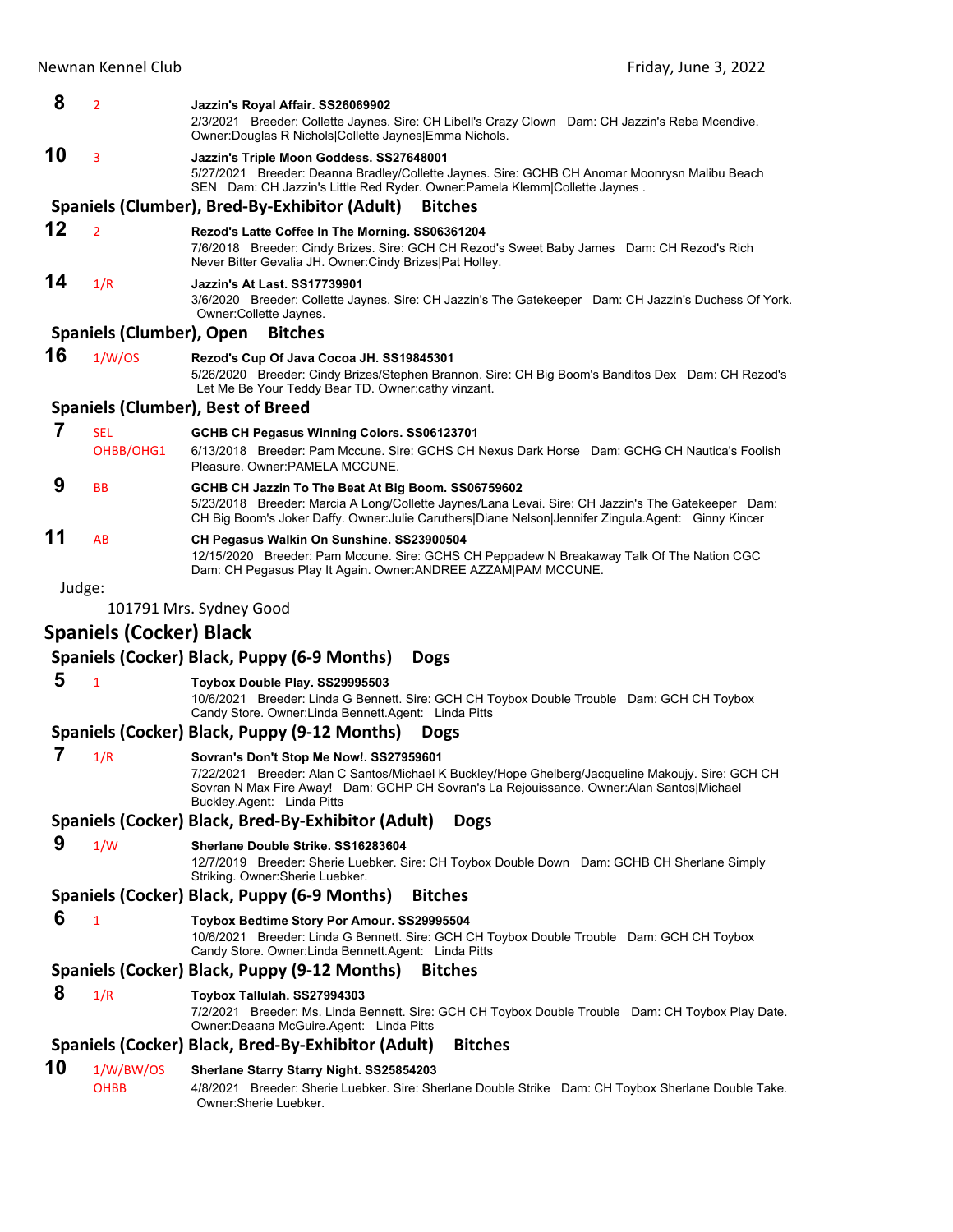**8** 2 **Jazzin's Royal Affair. SS26069902**
2/3/2021 Breeder: Collette Jaynes. Sire: CH Libell's Crazy Clown Dam: CH Jazzin's Reba Mcendive. Owner:Douglas R Nichols|Collette Jaynes|Emma Nichols.

**10** 3 **Jazzin's Triple Moon Goddess. SS27648001**
5/27/2021 Breeder: Deanna Bradley/Collette Jaynes. Sire: GCHB CH Anomar Moonrysn Malibu Beach SEN Dam: CH Jazzin's Little Red Ryder. Owner:Pamela Klemm|Collette Jaynes .

### Spaniels (Clumber), Bred-By-Exhibitor (Adult) Bitches

**12** 2 **Rezod's Latte Coffee In The Morning. SS06361204**
7/6/2018 Breeder: Cindy Brizes. Sire: GCH CH Rezod's Sweet Baby James Dam: CH Rezod's Rich Never Bitter Gevalia JH. Owner:Cindy Brizes|Pat Holley.

**14** 1/R **Jazzin's At Last. SS17739901**
3/6/2020 Breeder: Collette Jaynes. Sire: CH Jazzin's The Gatekeeper Dam: CH Jazzin's Duchess Of York. Owner:Collette Jaynes.

### Spaniels (Clumber), Open Bitches

**16** 1/W/OS **Rezod's Cup Of Java Cocoa JH. SS19845301**
5/26/2020 Breeder: Cindy Brizes/Stephen Brannon. Sire: CH Big Boom's Banditos Dex Dam: CH Rezod's Let Me Be Your Teddy Bear TD. Owner:cathy vinzant.

### Spaniels (Clumber), Best of Breed

**7** SEL OHBB/OHG1 **GCHB CH Pegasus Winning Colors. SS06123701**
6/13/2018 Breeder: Pam Mccune. Sire: GCHS CH Nexus Dark Horse Dam: GCHG CH Nautica's Foolish Pleasure. Owner:PAMELA MCCUNE.

**9** BB **GCHB CH Jazzin To The Beat At Big Boom. SS06759602**
5/23/2018 Breeder: Marcia A Long/Collette Jaynes/Lana Levai. Sire: CH Jazzin's The Gatekeeper Dam: CH Big Boom's Joker Daffy. Owner:Julie Caruthers|Diane Nelson|Jennifer Zingula.Agent: Ginny Kincer

**11** AB **CH Pegasus Walkin On Sunshine. SS23900504**
12/15/2020 Breeder: Pam Mccune. Sire: GCHS CH Peppadew N Breakaway Talk Of The Nation CGC Dam: CH Pegasus Play It Again. Owner:ANDREE AZZAM|PAM MCCUNE.

Judge:
101791 Mrs. Sydney Good

## Spaniels (Cocker) Black

### Spaniels (Cocker) Black, Puppy (6-9 Months) Dogs

**5** 1 **Toybox Double Play. SS29995503**
10/6/2021 Breeder: Linda G Bennett. Sire: GCH CH Toybox Double Trouble Dam: GCH CH Toybox Candy Store. Owner:Linda Bennett.Agent: Linda Pitts

### Spaniels (Cocker) Black, Puppy (9-12 Months) Dogs

**7** 1/R **Sovran's Don't Stop Me Now!. SS27959601**
7/22/2021 Breeder: Alan C Santos/Michael K Buckley/Hope Ghelberg/Jacqueline Makoujy. Sire: GCH CH Sovran N Max Fire Away! Dam: GCHP CH Sovran's La Rejouissance. Owner:Alan Santos|Michael Buckley.Agent: Linda Pitts

### Spaniels (Cocker) Black, Bred-By-Exhibitor (Adult) Dogs

**9** 1/W **Sherlane Double Strike. SS16283604**
12/7/2019 Breeder: Sherie Luebker. Sire: CH Toybox Double Down Dam: GCHB CH Sherlane Simply Striking. Owner:Sherie Luebker.

### Spaniels (Cocker) Black, Puppy (6-9 Months) Bitches

**6** 1 **Toybox Bedtime Story Por Amour. SS29995504**
10/6/2021 Breeder: Linda G Bennett. Sire: GCH CH Toybox Double Trouble Dam: GCH CH Toybox Candy Store. Owner:Linda Bennett.Agent: Linda Pitts

### Spaniels (Cocker) Black, Puppy (9-12 Months) Bitches

**8** 1/R **Toybox Tallulah. SS27994303**
7/2/2021 Breeder: Ms. Linda Bennett. Sire: GCH CH Toybox Double Trouble Dam: CH Toybox Play Date. Owner:Deaana McGuire.Agent: Linda Pitts

### Spaniels (Cocker) Black, Bred-By-Exhibitor (Adult) Bitches

**10** 1/W/BW/OS OHBB **Sherlane Starry Starry Night. SS25854203**
4/8/2021 Breeder: Sherie Luebker. Sire: Sherlane Double Strike Dam: CH Toybox Sherlane Double Take. Owner:Sherie Luebker.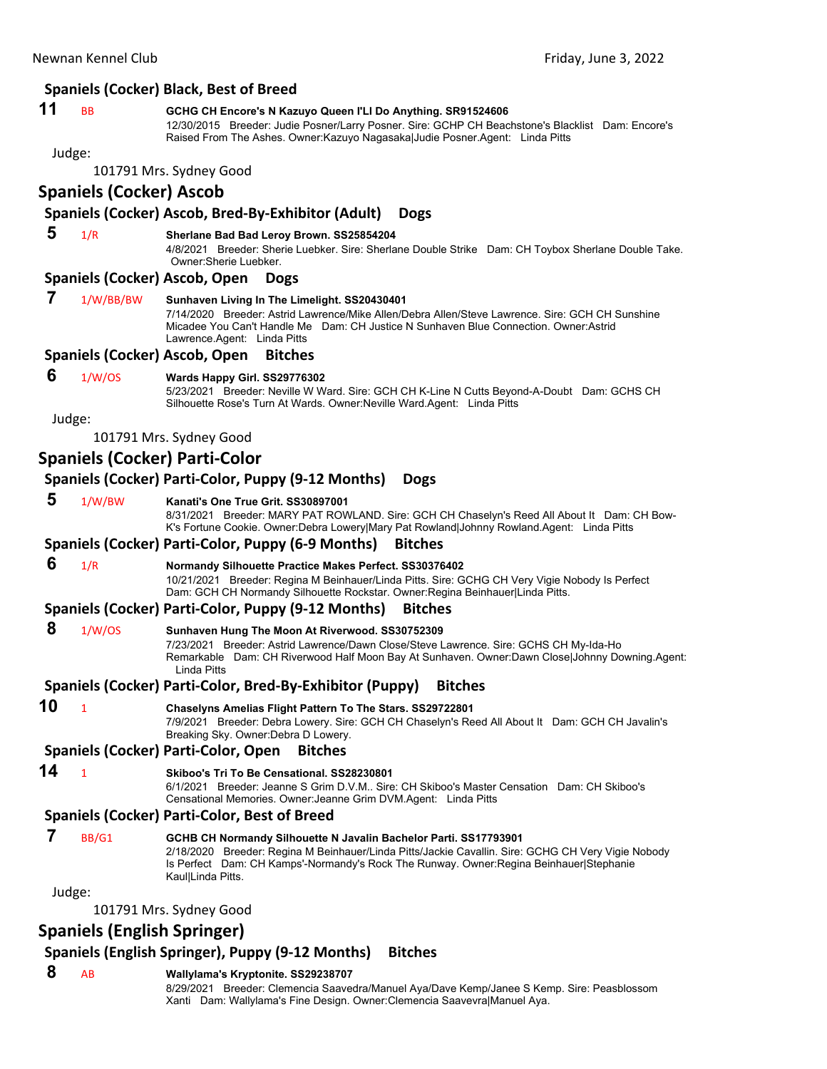### Spaniels (Cocker) Black, Best of Breed

**11** BB **GCHG CH Encore's N Kazuyo Queen I'Ll Do Anything. SR91524606**
12/30/2015 Breeder: Judie Posner/Larry Posner. Sire: GCHP CH Beachstone's Blacklist Dam: Encore's Raised From The Ashes. Owner:Kazuyo Nagasaka|Judie Posner.Agent: Linda Pitts

Judge:

101791 Mrs. Sydney Good

## Spaniels (Cocker) Ascob

### Spaniels (Cocker) Ascob, Bred-By-Exhibitor (Adult) Dogs

**5** 1/R **Sherlane Bad Bad Leroy Brown. SS25854204**
4/8/2021 Breeder: Sherie Luebker. Sire: Sherlane Double Strike Dam: CH Toybox Sherlane Double Take. Owner:Sherie Luebker.

### Spaniels (Cocker) Ascob, Open Dogs

**7** 1/W/BB/BW **Sunhaven Living In The Limelight. SS20430401**
7/14/2020 Breeder: Astrid Lawrence/Mike Allen/Debra Allen/Steve Lawrence. Sire: GCH CH Sunshine Micadee You Can't Handle Me Dam: CH Justice N Sunhaven Blue Connection. Owner:Astrid Lawrence.Agent: Linda Pitts

### Spaniels (Cocker) Ascob, Open Bitches

**6** 1/W/OS **Wards Happy Girl. SS29776302**
5/23/2021 Breeder: Neville W Ward. Sire: GCH CH K-Line N Cutts Beyond-A-Doubt Dam: GCHS CH Silhouette Rose's Turn At Wards. Owner:Neville Ward.Agent: Linda Pitts

Judge:

101791 Mrs. Sydney Good

## Spaniels (Cocker) Parti-Color

### Spaniels (Cocker) Parti-Color, Puppy (9-12 Months) Dogs

**5** 1/W/BW **Kanati's One True Grit. SS30897001**
8/31/2021 Breeder: MARY PAT ROWLAND. Sire: GCH CH Chaselyn's Reed All About It Dam: CH Bow-K's Fortune Cookie. Owner:Debra Lowery|Mary Pat Rowland|Johnny Rowland.Agent: Linda Pitts

### Spaniels (Cocker) Parti-Color, Puppy (6-9 Months) Bitches

**6** 1/R **Normandy Silhouette Practice Makes Perfect. SS30376402**
10/21/2021 Breeder: Regina M Beinhauer/Linda Pitts. Sire: GCHG CH Very Vigie Nobody Is Perfect Dam: GCH CH Normandy Silhouette Rockstar. Owner:Regina Beinhauer|Linda Pitts.

### Spaniels (Cocker) Parti-Color, Puppy (9-12 Months) Bitches

**8** 1/W/OS **Sunhaven Hung The Moon At Riverwood. SS30752309**
7/23/2021 Breeder: Astrid Lawrence/Dawn Close/Steve Lawrence. Sire: GCHS CH My-Ida-Ho Remarkable Dam: CH Riverwood Half Moon Bay At Sunhaven. Owner:Dawn Close|Johnny Downing.Agent: Linda Pitts

### Spaniels (Cocker) Parti-Color, Bred-By-Exhibitor (Puppy) Bitches

**10** 1 **Chaselyns Amelias Flight Pattern To The Stars. SS29722801**
7/9/2021 Breeder: Debra Lowery. Sire: GCH CH Chaselyn's Reed All About It Dam: GCH CH Javalin's Breaking Sky. Owner:Debra D Lowery.

### Spaniels (Cocker) Parti-Color, Open Bitches

**14** 1 **Skiboo's Tri To Be Censational. SS28230801**
6/1/2021 Breeder: Jeanne S Grim D.V.M.. Sire: CH Skiboo's Master Censation Dam: CH Skiboo's Censational Memories. Owner:Jeanne Grim DVM.Agent: Linda Pitts

### Spaniels (Cocker) Parti-Color, Best of Breed

**7** BB/G1 **GCHB CH Normandy Silhouette N Javalin Bachelor Parti. SS17793901**
2/18/2020 Breeder: Regina M Beinhauer/Linda Pitts/Jackie Cavallin. Sire: GCHG CH Very Vigie Nobody Is Perfect Dam: CH Kamps'-Normandy's Rock The Runway. Owner:Regina Beinhauer|Stephanie Kaul|Linda Pitts.

Judge:

101791 Mrs. Sydney Good

## Spaniels (English Springer)

### Spaniels (English Springer), Puppy (9-12 Months) Bitches

**8** AB **Wallylama's Kryptonite. SS29238707**
8/29/2021 Breeder: Clemencia Saavedra/Manuel Aya/Dave Kemp/Janee S Kemp. Sire: Peasblossom Xanti Dam: Wallylama's Fine Design. Owner:Clemencia Saavevra|Manuel Aya.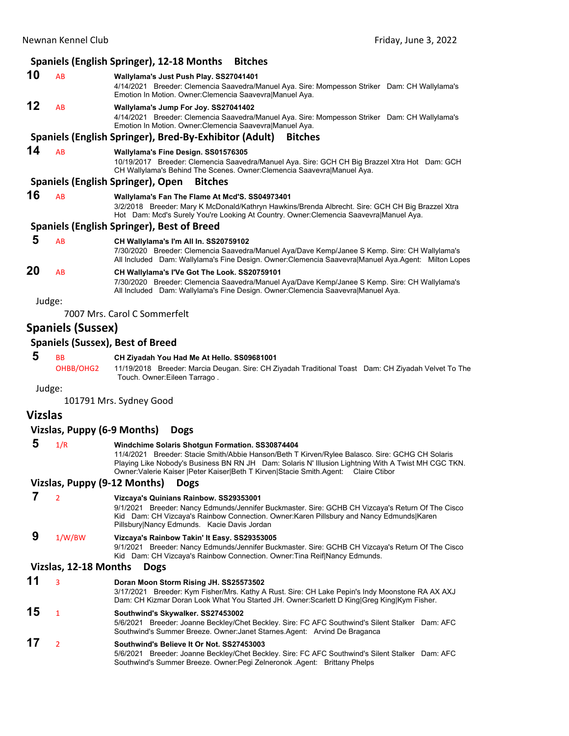### Spaniels (English Springer), 12-18 Months Bitches

**10** AB **Wallylama's Just Push Play. SS27041401**
4/14/2021 Breeder: Clemencia Saavedra/Manuel Aya. Sire: Mompesson Striker Dam: CH Wallylama's Emotion In Motion. Owner:Clemencia Saavevra|Manuel Aya.

**12** AB **Wallylama's Jump For Joy. SS27041402**
4/14/2021 Breeder: Clemencia Saavedra/Manuel Aya. Sire: Mompesson Striker Dam: CH Wallylama's Emotion In Motion. Owner:Clemencia Saavevra|Manuel Aya.

### Spaniels (English Springer), Bred-By-Exhibitor (Adult) Bitches

**14** AB **Wallylama's Fine Design. SS01576305**
10/19/2017 Breeder: Clemencia Saavedra/Manuel Aya. Sire: GCH CH Big Brazzel Xtra Hot Dam: GCH CH Wallylama's Behind The Scenes. Owner:Clemencia Saavevra|Manuel Aya.

### Spaniels (English Springer), Open Bitches

**16** AB **Wallylama's Fan The Flame At Mcd'S. SS04973401**
3/2/2018 Breeder: Mary K McDonald/Kathryn Hawkins/Brenda Albrecht. Sire: GCH CH Big Brazzel Xtra Hot Dam: Mcd's Surely You're Looking At Country. Owner:Clemencia Saavevra|Manuel Aya.

### Spaniels (English Springer), Best of Breed

**5** AB **CH Wallylama's I'm All In. SS20759102**
7/30/2020 Breeder: Clemencia Saavedra/Manuel Aya/Dave Kemp/Janee S Kemp. Sire: CH Wallylama's All Included Dam: Wallylama's Fine Design. Owner:Clemencia Saavevra|Manuel Aya.Agent: Milton Lopes

**20** AB **CH Wallylama's I'Ve Got The Look. SS20759101**
7/30/2020 Breeder: Clemencia Saavedra/Manuel Aya/Dave Kemp/Janee S Kemp. Sire: CH Wallylama's All Included Dam: Wallylama's Fine Design. Owner:Clemencia Saavevra|Manuel Aya.

Judge:

7007 Mrs. Carol C Sommerfelt

## Spaniels (Sussex)

### Spaniels (Sussex), Best of Breed

**5** BB OHBB/OHG2 **CH Ziyadah You Had Me At Hello. SS09681001**
11/19/2018 Breeder: Marcia Deugan. Sire: CH Ziyadah Traditional Toast Dam: CH Ziyadah Velvet To The Touch. Owner:Eileen Tarrago .

Judge:

101791 Mrs. Sydney Good

## Vizslas

### Vizslas, Puppy (6-9 Months) Dogs

**5** 1/R **Windchime Solaris Shotgun Formation. SS30874404**
11/4/2021 Breeder: Stacie Smith/Abbie Hanson/Beth T Kirven/Rylee Balasco. Sire: GCHG CH Solaris Playing Like Nobody's Business BN RN JH Dam: Solaris N' Illusion Lightning With A Twist MH CGC TKN. Owner:Valerie Kaiser |Peter Kaiser|Beth T Kirven|Stacie Smith.Agent: Claire Ctibor

### Vizslas, Puppy (9-12 Months) Dogs

**7** 2 **Vizcaya's Quinians Rainbow. SS29353001**
9/1/2021 Breeder: Nancy Edmunds/Jennifer Buckmaster. Sire: GCHB CH Vizcaya's Return Of The Cisco Kid Dam: CH Vizcaya's Rainbow Connection. Owner:Karen Pillsbury and Nancy Edmunds|Karen Pillsbury|Nancy Edmunds. Kacie Davis Jordan

**9** 1/W/BW **Vizcaya's Rainbow Takin' It Easy. SS29353005**
9/1/2021 Breeder: Nancy Edmunds/Jennifer Buckmaster. Sire: GCHB CH Vizcaya's Return Of The Cisco Kid Dam: CH Vizcaya's Rainbow Connection. Owner:Tina Reif|Nancy Edmunds.

### Vizslas, 12-18 Months Dogs

**11** 3 **Doran Moon Storm Rising JH. SS25573502**
3/17/2021 Breeder: Kym Fisher/Mrs. Kathy A Rust. Sire: CH Lake Pepin's Indy Moonstone RA AX AXJ Dam: CH Kizmar Doran Look What You Started JH. Owner:Scarlett D King|Greg King|Kym Fisher.

**15** 1 **Southwind's Skywalker. SS27453002**
5/6/2021 Breeder: Joanne Beckley/Chet Beckley. Sire: FC AFC Southwind's Silent Stalker Dam: AFC Southwind's Summer Breeze. Owner:Janet Starnes.Agent: Arvind De Braganca

**17** 2 **Southwind's Believe It Or Not. SS27453003**
5/6/2021 Breeder: Joanne Beckley/Chet Beckley. Sire: FC AFC Southwind's Silent Stalker Dam: AFC Southwind's Summer Breeze. Owner:Pegi Zelneronok .Agent: Brittany Phelps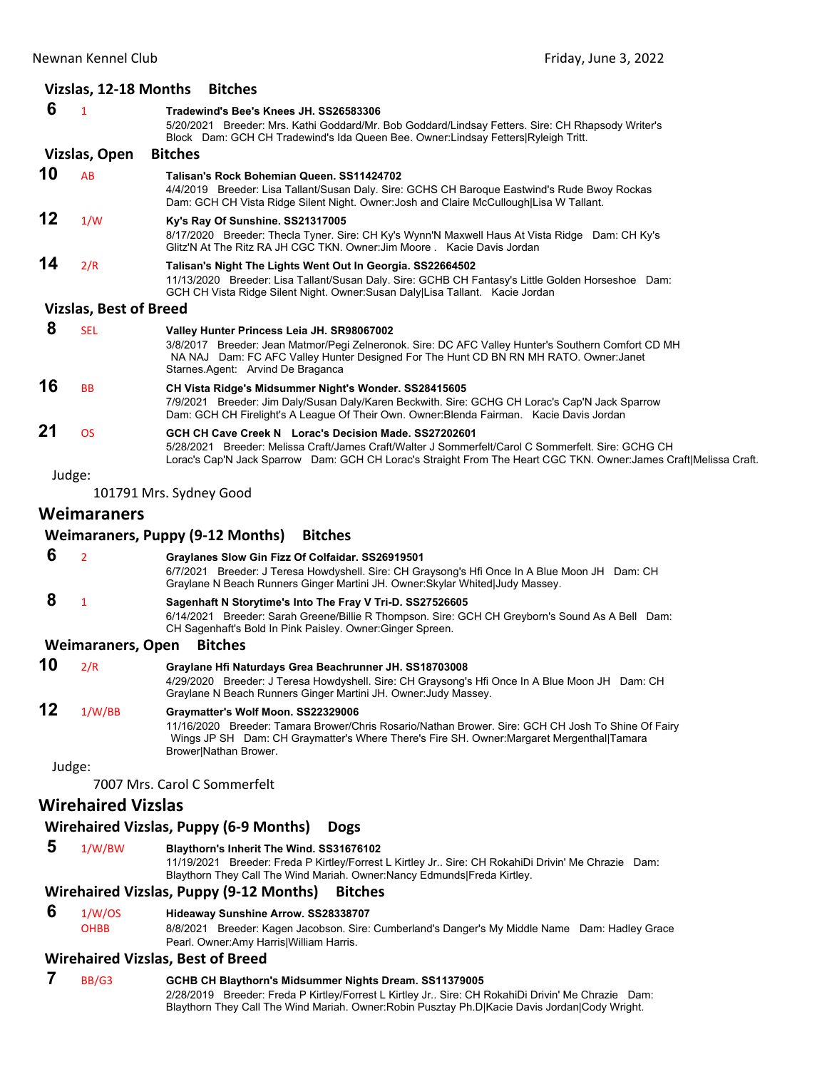### Vizslas, 12-18 Months Bitches

**6** 1 **Tradewind's Bee's Knees JH. SS26583306**
5/20/2021 Breeder: Mrs. Kathi Goddard/Mr. Bob Goddard/Lindsay Fetters. Sire: CH Rhapsody Writer's Block Dam: GCH CH Tradewind's Ida Queen Bee. Owner:Lindsay Fetters|Ryleigh Tritt.

### Vizslas, Open Bitches

**10** AB **Talisan's Rock Bohemian Queen. SS11424702**
4/4/2019 Breeder: Lisa Tallant/Susan Daly. Sire: GCHS CH Baroque Eastwind's Rude Bwoy Rockas Dam: GCH CH Vista Ridge Silent Night. Owner:Josh and Claire McCullough|Lisa W Tallant.

**12** 1/W **Ky's Ray Of Sunshine. SS21317005**
8/17/2020 Breeder: Thecla Tyner. Sire: CH Ky's Wynn'N Maxwell Haus At Vista Ridge Dam: CH Ky's Glitz'N At The Ritz RA JH CGC TKN. Owner:Jim Moore . Kacie Davis Jordan

**14** 2/R **Talisan's Night The Lights Went Out In Georgia. SS22664502**
11/13/2020 Breeder: Lisa Tallant/Susan Daly. Sire: GCHB CH Fantasy's Little Golden Horseshoe Dam: GCH CH Vista Ridge Silent Night. Owner:Susan Daly|Lisa Tallant. Kacie Jordan

### Vizslas, Best of Breed

**8** SEL **Valley Hunter Princess Leia JH. SR98067002**
3/8/2017 Breeder: Jean Matmor/Pegi Zelneronok. Sire: DC AFC Valley Hunter's Southern Comfort CD MH NA NAJ Dam: FC AFC Valley Hunter Designed For The Hunt CD BN RN MH RATO. Owner:Janet Starnes.Agent: Arvind De Braganca

**16** BB **CH Vista Ridge's Midsummer Night's Wonder. SS28415605**
7/9/2021 Breeder: Jim Daly/Susan Daly/Karen Beckwith. Sire: GCHG CH Lorac's Cap'N Jack Sparrow Dam: GCH CH Firelight's A League Of Their Own. Owner:Blenda Fairman. Kacie Davis Jordan

**21** OS **GCH CH Cave Creek N Lorac's Decision Made. SS27202601**
5/28/2021 Breeder: Melissa Craft/James Craft/Walter J Sommerfelt/Carol C Sommerfelt. Sire: GCHG CH Lorac's Cap'N Jack Sparrow Dam: GCH CH Lorac's Straight From The Heart CGC TKN. Owner:James Craft|Melissa Craft.

Judge:

101791 Mrs. Sydney Good

## Weimaraners

### Weimaraners, Puppy (9-12 Months) Bitches

**6** 2 **Graylanes Slow Gin Fizz Of Colfaidar. SS26919501**
6/7/2021 Breeder: J Teresa Howdyshell. Sire: CH Graysong's Hfi Once In A Blue Moon JH Dam: CH Graylane N Beach Runners Ginger Martini JH. Owner:Skylar Whited|Judy Massey.

**8** 1 **Sagenhaft N Storytime's Into The Fray V Tri-D. SS27526605**
6/14/2021 Breeder: Sarah Greene/Billie R Thompson. Sire: GCH CH Greyborn's Sound As A Bell Dam: CH Sagenhaft's Bold In Pink Paisley. Owner:Ginger Spreen.

### Weimaraners, Open Bitches

**10** 2/R **Graylane Hfi Naturdays Grea Beachrunner JH. SS18703008**
4/29/2020 Breeder: J Teresa Howdyshell. Sire: CH Graysong's Hfi Once In A Blue Moon JH Dam: CH Graylane N Beach Runners Ginger Martini JH. Owner:Judy Massey.

**12** 1/W/BB **Graymatter's Wolf Moon. SS22329006**
11/16/2020 Breeder: Tamara Brower/Chris Rosario/Nathan Brower. Sire: GCH CH Josh To Shine Of Fairy Wings JP SH Dam: CH Graymatter's Where There's Fire SH. Owner:Margaret Mergenthal|Tamara Brower|Nathan Brower.

Judge:

7007 Mrs. Carol C Sommerfelt

## Wirehaired Vizslas

### Wirehaired Vizslas, Puppy (6-9 Months) Dogs

**5** 1/W/BW **Blaythorn's Inherit The Wind. SS31676102**
11/19/2021 Breeder: Freda P Kirtley/Forrest L Kirtley Jr.. Sire: CH RokahiDi Drivin' Me Chrazie Dam: Blaythorn They Call The Wind Mariah. Owner:Nancy Edmunds|Freda Kirtley.

### Wirehaired Vizslas, Puppy (9-12 Months) Bitches

**6** 1/W/OS OHBB **Hideaway Sunshine Arrow. SS28338707**
8/8/2021 Breeder: Kagen Jacobson. Sire: Cumberland's Danger's My Middle Name Dam: Hadley Grace Pearl. Owner:Amy Harris|William Harris.

### Wirehaired Vizslas, Best of Breed

**7** BB/G3 **GCHB CH Blaythorn's Midsummer Nights Dream. SS11379005**
2/28/2019 Breeder: Freda P Kirtley/Forrest L Kirtley Jr.. Sire: CH RokahiDi Drivin' Me Chrazie Dam: Blaythorn They Call The Wind Mariah. Owner:Robin Pusztay Ph.D|Kacie Davis Jordan|Cody Wright.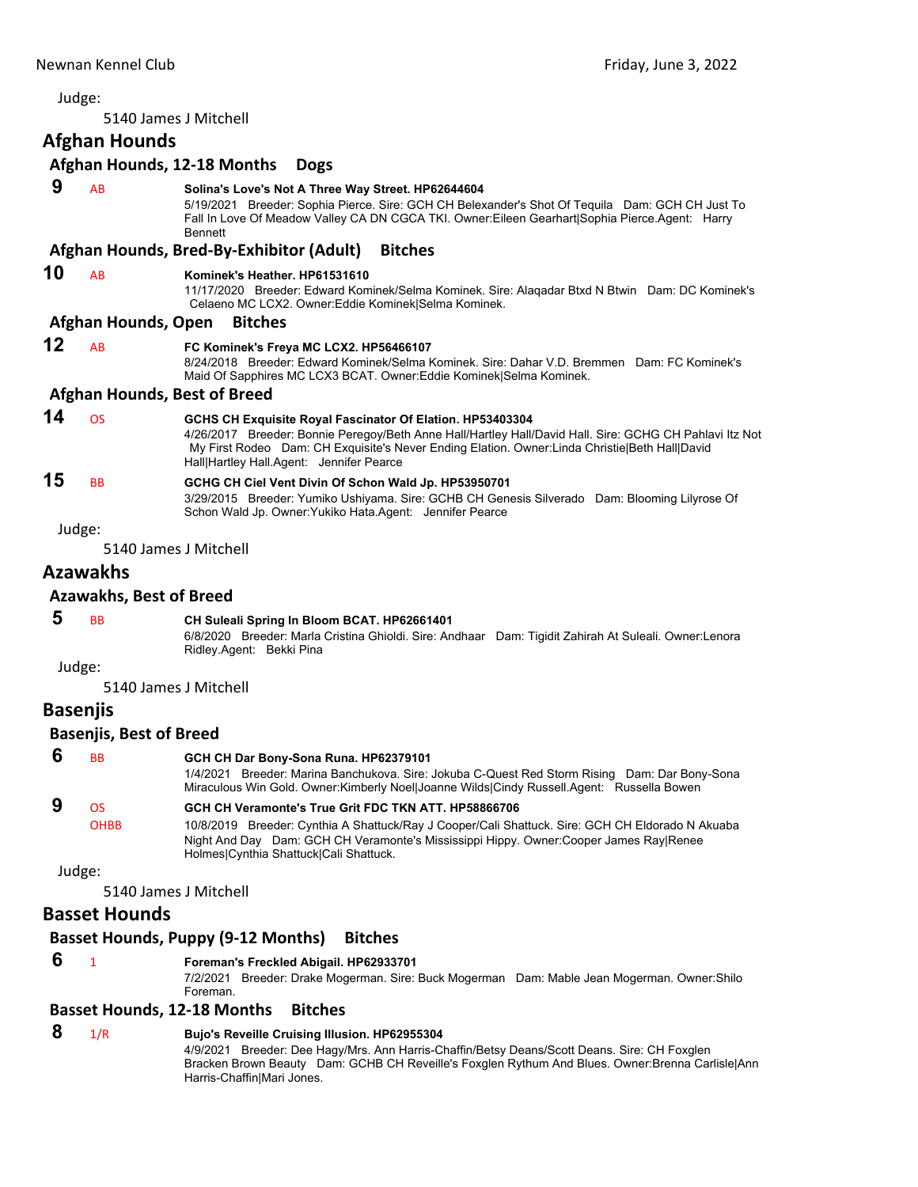Judge:

5140 James J Mitchell

## Afghan Hounds

### Afghan Hounds, 12-18 Months Dogs

**9** AB **Solina's Love's Not A Three Way Street. HP62644604**
5/19/2021 Breeder: Sophia Pierce. Sire: GCH CH Belexander's Shot Of Tequila Dam: GCH CH Just To Fall In Love Of Meadow Valley CA DN CGCA TKI. Owner:Eileen Gearhart|Sophia Pierce.Agent: Harry Bennett

### Afghan Hounds, Bred-By-Exhibitor (Adult) Bitches

**10** AB **Kominek's Heather. HP61531610**
11/17/2020 Breeder: Edward Kominek/Selma Kominek. Sire: Alaqadar Btxd N Btwin Dam: DC Kominek's Celaeno MC LCX2. Owner:Eddie Kominek|Selma Kominek.

### Afghan Hounds, Open Bitches

**12** AB **FC Kominek's Freya MC LCX2. HP56466107**
8/24/2018 Breeder: Edward Kominek/Selma Kominek. Sire: Dahar V.D. Bremmen Dam: FC Kominek's Maid Of Sapphires MC LCX3 BCAT. Owner:Eddie Kominek|Selma Kominek.

### Afghan Hounds, Best of Breed

**14** OS **GCHS CH Exquisite Royal Fascinator Of Elation. HP53403304**
4/26/2017 Breeder: Bonnie Peregoy/Beth Anne Hall/Hartley Hall/David Hall. Sire: GCHG CH Pahlavi Itz Not My First Rodeo Dam: CH Exquisite's Never Ending Elation. Owner:Linda Christie|Beth Hall|David Hall|Hartley Hall.Agent: Jennifer Pearce

**15** BB **GCHG CH Ciel Vent Divin Of Schon Wald Jp. HP53950701**
3/29/2015 Breeder: Yumiko Ushiyama. Sire: GCHB CH Genesis Silverado Dam: Blooming Lilyrose Of Schon Wald Jp. Owner:Yukiko Hata.Agent: Jennifer Pearce

Judge:

5140 James J Mitchell

## Azawakhs

### Azawakhs, Best of Breed

**5** BB **CH Suleali Spring In Bloom BCAT. HP62661401**
6/8/2020 Breeder: Marla Cristina Ghioldi. Sire: Andhaar Dam: Tigidit Zahirah At Suleali. Owner:Lenora Ridley.Agent: Bekki Pina

Judge:

5140 James J Mitchell

## Basenjis

### Basenjis, Best of Breed

**6** BB **GCH CH Dar Bony-Sona Runa. HP62379101**
1/4/2021 Breeder: Marina Banchukova. Sire: Jokuba C-Quest Red Storm Rising Dam: Dar Bony-Sona Miraculous Win Gold. Owner:Kimberly Noel|Joanne Wilds|Cindy Russell.Agent: Russella Bowen

**9** OS OHBB **GCH CH Veramonte's True Grit FDC TKN ATT. HP58866706**
10/8/2019 Breeder: Cynthia A Shattuck/Ray J Cooper/Cali Shattuck. Sire: GCH CH Eldorado N Akuaba Night And Day Dam: GCH CH Veramonte's Mississippi Hippy. Owner:Cooper James Ray|Renee Holmes|Cynthia Shattuck|Cali Shattuck.

Judge:

5140 James J Mitchell

## Basset Hounds

### Basset Hounds, Puppy (9-12 Months) Bitches

**6** 1 **Foreman's Freckled Abigail. HP62933701**
7/2/2021 Breeder: Drake Mogerman. Sire: Buck Mogerman Dam: Mable Jean Mogerman. Owner:Shilo Foreman.

### Basset Hounds, 12-18 Months Bitches

**8** 1/R **Bujo's Reveille Cruising Illusion. HP62955304**
4/9/2021 Breeder: Dee Hagy/Mrs. Ann Harris-Chaffin/Betsy Deans/Scott Deans. Sire: CH Foxglen Bracken Brown Beauty Dam: GCHB CH Reveille's Foxglen Rythum And Blues. Owner:Brenna Carlisle|Ann Harris-Chaffin|Mari Jones.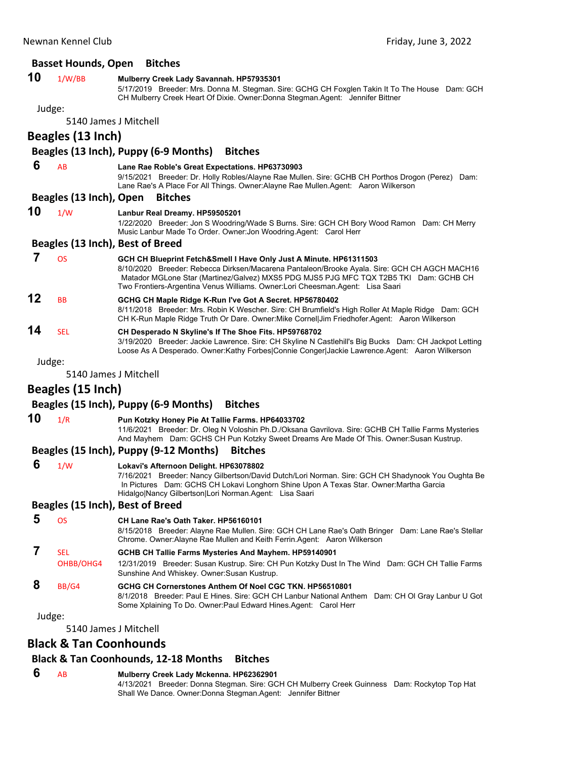### Basset Hounds, Open Bitches

**10** 1/W/BB **Mulberry Creek Lady Savannah. HP57935301**
5/17/2019 Breeder: Mrs. Donna M. Stegman. Sire: GCHG CH Foxglen Takin It To The House Dam: GCH CH Mulberry Creek Heart Of Dixie. Owner:Donna Stegman.Agent: Jennifer Bittner

Judge:

5140 James J Mitchell

## Beagles (13 Inch)

### Beagles (13 Inch), Puppy (6-9 Months) Bitches

**6** AB **Lane Rae Roble's Great Expectations. HP63730903**
9/15/2021 Breeder: Dr. Holly Robles/Alayne Rae Mullen. Sire: GCHB CH Porthos Drogon (Perez) Dam: Lane Rae's A Place For All Things. Owner:Alayne Rae Mullen.Agent: Aaron Wilkerson

### Beagles (13 Inch), Open Bitches

**10** 1/W **Lanbur Real Dreamy. HP59505201**
1/22/2020 Breeder: Jon S Woodring/Wade S Burns. Sire: GCH CH Bory Wood Ramon Dam: CH Merry Music Lanbur Made To Order. Owner:Jon Woodring.Agent: Carol Herr

### Beagles (13 Inch), Best of Breed

**7** OS **GCH CH Blueprint Fetch&Smell I Have Only Just A Minute. HP61311503**
8/10/2020 Breeder: Rebecca Dirksen/Macarena Pantaleon/Brooke Ayala. Sire: GCH CH AGCH MACH16 Matador MGLone Star (Martinez/Galvez) MXS5 PDG MJS5 PJG MFC TQX T2B5 TKI Dam: GCHB CH Two Frontiers-Argentina Venus Williams. Owner:Lori Cheesman.Agent: Lisa Saari

**12** BB **GCHG CH Maple Ridge K-Run I've Got A Secret. HP56780402**
8/11/2018 Breeder: Mrs. Robin K Wescher. Sire: CH Brumfield's High Roller At Maple Ridge Dam: GCH CH K-Run Maple Ridge Truth Or Dare. Owner:Mike Cornel|Jim Friedhofer.Agent: Aaron Wilkerson

**14** SEL **CH Desperado N Skyline's If The Shoe Fits. HP59768702**
3/19/2020 Breeder: Jackie Lawrence. Sire: CH Skyline N Castlehill's Big Bucks Dam: CH Jackpot Letting Loose As A Desperado. Owner:Kathy Forbes|Connie Conger|Jackie Lawrence.Agent: Aaron Wilkerson

Judge:

5140 James J Mitchell

## Beagles (15 Inch)

### Beagles (15 Inch), Puppy (6-9 Months) Bitches

**10** 1/R **Pun Kotzky Honey Pie At Tallie Farms. HP64033702**
11/6/2021 Breeder: Dr. Oleg N Voloshin Ph.D./Oksana Gavrilova. Sire: GCHB CH Tallie Farms Mysteries And Mayhem Dam: GCHS CH Pun Kotzky Sweet Dreams Are Made Of This. Owner:Susan Kustrup.

### Beagles (15 Inch), Puppy (9-12 Months) Bitches

**6** 1/W **Lokavi's Afternoon Delight. HP63078802**
7/16/2021 Breeder: Nancy Gilbertson/David Dutch/Lori Norman. Sire: GCH CH Shadynook You Oughta Be In Pictures Dam: GCHS CH Lokavi Longhorn Shine Upon A Texas Star. Owner:Martha Garcia Hidalgo|Nancy Gilbertson|Lori Norman.Agent: Lisa Saari

### Beagles (15 Inch), Best of Breed

**5** OS **CH Lane Rae's Oath Taker. HP56160101**
8/15/2018 Breeder: Alayne Rae Mullen. Sire: GCH CH Lane Rae's Oath Bringer Dam: Lane Rae's Stellar Chrome. Owner:Alayne Rae Mullen and Keith Ferrin.Agent: Aaron Wilkerson

**7** SEL OHBB/OHG4 **GCHB CH Tallie Farms Mysteries And Mayhem. HP59140901**
12/31/2019 Breeder: Susan Kustrup. Sire: CH Pun Kotzky Dust In The Wind Dam: GCH CH Tallie Farms Sunshine And Whiskey. Owner:Susan Kustrup.

**8** BB/G4 **GCHG CH Cornerstones Anthem Of Noel CGC TKN. HP56510801**
8/1/2018 Breeder: Paul E Hines. Sire: GCH CH Lanbur National Anthem Dam: CH Ol Gray Lanbur U Got Some Xplaining To Do. Owner:Paul Edward Hines.Agent: Carol Herr

Judge:

5140 James J Mitchell

## Black & Tan Coonhounds

### Black & Tan Coonhounds, 12-18 Months Bitches

**6** AB **Mulberry Creek Lady Mckenna. HP62362901**
4/13/2021 Breeder: Donna Stegman. Sire: GCH CH Mulberry Creek Guinness Dam: Rockytop Top Hat Shall We Dance. Owner:Donna Stegman.Agent: Jennifer Bittner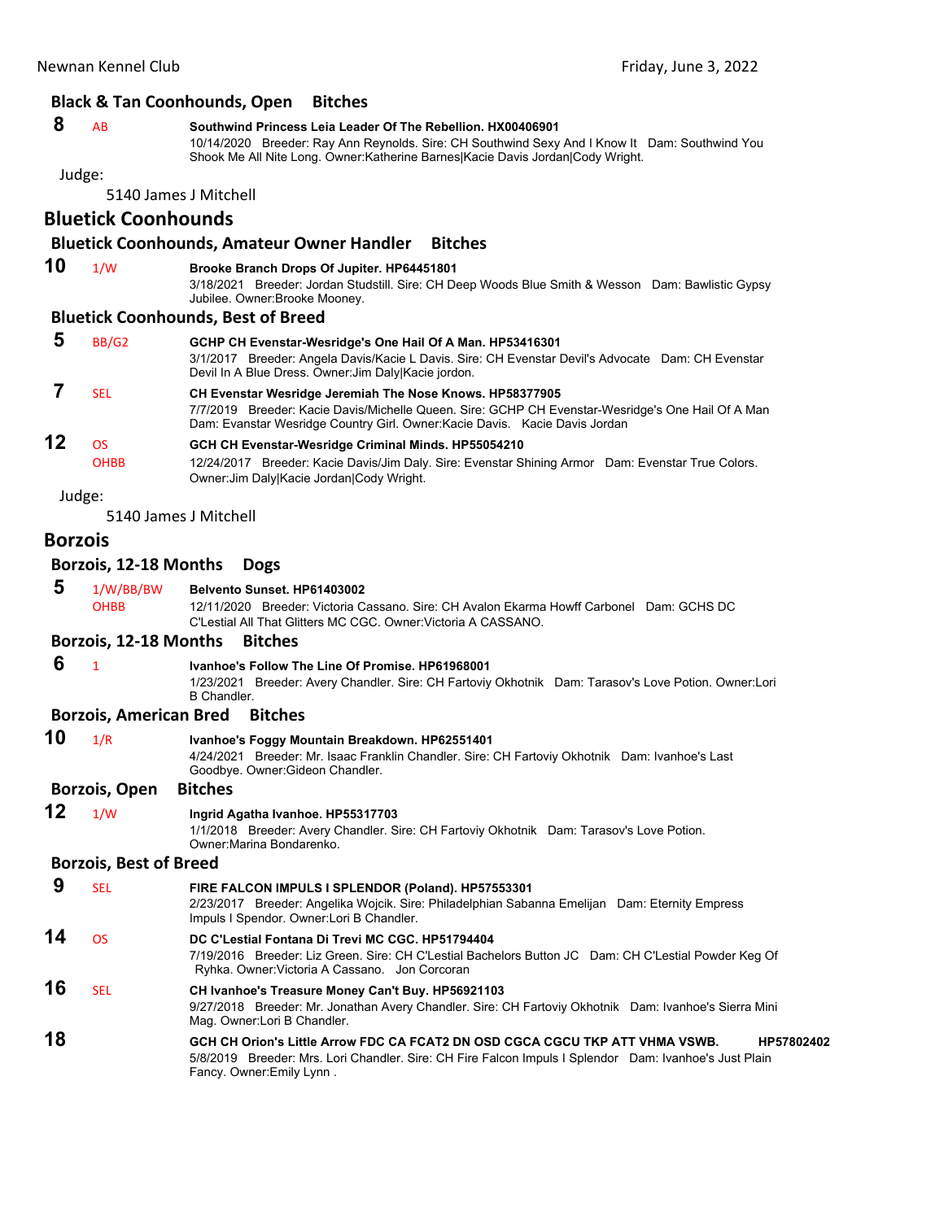### Black & Tan Coonhounds, Open Bitches

**8** AB **Southwind Princess Leia Leader Of The Rebellion. HX00406901**
10/14/2020 Breeder: Ray Ann Reynolds. Sire: CH Southwind Sexy And I Know It Dam: Southwind You Shook Me All Nite Long. Owner:Katherine Barnes|Kacie Davis Jordan|Cody Wright.

Judge:

5140 James J Mitchell

## Bluetick Coonhounds

### Bluetick Coonhounds, Amateur Owner Handler Bitches

**10** 1/W **Brooke Branch Drops Of Jupiter. HP64451801**
3/18/2021 Breeder: Jordan Studstill. Sire: CH Deep Woods Blue Smith & Wesson Dam: Bawlistic Gypsy Jubilee. Owner:Brooke Mooney.

### Bluetick Coonhounds, Best of Breed

**5** BB/G2 **GCHP CH Evenstar-Wesridge's One Hail Of A Man. HP53416301**
3/1/2017 Breeder: Angela Davis/Kacie L Davis. Sire: CH Evenstar Devil's Advocate Dam: CH Evenstar Devil In A Blue Dress. Owner:Jim Daly|Kacie jordon.

**7** SEL **CH Evenstar Wesridge Jeremiah The Nose Knows. HP58377905**
7/7/2019 Breeder: Kacie Davis/Michelle Queen. Sire: GCHP CH Evenstar-Wesridge's One Hail Of A Man Dam: Evanstar Wesridge Country Girl. Owner:Kacie Davis. Kacie Davis Jordan

**12** OS OHBB **GCH CH Evenstar-Wesridge Criminal Minds. HP55054210**
12/24/2017 Breeder: Kacie Davis/Jim Daly. Sire: Evenstar Shining Armor Dam: Evenstar True Colors. Owner:Jim Daly|Kacie Jordan|Cody Wright.

Judge:

5140 James J Mitchell

## Borzois

### Borzois, 12-18 Months Dogs

**5** 1/W/BB/BW OHBB **Belvento Sunset. HP61403002**
12/11/2020 Breeder: Victoria Cassano. Sire: CH Avalon Ekarma Howff Carbonel Dam: GCHS DC C'Lestial All That Glitters MC CGC. Owner:Victoria A CASSANO.

### Borzois, 12-18 Months Bitches

**6** 1 **Ivanhoe's Follow The Line Of Promise. HP61968001**
1/23/2021 Breeder: Avery Chandler. Sire: CH Fartoviy Okhotnik Dam: Tarasov's Love Potion. Owner:Lori B Chandler.

### Borzois, American Bred Bitches

**10** 1/R **Ivanhoe's Foggy Mountain Breakdown. HP62551401**
4/24/2021 Breeder: Mr. Isaac Franklin Chandler. Sire: CH Fartoviy Okhotnik Dam: Ivanhoe's Last Goodbye. Owner:Gideon Chandler.

### Borzois, Open Bitches

**12** 1/W **Ingrid Agatha Ivanhoe. HP55317703**
1/1/2018 Breeder: Avery Chandler. Sire: CH Fartoviy Okhotnik Dam: Tarasov's Love Potion. Owner:Marina Bondarenko.

### Borzois, Best of Breed

**9** SEL **FIRE FALCON IMPULS I SPLENDOR (Poland). HP57553301**
2/23/2017 Breeder: Angelika Wojcik. Sire: Philadelphian Sabanna Emelijan Dam: Eternity Empress Impuls I Spendor. Owner:Lori B Chandler.

**14** OS **DC C'Lestial Fontana Di Trevi MC CGC. HP51794404**
7/19/2016 Breeder: Liz Green. Sire: CH C'Lestial Bachelors Button JC Dam: CH C'Lestial Powder Keg Of Ryhka. Owner:Victoria A Cassano. Jon Corcoran

**16** SEL **CH Ivanhoe's Treasure Money Can't Buy. HP56921103**
9/27/2018 Breeder: Mr. Jonathan Avery Chandler. Sire: CH Fartoviy Okhotnik Dam: Ivanhoe's Sierra Mini Mag. Owner:Lori B Chandler.

**18** **GCH CH Orion's Little Arrow FDC CA FCAT2 DN OSD CGCA CGCU TKP ATT VHMA VSWB. HP57802402**
5/8/2019 Breeder: Mrs. Lori Chandler. Sire: CH Fire Falcon Impuls I Splendor Dam: Ivanhoe's Just Plain Fancy. Owner:Emily Lynn .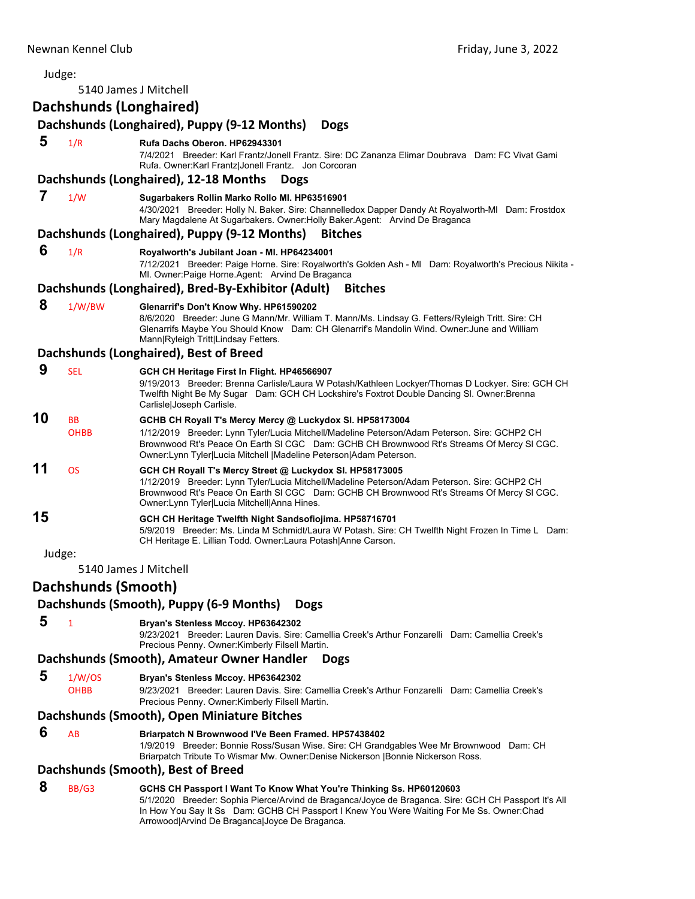Judge:

5140 James J Mitchell

## Dachshunds (Longhaired)

### Dachshunds (Longhaired), Puppy (9-12 Months) Dogs

**5** 1/R **Rufa Dachs Oberon. HP62943301**
7/4/2021 Breeder: Karl Frantz/Jonell Frantz. Sire: DC Zananza Elimar Doubrava Dam: FC Vivat Gami Rufa. Owner:Karl Frantz|Jonell Frantz. Jon Corcoran

### Dachshunds (Longhaired), 12-18 Months Dogs

**7** 1/W **Sugarbakers Rollin Marko Rollo Ml. HP63516901**
4/30/2021 Breeder: Holly N. Baker. Sire: Channelledox Dapper Dandy At Royalworth-Ml Dam: Frostdox Mary Magdalene At Sugarbakers. Owner:Holly Baker.Agent: Arvind De Braganca

### Dachshunds (Longhaired), Puppy (9-12 Months) Bitches

**6** 1/R **Royalworth's Jubilant Joan - Ml. HP64234001**
7/12/2021 Breeder: Paige Horne. Sire: Royalworth's Golden Ash - Ml Dam: Royalworth's Precious Nikita - Ml. Owner:Paige Horne.Agent: Arvind De Braganca

### Dachshunds (Longhaired), Bred-By-Exhibitor (Adult) Bitches

**8** 1/W/BW **Glenarrif's Don't Know Why. HP61590202**
8/6/2020 Breeder: June G Mann/Mr. William T. Mann/Ms. Lindsay G. Fetters/Ryleigh Tritt. Sire: CH Glenarrifs Maybe You Should Know Dam: CH Glenarrif's Mandolin Wind. Owner:June and William Mann|Ryleigh Tritt|Lindsay Fetters.

### Dachshunds (Longhaired), Best of Breed

**9** SEL **GCH CH Heritage First In Flight. HP46566907**
9/19/2013 Breeder: Brenna Carlisle/Laura W Potash/Kathleen Lockyer/Thomas D Lockyer. Sire: GCH CH Twelfth Night Be My Sugar Dam: GCH CH Lockshire's Foxtrot Double Dancing Sl. Owner:Brenna Carlisle|Joseph Carlisle.

**10** BB OHBB **GCHB CH Royall T's Mercy Mercy @ Luckydox Sl. HP58173004**
1/12/2019 Breeder: Lynn Tyler/Lucia Mitchell/Madeline Peterson/Adam Peterson. Sire: GCHP2 CH Brownwood Rt's Peace On Earth Sl CGC Dam: GCHB CH Brownwood Rt's Streams Of Mercy Sl CGC. Owner:Lynn Tyler|Lucia Mitchell |Madeline Peterson|Adam Peterson.

**11** OS **GCH CH Royall T's Mercy Street @ Luckydox Sl. HP58173005**
1/12/2019 Breeder: Lynn Tyler/Lucia Mitchell/Madeline Peterson/Adam Peterson. Sire: GCHP2 CH Brownwood Rt's Peace On Earth Sl CGC Dam: GCHB CH Brownwood Rt's Streams Of Mercy Sl CGC. Owner:Lynn Tyler|Lucia Mitchell|Anna Hines.

**15** **GCH CH Heritage Twelfth Night Sandsofiojima. HP58716701**
5/9/2019 Breeder: Ms. Linda M Schmidt/Laura W Potash. Sire: CH Twelfth Night Frozen In Time L Dam: CH Heritage E. Lillian Todd. Owner:Laura Potash|Anne Carson.

Judge:

5140 James J Mitchell

## Dachshunds (Smooth)

### Dachshunds (Smooth), Puppy (6-9 Months) Dogs

**5** 1 **Bryan's Stenless Mccoy. HP63642302**
9/23/2021 Breeder: Lauren Davis. Sire: Camellia Creek's Arthur Fonzarelli Dam: Camellia Creek's Precious Penny. Owner:Kimberly Filsell Martin.

### Dachshunds (Smooth), Amateur Owner Handler Dogs

**5** 1/W/OS OHBB **Bryan's Stenless Mccoy. HP63642302**
9/23/2021 Breeder: Lauren Davis. Sire: Camellia Creek's Arthur Fonzarelli Dam: Camellia Creek's Precious Penny. Owner:Kimberly Filsell Martin.

### Dachshunds (Smooth), Open Miniature Bitches

**6** AB **Briarpatch N Brownwood I'Ve Been Framed. HP57438402**
1/9/2019 Breeder: Bonnie Ross/Susan Wise. Sire: CH Grandgables Wee Mr Brownwood Dam: CH Briarpatch Tribute To Wismar Mw. Owner:Denise Nickerson |Bonnie Nickerson Ross.

### Dachshunds (Smooth), Best of Breed

**8** BB/G3 **GCHS CH Passport I Want To Know What You're Thinking Ss. HP60120603**
5/1/2020 Breeder: Sophia Pierce/Arvind de Braganca/Joyce de Braganca. Sire: GCH CH Passport It's All In How You Say It Ss Dam: GCHB CH Passport I Knew You Were Waiting For Me Ss. Owner:Chad Arrowood|Arvind De Braganca|Joyce De Braganca.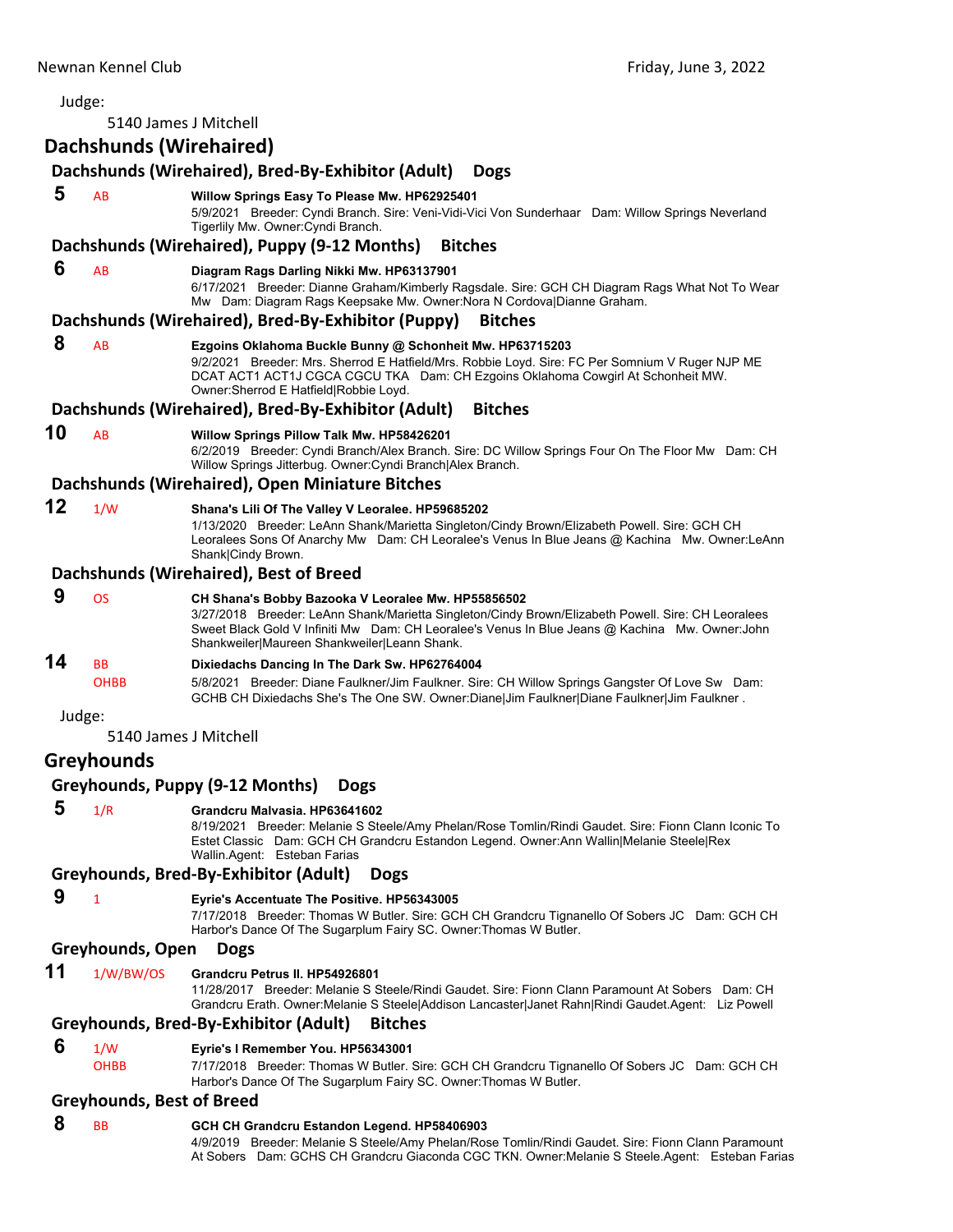Judge:

5140 James J Mitchell

## Dachshunds (Wirehaired)

### Dachshunds (Wirehaired), Bred-By-Exhibitor (Adult) Dogs

**5** AB **Willow Springs Easy To Please Mw. HP62925401**
5/9/2021 Breeder: Cyndi Branch. Sire: Veni-Vidi-Vici Von Sunderhaar Dam: Willow Springs Neverland Tigerlily Mw. Owner:Cyndi Branch.

### Dachshunds (Wirehaired), Puppy (9-12 Months) Bitches

**6** AB **Diagram Rags Darling Nikki Mw. HP63137901**
6/17/2021 Breeder: Dianne Graham/Kimberly Ragsdale. Sire: GCH CH Diagram Rags What Not To Wear Mw Dam: Diagram Rags Keepsake Mw. Owner:Nora N Cordova|Dianne Graham.

### Dachshunds (Wirehaired), Bred-By-Exhibitor (Puppy) Bitches

**8** AB **Ezgoins Oklahoma Buckle Bunny @ Schonheit Mw. HP63715203**
9/2/2021 Breeder: Mrs. Sherrod E Hatfield/Mrs. Robbie Loyd. Sire: FC Per Somnium V Ruger NJP ME DCAT ACT1 ACT1J CGCA CGCU TKA Dam: CH Ezgoins Oklahoma Cowgirl At Schonheit MW. Owner:Sherrod E Hatfield|Robbie Loyd.

### Dachshunds (Wirehaired), Bred-By-Exhibitor (Adult) Bitches

**10** AB **Willow Springs Pillow Talk Mw. HP58426201**
6/2/2019 Breeder: Cyndi Branch/Alex Branch. Sire: DC Willow Springs Four On The Floor Mw Dam: CH Willow Springs Jitterbug. Owner:Cyndi Branch|Alex Branch.

### Dachshunds (Wirehaired), Open Miniature Bitches

**12** 1/W **Shana's Lili Of The Valley V Leoralee. HP59685202**
1/13/2020 Breeder: LeAnn Shank/Marietta Singleton/Cindy Brown/Elizabeth Powell. Sire: GCH CH Leoralees Sons Of Anarchy Mw Dam: CH Leoralee's Venus In Blue Jeans @ Kachina Mw. Owner:LeAnn Shank|Cindy Brown.

### Dachshunds (Wirehaired), Best of Breed

**9** OS **CH Shana's Bobby Bazooka V Leoralee Mw. HP55856502**
3/27/2018 Breeder: LeAnn Shank/Marietta Singleton/Cindy Brown/Elizabeth Powell. Sire: CH Leoralees Sweet Black Gold V Infiniti Mw Dam: CH Leoralee's Venus In Blue Jeans @ Kachina Mw. Owner:John Shankweiler|Maureen Shankweiler|Leann Shank.

**14** BB OHBB **Dixiedachs Dancing In The Dark Sw. HP62764004**
5/8/2021 Breeder: Diane Faulkner/Jim Faulkner. Sire: CH Willow Springs Gangster Of Love Sw Dam: GCHB CH Dixiedachs She's The One SW. Owner:Diane|Jim Faulkner|Diane Faulkner|Jim Faulkner .

Judge:

5140 James J Mitchell

## Greyhounds

### Greyhounds, Puppy (9-12 Months) Dogs

**5** 1/R **Grandcru Malvasia. HP63641602**
8/19/2021 Breeder: Melanie S Steele/Amy Phelan/Rose Tomlin/Rindi Gaudet. Sire: Fionn Clann Iconic To Estet Classic Dam: GCH CH Grandcru Estandon Legend. Owner:Ann Wallin|Melanie Steele|Rex Wallin.Agent: Esteban Farias

### Greyhounds, Bred-By-Exhibitor (Adult) Dogs

**9** 1 **Eyrie's Accentuate The Positive. HP56343005**
7/17/2018 Breeder: Thomas W Butler. Sire: GCH CH Grandcru Tignanello Of Sobers JC Dam: GCH CH Harbor's Dance Of The Sugarplum Fairy SC. Owner:Thomas W Butler.

### Greyhounds, Open Dogs

**11** 1/W/BW/OS **Grandcru Petrus II. HP54926801**
11/28/2017 Breeder: Melanie S Steele/Rindi Gaudet. Sire: Fionn Clann Paramount At Sobers Dam: CH Grandcru Erath. Owner:Melanie S Steele|Addison Lancaster|Janet Rahn|Rindi Gaudet.Agent: Liz Powell

### Greyhounds, Bred-By-Exhibitor (Adult) Bitches

**6** 1/W OHBB **Eyrie's I Remember You. HP56343001**
7/17/2018 Breeder: Thomas W Butler. Sire: GCH CH Grandcru Tignanello Of Sobers JC Dam: GCH CH Harbor's Dance Of The Sugarplum Fairy SC. Owner:Thomas W Butler.

### Greyhounds, Best of Breed

**8** BB **GCH CH Grandcru Estandon Legend. HP58406903**
4/9/2019 Breeder: Melanie S Steele/Amy Phelan/Rose Tomlin/Rindi Gaudet. Sire: Fionn Clann Paramount At Sobers Dam: GCHS CH Grandcru Giaconda CGC TKN. Owner:Melanie S Steele.Agent: Esteban Farias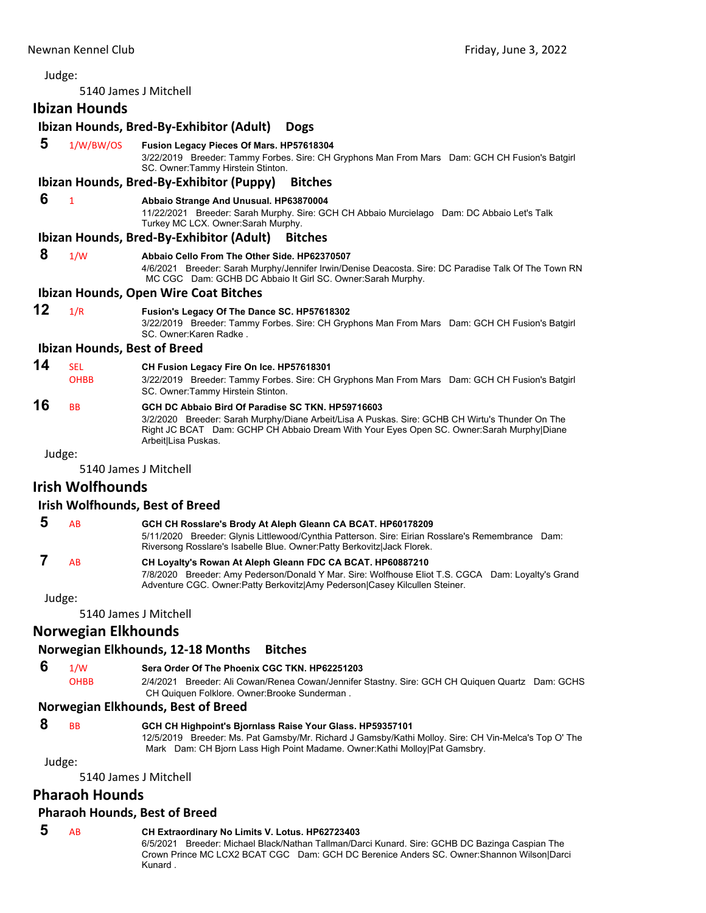Judge:

5140 James J Mitchell

## Ibizan Hounds

### Ibizan Hounds, Bred-By-Exhibitor (Adult) Dogs

**5** 1/W/BW/OS **Fusion Legacy Pieces Of Mars. HP57618304**
3/22/2019 Breeder: Tammy Forbes. Sire: CH Gryphons Man From Mars Dam: GCH CH Fusion's Batgirl SC. Owner:Tammy Hirstein Stinton.

### Ibizan Hounds, Bred-By-Exhibitor (Puppy) Bitches

**6** 1 **Abbaio Strange And Unusual. HP63870004**
11/22/2021 Breeder: Sarah Murphy. Sire: GCH CH Abbaio Murcielago Dam: DC Abbaio Let's Talk Turkey MC LCX. Owner:Sarah Murphy.

### Ibizan Hounds, Bred-By-Exhibitor (Adult) Bitches

**8** 1/W **Abbaio Cello From The Other Side. HP62370507**
4/6/2021 Breeder: Sarah Murphy/Jennifer Irwin/Denise Deacosta. Sire: DC Paradise Talk Of The Town RN MC CGC Dam: GCHB DC Abbaio It Girl SC. Owner:Sarah Murphy.

### Ibizan Hounds, Open Wire Coat Bitches

**12** 1/R **Fusion's Legacy Of The Dance SC. HP57618302**
3/22/2019 Breeder: Tammy Forbes. Sire: CH Gryphons Man From Mars Dam: GCH CH Fusion's Batgirl SC. Owner:Karen Radke .

### Ibizan Hounds, Best of Breed

**14** SEL OHBB **CH Fusion Legacy Fire On Ice. HP57618301**
3/22/2019 Breeder: Tammy Forbes. Sire: CH Gryphons Man From Mars Dam: GCH CH Fusion's Batgirl SC. Owner:Tammy Hirstein Stinton.

**16** BB **GCH DC Abbaio Bird Of Paradise SC TKN. HP59716603**
3/2/2020 Breeder: Sarah Murphy/Diane Arbeit/Lisa A Puskas. Sire: GCHB CH Wirtu's Thunder On The Right JC BCAT Dam: GCHP CH Abbaio Dream With Your Eyes Open SC. Owner:Sarah Murphy|Diane Arbeit|Lisa Puskas.

Judge:

5140 James J Mitchell

## Irish Wolfhounds

### Irish Wolfhounds, Best of Breed

**5** AB **GCH CH Rosslare's Brody At Aleph Gleann CA BCAT. HP60178209**
5/11/2020 Breeder: Glynis Littlewood/Cynthia Patterson. Sire: Eirian Rosslare's Remembrance Dam: Riversong Rosslare's Isabelle Blue. Owner:Patty Berkovitz|Jack Florek.

**7** AB **CH Loyalty's Rowan At Aleph Gleann FDC CA BCAT. HP60887210**
7/8/2020 Breeder: Amy Pederson/Donald Y Mar. Sire: Wolfhouse Eliot T.S. CGCA Dam: Loyalty's Grand Adventure CGC. Owner:Patty Berkovitz|Amy Pederson|Casey Kilcullen Steiner.

Judge:

5140 James J Mitchell

## Norwegian Elkhounds

### Norwegian Elkhounds, 12-18 Months Bitches

**6** 1/W OHBB **Sera Order Of The Phoenix CGC TKN. HP62251203**
2/4/2021 Breeder: Ali Cowan/Renea Cowan/Jennifer Stastny. Sire: GCH CH Quiquen Quartz Dam: GCHS CH Quiquen Folklore. Owner:Brooke Sunderman .

### Norwegian Elkhounds, Best of Breed

**8** BB **GCH CH Highpoint's Bjornlass Raise Your Glass. HP59357101**
12/5/2019 Breeder: Ms. Pat Gamsby/Mr. Richard J Gamsby/Kathi Molloy. Sire: CH Vin-Melca's Top O' The Mark Dam: CH Bjorn Lass High Point Madame. Owner:Kathi Molloy|Pat Gamsby.

Judge:

5140 James J Mitchell

## Pharaoh Hounds

### Pharaoh Hounds, Best of Breed

**5** AB **CH Extraordinary No Limits V. Lotus. HP62723403**
6/5/2021 Breeder: Michael Black/Nathan Tallman/Darci Kunard. Sire: GCHB DC Bazinga Caspian The Crown Prince MC LCX2 BCAT CGC Dam: GCH DC Berenice Anders SC. Owner:Shannon Wilson|Darci Kunard .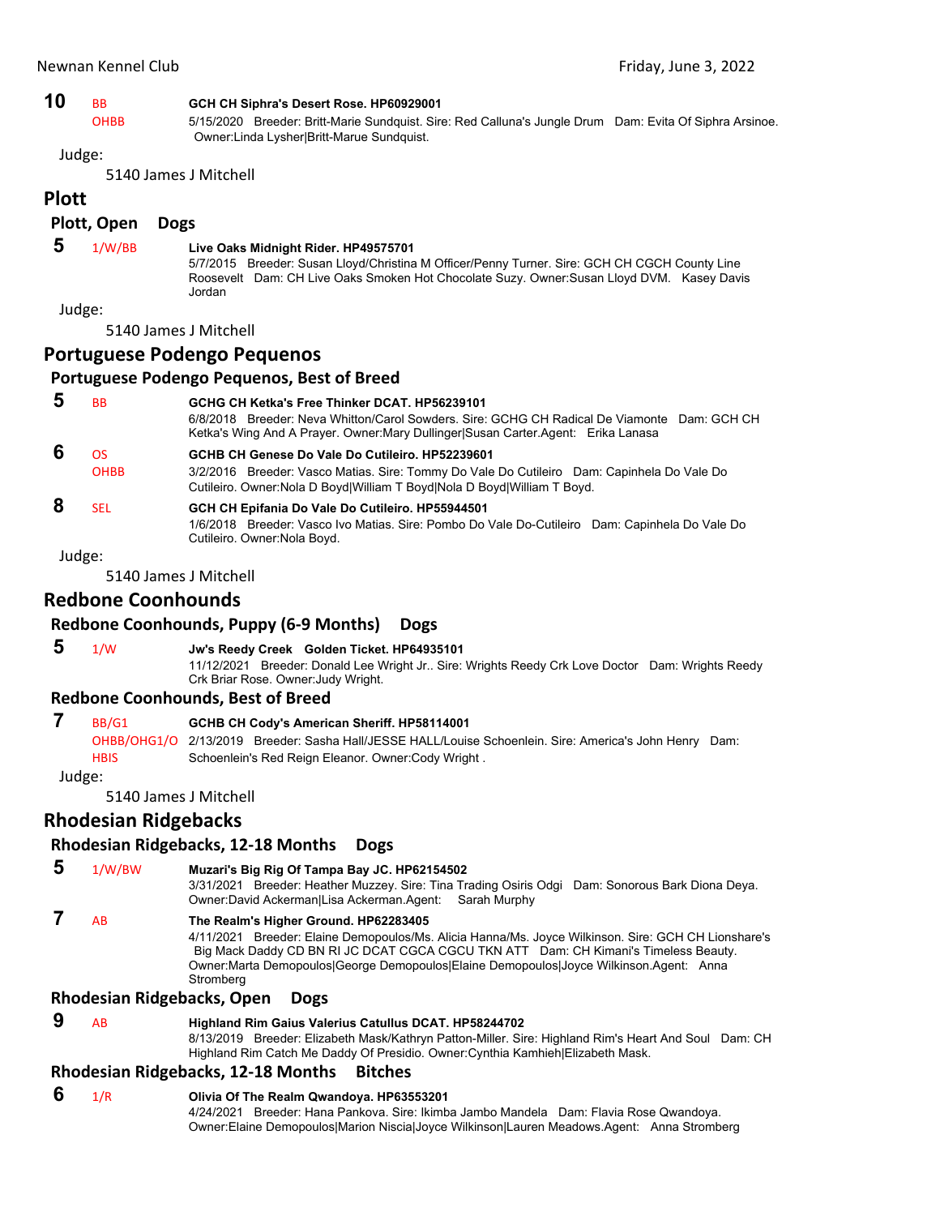**10** BB / OHBB **GCH CH Siphra's Desert Rose. HP60929001**
5/15/2020 Breeder: Britt-Marie Sundquist. Sire: Red Calluna's Jungle Drum Dam: Evita Of Siphra Arsinoe. Owner:Linda Lysher|Britt-Marue Sundquist.

Judge:

5140 James J Mitchell

## Plott

### Plott, Open Dogs

**5** 1/W/BB **Live Oaks Midnight Rider. HP49575701**
5/7/2015 Breeder: Susan Lloyd/Christina M Officer/Penny Turner. Sire: GCH CH CGCH County Line Roosevelt Dam: CH Live Oaks Smoken Hot Chocolate Suzy. Owner:Susan Lloyd DVM. Kasey Davis Jordan

Judge:

5140 James J Mitchell

## Portuguese Podengo Pequenos

### Portuguese Podengo Pequenos, Best of Breed

**5** BB **GCHG CH Ketka's Free Thinker DCAT. HP56239101**
6/8/2018 Breeder: Neva Whitton/Carol Sowders. Sire: GCHG CH Radical De Viamonte Dam: GCH CH Ketka's Wing And A Prayer. Owner:Mary Dullinger|Susan Carter.Agent: Erika Lanasa

**6** OS / OHBB **GCHB CH Genese Do Vale Do Cutileiro. HP52239601**
3/2/2016 Breeder: Vasco Matias. Sire: Tommy Do Vale Do Cutileiro Dam: Capinhela Do Vale Do Cutileiro. Owner:Nola D Boyd|William T Boyd|Nola D Boyd|William T Boyd.

**8** SEL **GCH CH Epifania Do Vale Do Cutileiro. HP55944501**
1/6/2018 Breeder: Vasco Ivo Matias. Sire: Pombo Do Vale Do-Cutileiro Dam: Capinhela Do Vale Do Cutileiro. Owner:Nola Boyd.

Judge:

5140 James J Mitchell

## Redbone Coonhounds

### Redbone Coonhounds, Puppy (6-9 Months) Dogs

**5** 1/W **Jw's Reedy Creek Golden Ticket. HP64935101**
11/12/2021 Breeder: Donald Lee Wright Jr.. Sire: Wrights Reedy Crk Love Doctor Dam: Wrights Reedy Crk Briar Rose. Owner:Judy Wright.

### Redbone Coonhounds, Best of Breed

**7** BB/G1 / OHBB/OHG1/O / HBIS **GCHB CH Cody's American Sheriff. HP58114001**
2/13/2019 Breeder: Sasha Hall/JESSE HALL/Louise Schoenlein. Sire: America's John Henry Dam: Schoenlein's Red Reign Eleanor. Owner:Cody Wright .

Judge:

5140 James J Mitchell

## Rhodesian Ridgebacks

### Rhodesian Ridgebacks, 12-18 Months Dogs

**5** 1/W/BW **Muzari's Big Rig Of Tampa Bay JC. HP62154502**
3/31/2021 Breeder: Heather Muzzey. Sire: Tina Trading Osiris Odgi Dam: Sonorous Bark Diona Deya. Owner:David Ackerman|Lisa Ackerman.Agent: Sarah Murphy

**7** AB **The Realm's Higher Ground. HP62283405**
4/11/2021 Breeder: Elaine Demopoulos/Ms. Alicia Hanna/Ms. Joyce Wilkinson. Sire: GCH CH Lionshare's Big Mack Daddy CD BN RI JC DCAT CGCA CGCU TKN ATT Dam: CH Kimani's Timeless Beauty. Owner:Marta Demopoulos|George Demopoulos|Elaine Demopoulos|Joyce Wilkinson.Agent: Anna Stromberg

### Rhodesian Ridgebacks, Open Dogs

**9** AB **Highland Rim Gaius Valerius Catullus DCAT. HP58244702**
8/13/2019 Breeder: Elizabeth Mask/Kathryn Patton-Miller. Sire: Highland Rim's Heart And Soul Dam: CH Highland Rim Catch Me Daddy Of Presidio. Owner:Cynthia Kamhieh|Elizabeth Mask.

### Rhodesian Ridgebacks, 12-18 Months Bitches

**6** 1/R **Olivia Of The Realm Qwandoya. HP63553201**
4/24/2021 Breeder: Hana Pankova. Sire: Ikimba Jambo Mandela Dam: Flavia Rose Qwandoya. Owner:Elaine Demopoulos|Marion Niscia|Joyce Wilkinson|Lauren Meadows.Agent: Anna Stromberg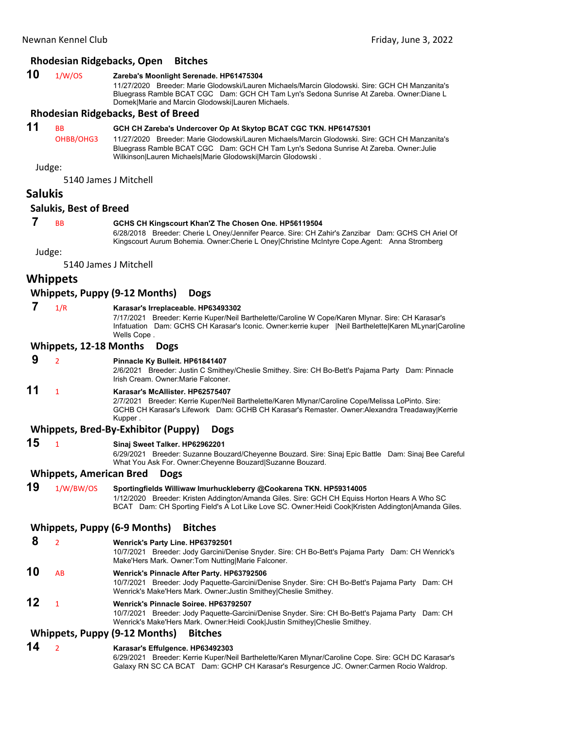### Rhodesian Ridgebacks, Open Bitches

**10** 1/W/OS **Zareba's Moonlight Serenade. HP61475304**
11/27/2020 Breeder: Marie Glodowski/Lauren Michaels/Marcin Glodowski. Sire: GCH CH Manzanita's Bluegrass Ramble BCAT CGC Dam: GCH CH Tam Lyn's Sedona Sunrise At Zareba. Owner:Diane L Domek|Marie and Marcin Glodowski|Lauren Michaels.

### Rhodesian Ridgebacks, Best of Breed

**11** BB OHBB/OHG3 **GCH CH Zareba's Undercover Op At Skytop BCAT CGC TKN. HP61475301**
11/27/2020 Breeder: Marie Glodowski/Lauren Michaels/Marcin Glodowski. Sire: GCH CH Manzanita's Bluegrass Ramble BCAT CGC Dam: GCH CH Tam Lyn's Sedona Sunrise At Zareba. Owner:Julie Wilkinson|Lauren Michaels|Marie Glodowski|Marcin Glodowski .

Judge:

5140 James J Mitchell

## Salukis

### Salukis, Best of Breed

**7** BB **GCHS CH Kingscourt Khan'Z The Chosen One. HP56119504**
6/28/2018 Breeder: Cherie L Oney/Jennifer Pearce. Sire: CH Zahir's Zanzibar Dam: GCHS CH Ariel Of Kingscourt Aurum Bohemia. Owner:Cherie L Oney|Christine McIntyre Cope.Agent: Anna Stromberg

Judge:

5140 James J Mitchell

## Whippets

### Whippets, Puppy (9-12 Months) Dogs

**7** 1/R **Karasar's Irreplaceable. HP63493302**
7/17/2021 Breeder: Kerrie Kuper/Neil Barthelette/Caroline W Cope/Karen Mlynar. Sire: CH Karasar's Infatuation Dam: GCHS CH Karasar's Iconic. Owner:kerrie kuper |Neil Barthelette|Karen MLynar|Caroline Wells Cope .

### Whippets, 12-18 Months Dogs

**9** 2 **Pinnacle Ky Bulleit. HP61841407**
2/6/2021 Breeder: Justin C Smithey/Cheslie Smithey. Sire: CH Bo-Bett's Pajama Party Dam: Pinnacle Irish Cream. Owner:Marie Falconer.

**11** 1 **Karasar's McAllister. HP62575407**
2/7/2021 Breeder: Kerrie Kuper/Neil Barthelette/Karen Mlynar/Caroline Cope/Melissa LoPinto. Sire: GCHB CH Karasar's Lifework Dam: GCHB CH Karasar's Remaster. Owner:Alexandra Treadaway|Kerrie Kupper .

### Whippets, Bred-By-Exhibitor (Puppy) Dogs

**15** 1 **Sinaj Sweet Talker. HP62962201**
6/29/2021 Breeder: Suzanne Bouzard/Cheyenne Bouzard. Sire: Sinaj Epic Battle Dam: Sinaj Bee Careful What You Ask For. Owner:Cheyenne Bouzard|Suzanne Bouzard.

### Whippets, American Bred Dogs

**19** 1/W/BW/OS **Sportingfields Williwaw Imurhuckleberry @Cookarena TKN. HP59314005**
1/12/2020 Breeder: Kristen Addington/Amanda Giles. Sire: GCH CH Equiss Horton Hears A Who SC BCAT Dam: CH Sporting Field's A Lot Like Love SC. Owner:Heidi Cook|Kristen Addington|Amanda Giles.

### Whippets, Puppy (6-9 Months) Bitches

**8** 2 **Wenrick's Party Line. HP63792501**
10/7/2021 Breeder: Jody Garcini/Denise Snyder. Sire: CH Bo-Bett's Pajama Party Dam: CH Wenrick's Make'Hers Mark. Owner:Tom Nutting|Marie Falconer.

**10** AB **Wenrick's Pinnacle After Party. HP63792506**
10/7/2021 Breeder: Jody Paquette-Garcini/Denise Snyder. Sire: CH Bo-Bett's Pajama Party Dam: CH Wenrick's Make'Hers Mark. Owner:Justin Smithey|Cheslie Smithey.

**12** 1 **Wenrick's Pinnacle Soiree. HP63792507**
10/7/2021 Breeder: Jody Paquette-Garcini/Denise Snyder. Sire: CH Bo-Bett's Pajama Party Dam: CH Wenrick's Make'Hers Mark. Owner:Heidi Cook|Justin Smithey|Cheslie Smithey.

### Whippets, Puppy (9-12 Months) Bitches

**14** 2 **Karasar's Effulgence. HP63492303**
6/29/2021 Breeder: Kerrie Kuper/Neil Barthelette/Karen Mlynar/Caroline Cope. Sire: GCH DC Karasar's Galaxy RN SC CA BCAT Dam: GCHP CH Karasar's Resurgence JC. Owner:Carmen Rocio Waldrop.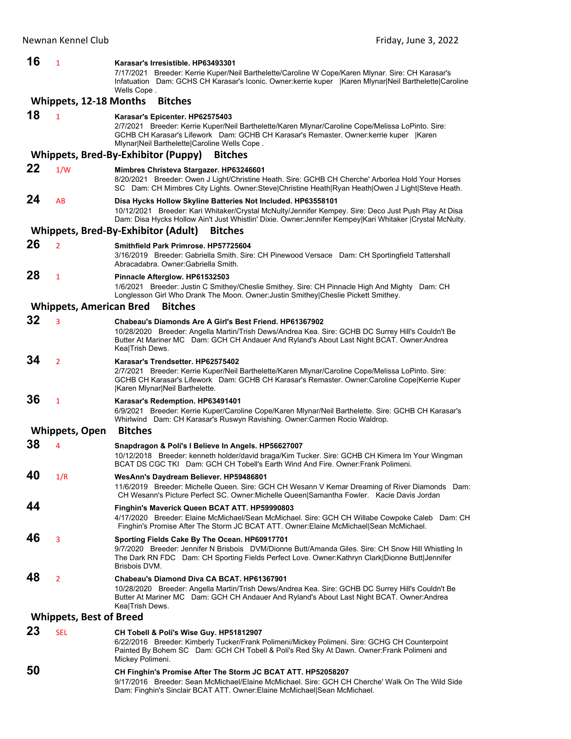**16** 1 **Karasar's Irresistible. HP63493301**
7/17/2021 Breeder: Kerrie Kuper/Neil Barthelette/Caroline W Cope/Karen Mlynar. Sire: CH Karasar's Infatuation Dam: GCHS CH Karasar's Iconic. Owner:kerrie kuper |Karen Mlynar|Neil Barthelette|Caroline Wells Cope .

### Whippets, 12-18 Months Bitches

**18** 1 **Karasar's Epicenter. HP62575403**
2/7/2021 Breeder: Kerrie Kuper/Neil Barthelette/Karen Mlynar/Caroline Cope/Melissa LoPinto. Sire: GCHB CH Karasar's Lifework Dam: GCHB CH Karasar's Remaster. Owner:kerrie kuper |Karen Mlynar|Neil Barthelette|Caroline Wells Cope .

### Whippets, Bred-By-Exhibitor (Puppy) Bitches

**22** 1/W **Mimbres Christeva Stargazer. HP63246601**
8/20/2021 Breeder: Owen J Light/Christine Heath. Sire: GCHB CH Cherche' Arborlea Hold Your Horses SC Dam: CH Mimbres City Lights. Owner:Steve|Christine Heath|Ryan Heath|Owen J Light|Steve Heath.

**24** AB **Disa Hycks Hollow Skyline Batteries Not Included. HP63558101**
10/12/2021 Breeder: Kari Whitaker/Crystal McNulty/Jennifer Kempey. Sire: Deco Just Push Play At Disa Dam: Disa Hycks Hollow Ain't Just Whistlin' Dixie. Owner:Jennifer Kempey|Kari Whitaker |Crystal McNulty.

### Whippets, Bred-By-Exhibitor (Adult) Bitches

**26** 2 **Smithfield Park Primrose. HP57725604**
3/16/2019 Breeder: Gabriella Smith. Sire: CH Pinewood Versace Dam: CH Sportingfield Tattershall Abracadabra. Owner:Gabriella Smith.

**28** 1 **Pinnacle Afterglow. HP61532503**
1/6/2021 Breeder: Justin C Smithey/Cheslie Smithey. Sire: CH Pinnacle High And Mighty Dam: CH Longlesson Girl Who Drank The Moon. Owner:Justin Smithey|Cheslie Pickett Smithey.

### Whippets, American Bred Bitches

**32** 3 **Chabeau's Diamonds Are A Girl's Best Friend. HP61367902**
10/28/2020 Breeder: Angella Martin/Trish Dews/Andrea Kea. Sire: GCHB DC Surrey Hill's Couldn't Be Butter At Mariner MC Dam: GCH CH Andauer And Ryland's About Last Night BCAT. Owner:Andrea Kea|Trish Dews.

**34** 2 **Karasar's Trendsetter. HP62575402**
2/7/2021 Breeder: Kerrie Kuper/Neil Barthelette/Karen Mlynar/Caroline Cope/Melissa LoPinto. Sire: GCHB CH Karasar's Lifework Dam: GCHB CH Karasar's Remaster. Owner:Caroline Cope|Kerrie Kuper |Karen Mlynar|Neil Barthelette.

**36** 1 **Karasar's Redemption. HP63491401**
6/9/2021 Breeder: Kerrie Kuper/Caroline Cope/Karen Mlynar/Neil Barthelette. Sire: GCHB CH Karasar's Whirlwind Dam: CH Karasar's Ruswyn Ravishing. Owner:Carmen Rocio Waldrop.

### Whippets, Open Bitches

**38** 4 **Snapdragon & Poli's I Believe In Angels. HP56627007**
10/12/2018 Breeder: kenneth holder/david braga/Kim Tucker. Sire: GCHB CH Kimera Im Your Wingman BCAT DS CGC TKI Dam: GCH CH Tobell's Earth Wind And Fire. Owner:Frank Polimeni.

**40** 1/R **WesAnn's Daydream Believer. HP59486801**
11/6/2019 Breeder: Michelle Queen. Sire: GCH CH Wesann V Kemar Dreaming of River Diamonds Dam: CH Wesann's Picture Perfect SC. Owner:Michelle Queen|Samantha Fowler. Kacie Davis Jordan

**44** **Finghin's Maverick Queen BCAT ATT. HP59990803**
4/17/2020 Breeder: Elaine McMichael/Sean McMichael. Sire: GCH CH Willabe Cowpoke Caleb Dam: CH Finghin's Promise After The Storm JC BCAT ATT. Owner:Elaine McMichael|Sean McMichael.

**46** 3 **Sporting Fields Cake By The Ocean. HP60917701**
9/7/2020 Breeder: Jennifer N Brisbois DVM/Dionne Butt/Amanda Giles. Sire: CH Snow Hill Whistling In The Dark RN FDC Dam: CH Sporting Fields Perfect Love. Owner:Kathryn Clark|Dionne Butt|Jennifer Brisbois DVM.

**48** 2 **Chabeau's Diamond Diva CA BCAT. HP61367901**
10/28/2020 Breeder: Angella Martin/Trish Dews/Andrea Kea. Sire: GCHB DC Surrey Hill's Couldn't Be Butter At Mariner MC Dam: GCH CH Andauer And Ryland's About Last Night BCAT. Owner:Andrea Kea|Trish Dews.

### Whippets, Best of Breed

**23** SEL **CH Tobell & Poli's Wise Guy. HP51812907**
6/22/2016 Breeder: Kimberly Tucker/Frank Polimeni/Mickey Polimeni. Sire: GCHG CH Counterpoint Painted By Bohem SC Dam: GCH CH Tobell & Poli's Red Sky At Dawn. Owner:Frank Polimeni and Mickey Polimeni.

**50** **CH Finghin's Promise After The Storm JC BCAT ATT. HP52058207**
9/17/2016 Breeder: Sean McMichael/Elaine McMichael. Sire: GCH CH Cherche' Walk On The Wild Side Dam: Finghin's Sinclair BCAT ATT. Owner:Elaine McMichael|Sean McMichael.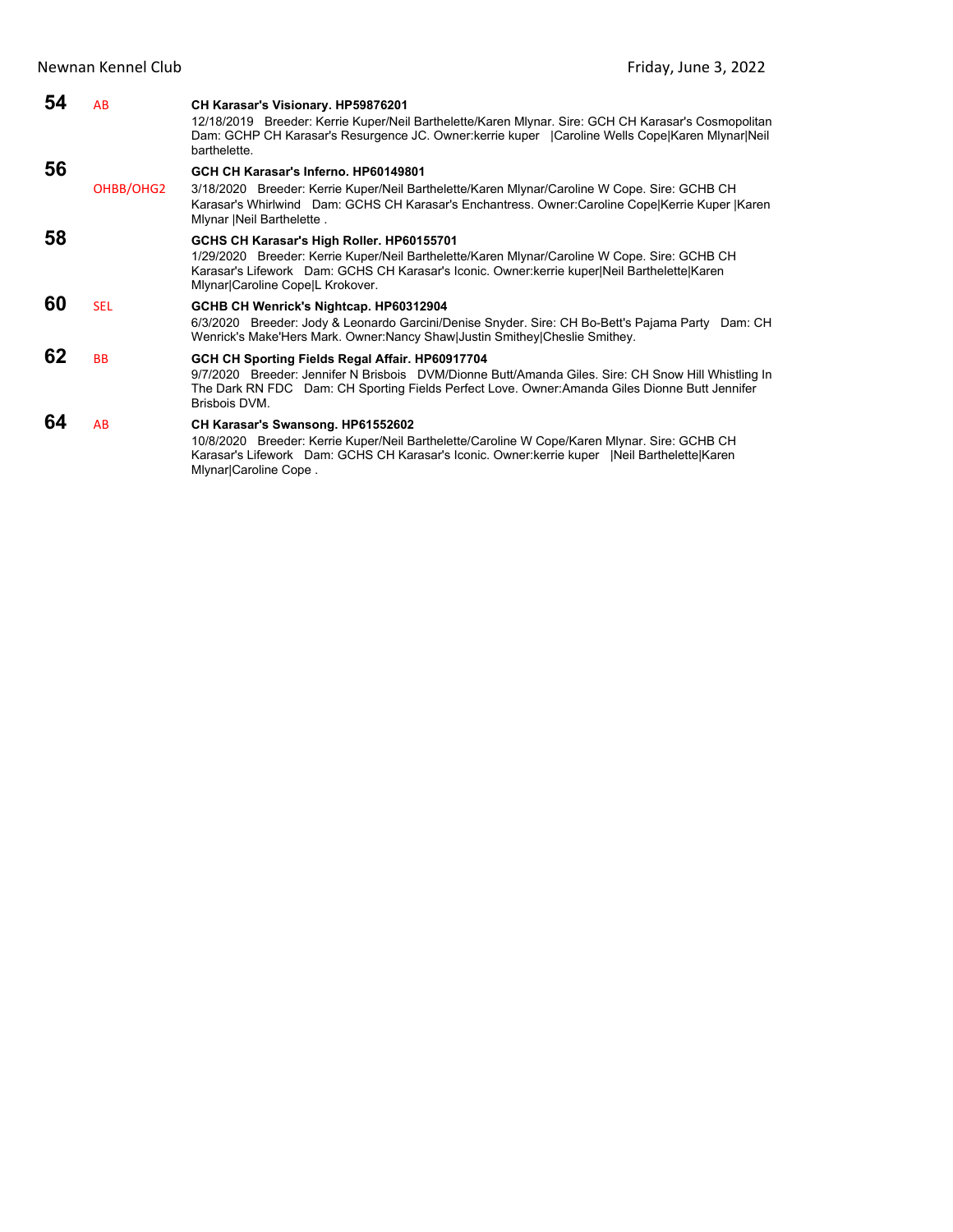**54** AB

**CH Karasar's Visionary. HP59876201**
12/18/2019 Breeder: Kerrie Kuper/Neil Barthelette/Karen Mlynar. Sire: GCH CH Karasar's Cosmopolitan Dam: GCHP CH Karasar's Resurgence JC. Owner:kerrie kuper |Caroline Wells Cope|Karen Mlynar|Neil barthelette.

**56** OHBB/OHG2

**GCH CH Karasar's Inferno. HP60149801**
3/18/2020 Breeder: Kerrie Kuper/Neil Barthelette/Karen Mlynar/Caroline W Cope. Sire: GCHB CH Karasar's Whirlwind Dam: GCHS CH Karasar's Enchantress. Owner:Caroline Cope|Kerrie Kuper |Karen Mlynar |Neil Barthelette .

**58**

**GCHS CH Karasar's High Roller. HP60155701**
1/29/2020 Breeder: Kerrie Kuper/Neil Barthelette/Karen Mlynar/Caroline W Cope. Sire: GCHB CH Karasar's Lifework Dam: GCHS CH Karasar's Iconic. Owner:kerrie kuper|Neil Barthelette|Karen Mlynar|Caroline Cope|L Krokover.

**60** SEL

**GCHB CH Wenrick's Nightcap. HP60312904**
6/3/2020 Breeder: Jody & Leonardo Garcini/Denise Snyder. Sire: CH Bo-Bett's Pajama Party Dam: CH Wenrick's Make'Hers Mark. Owner:Nancy Shaw|Justin Smithey|Cheslie Smithey.

**62** BB

**GCH CH Sporting Fields Regal Affair. HP60917704**
9/7/2020 Breeder: Jennifer N Brisbois DVM/Dionne Butt/Amanda Giles. Sire: CH Snow Hill Whistling In The Dark RN FDC Dam: CH Sporting Fields Perfect Love. Owner:Amanda Giles Dionne Butt Jennifer Brisbois DVM.

**64** AB

**CH Karasar's Swansong. HP61552602**
10/8/2020 Breeder: Kerrie Kuper/Neil Barthelette/Caroline W Cope/Karen Mlynar. Sire: GCHB CH Karasar's Lifework Dam: GCHS CH Karasar's Iconic. Owner:kerrie kuper |Neil Barthelette|Karen Mlynar|Caroline Cope .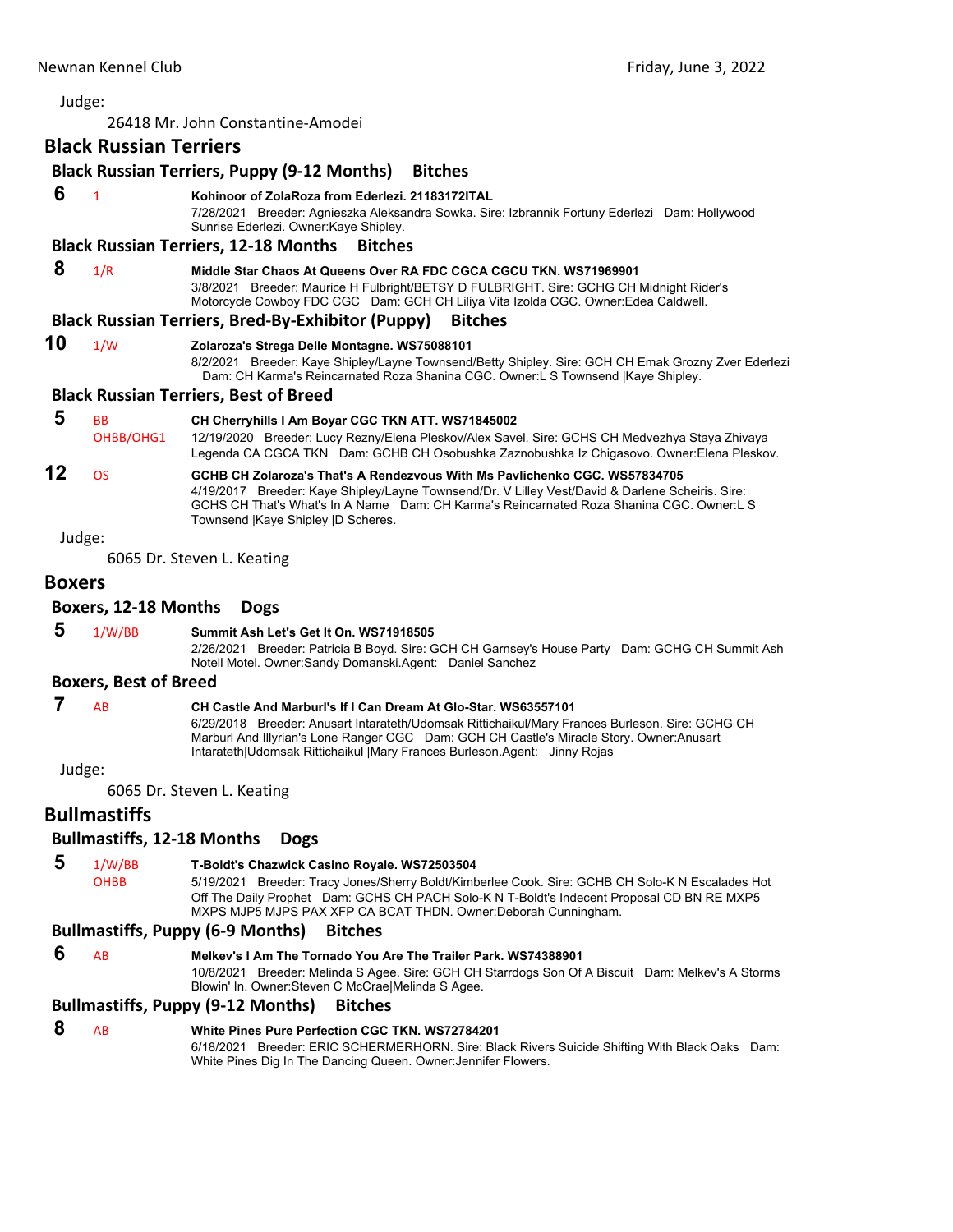Judge:

26418 Mr. John Constantine-Amodei

## Black Russian Terriers

### Black Russian Terriers, Puppy (9-12 Months) Bitches

**6** 1 **Kohinoor of ZolaRoza from Ederlezi. 21183172ITAL**
7/28/2021 Breeder: Agnieszka Aleksandra Sowka. Sire: Izbrannik Fortuny Ederlezi Dam: Hollywood Sunrise Ederlezi. Owner:Kaye Shipley.

### Black Russian Terriers, 12-18 Months Bitches

**8** 1/R **Middle Star Chaos At Queens Over RA FDC CGCA CGCU TKN. WS71969901**
3/8/2021 Breeder: Maurice H Fulbright/BETSY D FULBRIGHT. Sire: GCHG CH Midnight Rider's Motorcycle Cowboy FDC CGC Dam: GCH CH Liliya Vita Izolda CGC. Owner:Edea Caldwell.

### Black Russian Terriers, Bred-By-Exhibitor (Puppy) Bitches

**10** 1/W **Zolaroza's Strega Delle Montagne. WS75088101**
8/2/2021 Breeder: Kaye Shipley/Layne Townsend/Betty Shipley. Sire: GCH CH Emak Grozny Zver Ederlezi Dam: CH Karma's Reincarnated Roza Shanina CGC. Owner:L S Townsend |Kaye Shipley.

### Black Russian Terriers, Best of Breed

**5** BB OHBB/OHG1 **CH Cherryhills I Am Boyar CGC TKN ATT. WS71845002**
12/19/2020 Breeder: Lucy Rezny/Elena Pleskov/Alex Savel. Sire: GCHS CH Medvezhya Staya Zhivaya Legenda CA CGCA TKN Dam: GCHB CH Osobushka Zaznobushka Iz Chigasovo. Owner:Elena Pleskov.

**12** OS **GCHB CH Zolaroza's That's A Rendezvous With Ms Pavlichenko CGC. WS57834705**
4/19/2017 Breeder: Kaye Shipley/Layne Townsend/Dr. V Lilley Vest/David & Darlene Scheiris. Sire: GCHS CH That's What's In A Name Dam: CH Karma's Reincarnated Roza Shanina CGC. Owner:L S Townsend |Kaye Shipley |D Scheres.

Judge:

6065 Dr. Steven L. Keating

## Boxers

### Boxers, 12-18 Months Dogs

**5** 1/W/BB **Summit Ash Let's Get It On. WS71918505**
2/26/2021 Breeder: Patricia B Boyd. Sire: GCH CH Garnsey's House Party Dam: GCHG CH Summit Ash Notell Motel. Owner:Sandy Domanski.Agent: Daniel Sanchez

### Boxers, Best of Breed

**7** AB **CH Castle And Marburl's If I Can Dream At Glo-Star. WS63557101**
6/29/2018 Breeder: Anusart Intarateth/Udomsak Rittichaikul/Mary Frances Burleson. Sire: GCHG CH Marburl And Illyrian's Lone Ranger CGC Dam: GCH CH Castle's Miracle Story. Owner:Anusart Intarateth|Udomsak Rittichaikul |Mary Frances Burleson.Agent: Jinny Rojas

Judge:

6065 Dr. Steven L. Keating

## Bullmastiffs

### Bullmastiffs, 12-18 Months Dogs

**5** 1/W/BB OHBB **T-Boldt's Chazwick Casino Royale. WS72503504**
5/19/2021 Breeder: Tracy Jones/Sherry Boldt/Kimberlee Cook. Sire: GCHB CH Solo-K N Escalades Hot Off The Daily Prophet Dam: GCHS CH PACH Solo-K N T-Boldt's Indecent Proposal CD BN RE MXP5 MXPS MJP5 MJPS PAX XFP CA BCAT THDN. Owner:Deborah Cunningham.

### Bullmastiffs, Puppy (6-9 Months) Bitches

**6** AB **Melkev's I Am The Tornado You Are The Trailer Park. WS74388901**
10/8/2021 Breeder: Melinda S Agee. Sire: GCH CH Starrdogs Son Of A Biscuit Dam: Melkev's A Storms Blowin' In. Owner:Steven C McCrae|Melinda S Agee.

### Bullmastiffs, Puppy (9-12 Months) Bitches

**8** AB **White Pines Pure Perfection CGC TKN. WS72784201**
6/18/2021 Breeder: ERIC SCHERMERHORN. Sire: Black Rivers Suicide Shifting With Black Oaks Dam: White Pines Dig In The Dancing Queen. Owner:Jennifer Flowers.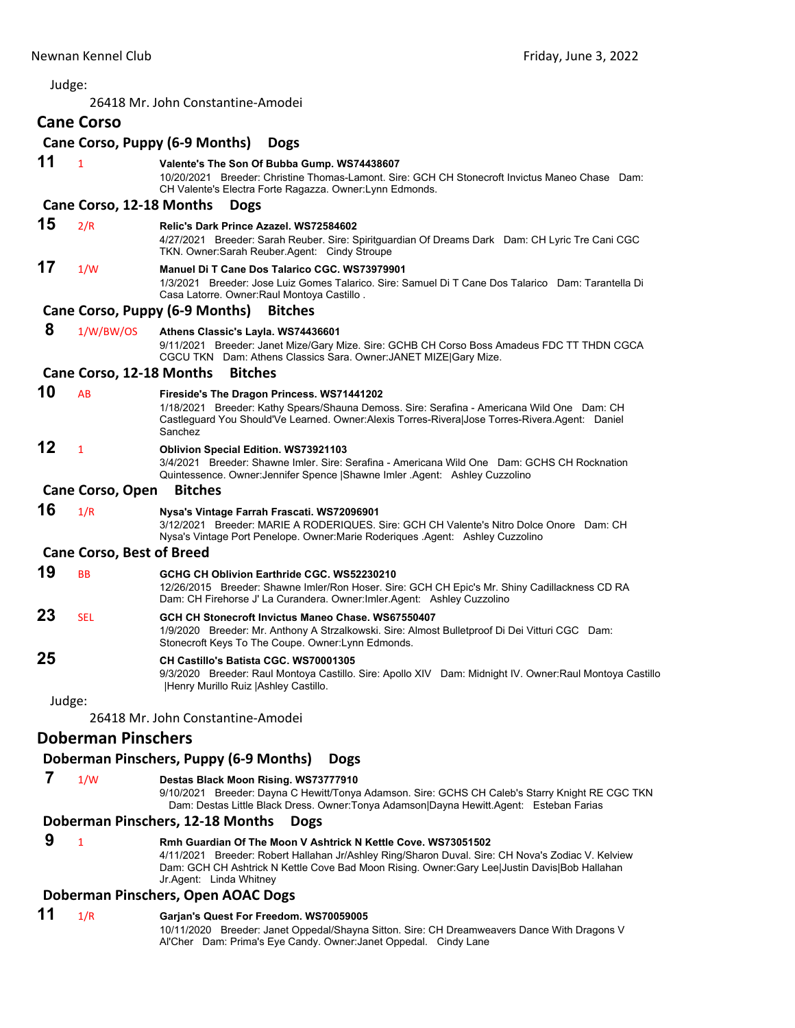Judge:

26418 Mr. John Constantine-Amodei

## Cane Corso

### Cane Corso, Puppy (6-9 Months) Dogs

**11** 1 **Valente's The Son Of Bubba Gump. WS74438607**
10/20/2021 Breeder: Christine Thomas-Lamont. Sire: GCH CH Stonecroft Invictus Maneo Chase Dam: CH Valente's Electra Forte Ragazza. Owner:Lynn Edmonds.

### Cane Corso, 12-18 Months Dogs

**15** 2/R **Relic's Dark Prince Azazel. WS72584602**
4/27/2021 Breeder: Sarah Reuber. Sire: Spiritguardian Of Dreams Dark Dam: CH Lyric Tre Cani CGC TKN. Owner:Sarah Reuber.Agent: Cindy Stroupe

**17** 1/W **Manuel Di T Cane Dos Talarico CGC. WS73979901**
1/3/2021 Breeder: Jose Luiz Gomes Talarico. Sire: Samuel Di T Cane Dos Talarico Dam: Tarantella Di Casa Latorre. Owner:Raul Montoya Castillo .

### Cane Corso, Puppy (6-9 Months) Bitches

**8** 1/W/BW/OS **Athens Classic's Layla. WS74436601**
9/11/2021 Breeder: Janet Mize/Gary Mize. Sire: GCHB CH Corso Boss Amadeus FDC TT THDN CGCA CGCU TKN Dam: Athens Classics Sara. Owner:JANET MIZE|Gary Mize.

### Cane Corso, 12-18 Months Bitches

**10** AB **Fireside's The Dragon Princess. WS71441202**
1/18/2021 Breeder: Kathy Spears/Shauna Demoss. Sire: Serafina - Americana Wild One Dam: CH Castleguard You Should'Ve Learned. Owner:Alexis Torres-Rivera|Jose Torres-Rivera.Agent: Daniel Sanchez

**12** 1 **Oblivion Special Edition. WS73921103**
3/4/2021 Breeder: Shawne Imler. Sire: Serafina - Americana Wild One Dam: GCHS CH Rocknation Quintessence. Owner:Jennifer Spence |Shawne Imler .Agent: Ashley Cuzzolino

### Cane Corso, Open Bitches

**16** 1/R **Nysa's Vintage Farrah Frascati. WS72096901**
3/12/2021 Breeder: MARIE A RODERIQUES. Sire: GCH CH Valente's Nitro Dolce Onore Dam: CH Nysa's Vintage Port Penelope. Owner:Marie Roderiques .Agent: Ashley Cuzzolino

### Cane Corso, Best of Breed

**19** BB **GCHG CH Oblivion Earthride CGC. WS52230210**
12/26/2015 Breeder: Shawne Imler/Ron Hoser. Sire: GCH CH Epic's Mr. Shiny Cadillackness CD RA Dam: CH Firehorse J' La Curandera. Owner:Imler.Agent: Ashley Cuzzolino

**23** SEL **GCH CH Stonecroft Invictus Maneo Chase. WS67550407**
1/9/2020 Breeder: Mr. Anthony A Strzalkowski. Sire: Almost Bulletproof Di Dei Vitturi CGC Dam: Stonecroft Keys To The Coupe. Owner:Lynn Edmonds.

**25** **CH Castillo's Batista CGC. WS70001305**
9/3/2020 Breeder: Raul Montoya Castillo. Sire: Apollo XIV Dam: Midnight IV. Owner:Raul Montoya Castillo |Henry Murillo Ruiz |Ashley Castillo.

Judge:

26418 Mr. John Constantine-Amodei

## Doberman Pinschers

### Doberman Pinschers, Puppy (6-9 Months) Dogs

**7** 1/W **Destas Black Moon Rising. WS73777910**
9/10/2021 Breeder: Dayna C Hewitt/Tonya Adamson. Sire: GCHS CH Caleb's Starry Knight RE CGC TKN Dam: Destas Little Black Dress. Owner:Tonya Adamson|Dayna Hewitt.Agent: Esteban Farias

### Doberman Pinschers, 12-18 Months Dogs

**9** 1 **Rmh Guardian Of The Moon V Ashtrick N Kettle Cove. WS73051502**
4/11/2021 Breeder: Robert Hallahan Jr/Ashley Ring/Sharon Duval. Sire: CH Nova's Zodiac V. Kelview Dam: GCH CH Ashtrick N Kettle Cove Bad Moon Rising. Owner:Gary Lee|Justin Davis|Bob Hallahan Jr.Agent: Linda Whitney

### Doberman Pinschers, Open AOAC Dogs

**11** 1/R **Garjan's Quest For Freedom. WS70059005**
10/11/2020 Breeder: Janet Oppedal/Shayna Sitton. Sire: CH Dreamweavers Dance With Dragons V Al'Cher Dam: Prima's Eye Candy. Owner:Janet Oppedal. Cindy Lane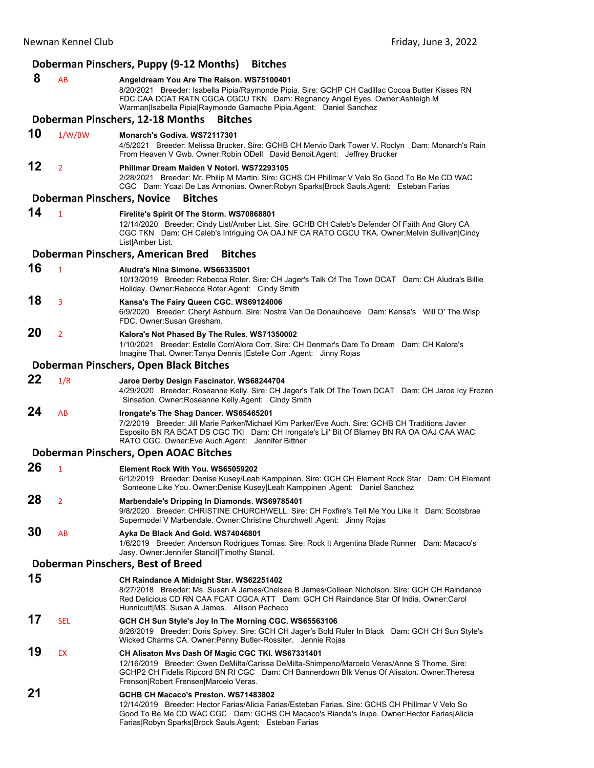## Doberman Pinschers, Puppy (9-12 Months) Bitches

**8** AB **Angeldream You Are The Raison. WS75100401**
8/20/2021 Breeder: Isabella Pipia/Raymonde Pipia. Sire: GCHP CH Cadillac Cocoa Butter Kisses RN FDC CAA DCAT RATN CGCA CGCU TKN Dam: Regnancy Angel Eyes. Owner:Ashleigh M Warman|Isabella Pipia|Raymonde Gamache Pipia.Agent: Daniel Sanchez

## Doberman Pinschers, 12-18 Months Bitches

**10** 1/W/BW **Monarch's Godiva. WS72117301**
4/5/2021 Breeder: Melissa Brucker. Sire: GCHB CH Mervio Dark Tower V. Roclyn Dam: Monarch's Rain From Heaven V Gwb. Owner:Robin ODell David Benoit.Agent: Jeffrey Brucker

**12** 2 **Phillmar Dream Maiden V Notori. WS72293105**
2/28/2021 Breeder: Mr. Philip M Martin. Sire: GCHS CH Phillmar V Velo So Good To Be Me CD WAC CGC Dam: Ycazi De Las Armonias. Owner:Robyn Sparks|Brock Sauls.Agent: Esteban Farias

## Doberman Pinschers, Novice Bitches

**14** 1 **Firelite's Spirit Of The Storm. WS70868801**
12/14/2020 Breeder: Cindy List/Amber List. Sire: GCHB CH Caleb's Defender Of Faith And Glory CA CGC TKN Dam: CH Caleb's Intriguing OA OAJ NF CA RATO CGCU TKA. Owner:Melvin Sullivan|Cindy List|Amber List.

## Doberman Pinschers, American Bred Bitches

**16** 1 **Aludra's Nina Simone. WS66335001**
10/13/2019 Breeder: Rebecca Roter. Sire: CH Jager's Talk Of The Town DCAT Dam: CH Aludra's Billie Holiday. Owner:Rebecca Roter.Agent: Cindy Smith

**18** 3 **Kansa's The Fairy Queen CGC. WS69124006**
6/9/2020 Breeder: Cheryl Ashburn. Sire: Nostra Van De Donauhoeve Dam: Kansa's Will O' The Wisp FDC. Owner:Susan Gresham.

**20** 2 **Kalora's Not Phased By The Rules. WS71350002**
1/10/2021 Breeder: Estelle Corr/Alora Corr. Sire: CH Denmar's Dare To Dream Dam: CH Kalora's Imagine That. Owner:Tanya Dennis |Estelle Corr .Agent: Jinny Rojas

## Doberman Pinschers, Open Black Bitches

**22** 1/R **Jaroe Derby Design Fascinator. WS68244704**
4/29/2020 Breeder: Roseanne Kelly. Sire: CH Jager's Talk Of The Town DCAT Dam: CH Jaroe Icy Frozen Sinsation. Owner:Roseanne Kelly.Agent: Cindy Smith

**24** AB **Irongate's The Shag Dancer. WS65465201**
7/2/2019 Breeder: Jill Marie Parker/Michael Kim Parker/Eve Auch. Sire: GCHB CH Traditions Javier Esposito BN RA BCAT DS CGC TKI Dam: CH Irongate's Lil' Bit Of Blarney BN RA OA OAJ CAA WAC RATO CGC. Owner:Eve Auch.Agent: Jennifer Bittner

## Doberman Pinschers, Open AOAC Bitches

**26** 1 **Element Rock With You. WS65059202**
6/12/2019 Breeder: Denise Kusey/Leah Kamppinen. Sire: GCH CH Element Rock Star Dam: CH Element Someone Like You. Owner:Denise Kusey|Leah Kamppinen .Agent: Daniel Sanchez

**28** 2 **Marbendale's Dripping In Diamonds. WS69785401**
9/8/2020 Breeder: CHRISTINE CHURCHWELL. Sire: CH Foxfire's Tell Me You Like It Dam: Scotsbrae Supermodel V Marbendale. Owner:Christine Churchwell .Agent: Jinny Rojas

**30** AB **Ayka De Black And Gold. WS74046801**
1/6/2019 Breeder: Anderson Rodrigues Tomas. Sire: Rock It Argentina Blade Runner Dam: Macaco's Jasy. Owner:Jennifer Stancil|Timothy Stancil.

## Doberman Pinschers, Best of Breed

**15** **CH Raindance A Midnight Star. WS62251402**
8/27/2018 Breeder: Ms. Susan A James/Chelsea B James/Colleen Nicholson. Sire: GCH CH Raindance Red Delicious CD RN CAA FCAT CGCA ATT Dam: GCH CH Raindance Star Of India. Owner:Carol Hunnicutt|MS. Susan A James. Allison Pacheco

**17** SEL **GCH CH Sun Style's Joy In The Morning CGC. WS65563106**
8/26/2019 Breeder: Doris Spivey. Sire: GCH CH Jager's Bold Ruler In Black Dam: GCH CH Sun Style's Wicked Charms CA. Owner:Penny Butler-Rossiter. Jennie Rojas

**19** EX **CH Alisaton Mvs Dash Of Magic CGC TKI. WS67331401**
12/16/2019 Breeder: Gwen DeMilta/Carissa DeMilta-Shimpeno/Marcelo Veras/Anne S Thorne. Sire: GCHP2 CH Fidelis Ripcord BN RI CGC Dam: CH Bannerdown Blk Venus Of Alisaton. Owner:Theresa Frenson|Robert Frensen|Marcelo Veras.

**21** **GCHB CH Macaco's Preston. WS71483802**
12/14/2019 Breeder: Hector Farias/Alicia Farias/Esteban Farias. Sire: GCHS CH Phillmar V Velo So Good To Be Me CD WAC CGC Dam: GCHS CH Macaco's Riande's Irupe. Owner:Hector Farias|Alicia Farias|Robyn Sparks|Brock Sauls.Agent: Esteban Farias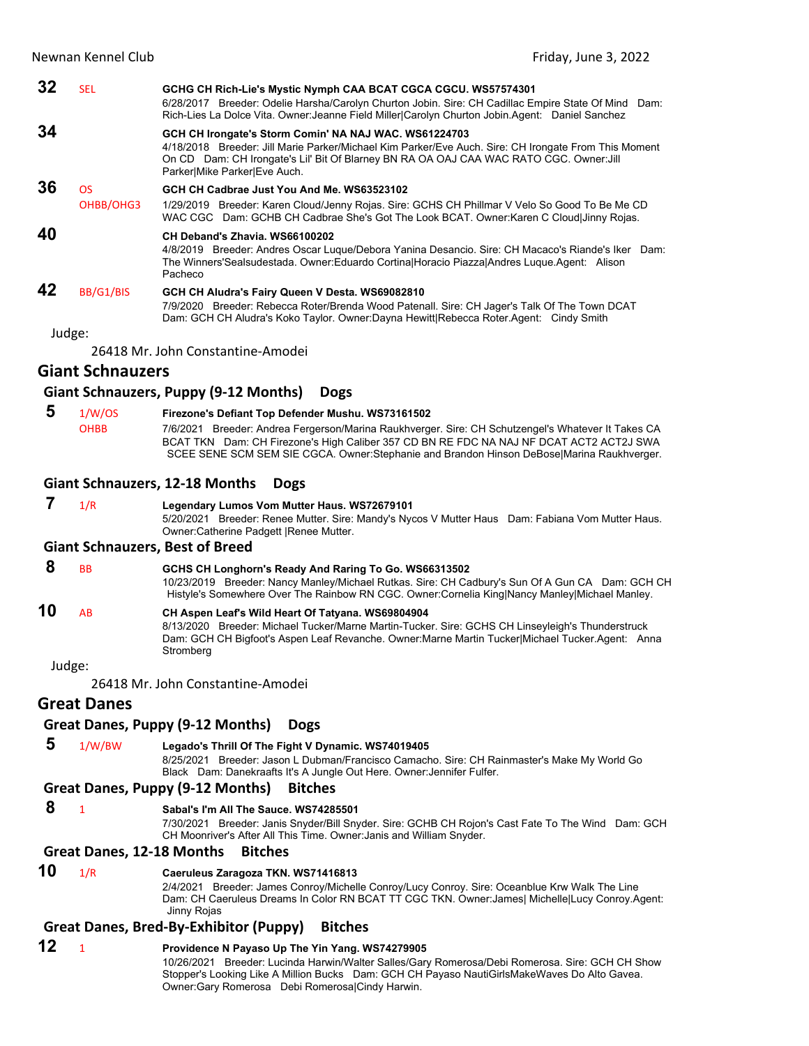**32** SEL **GCHG CH Rich-Lie's Mystic Nymph CAA BCAT CGCA CGCU. WS57574301**
6/28/2017 Breeder: Odelie Harsha/Carolyn Churton Jobin. Sire: CH Cadillac Empire State Of Mind Dam: Rich-Lies La Dolce Vita. Owner:Jeanne Field Miller|Carolyn Churton Jobin.Agent: Daniel Sanchez

**34** **GCH CH Irongate's Storm Comin' NA NAJ WAC. WS61224703**
4/18/2018 Breeder: Jill Marie Parker/Michael Kim Parker/Eve Auch. Sire: CH Irongate From This Moment On CD Dam: CH Irongate's Lil' Bit Of Blarney BN RA OA OAJ CAA WAC RATO CGC. Owner:Jill Parker|Mike Parker|Eve Auch.

**36** OS OHBB/OHG3 **GCH CH Cadbrae Just You And Me. WS63523102**
1/29/2019 Breeder: Karen Cloud/Jenny Rojas. Sire: GCHS CH Phillmar V Velo So Good To Be Me CD WAC CGC Dam: GCHB CH Cadbrae She's Got The Look BCAT. Owner:Karen C Cloud|Jinny Rojas.

**40** **CH Deband's Zhavia. WS66100202**
4/8/2019 Breeder: Andres Oscar Luque/Debora Yanina Desancio. Sire: CH Macaco's Riande's Iker Dam: The Winners'Sealsudestada. Owner:Eduardo Cortina|Horacio Piazza|Andres Luque.Agent: Alison Pacheco

**42** BB/G1/BIS **GCH CH Aludra's Fairy Queen V Desta. WS69082810**
7/9/2020 Breeder: Rebecca Roter/Brenda Wood Patenall. Sire: CH Jager's Talk Of The Town DCAT Dam: GCH CH Aludra's Koko Taylor. Owner:Dayna Hewitt|Rebecca Roter.Agent: Cindy Smith

Judge:

26418 Mr. John Constantine-Amodei

## Giant Schnauzers

### Giant Schnauzers, Puppy (9-12 Months) Dogs

**5** 1/W/OS OHBB **Firezone's Defiant Top Defender Mushu. WS73161502**
7/6/2021 Breeder: Andrea Fergerson/Marina Raukhverger. Sire: CH Schutzengel's Whatever It Takes CA BCAT TKN Dam: CH Firezone's High Caliber 357 CD BN RE FDC NA NAJ NF DCAT ACT2 ACT2J SWA SCEE SENE SCM SEM SIE CGCA. Owner:Stephanie and Brandon Hinson DeBose|Marina Raukhverger.

### Giant Schnauzers, 12-18 Months Dogs

**7** 1/R **Legendary Lumos Vom Mutter Haus. WS72679101**
5/20/2021 Breeder: Renee Mutter. Sire: Mandy's Nycos V Mutter Haus Dam: Fabiana Vom Mutter Haus. Owner:Catherine Padgett |Renee Mutter.

### Giant Schnauzers, Best of Breed

**8** BB **GCHS CH Longhorn's Ready And Raring To Go. WS66313502**
10/23/2019 Breeder: Nancy Manley/Michael Rutkas. Sire: CH Cadbury's Sun Of A Gun CA Dam: GCH CH Histyle's Somewhere Over The Rainbow RN CGC. Owner:Cornelia King|Nancy Manley|Michael Manley.

**10** AB **CH Aspen Leaf's Wild Heart Of Tatyana. WS69804904**
8/13/2020 Breeder: Michael Tucker/Marne Martin-Tucker. Sire: GCHS CH Linseyleigh's Thunderstruck Dam: GCH CH Bigfoot's Aspen Leaf Revanche. Owner:Marne Martin Tucker|Michael Tucker.Agent: Anna Stromberg

Judge:

26418 Mr. John Constantine-Amodei

## Great Danes

### Great Danes, Puppy (9-12 Months) Dogs

**5** 1/W/BW **Legado's Thrill Of The Fight V Dynamic. WS74019405**
8/25/2021 Breeder: Jason L Dubman/Francisco Camacho. Sire: CH Rainmaster's Make My World Go Black Dam: Danekraafts It's A Jungle Out Here. Owner:Jennifer Fulfer.

### Great Danes, Puppy (9-12 Months) Bitches

**8** 1 **Sabal's I'm All The Sauce. WS74285501**
7/30/2021 Breeder: Janis Snyder/Bill Snyder. Sire: GCHB CH Rojon's Cast Fate To The Wind Dam: GCH CH Moonriver's After All This Time. Owner:Janis and William Snyder.

### Great Danes, 12-18 Months Bitches

**10** 1/R **Caeruleus Zaragoza TKN. WS71416813**
2/4/2021 Breeder: James Conroy/Michelle Conroy/Lucy Conroy. Sire: Oceanblue Krw Walk The Line Dam: CH Caeruleus Dreams In Color RN BCAT TT CGC TKN. Owner:James| Michelle|Lucy Conroy.Agent: Jinny Rojas

### Great Danes, Bred-By-Exhibitor (Puppy) Bitches

**12** 1 **Providence N Payaso Up The Yin Yang. WS74279905**
10/26/2021 Breeder: Lucinda Harwin/Walter Salles/Gary Romerosa/Debi Romerosa. Sire: GCH CH Show Stopper's Looking Like A Million Bucks Dam: GCH CH Payaso NautiGirlsMakeWaves Do Alto Gavea. Owner:Gary Romerosa Debi Romerosa|Cindy Harwin.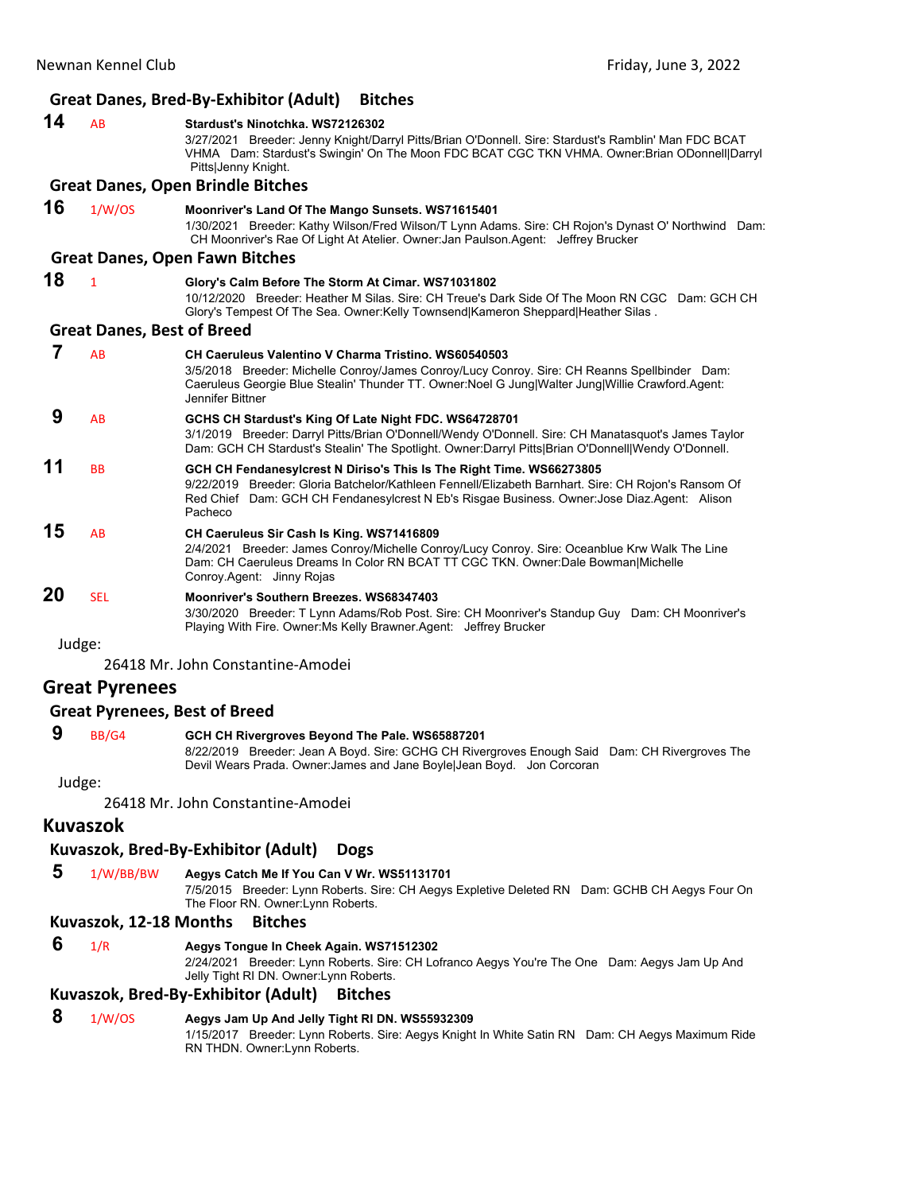### Great Danes, Bred-By-Exhibitor (Adult) Bitches

**14** AB **Stardust's Ninotchka. WS72126302**
3/27/2021 Breeder: Jenny Knight/Darryl Pitts/Brian O'Donnell. Sire: Stardust's Ramblin' Man FDC BCAT VHMA Dam: Stardust's Swingin' On The Moon FDC BCAT CGC TKN VHMA. Owner:Brian ODonnell|Darryl Pitts|Jenny Knight.

### Great Danes, Open Brindle Bitches

**16** 1/W/OS **Moonriver's Land Of The Mango Sunsets. WS71615401**
1/30/2021 Breeder: Kathy Wilson/Fred Wilson/T Lynn Adams. Sire: CH Rojon's Dynast O' Northwind Dam: CH Moonriver's Rae Of Light At Atelier. Owner:Jan Paulson.Agent: Jeffrey Brucker

### Great Danes, Open Fawn Bitches

**18** 1 **Glory's Calm Before The Storm At Cimar. WS71031802**
10/12/2020 Breeder: Heather M Silas. Sire: CH Treue's Dark Side Of The Moon RN CGC Dam: GCH CH Glory's Tempest Of The Sea. Owner:Kelly Townsend|Kameron Sheppard|Heather Silas .

### Great Danes, Best of Breed

**7** AB **CH Caeruleus Valentino V Charma Tristino. WS60540503**
3/5/2018 Breeder: Michelle Conroy/James Conroy/Lucy Conroy. Sire: CH Reanns Spellbinder Dam: Caeruleus Georgie Blue Stealin' Thunder TT. Owner:Noel G Jung|Walter Jung|Willie Crawford.Agent: Jennifer Bittner

**9** AB **GCHS CH Stardust's King Of Late Night FDC. WS64728701**
3/1/2019 Breeder: Darryl Pitts/Brian O'Donnell/Wendy O'Donnell. Sire: CH Manatasquot's James Taylor Dam: GCH CH Stardust's Stealin' The Spotlight. Owner:Darryl Pitts|Brian O'Donnell|Wendy O'Donnell.

**11** BB **GCH CH Fendanesylcrest N Diriso's This Is The Right Time. WS66273805**
9/22/2019 Breeder: Gloria Batchelor/Kathleen Fennell/Elizabeth Barnhart. Sire: CH Rojon's Ransom Of Red Chief Dam: GCH CH Fendanesylcrest N Eb's Risgae Business. Owner:Jose Diaz.Agent: Alison Pacheco

**15** AB **CH Caeruleus Sir Cash Is King. WS71416809**
2/4/2021 Breeder: James Conroy/Michelle Conroy/Lucy Conroy. Sire: Oceanblue Krw Walk The Line Dam: CH Caeruleus Dreams In Color RN BCAT TT CGC TKN. Owner:Dale Bowman|Michelle Conroy.Agent: Jinny Rojas

**20** SEL **Moonriver's Southern Breezes. WS68347403**
3/30/2020 Breeder: T Lynn Adams/Rob Post. Sire: CH Moonriver's Standup Guy Dam: CH Moonriver's Playing With Fire. Owner:Ms Kelly Brawner.Agent: Jeffrey Brucker

Judge:

26418 Mr. John Constantine-Amodei

## Great Pyrenees

### Great Pyrenees, Best of Breed

**9** BB/G4 **GCH CH Rivergroves Beyond The Pale. WS65887201**
8/22/2019 Breeder: Jean A Boyd. Sire: GCHG CH Rivergroves Enough Said Dam: CH Rivergroves The Devil Wears Prada. Owner:James and Jane Boyle|Jean Boyd. Jon Corcoran

Judge:

26418 Mr. John Constantine-Amodei

## Kuvaszok

### Kuvaszok, Bred-By-Exhibitor (Adult) Dogs

**5** 1/W/BB/BW **Aegys Catch Me If You Can V Wr. WS51131701**
7/5/2015 Breeder: Lynn Roberts. Sire: CH Aegys Expletive Deleted RN Dam: GCHB CH Aegys Four On The Floor RN. Owner:Lynn Roberts.

### Kuvaszok, 12-18 Months Bitches

**6** 1/R **Aegys Tongue In Cheek Again. WS71512302**
2/24/2021 Breeder: Lynn Roberts. Sire: CH Lofranco Aegys You're The One Dam: Aegys Jam Up And Jelly Tight RI DN. Owner:Lynn Roberts.

### Kuvaszok, Bred-By-Exhibitor (Adult) Bitches

**8** 1/W/OS **Aegys Jam Up And Jelly Tight RI DN. WS55932309**
1/15/2017 Breeder: Lynn Roberts. Sire: Aegys Knight In White Satin RN Dam: CH Aegys Maximum Ride RN THDN. Owner:Lynn Roberts.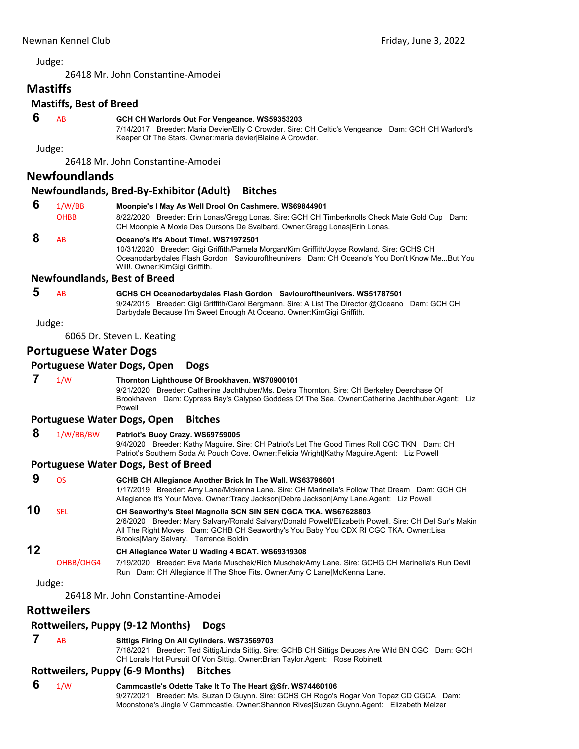Judge:

26418 Mr. John Constantine-Amodei

## Mastiffs

### Mastiffs, Best of Breed

**6** AB **GCH CH Warlords Out For Vengeance. WS59353203**
7/14/2017 Breeder: Maria Devier/Elly C Crowder. Sire: CH Celtic's Vengeance Dam: GCH CH Warlord's Keeper Of The Stars. Owner:maria devier|Blaine A Crowder.

Judge:

26418 Mr. John Constantine-Amodei

## Newfoundlands

### Newfoundlands, Bred-By-Exhibitor (Adult) Bitches

**6** 1/W/BB OHBB **Moonpie's I May As Well Drool On Cashmere. WS69844901**
8/22/2020 Breeder: Erin Lonas/Gregg Lonas. Sire: GCH CH Timberknolls Check Mate Gold Cup Dam: CH Moonpie A Moxie Des Oursons De Svalbard. Owner:Gregg Lonas|Erin Lonas.

**8** AB **Oceano's It's About Time!. WS71972501**
10/31/2020 Breeder: Gigi Griffith/Pamela Morgan/Kim Griffith/Joyce Rowland. Sire: GCHS CH Oceanodarbydales Flash Gordon Saviouroftheunivers Dam: CH Oceano's You Don't Know Me...But You Will!. Owner:KimGigi Griffith.

### Newfoundlands, Best of Breed

**5** AB **GCHS CH Oceanodarbydales Flash Gordon Saviouroftheunivers. WS51787501**
9/24/2015 Breeder: Gigi Griffith/Carol Bergmann. Sire: A List The Director @Oceano Dam: GCH CH Darbydale Because I'm Sweet Enough At Oceano. Owner:KimGigi Griffith.

Judge:

6065 Dr. Steven L. Keating

## Portuguese Water Dogs

### Portuguese Water Dogs, Open Dogs

**7** 1/W **Thornton Lighthouse Of Brookhaven. WS70900101**
9/21/2020 Breeder: Catherine Jachthuber/Ms. Debra Thornton. Sire: CH Berkeley Deerchase Of Brookhaven Dam: Cypress Bay's Calypso Goddess Of The Sea. Owner:Catherine Jachthuber.Agent: Liz Powell

### Portuguese Water Dogs, Open Bitches

**8** 1/W/BB/BW **Patriot's Buoy Crazy. WS69759005**
9/4/2020 Breeder: Kathy Maguire. Sire: CH Patriot's Let The Good Times Roll CGC TKN Dam: CH Patriot's Southern Soda At Pouch Cove. Owner:Felicia Wright|Kathy Maguire.Agent: Liz Powell

### Portuguese Water Dogs, Best of Breed

**9** OS **GCHB CH Allegiance Another Brick In The Wall. WS63796601**
1/17/2019 Breeder: Amy Lane/Mckenna Lane. Sire: CH Marinella's Follow That Dream Dam: GCH CH Allegiance It's Your Move. Owner:Tracy Jackson|Debra Jackson|Amy Lane.Agent: Liz Powell

**10** SEL **CH Seaworthy's Steel Magnolia SCN SIN SEN CGCA TKA. WS67628803**
2/6/2020 Breeder: Mary Salvary/Ronald Salvary/Donald Powell/Elizabeth Powell. Sire: CH Del Sur's Makin All The Right Moves Dam: GCHB CH Seaworthy's You Baby You CDX RI CGC TKA. Owner:Lisa Brooks|Mary Salvary. Terrence Boldin

**12** OHBB/OHG4 **CH Allegiance Water U Wading 4 BCAT. WS69319308**
7/19/2020 Breeder: Eva Marie Muschek/Rich Muschek/Amy Lane. Sire: GCHG CH Marinella's Run Devil Run Dam: CH Allegiance If The Shoe Fits. Owner:Amy C Lane|McKenna Lane.

Judge:

26418 Mr. John Constantine-Amodei

## Rottweilers

### Rottweilers, Puppy (9-12 Months) Dogs

**7** AB **Sittigs Firing On All Cylinders. WS73569703**
7/18/2021 Breeder: Ted Sittig/Linda Sittig. Sire: GCHB CH Sittigs Deuces Are Wild BN CGC Dam: GCH CH Lorals Hot Pursuit Of Von Sittig. Owner:Brian Taylor.Agent: Rose Robinett

### Rottweilers, Puppy (6-9 Months) Bitches

**6** 1/W **Cammcastle's Odette Take It To The Heart @Sfr. WS74460106**
9/27/2021 Breeder: Ms. Suzan D Guynn. Sire: GCHS CH Rogo's Rogar Von Topaz CD CGCA Dam: Moonstone's Jingle V Cammcastle. Owner:Shannon Rives|Suzan Guynn.Agent: Elizabeth Melzer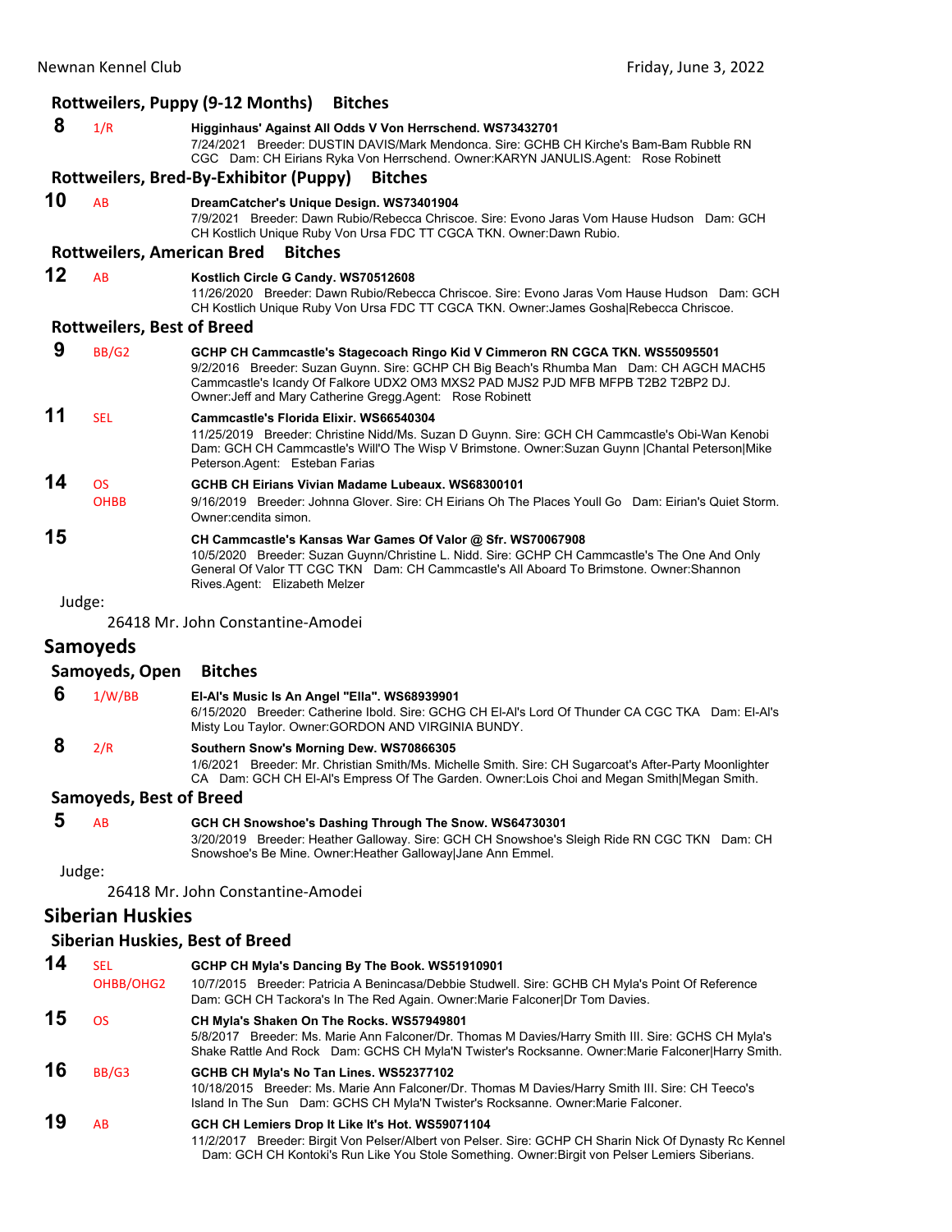### Rottweilers, Puppy (9-12 Months) Bitches

**8** 1/R **Higginhaus' Against All Odds V Von Herrschend. WS73432701**
7/24/2021 Breeder: DUSTIN DAVIS/Mark Mendonca. Sire: GCHB CH Kirche's Bam-Bam Rubble RN CGC Dam: CH Eirians Ryka Von Herrschend. Owner:KARYN JANULIS.Agent: Rose Robinett

### Rottweilers, Bred-By-Exhibitor (Puppy) Bitches

**10** AB **DreamCatcher's Unique Design. WS73401904**
7/9/2021 Breeder: Dawn Rubio/Rebecca Chriscoe. Sire: Evono Jaras Vom Hause Hudson Dam: GCH CH Kostlich Unique Ruby Von Ursa FDC TT CGCA TKN. Owner:Dawn Rubio.

### Rottweilers, American Bred Bitches

**12** AB **Kostlich Circle G Candy. WS70512608**
11/26/2020 Breeder: Dawn Rubio/Rebecca Chriscoe. Sire: Evono Jaras Vom Hause Hudson Dam: GCH CH Kostlich Unique Ruby Von Ursa FDC TT CGCA TKN. Owner:James Gosha|Rebecca Chriscoe.

### Rottweilers, Best of Breed

**9** BB/G2 **GCHP CH Cammcastle's Stagecoach Ringo Kid V Cimmeron RN CGCA TKN. WS55095501**
9/2/2016 Breeder: Suzan Guynn. Sire: GCHP CH Big Beach's Rhumba Man Dam: CH AGCH MACH5 Cammcastle's Icandy Of Falkore UDX2 OM3 MXS2 PAD MJS2 PJD MFB MFPB T2B2 T2BP2 DJ. Owner:Jeff and Mary Catherine Gregg.Agent: Rose Robinett

**11** SEL **Cammcastle's Florida Elixir. WS66540304**
11/25/2019 Breeder: Christine Nidd/Ms. Suzan D Guynn. Sire: GCH CH Cammcastle's Obi-Wan Kenobi Dam: GCH CH Cammcastle's Will'O The Wisp V Brimstone. Owner:Suzan Guynn |Chantal Peterson|Mike Peterson.Agent: Esteban Farias

**14** OS OHBB **GCHB CH Eirians Vivian Madame Lubeaux. WS68300101**
9/16/2019 Breeder: Johnna Glover. Sire: CH Eirians Oh The Places Youll Go Dam: Eirian's Quiet Storm. Owner:cendita simon.

**15** **CH Cammcastle's Kansas War Games Of Valor @ Sfr. WS70067908**
10/5/2020 Breeder: Suzan Guynn/Christine L. Nidd. Sire: GCHP CH Cammcastle's The One And Only General Of Valor TT CGC TKN Dam: CH Cammcastle's All Aboard To Brimstone. Owner:Shannon Rives.Agent: Elizabeth Melzer

Judge:

26418 Mr. John Constantine-Amodei

## Samoyeds

### Samoyeds, Open Bitches

**6** 1/W/BB **El-Al's Music Is An Angel "Ella". WS68939901**
6/15/2020 Breeder: Catherine Ibold. Sire: GCHG CH El-Al's Lord Of Thunder CA CGC TKA Dam: El-Al's Misty Lou Taylor. Owner:GORDON AND VIRGINIA BUNDY.

**8** 2/R **Southern Snow's Morning Dew. WS70866305**
1/6/2021 Breeder: Mr. Christian Smith/Ms. Michelle Smith. Sire: CH Sugarcoat's After-Party Moonlighter CA Dam: GCH CH El-Al's Empress Of The Garden. Owner:Lois Choi and Megan Smith|Megan Smith.

### Samoyeds, Best of Breed

**5** AB **GCH CH Snowshoe's Dashing Through The Snow. WS64730301**
3/20/2019 Breeder: Heather Galloway. Sire: GCH CH Snowshoe's Sleigh Ride RN CGC TKN Dam: CH Snowshoe's Be Mine. Owner:Heather Galloway|Jane Ann Emmel.

Judge:

26418 Mr. John Constantine-Amodei

## Siberian Huskies

### Siberian Huskies, Best of Breed

**14** SEL OHBB/OHG2 **GCHP CH Myla's Dancing By The Book. WS51910901**
10/7/2015 Breeder: Patricia A Benincasa/Debbie Studwell. Sire: GCHB CH Myla's Point Of Reference Dam: GCH CH Tackora's In The Red Again. Owner:Marie Falconer|Dr Tom Davies.

**15** OS **CH Myla's Shaken On The Rocks. WS57949801**
5/8/2017 Breeder: Ms. Marie Ann Falconer/Dr. Thomas M Davies/Harry Smith III. Sire: GCHS CH Myla's Shake Rattle And Rock Dam: GCHS CH Myla'N Twister's Rocksanne. Owner:Marie Falconer|Harry Smith.

**16** BB/G3 **GCHB CH Myla's No Tan Lines. WS52377102**
10/18/2015 Breeder: Ms. Marie Ann Falconer/Dr. Thomas M Davies/Harry Smith III. Sire: CH Teeco's Island In The Sun Dam: GCHS CH Myla'N Twister's Rocksanne. Owner:Marie Falconer.

**19** AB **GCH CH Lemiers Drop It Like It's Hot. WS59071104**
11/2/2017 Breeder: Birgit Von Pelser/Albert von Pelser. Sire: GCHP CH Sharin Nick Of Dynasty Rc Kennel Dam: GCH CH Kontoki's Run Like You Stole Something. Owner:Birgit von Pelser Lemiers Siberians.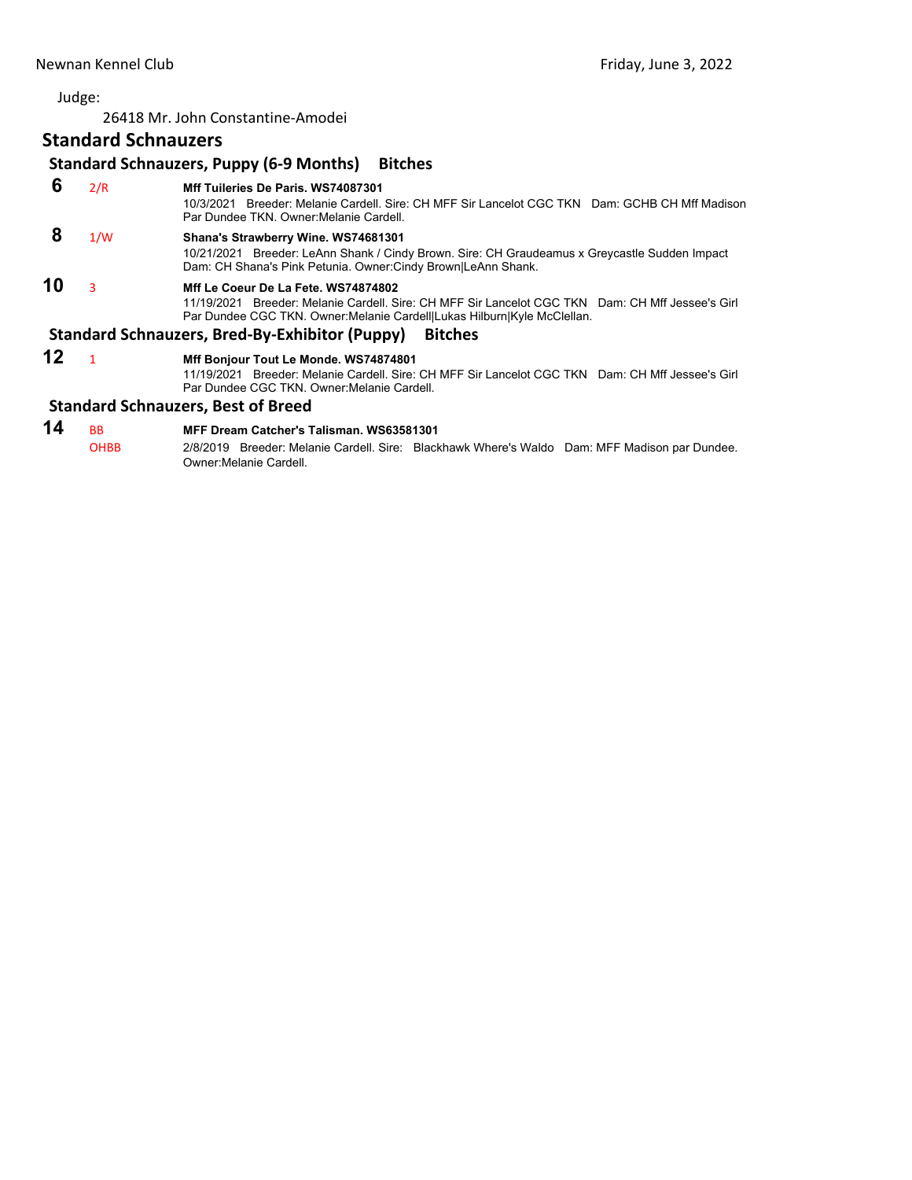Judge:

26418 Mr. John Constantine-Amodei

## Standard Schnauzers

### Standard Schnauzers, Puppy (6-9 Months) Bitches

**6** 2/R **Mff Tuileries De Paris. WS74087301**
10/3/2021 Breeder: Melanie Cardell. Sire: CH MFF Sir Lancelot CGC TKN Dam: GCHB CH Mff Madison Par Dundee TKN. Owner:Melanie Cardell.

**8** 1/W **Shana's Strawberry Wine. WS74681301**
10/21/2021 Breeder: LeAnn Shank / Cindy Brown. Sire: CH Graudeamus x Greycastle Sudden Impact Dam: CH Shana's Pink Petunia. Owner:Cindy Brown|LeAnn Shank.

**10** 3 **Mff Le Coeur De La Fete. WS74874802**
11/19/2021 Breeder: Melanie Cardell. Sire: CH MFF Sir Lancelot CGC TKN Dam: CH Mff Jessee's Girl Par Dundee CGC TKN. Owner:Melanie Cardell|Lukas Hilburn|Kyle McClellan.

### Standard Schnauzers, Bred-By-Exhibitor (Puppy) Bitches

**12** 1 **Mff Bonjour Tout Le Monde. WS74874801**
11/19/2021 Breeder: Melanie Cardell. Sire: CH MFF Sir Lancelot CGC TKN Dam: CH Mff Jessee's Girl Par Dundee CGC TKN. Owner:Melanie Cardell.

### Standard Schnauzers, Best of Breed

**14** BB OHBB **MFF Dream Catcher's Talisman. WS63581301**
2/8/2019 Breeder: Melanie Cardell. Sire: Blackhawk Where's Waldo Dam: MFF Madison par Dundee. Owner:Melanie Cardell.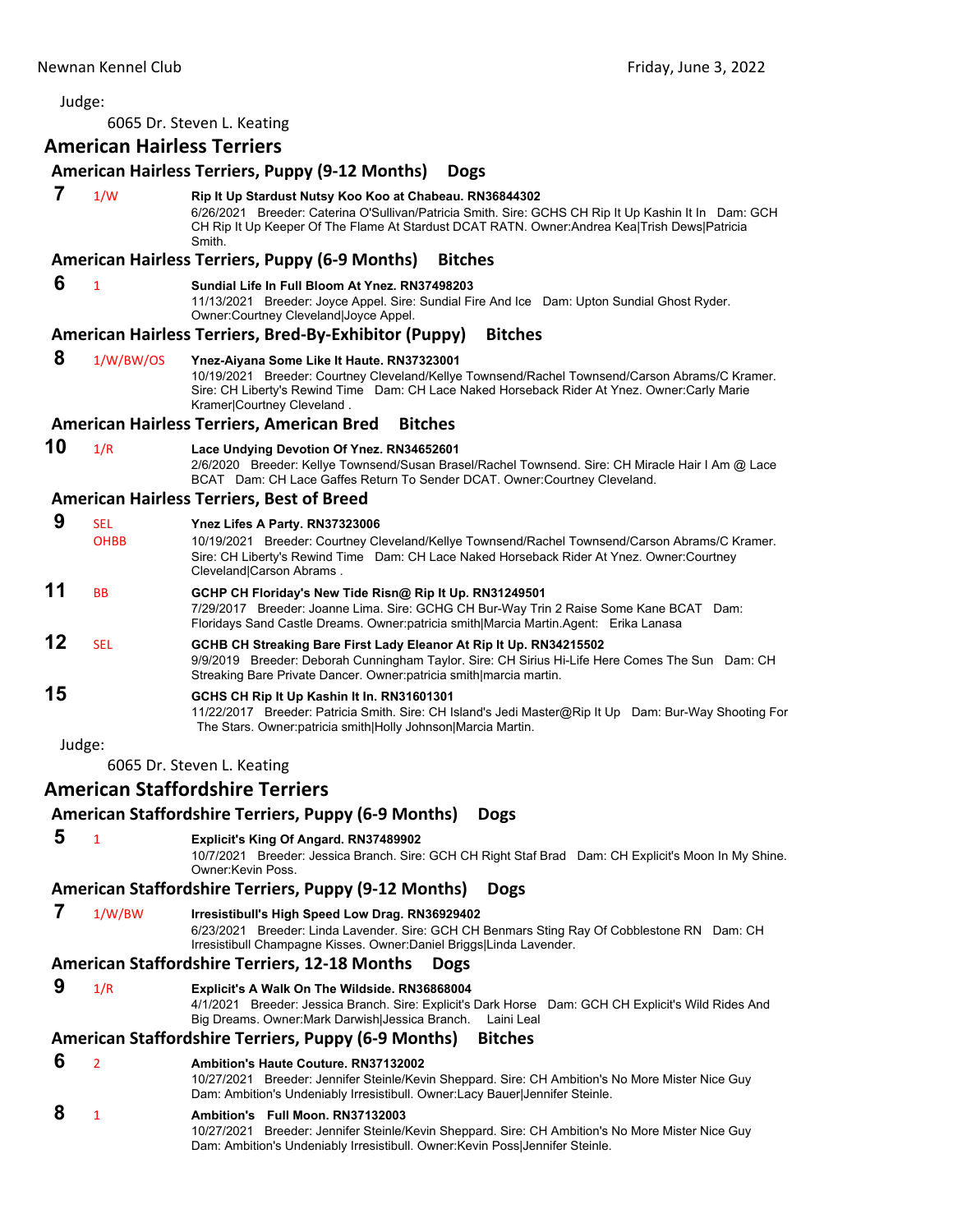Judge:

6065 Dr. Steven L. Keating

## American Hairless Terriers

### American Hairless Terriers, Puppy (9-12 Months) Dogs

**7** 1/W **Rip It Up Stardust Nutsy Koo Koo at Chabeau. RN36844302**
6/26/2021 Breeder: Caterina O'Sullivan/Patricia Smith. Sire: GCHS CH Rip It Up Kashin It In Dam: GCH CH Rip It Up Keeper Of The Flame At Stardust DCAT RATN. Owner:Andrea Kea|Trish Dews|Patricia Smith.

### American Hairless Terriers, Puppy (6-9 Months) Bitches

**6** 1 **Sundial Life In Full Bloom At Ynez. RN37498203**
11/13/2021 Breeder: Joyce Appel. Sire: Sundial Fire And Ice Dam: Upton Sundial Ghost Ryder. Owner:Courtney Cleveland|Joyce Appel.

### American Hairless Terriers, Bred-By-Exhibitor (Puppy) Bitches

**8** 1/W/BW/OS **Ynez-Aiyana Some Like It Haute. RN37323001**
10/19/2021 Breeder: Courtney Cleveland/Kellye Townsend/Rachel Townsend/Carson Abrams/C Kramer. Sire: CH Liberty's Rewind Time Dam: CH Lace Naked Horseback Rider At Ynez. Owner:Carly Marie Kramer|Courtney Cleveland .

### American Hairless Terriers, American Bred Bitches

**10** 1/R **Lace Undying Devotion Of Ynez. RN34652601**
2/6/2020 Breeder: Kellye Townsend/Susan Brasel/Rachel Townsend. Sire: CH Miracle Hair I Am @ Lace BCAT Dam: CH Lace Gaffes Return To Sender DCAT. Owner:Courtney Cleveland.

### American Hairless Terriers, Best of Breed

**9** SEL OHBB **Ynez Lifes A Party. RN37323006**
10/19/2021 Breeder: Courtney Cleveland/Kellye Townsend/Rachel Townsend/Carson Abrams/C Kramer. Sire: CH Liberty's Rewind Time Dam: CH Lace Naked Horseback Rider At Ynez. Owner:Courtney Cleveland|Carson Abrams .

**11** BB **GCHP CH Floriday's New Tide Risn@ Rip It Up. RN31249501**
7/29/2017 Breeder: Joanne Lima. Sire: GCHG CH Bur-Way Trin 2 Raise Some Kane BCAT Dam: Floridays Sand Castle Dreams. Owner:patricia smith|Marcia Martin.Agent: Erika Lanasa

**12** SEL **GCHB CH Streaking Bare First Lady Eleanor At Rip It Up. RN34215502**
9/9/2019 Breeder: Deborah Cunningham Taylor. Sire: CH Sirius Hi-Life Here Comes The Sun Dam: CH Streaking Bare Private Dancer. Owner:patricia smith|marcia martin.

**15** **GCHS CH Rip It Up Kashin It In. RN31601301**
11/22/2017 Breeder: Patricia Smith. Sire: CH Island's Jedi Master@Rip It Up Dam: Bur-Way Shooting For The Stars. Owner:patricia smith|Holly Johnson|Marcia Martin.

Judge:

6065 Dr. Steven L. Keating

## American Staffordshire Terriers

### American Staffordshire Terriers, Puppy (6-9 Months) Dogs

**5** 1 **Explicit's King Of Angard. RN37489902**
10/7/2021 Breeder: Jessica Branch. Sire: GCH CH Right Staf Brad Dam: CH Explicit's Moon In My Shine. Owner:Kevin Poss.

### American Staffordshire Terriers, Puppy (9-12 Months) Dogs

**7** 1/W/BW **Irresistibull's High Speed Low Drag. RN36929402**
6/23/2021 Breeder: Linda Lavender. Sire: GCH CH Benmars Sting Ray Of Cobblestone RN Dam: CH Irresistibull Champagne Kisses. Owner:Daniel Briggs|Linda Lavender.

### American Staffordshire Terriers, 12-18 Months Dogs

**9** 1/R **Explicit's A Walk On The Wildside. RN36868004**
4/1/2021 Breeder: Jessica Branch. Sire: Explicit's Dark Horse Dam: GCH CH Explicit's Wild Rides And Big Dreams. Owner:Mark Darwish|Jessica Branch. Laini Leal

### American Staffordshire Terriers, Puppy (6-9 Months) Bitches

**6** 2 **Ambition's Haute Couture. RN37132002**
10/27/2021 Breeder: Jennifer Steinle/Kevin Sheppard. Sire: CH Ambition's No More Mister Nice Guy Dam: Ambition's Undeniably Irresistibull. Owner:Lacy Bauer|Jennifer Steinle.

**8** 1 **Ambition's Full Moon. RN37132003**
10/27/2021 Breeder: Jennifer Steinle/Kevin Sheppard. Sire: CH Ambition's No More Mister Nice Guy Dam: Ambition's Undeniably Irresistibull. Owner:Kevin Poss|Jennifer Steinle.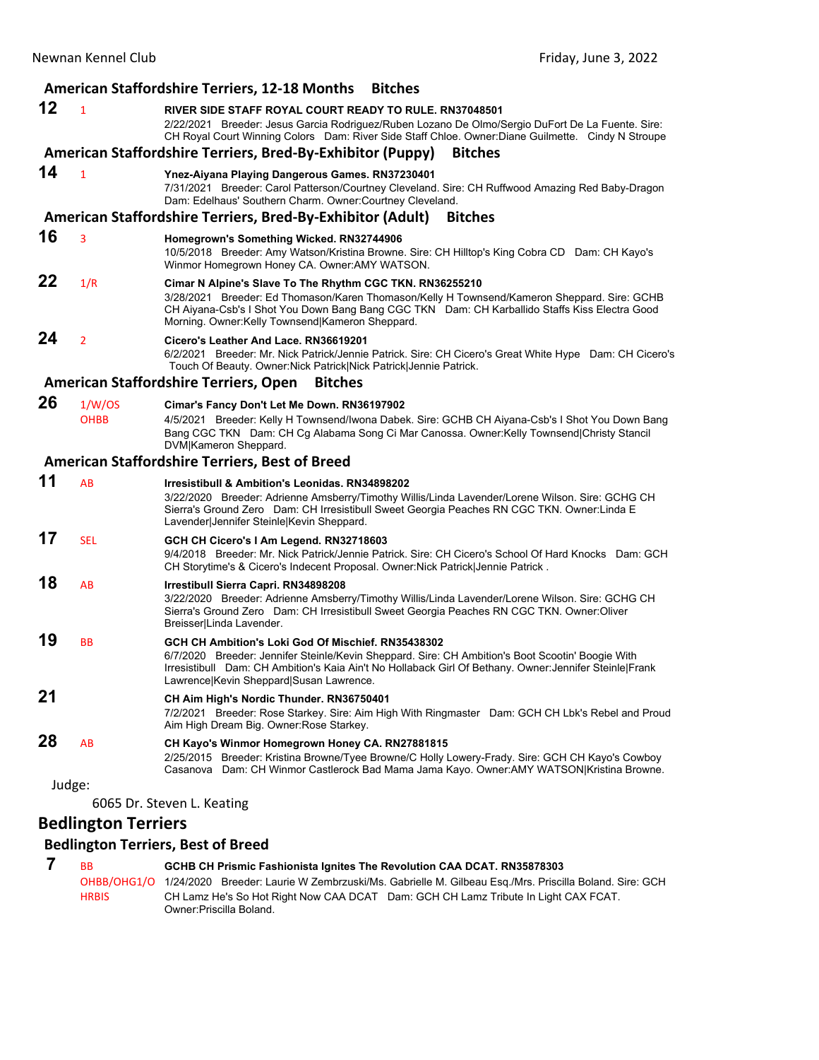## American Staffordshire Terriers, 12-18 Months Bitches

**12** 1 **RIVER SIDE STAFF ROYAL COURT READY TO RULE. RN37048501**
2/22/2021 Breeder: Jesus Garcia Rodriguez/Ruben Lozano De Olmo/Sergio DuFort De La Fuente. Sire: CH Royal Court Winning Colors Dam: River Side Staff Chloe. Owner:Diane Guilmette. Cindy N Stroupe

## American Staffordshire Terriers, Bred-By-Exhibitor (Puppy) Bitches

**14** 1 **Ynez-Aiyana Playing Dangerous Games. RN37230401**
7/31/2021 Breeder: Carol Patterson/Courtney Cleveland. Sire: CH Ruffwood Amazing Red Baby-Dragon Dam: Edelhaus' Southern Charm. Owner:Courtney Cleveland.

## American Staffordshire Terriers, Bred-By-Exhibitor (Adult) Bitches

**16** 3 **Homegrown's Something Wicked. RN32744906**
10/5/2018 Breeder: Amy Watson/Kristina Browne. Sire: CH Hilltop's King Cobra CD Dam: CH Kayo's Winmor Homegrown Honey CA. Owner:AMY WATSON.

**22** 1/R **Cimar N Alpine's Slave To The Rhythm CGC TKN. RN36255210**
3/28/2021 Breeder: Ed Thomason/Karen Thomason/Kelly H Townsend/Kameron Sheppard. Sire: GCHB CH Aiyana-Csb's I Shot You Down Bang Bang CGC TKN Dam: CH Karballido Staffs Kiss Electra Good Morning. Owner:Kelly Townsend|Kameron Sheppard.

**24** 2 **Cicero's Leather And Lace. RN36619201**
6/2/2021 Breeder: Mr. Nick Patrick/Jennie Patrick. Sire: CH Cicero's Great White Hype Dam: CH Cicero's Touch Of Beauty. Owner:Nick Patrick|Nick Patrick|Jennie Patrick.

## American Staffordshire Terriers, Open Bitches

**26** 1/W/OS OHBB **Cimar's Fancy Don't Let Me Down. RN36197902**
4/5/2021 Breeder: Kelly H Townsend/Iwona Dabek. Sire: GCHB CH Aiyana-Csb's I Shot You Down Bang Bang CGC TKN Dam: CH Cg Alabama Song Ci Mar Canossa. Owner:Kelly Townsend|Christy Stancil DVM|Kameron Sheppard.

## American Staffordshire Terriers, Best of Breed

**11** AB **Irresistibull & Ambition's Leonidas. RN34898202**
3/22/2020 Breeder: Adrienne Amsberry/Timothy Willis/Linda Lavender/Lorene Wilson. Sire: GCHG CH Sierra's Ground Zero Dam: CH Irresistibull Sweet Georgia Peaches RN CGC TKN. Owner:Linda E Lavender|Jennifer Steinle|Kevin Sheppard.

**17** SEL **GCH CH Cicero's I Am Legend. RN32718603**
9/4/2018 Breeder: Mr. Nick Patrick/Jennie Patrick. Sire: CH Cicero's School Of Hard Knocks Dam: GCH CH Storytime's & Cicero's Indecent Proposal. Owner:Nick Patrick|Jennie Patrick .

**18** AB **Irrestibull Sierra Capri. RN34898208**
3/22/2020 Breeder: Adrienne Amsberry/Timothy Willis/Linda Lavender/Lorene Wilson. Sire: GCHG CH Sierra's Ground Zero Dam: CH Irresistibull Sweet Georgia Peaches RN CGC TKN. Owner:Oliver Breisser|Linda Lavender.

**19** BB **GCH CH Ambition's Loki God Of Mischief. RN35438302**
6/7/2020 Breeder: Jennifer Steinle/Kevin Sheppard. Sire: CH Ambition's Boot Scootin' Boogie With Irresistibull Dam: CH Ambition's Kaia Ain't No Hollaback Girl Of Bethany. Owner:Jennifer Steinle|Frank Lawrence|Kevin Sheppard|Susan Lawrence.

**21** **CH Aim High's Nordic Thunder. RN36750401**
7/2/2021 Breeder: Rose Starkey. Sire: Aim High With Ringmaster Dam: GCH CH Lbk's Rebel and Proud Aim High Dream Big. Owner:Rose Starkey.

**28** AB **CH Kayo's Winmor Homegrown Honey CA. RN27881815**
2/25/2015 Breeder: Kristina Browne/Tyee Browne/C Holly Lowery-Frady. Sire: GCH CH Kayo's Cowboy Casanova Dam: CH Winmor Castlerock Bad Mama Jama Kayo. Owner:AMY WATSON|Kristina Browne.

Judge:

6065 Dr. Steven L. Keating

# Bedlington Terriers

## Bedlington Terriers, Best of Breed

**7** BB OHBB/OHG1/O HRBIS **GCHB CH Prismic Fashionista Ignites The Revolution CAA DCAT. RN35878303**
1/24/2020 Breeder: Laurie W Zembrzuski/Ms. Gabrielle M. Gilbeau Esq./Mrs. Priscilla Boland. Sire: GCH CH Lamz He's So Hot Right Now CAA DCAT Dam: GCH CH Lamz Tribute In Light CAX FCAT. Owner:Priscilla Boland.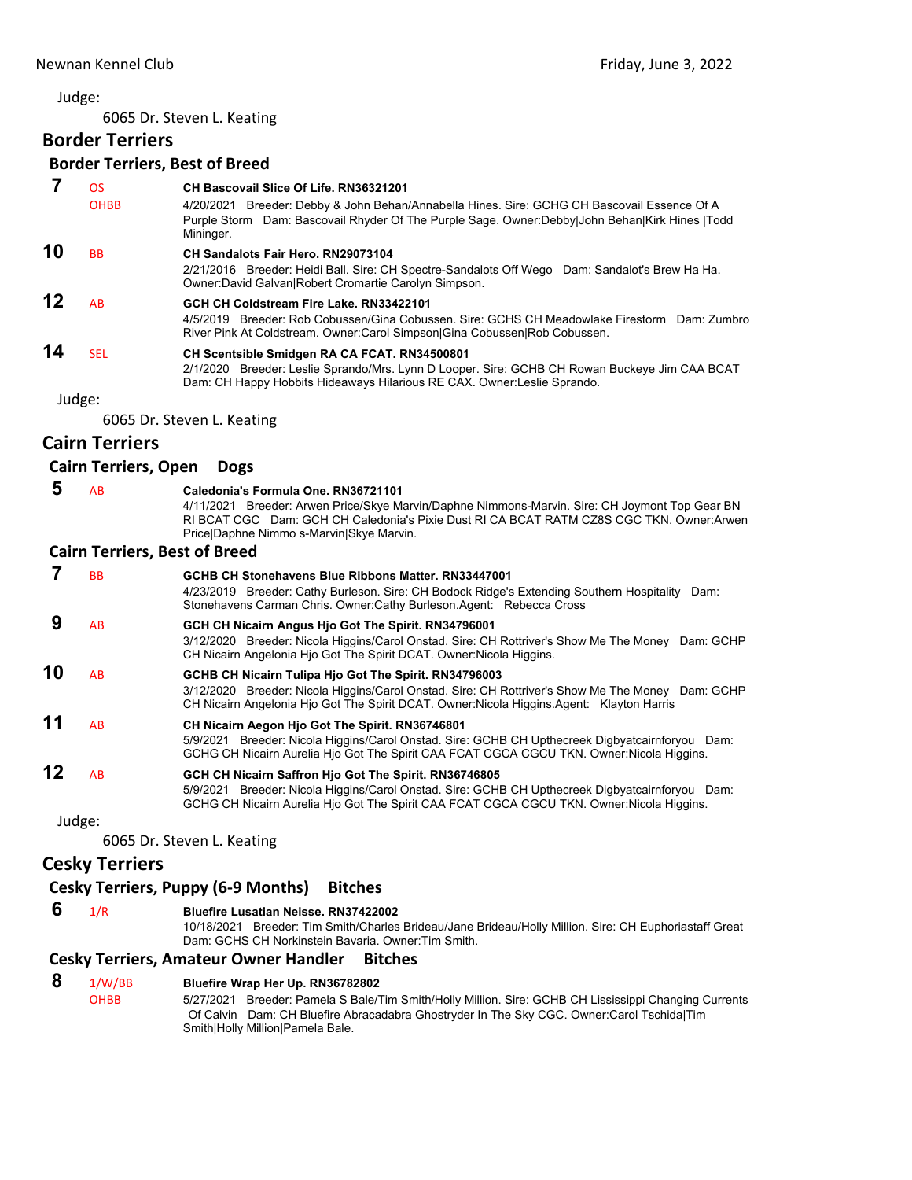Judge:

6065 Dr. Steven L. Keating

## Border Terriers

### Border Terriers, Best of Breed

**7** OS OHBB **CH Bascovail Slice Of Life. RN36321201**
4/20/2021 Breeder: Debby & John Behan/Annabella Hines. Sire: GCHG CH Bascovail Essence Of A Purple Storm Dam: Bascovail Rhyder Of The Purple Sage. Owner:Debby|John Behan|Kirk Hines |Todd Mininger.

**10** BB **CH Sandalots Fair Hero. RN29073104**
2/21/2016 Breeder: Heidi Ball. Sire: CH Spectre-Sandalots Off Wego Dam: Sandalot's Brew Ha Ha. Owner:David Galvan|Robert Cromartie Carolyn Simpson.

**12** AB **GCH CH Coldstream Fire Lake. RN33422101**
4/5/2019 Breeder: Rob Cobussen/Gina Cobussen. Sire: GCHS CH Meadowlake Firestorm Dam: Zumbro River Pink At Coldstream. Owner:Carol Simpson|Gina Cobussen|Rob Cobussen.

**14** SEL **CH Scentsible Smidgen RA CA FCAT. RN34500801**
2/1/2020 Breeder: Leslie Sprando/Mrs. Lynn D Looper. Sire: GCHB CH Rowan Buckeye Jim CAA BCAT Dam: CH Happy Hobbits Hideaways Hilarious RE CAX. Owner:Leslie Sprando.

Judge:

6065 Dr. Steven L. Keating

## Cairn Terriers

### Cairn Terriers, Open Dogs

**5** AB **Caledonia's Formula One. RN36721101**
4/11/2021 Breeder: Arwen Price/Skye Marvin/Daphne Nimmons-Marvin. Sire: CH Joymont Top Gear BN RI BCAT CGC Dam: GCH CH Caledonia's Pixie Dust RI CA BCAT RATM CZ8S CGC TKN. Owner:Arwen Price|Daphne Nimmo s-Marvin|Skye Marvin.

### Cairn Terriers, Best of Breed

**7** BB **GCHB CH Stonehavens Blue Ribbons Matter. RN33447001**
4/23/2019 Breeder: Cathy Burleson. Sire: CH Bodock Ridge's Extending Southern Hospitality Dam: Stonehavens Carman Chris. Owner:Cathy Burleson.Agent: Rebecca Cross

**9** AB **GCH CH Nicairn Angus Hjo Got The Spirit. RN34796001**
3/12/2020 Breeder: Nicola Higgins/Carol Onstad. Sire: CH Rottriver's Show Me The Money Dam: GCHP CH Nicairn Angelonia Hjo Got The Spirit DCAT. Owner:Nicola Higgins.

**10** AB **GCHB CH Nicairn Tulipa Hjo Got The Spirit. RN34796003**
3/12/2020 Breeder: Nicola Higgins/Carol Onstad. Sire: CH Rottriver's Show Me The Money Dam: GCHP CH Nicairn Angelonia Hjo Got The Spirit DCAT. Owner:Nicola Higgins.Agent: Klayton Harris

**11** AB **CH Nicairn Aegon Hjo Got The Spirit. RN36746801**
5/9/2021 Breeder: Nicola Higgins/Carol Onstad. Sire: GCHB CH Upthecreek Digbyatcairnforyou Dam: GCHG CH Nicairn Aurelia Hjo Got The Spirit CAA FCAT CGCA CGCU TKN. Owner:Nicola Higgins.

**12** AB **GCH CH Nicairn Saffron Hjo Got The Spirit. RN36746805**
5/9/2021 Breeder: Nicola Higgins/Carol Onstad. Sire: GCHB CH Upthecreek Digbyatcairnforyou Dam: GCHG CH Nicairn Aurelia Hjo Got The Spirit CAA FCAT CGCA CGCU TKN. Owner:Nicola Higgins.

Judge:

6065 Dr. Steven L. Keating

## Cesky Terriers

### Cesky Terriers, Puppy (6-9 Months) Bitches

**6** 1/R **Bluefire Lusatian Neisse. RN37422002**
10/18/2021 Breeder: Tim Smith/Charles Brideau/Jane Brideau/Holly Million. Sire: CH Euphoriastaff Great Dam: GCHS CH Norkinstein Bavaria. Owner:Tim Smith.

### Cesky Terriers, Amateur Owner Handler Bitches

**8** 1/W/BB OHBB **Bluefire Wrap Her Up. RN36782802**
5/27/2021 Breeder: Pamela S Bale/Tim Smith/Holly Million. Sire: GCHB CH Lississippi Changing Currents Of Calvin Dam: CH Bluefire Abracadabra Ghostryder In The Sky CGC. Owner:Carol Tschida|Tim Smith|Holly Million|Pamela Bale.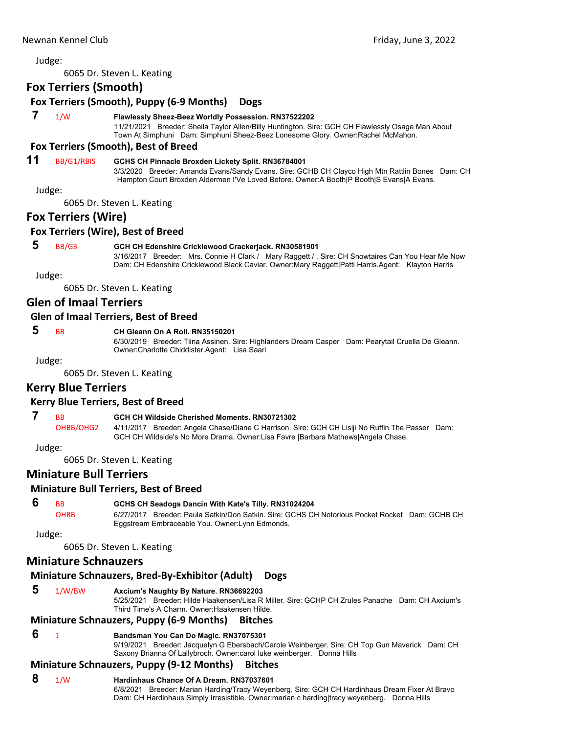Judge:

6065 Dr. Steven L. Keating

## Fox Terriers (Smooth)

### Fox Terriers (Smooth), Puppy (6-9 Months) Dogs

**7** 1/W **Flawlessly Sheez-Beez Worldly Possession. RN37522202**
11/21/2021 Breeder: Sheila Taylor Allen/Billy Huntington. Sire: GCH CH Flawlessly Osage Man About Town At Simphuni Dam: Simphuni Sheez-Beez Lonesome Glory. Owner:Rachel McMahon.

### Fox Terriers (Smooth), Best of Breed

**11** BB/G1/RBIS **GCHS CH Pinnacle Broxden Lickety Split. RN36784001**
3/3/2020 Breeder: Amanda Evans/Sandy Evans. Sire: GCHB CH Clayco High Mtn Rattlin Bones Dam: CH Hampton Court Broxden Aldermen I'Ve Loved Before. Owner:A Booth|P Booth|S Evans|A Evans.

Judge:

6065 Dr. Steven L. Keating

## Fox Terriers (Wire)

### Fox Terriers (Wire), Best of Breed

**5** BB/G3 **GCH CH Edenshire Cricklewood Crackerjack. RN30581901**
3/16/2017 Breeder: Mrs. Connie H Clark / Mary Raggett / . Sire: CH Snowtaires Can You Hear Me Now Dam: CH Edenshire Cricklewood Black Caviar. Owner:Mary Raggett|Patti Harris.Agent: Klayton Harris

Judge:

6065 Dr. Steven L. Keating

## Glen of Imaal Terriers

### Glen of Imaal Terriers, Best of Breed

**5** BB **CH Gleann On A Roll. RN35150201**
6/30/2019 Breeder: Tiina Assinen. Sire: Highlanders Dream Casper Dam: Pearytail Cruella De Gleann. Owner:Charlotte Chiddister.Agent: Lisa Saari

Judge:

6065 Dr. Steven L. Keating

## Kerry Blue Terriers

### Kerry Blue Terriers, Best of Breed

**7** BB OHBB/OHG2 **GCH CH Wildside Cherished Moments. RN30721302**
4/11/2017 Breeder: Angela Chase/Diane C Harrison. Sire: GCH CH Lisiji No Ruffin The Passer Dam: GCH CH Wildside's No More Drama. Owner:Lisa Favre |Barbara Mathews|Angela Chase.

Judge:

6065 Dr. Steven L. Keating

## Miniature Bull Terriers

### Miniature Bull Terriers, Best of Breed

**6** BB OHBB **GCHS CH Seadogs Dancin With Kate's Tilly. RN31024204**
6/27/2017 Breeder: Paula Satkin/Don Satkin. Sire: GCHS CH Notorious Pocket Rocket Dam: GCHB CH Eggstream Embraceable You. Owner:Lynn Edmonds.

Judge:

6065 Dr. Steven L. Keating

## Miniature Schnauzers

### Miniature Schnauzers, Bred-By-Exhibitor (Adult) Dogs

**5** 1/W/BW **Axcium's Naughty By Nature. RN36692203**
5/25/2021 Breeder: Hilde Haakensen/Lisa R Miller. Sire: GCHP CH Zrules Panache Dam: CH Axcium's Third Time's A Charm. Owner:Haakensen Hilde.

### Miniature Schnauzers, Puppy (6-9 Months) Bitches

**6** 1 **Bandsman You Can Do Magic. RN37075301**
9/19/2021 Breeder: Jacquelyn G Ebersbach/Carole Weinberger. Sire: CH Top Gun Maverick Dam: CH Saxony Brianna Of Lallybroch. Owner:carol luke weinberger. Donna Hills

### Miniature Schnauzers, Puppy (9-12 Months) Bitches

**8** 1/W **Hardinhaus Chance Of A Dream. RN37037601**
6/8/2021 Breeder: Marian Harding/Tracy Weyenberg. Sire: GCH CH Hardinhaus Dream Fixer At Bravo Dam: CH Hardinhaus Simply Irresistible. Owner:marian c harding|tracy weyenberg. Donna Hills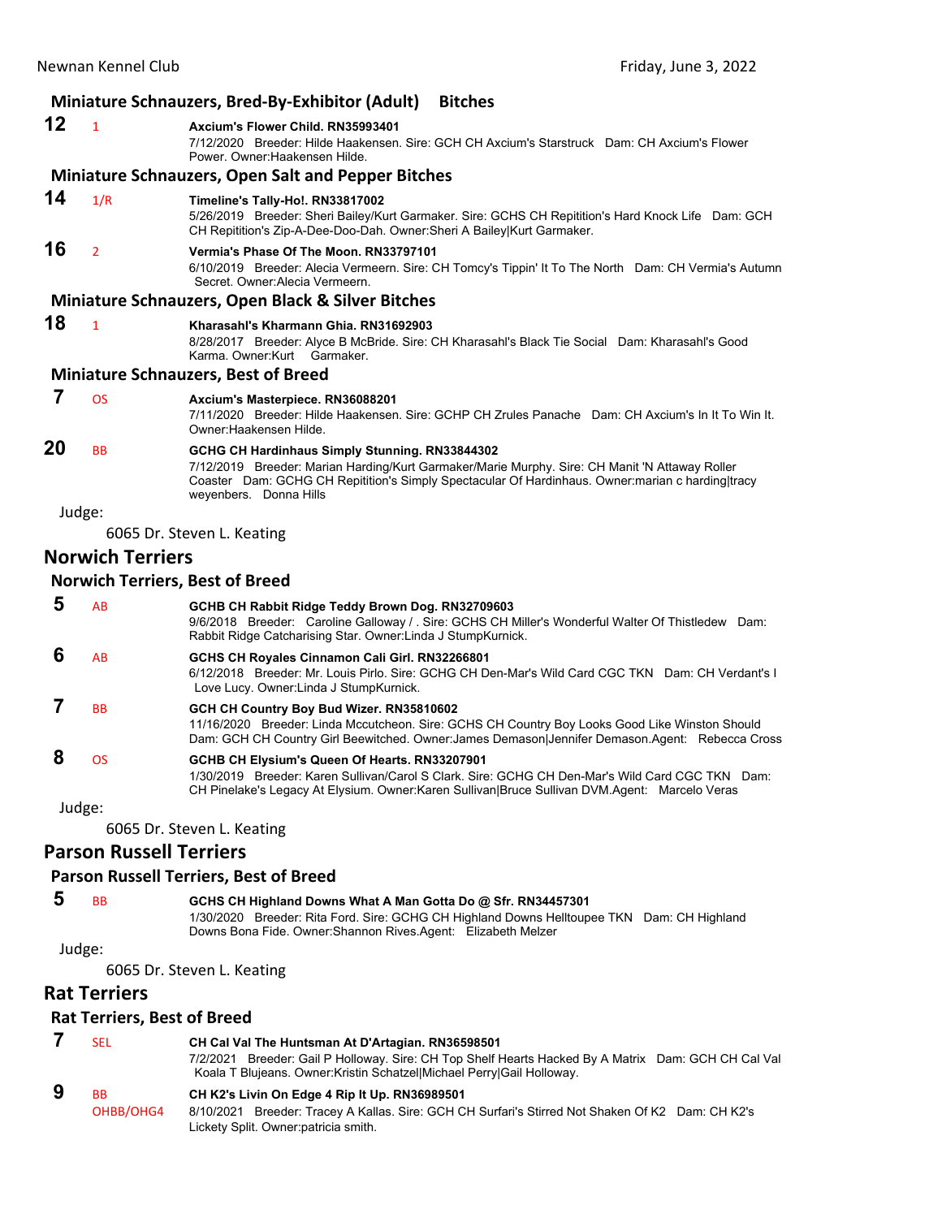### Miniature Schnauzers, Bred-By-Exhibitor (Adult) Bitches

**12** 1 **Axcium's Flower Child. RN35993401**
7/12/2020 Breeder: Hilde Haakensen. Sire: GCH CH Axcium's Starstruck Dam: CH Axcium's Flower Power. Owner:Haakensen Hilde.

### Miniature Schnauzers, Open Salt and Pepper Bitches

**14** 1/R **Timeline's Tally-Ho!. RN33817002**
5/26/2019 Breeder: Sheri Bailey/Kurt Garmaker. Sire: GCHS CH Repitition's Hard Knock Life Dam: GCH CH Repitition's Zip-A-Dee-Doo-Dah. Owner:Sheri A Bailey|Kurt Garmaker.

**16** 2 **Vermia's Phase Of The Moon. RN33797101**
6/10/2019 Breeder: Alecia Vermeern. Sire: CH Tomcy's Tippin' It To The North Dam: CH Vermia's Autumn Secret. Owner:Alecia Vermeern.

### Miniature Schnauzers, Open Black & Silver Bitches

**18** 1 **Kharasahl's Kharmann Ghia. RN31692903**
8/28/2017 Breeder: Alyce B McBride. Sire: CH Kharasahl's Black Tie Social Dam: Kharasahl's Good Karma. Owner:Kurt Garmaker.

### Miniature Schnauzers, Best of Breed

**7** OS **Axcium's Masterpiece. RN36088201**
7/11/2020 Breeder: Hilde Haakensen. Sire: GCHP CH Zrules Panache Dam: CH Axcium's In It To Win It. Owner:Haakensen Hilde.

**20** BB **GCHG CH Hardinhaus Simply Stunning. RN33844302**
7/12/2019 Breeder: Marian Harding/Kurt Garmaker/Marie Murphy. Sire: CH Manit 'N Attaway Roller Coaster Dam: GCHG CH Repitition's Simply Spectacular Of Hardinhaus. Owner:marian c harding|tracy weyenbers. Donna Hills

Judge:

6065 Dr. Steven L. Keating

## Norwich Terriers

### Norwich Terriers, Best of Breed

**5** AB **GCHB CH Rabbit Ridge Teddy Brown Dog. RN32709603**
9/6/2018 Breeder: Caroline Galloway / . Sire: GCHS CH Miller's Wonderful Walter Of Thistledew Dam: Rabbit Ridge Catcharising Star. Owner:Linda J StumpKurnick.

**6** AB **GCHS CH Royales Cinnamon Cali Girl. RN32266801**
6/12/2018 Breeder: Mr. Louis Pirlo. Sire: GCHG CH Den-Mar's Wild Card CGC TKN Dam: CH Verdant's I Love Lucy. Owner:Linda J StumpKurnick.

**7** BB **GCH CH Country Boy Bud Wizer. RN35810602**
11/16/2020 Breeder: Linda Mccutcheon. Sire: GCHS CH Country Boy Looks Good Like Winston Should Dam: GCH CH Country Girl Beewitched. Owner:James Demason|Jennifer Demason.Agent: Rebecca Cross

**8** OS **GCHB CH Elysium's Queen Of Hearts. RN33207901**
1/30/2019 Breeder: Karen Sullivan/Carol S Clark. Sire: GCHG CH Den-Mar's Wild Card CGC TKN Dam: CH Pinelake's Legacy At Elysium. Owner:Karen Sullivan|Bruce Sullivan DVM.Agent: Marcelo Veras

Judge:

6065 Dr. Steven L. Keating

## Parson Russell Terriers

### Parson Russell Terriers, Best of Breed

**5** BB **GCHS CH Highland Downs What A Man Gotta Do @ Sfr. RN34457301**
1/30/2020 Breeder: Rita Ford. Sire: GCHG CH Highland Downs Helltoupee TKN Dam: CH Highland Downs Bona Fide. Owner:Shannon Rives.Agent: Elizabeth Melzer

Judge:

6065 Dr. Steven L. Keating

## Rat Terriers

### Rat Terriers, Best of Breed

**7** SEL **CH Cal Val The Huntsman At D'Artagian. RN36598501**
7/2/2021 Breeder: Gail P Holloway. Sire: CH Top Shelf Hearts Hacked By A Matrix Dam: GCH CH Cal Val Koala T Blujeans. Owner:Kristin Schatzel|Michael Perry|Gail Holloway.

**9** BB OHBB/OHG4 **CH K2's Livin On Edge 4 Rip It Up. RN36989501**
8/10/2021 Breeder: Tracey A Kallas. Sire: GCH CH Surfari's Stirred Not Shaken Of K2 Dam: CH K2's Lickety Split. Owner:patricia smith.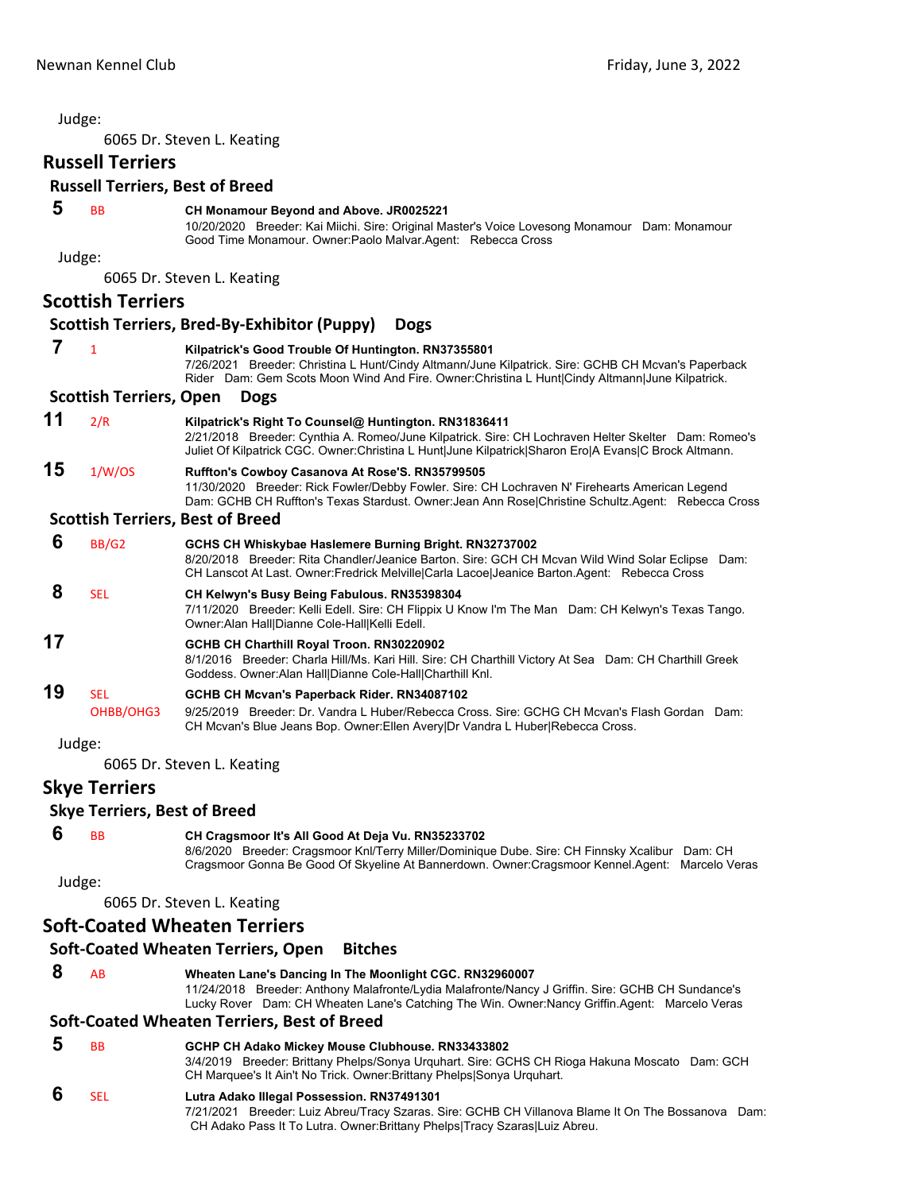Judge:

6065 Dr. Steven L. Keating

## Russell Terriers

### Russell Terriers, Best of Breed

**5** BB **CH Monamour Beyond and Above. JR0025221**
10/20/2020 Breeder: Kai Miichi. Sire: Original Master's Voice Lovesong Monamour Dam: Monamour Good Time Monamour. Owner:Paolo Malvar.Agent: Rebecca Cross

Judge:

6065 Dr. Steven L. Keating

## Scottish Terriers

### Scottish Terriers, Bred-By-Exhibitor (Puppy) Dogs

**7** 1 **Kilpatrick's Good Trouble Of Huntington. RN37355801**
7/26/2021 Breeder: Christina L Hunt/Cindy Altmann/June Kilpatrick. Sire: GCHB CH Mcvan's Paperback Rider Dam: Gem Scots Moon Wind And Fire. Owner:Christina L Hunt|Cindy Altmann|June Kilpatrick.

### Scottish Terriers, Open Dogs

**11** 2/R **Kilpatrick's Right To Counsel@ Huntington. RN31836411**
2/21/2018 Breeder: Cynthia A. Romeo/June Kilpatrick. Sire: CH Lochraven Helter Skelter Dam: Romeo's Juliet Of Kilpatrick CGC. Owner:Christina L Hunt|June Kilpatrick|Sharon Ero|A Evans|C Brock Altmann.

**15** 1/W/OS **Ruffton's Cowboy Casanova At Rose'S. RN35799505**
11/30/2020 Breeder: Rick Fowler/Debby Fowler. Sire: CH Lochraven N' Firehearts American Legend Dam: GCHB CH Ruffton's Texas Stardust. Owner:Jean Ann Rose|Christine Schultz.Agent: Rebecca Cross

### Scottish Terriers, Best of Breed

**6** BB/G2 **GCHS CH Whiskybae Haslemere Burning Bright. RN32737002**
8/20/2018 Breeder: Rita Chandler/Jeanice Barton. Sire: GCH CH Mcvan Wild Wind Solar Eclipse Dam: CH Lanscot At Last. Owner:Fredrick Melville|Carla Lacoe|Jeanice Barton.Agent: Rebecca Cross

**8** SEL **CH Kelwyn's Busy Being Fabulous. RN35398304**
7/11/2020 Breeder: Kelli Edell. Sire: CH Flippix U Know I'm The Man Dam: CH Kelwyn's Texas Tango. Owner:Alan Hall|Dianne Cole-Hall|Kelli Edell.

**17** **GCHB CH Charthill Royal Troon. RN30220902**
8/1/2016 Breeder: Charla Hill/Ms. Kari Hill. Sire: CH Charthill Victory At Sea Dam: CH Charthill Greek Goddess. Owner:Alan Hall|Dianne Cole-Hall|Charthill Knl.

**19** SEL OHBB/OHG3 **GCHB CH Mcvan's Paperback Rider. RN34087102**
9/25/2019 Breeder: Dr. Vandra L Huber/Rebecca Cross. Sire: GCHG CH Mcvan's Flash Gordan Dam: CH Mcvan's Blue Jeans Bop. Owner:Ellen Avery|Dr Vandra L Huber|Rebecca Cross.

Judge:

6065 Dr. Steven L. Keating

## Skye Terriers

### Skye Terriers, Best of Breed

**6** BB **CH Cragsmoor It's All Good At Deja Vu. RN35233702**
8/6/2020 Breeder: Cragsmoor Knl/Terry Miller/Dominique Dube. Sire: CH Finnsky Xcalibur Dam: CH Cragsmoor Gonna Be Good Of Skyeline At Bannerdown. Owner:Cragsmoor Kennel.Agent: Marcelo Veras

Judge:

6065 Dr. Steven L. Keating

## Soft-Coated Wheaten Terriers

### Soft-Coated Wheaten Terriers, Open Bitches

**8** AB **Wheaten Lane's Dancing In The Moonlight CGC. RN32960007**
11/24/2018 Breeder: Anthony Malafronte/Lydia Malafronte/Nancy J Griffin. Sire: GCHB CH Sundance's Lucky Rover Dam: CH Wheaten Lane's Catching The Win. Owner:Nancy Griffin.Agent: Marcelo Veras

### Soft-Coated Wheaten Terriers, Best of Breed

**5** BB **GCHP CH Adako Mickey Mouse Clubhouse. RN33433802**
3/4/2019 Breeder: Brittany Phelps/Sonya Urquhart. Sire: GCHS CH Rioga Hakuna Moscato Dam: GCH CH Marquee's It Ain't No Trick. Owner:Brittany Phelps|Sonya Urquhart.

**6** SEL **Lutra Adako Illegal Possession. RN37491301**
7/21/2021 Breeder: Luiz Abreu/Tracy Szaras. Sire: GCHB CH Villanova Blame It On The Bossanova Dam: CH Adako Pass It To Lutra. Owner:Brittany Phelps|Tracy Szaras|Luiz Abreu.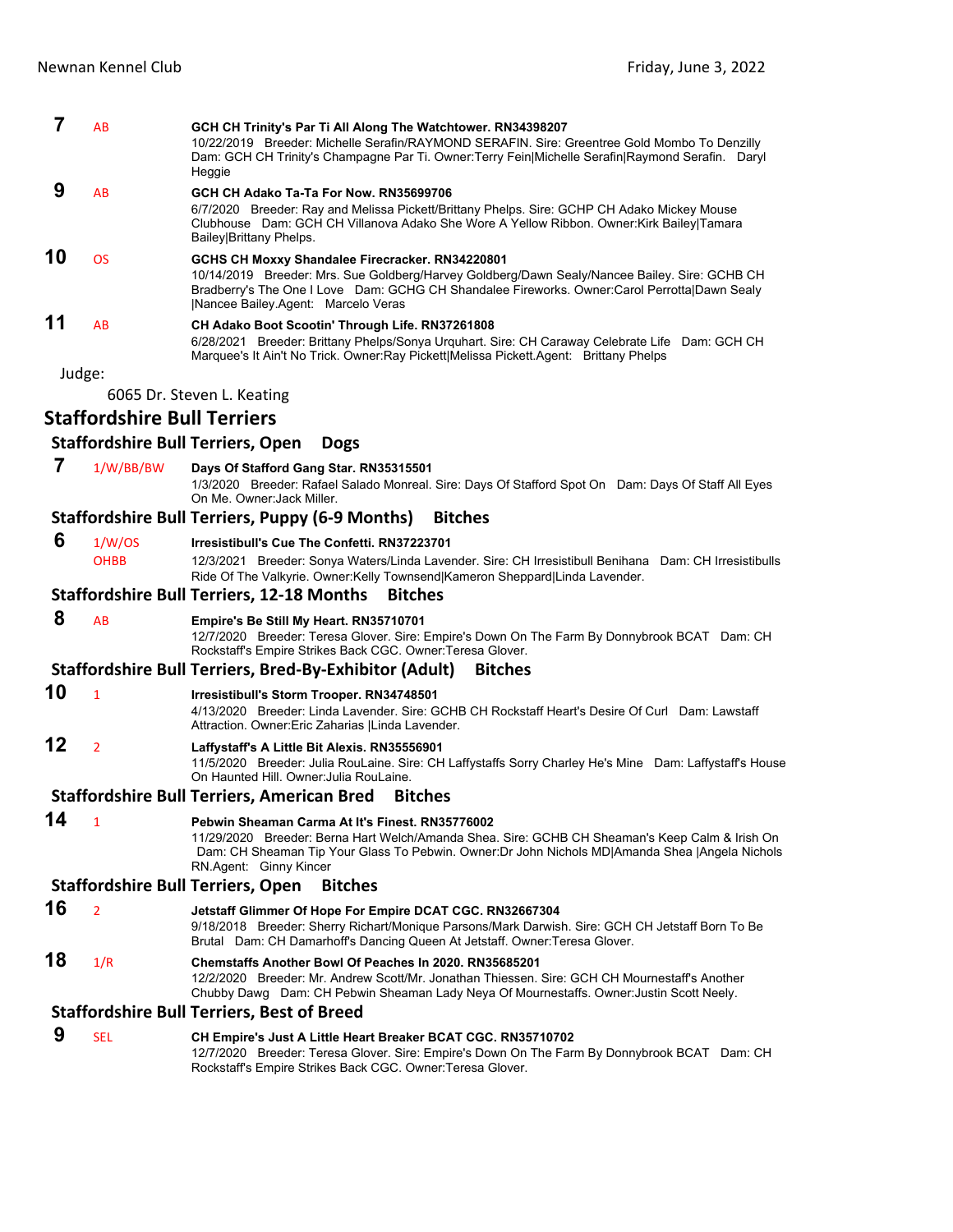**7** AB **GCH CH Trinity's Par Ti All Along The Watchtower. RN34398207**
10/22/2019 Breeder: Michelle Serafin/RAYMOND SERAFIN. Sire: Greentree Gold Mombo To Denzilly Dam: GCH CH Trinity's Champagne Par Ti. Owner:Terry Fein|Michelle Serafin|Raymond Serafin. Daryl Heggie

**9** AB **GCH CH Adako Ta-Ta For Now. RN35699706**
6/7/2020 Breeder: Ray and Melissa Pickett/Brittany Phelps. Sire: GCHP CH Adako Mickey Mouse Clubhouse Dam: GCH CH Villanova Adako She Wore A Yellow Ribbon. Owner:Kirk Bailey|Tamara Bailey|Brittany Phelps.

**10** OS **GCHS CH Moxxy Shandalee Firecracker. RN34220801**
10/14/2019 Breeder: Mrs. Sue Goldberg/Harvey Goldberg/Dawn Sealy/Nancee Bailey. Sire: GCHB CH Bradberry's The One I Love Dam: GCHG CH Shandalee Fireworks. Owner:Carol Perrotta|Dawn Sealy |Nancee Bailey.Agent: Marcelo Veras

**11** AB **CH Adako Boot Scootin' Through Life. RN37261808**
6/28/2021 Breeder: Brittany Phelps/Sonya Urquhart. Sire: CH Caraway Celebrate Life Dam: GCH CH Marquee's It Ain't No Trick. Owner:Ray Pickett|Melissa Pickett.Agent: Brittany Phelps

Judge:

6065 Dr. Steven L. Keating

## Staffordshire Bull Terriers

### Staffordshire Bull Terriers, Open Dogs

**7** 1/W/BB/BW **Days Of Stafford Gang Star. RN35315501**
1/3/2020 Breeder: Rafael Salado Monreal. Sire: Days Of Stafford Spot On Dam: Days Of Staff All Eyes On Me. Owner:Jack Miller.

### Staffordshire Bull Terriers, Puppy (6-9 Months) Bitches

**6** 1/W/OS OHBB **Irresistibull's Cue The Confetti. RN37223701**
12/3/2021 Breeder: Sonya Waters/Linda Lavender. Sire: CH Irresistibull Benihana Dam: CH Irresistibulls Ride Of The Valkyrie. Owner:Kelly Townsend|Kameron Sheppard|Linda Lavender.

### Staffordshire Bull Terriers, 12-18 Months Bitches

**8** AB **Empire's Be Still My Heart. RN35710701**
12/7/2020 Breeder: Teresa Glover. Sire: Empire's Down On The Farm By Donnybrook BCAT Dam: CH Rockstaff's Empire Strikes Back CGC. Owner:Teresa Glover.

### Staffordshire Bull Terriers, Bred-By-Exhibitor (Adult) Bitches

**10** 1 **Irresistibull's Storm Trooper. RN34748501**
4/13/2020 Breeder: Linda Lavender. Sire: GCHB CH Rockstaff Heart's Desire Of Curl Dam: Lawstaff Attraction. Owner:Eric Zaharias |Linda Lavender.

**12** 2 **Laffystaff's A Little Bit Alexis. RN35556901**
11/5/2020 Breeder: Julia RouLaine. Sire: CH Laffystaffs Sorry Charley He's Mine Dam: Laffystaff's House On Haunted Hill. Owner:Julia RouLaine.

### Staffordshire Bull Terriers, American Bred Bitches

**14** 1 **Pebwin Sheaman Carma At It's Finest. RN35776002**
11/29/2020 Breeder: Berna Hart Welch/Amanda Shea. Sire: GCHB CH Sheaman's Keep Calm & Irish On Dam: CH Sheaman Tip Your Glass To Pebwin. Owner:Dr John Nichols MD|Amanda Shea |Angela Nichols RN.Agent: Ginny Kincer

### Staffordshire Bull Terriers, Open Bitches

**16** 2 **Jetstaff Glimmer Of Hope For Empire DCAT CGC. RN32667304**
9/18/2018 Breeder: Sherry Richart/Monique Parsons/Mark Darwish. Sire: GCH CH Jetstaff Born To Be Brutal Dam: CH Damarhoff's Dancing Queen At Jetstaff. Owner:Teresa Glover.

**18** 1/R **Chemstaffs Another Bowl Of Peaches In 2020. RN35685201**
12/2/2020 Breeder: Mr. Andrew Scott/Mr. Jonathan Thiessen. Sire: GCH CH Mournestaff's Another Chubby Dawg Dam: CH Pebwin Sheaman Lady Neya Of Mournestaffs. Owner:Justin Scott Neely.

### Staffordshire Bull Terriers, Best of Breed

**9** SEL **CH Empire's Just A Little Heart Breaker BCAT CGC. RN35710702**
12/7/2020 Breeder: Teresa Glover. Sire: Empire's Down On The Farm By Donnybrook BCAT Dam: CH Rockstaff's Empire Strikes Back CGC. Owner:Teresa Glover.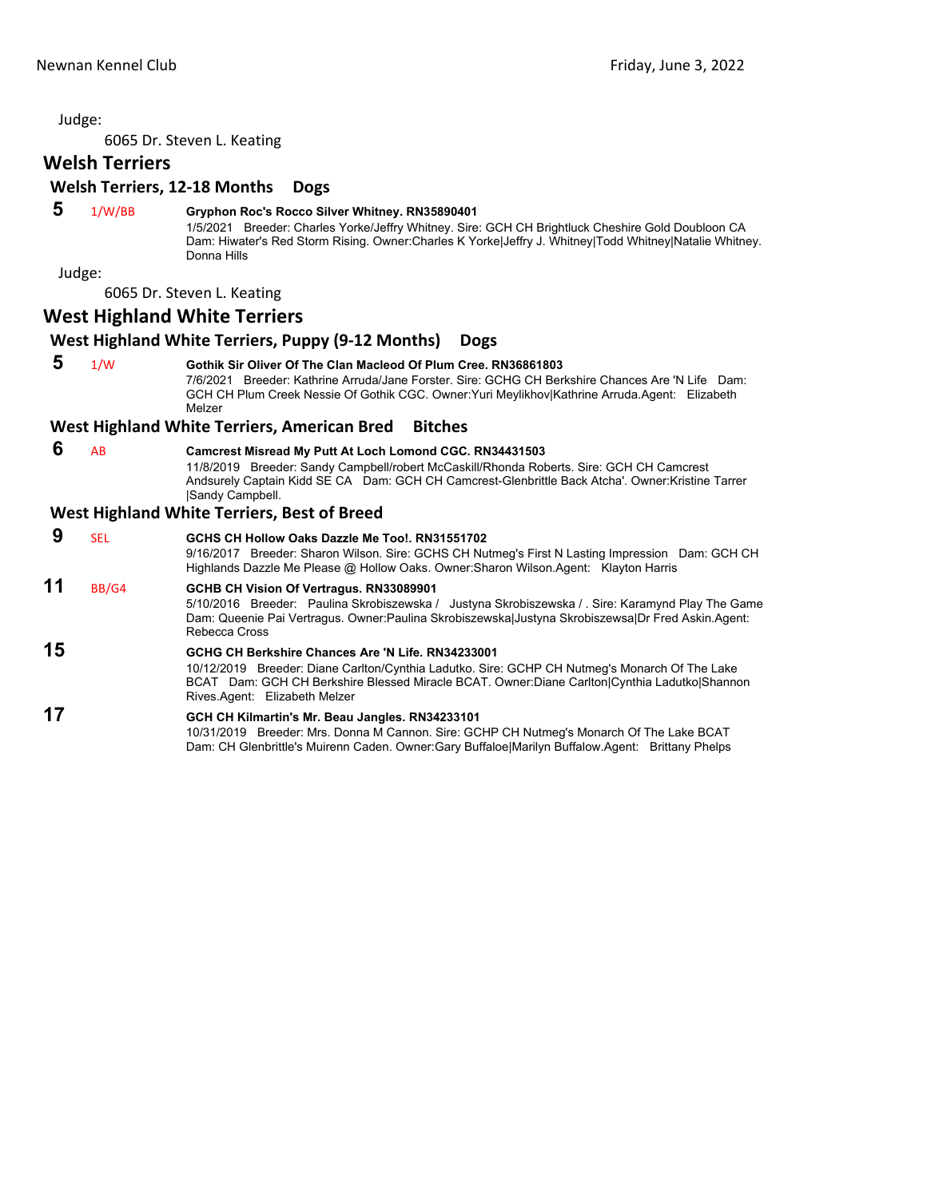Judge:

6065 Dr. Steven L. Keating

## Welsh Terriers

### Welsh Terriers, 12-18 Months Dogs

**5** 1/W/BB **Gryphon Roc's Rocco Silver Whitney. RN35890401**
1/5/2021 Breeder: Charles Yorke/Jeffry Whitney. Sire: GCH CH Brightluck Cheshire Gold Doubloon CA Dam: Hiwater's Red Storm Rising. Owner:Charles K Yorke|Jeffry J. Whitney|Todd Whitney|Natalie Whitney. Donna Hills

Judge:

6065 Dr. Steven L. Keating

## West Highland White Terriers

### West Highland White Terriers, Puppy (9-12 Months) Dogs

**5** 1/W **Gothik Sir Oliver Of The Clan Macleod Of Plum Cree. RN36861803**
7/6/2021 Breeder: Kathrine Arruda/Jane Forster. Sire: GCHG CH Berkshire Chances Are 'N Life Dam: GCH CH Plum Creek Nessie Of Gothik CGC. Owner:Yuri Meylikhov|Kathrine Arruda.Agent: Elizabeth Melzer

### West Highland White Terriers, American Bred Bitches

**6** AB **Camcrest Misread My Putt At Loch Lomond CGC. RN34431503**
11/8/2019 Breeder: Sandy Campbell/robert McCaskill/Rhonda Roberts. Sire: GCH CH Camcrest Andsurely Captain Kidd SE CA Dam: GCH CH Camcrest-Glenbrittle Back Atcha'. Owner:Kristine Tarrer |Sandy Campbell.

### West Highland White Terriers, Best of Breed

**9** SEL **GCHS CH Hollow Oaks Dazzle Me Too!. RN31551702**
9/16/2017 Breeder: Sharon Wilson. Sire: GCHS CH Nutmeg's First N Lasting Impression Dam: GCH CH Highlands Dazzle Me Please @ Hollow Oaks. Owner:Sharon Wilson.Agent: Klayton Harris

**11** BB/G4 **GCHB CH Vision Of Vertragus. RN33089901**
5/10/2016 Breeder: Paulina Skrobiszewska / Justyna Skrobiszewska / . Sire: Karamynd Play The Game Dam: Queenie Pai Vertragus. Owner:Paulina Skrobiszewska|Justyna Skrobiszewsa|Dr Fred Askin.Agent: Rebecca Cross

**15** **GCHG CH Berkshire Chances Are 'N Life. RN34233001**
10/12/2019 Breeder: Diane Carlton/Cynthia Ladutko. Sire: GCHP CH Nutmeg's Monarch Of The Lake BCAT Dam: GCH CH Berkshire Blessed Miracle BCAT. Owner:Diane Carlton|Cynthia Ladutko|Shannon Rives.Agent: Elizabeth Melzer

**17** **GCH CH Kilmartin's Mr. Beau Jangles. RN34233101**
10/31/2019 Breeder: Mrs. Donna M Cannon. Sire: GCHP CH Nutmeg's Monarch Of The Lake BCAT Dam: CH Glenbrittle's Muirenn Caden. Owner:Gary Buffaloe|Marilyn Buffalow.Agent: Brittany Phelps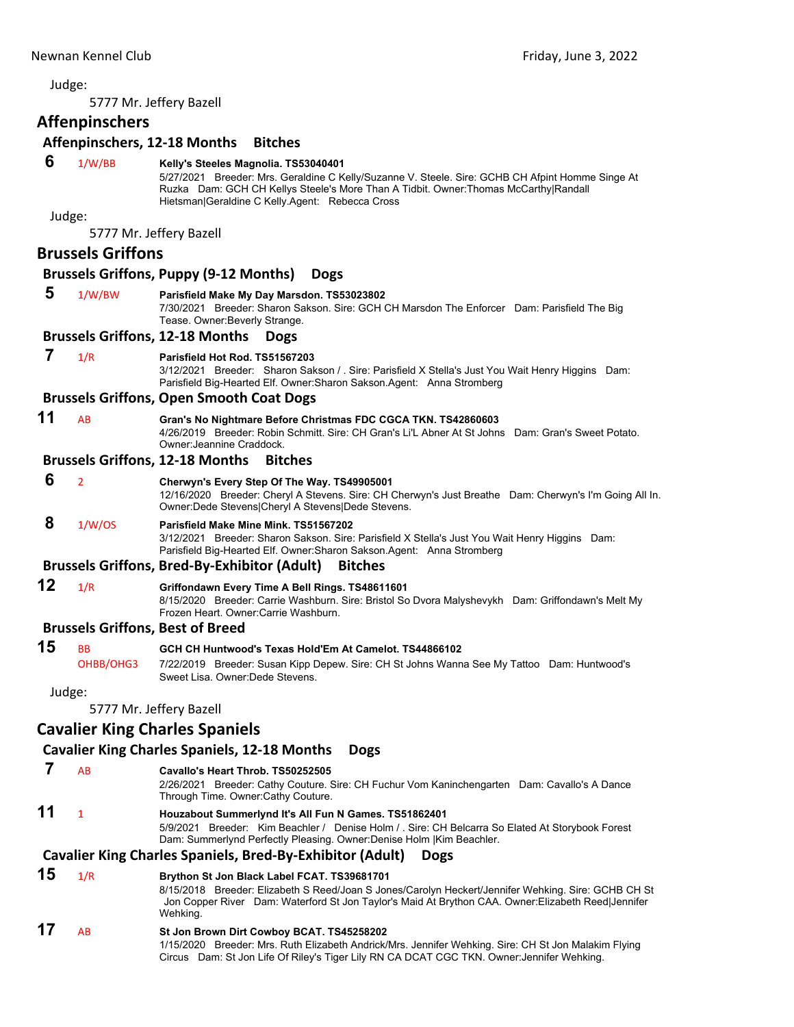Judge:

5777 Mr. Jeffery Bazell

## Affenpinschers

### Affenpinschers, 12-18 Months Bitches

**6** 1/W/BB **Kelly's Steeles Magnolia. TS53040401**
5/27/2021 Breeder: Mrs. Geraldine C Kelly/Suzanne V. Steele. Sire: GCHB CH Afpint Homme Singe At Ruzka Dam: GCH CH Kellys Steele's More Than A Tidbit. Owner:Thomas McCarthy|Randall Hietsman|Geraldine C Kelly.Agent: Rebecca Cross

Judge:

5777 Mr. Jeffery Bazell

## Brussels Griffons

### Brussels Griffons, Puppy (9-12 Months) Dogs

**5** 1/W/BW **Parisfield Make My Day Marsdon. TS53023802**
7/30/2021 Breeder: Sharon Sakson. Sire: GCH CH Marsdon The Enforcer Dam: Parisfield The Big Tease. Owner:Beverly Strange.

### Brussels Griffons, 12-18 Months Dogs

**7** 1/R **Parisfield Hot Rod. TS51567203**
3/12/2021 Breeder: Sharon Sakson / . Sire: Parisfield X Stella's Just You Wait Henry Higgins Dam: Parisfield Big-Hearted Elf. Owner:Sharon Sakson.Agent: Anna Stromberg

### Brussels Griffons, Open Smooth Coat Dogs

**11** AB **Gran's No Nightmare Before Christmas FDC CGCA TKN. TS42860603**
4/26/2019 Breeder: Robin Schmitt. Sire: CH Gran's Li'L Abner At St Johns Dam: Gran's Sweet Potato. Owner:Jeannine Craddock.

### Brussels Griffons, 12-18 Months Bitches

**6** 2 **Cherwyn's Every Step Of The Way. TS49905001**
12/16/2020 Breeder: Cheryl A Stevens. Sire: CH Cherwyn's Just Breathe Dam: Cherwyn's I'm Going All In. Owner:Dede Stevens|Cheryl A Stevens|Dede Stevens.

**8** 1/W/OS **Parisfield Make Mine Mink. TS51567202**
3/12/2021 Breeder: Sharon Sakson. Sire: Parisfield X Stella's Just You Wait Henry Higgins Dam: Parisfield Big-Hearted Elf. Owner:Sharon Sakson.Agent: Anna Stromberg

### Brussels Griffons, Bred-By-Exhibitor (Adult) Bitches

**12** 1/R **Griffondawn Every Time A Bell Rings. TS48611601**
8/15/2020 Breeder: Carrie Washburn. Sire: Bristol So Dvora Malyshevykh Dam: Griffondawn's Melt My Frozen Heart. Owner:Carrie Washburn.

### Brussels Griffons, Best of Breed

**15** BB OHBB/OHG3 **GCH CH Huntwood's Texas Hold'Em At Camelot. TS44866102**
7/22/2019 Breeder: Susan Kipp Depew. Sire: CH St Johns Wanna See My Tattoo Dam: Huntwood's Sweet Lisa. Owner:Dede Stevens.

Judge:

5777 Mr. Jeffery Bazell

## Cavalier King Charles Spaniels

### Cavalier King Charles Spaniels, 12-18 Months Dogs

**7** AB **Cavallo's Heart Throb. TS50252505**
2/26/2021 Breeder: Cathy Couture. Sire: CH Fuchur Vom Kaninchengarten Dam: Cavallo's A Dance Through Time. Owner:Cathy Couture.

**11** 1 **Houzabout Summerlynd It's All Fun N Games. TS51862401**
5/9/2021 Breeder: Kim Beachler / Denise Holm / . Sire: CH Belcarra So Elated At Storybook Forest Dam: Summerlynd Perfectly Pleasing. Owner:Denise Holm |Kim Beachler.

### Cavalier King Charles Spaniels, Bred-By-Exhibitor (Adult) Dogs

**15** 1/R **Brython St Jon Black Label FCAT. TS39681701**
8/15/2018 Breeder: Elizabeth S Reed/Joan S Jones/Carolyn Heckert/Jennifer Wehking. Sire: GCHB CH St Jon Copper River Dam: Waterford St Jon Taylor's Maid At Brython CAA. Owner:Elizabeth Reed|Jennifer Wehking.

**17** AB **St Jon Brown Dirt Cowboy BCAT. TS45258202**
1/15/2020 Breeder: Mrs. Ruth Elizabeth Andrick/Mrs. Jennifer Wehking. Sire: CH St Jon Malakim Flying Circus Dam: St Jon Life Of Riley's Tiger Lily RN CA DCAT CGC TKN. Owner:Jennifer Wehking.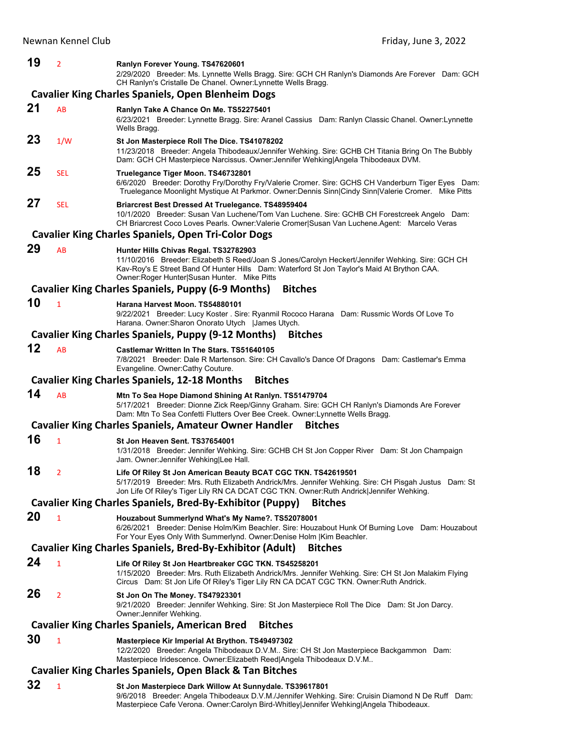**19** 2 **Ranlyn Forever Young. TS47620601**
2/29/2020 Breeder: Ms. Lynnette Wells Bragg. Sire: GCH CH Ranlyn's Diamonds Are Forever Dam: GCH CH Ranlyn's Cristalle De Chanel. Owner:Lynnette Wells Bragg.

### Cavalier King Charles Spaniels, Open Blenheim Dogs

**21** AB **Ranlyn Take A Chance On Me. TS52275401**
6/23/2021 Breeder: Lynnette Bragg. Sire: Aranel Cassius Dam: Ranlyn Classic Chanel. Owner:Lynnette Wells Bragg.

**23** 1/W **St Jon Masterpiece Roll The Dice. TS41078202**
11/23/2018 Breeder: Angela Thibodeaux/Jennifer Wehking. Sire: GCHB CH Titania Bring On The Bubbly Dam: GCH CH Masterpiece Narcissus. Owner:Jennifer Wehking|Angela Thibodeaux DVM.

**25** SEL **Truelegance Tiger Moon. TS46732801**
6/6/2020 Breeder: Dorothy Fry/Dorothy Fry/Valerie Cromer. Sire: GCHS CH Vanderburn Tiger Eyes Dam: Truelegance Moonlight Mystique At Parkmor. Owner:Dennis Sinn|Cindy Sinn|Valerie Cromer. Mike Pitts

**27** SEL **Briarcrest Best Dressed At Truelegance. TS48959404**
10/1/2020 Breeder: Susan Van Luchene/Tom Van Luchene. Sire: GCHB CH Forestcreek Angelo Dam: CH Briarcrest Coco Loves Pearls. Owner:Valerie Cromer|Susan Van Luchene.Agent: Marcelo Veras

### Cavalier King Charles Spaniels, Open Tri-Color Dogs

**29** AB **Hunter Hills Chivas Regal. TS32782903**
11/10/2016 Breeder: Elizabeth S Reed/Joan S Jones/Carolyn Heckert/Jennifer Wehking. Sire: GCH CH Kav-Roy's E Street Band Of Hunter Hills Dam: Waterford St Jon Taylor's Maid At Brython CAA. Owner:Roger Hunter|Susan Hunter. Mike Pitts

### Cavalier King Charles Spaniels, Puppy (6-9 Months) Bitches

**10** 1 **Harana Harvest Moon. TS54880101**
9/22/2021 Breeder: Lucy Koster . Sire: Ryanmil Rococo Harana Dam: Russmic Words Of Love To Harana. Owner:Sharon Onorato Utych |James Utych.

### Cavalier King Charles Spaniels, Puppy (9-12 Months) Bitches

**12** AB **Castlemar Written In The Stars. TS51640105**
7/8/2021 Breeder: Dale R Martenson. Sire: CH Cavallo's Dance Of Dragons Dam: Castlemar's Emma Evangeline. Owner:Cathy Couture.

### Cavalier King Charles Spaniels, 12-18 Months Bitches

**14** AB **Mtn To Sea Hope Diamond Shining At Ranlyn. TS51479704**
5/17/2021 Breeder: Dionne Zick Reep/Ginny Graham. Sire: GCH CH Ranlyn's Diamonds Are Forever Dam: Mtn To Sea Confetti Flutters Over Bee Creek. Owner:Lynnette Wells Bragg.

### Cavalier King Charles Spaniels, Amateur Owner Handler Bitches

**16** 1 **St Jon Heaven Sent. TS37654001**
1/31/2018 Breeder: Jennifer Wehking. Sire: GCHB CH St Jon Copper River Dam: St Jon Champaign Jam. Owner:Jennifer Wehking|Lee Hall.

**18** 2 **Life Of Riley St Jon American Beauty BCAT CGC TKN. TS42619501**
5/17/2019 Breeder: Mrs. Ruth Elizabeth Andrick/Mrs. Jennifer Wehking. Sire: CH Pisgah Justus Dam: St Jon Life Of Riley's Tiger Lily RN CA DCAT CGC TKN. Owner:Ruth Andrick|Jennifer Wehking.

### Cavalier King Charles Spaniels, Bred-By-Exhibitor (Puppy) Bitches

**20** 1 **Houzabout Summerlynd What's My Name?. TS52078001**
6/26/2021 Breeder: Denise Holm/Kim Beachler. Sire: Houzabout Hunk Of Burning Love Dam: Houzabout For Your Eyes Only With Summerlynd. Owner:Denise Holm |Kim Beachler.

### Cavalier King Charles Spaniels, Bred-By-Exhibitor (Adult) Bitches

**24** 1 **Life Of Riley St Jon Heartbreaker CGC TKN. TS45258201**
1/15/2020 Breeder: Mrs. Ruth Elizabeth Andrick/Mrs. Jennifer Wehking. Sire: CH St Jon Malakim Flying Circus Dam: St Jon Life Of Riley's Tiger Lily RN CA DCAT CGC TKN. Owner:Ruth Andrick.

**26** 2 **St Jon On The Money. TS47923301**
9/21/2020 Breeder: Jennifer Wehking. Sire: St Jon Masterpiece Roll The Dice Dam: St Jon Darcy. Owner:Jennifer Wehking.

### Cavalier King Charles Spaniels, American Bred Bitches

**30** 1 **Masterpiece Kir Imperial At Brython. TS49497302**
12/2/2020 Breeder: Angela Thibodeaux D.V.M.. Sire: CH St Jon Masterpiece Backgammon Dam: Masterpiece Iridescence. Owner:Elizabeth Reed|Angela Thibodeaux D.V.M..

### Cavalier King Charles Spaniels, Open Black & Tan Bitches

**32** 1 **St Jon Masterpiece Dark Willow At Sunnydale. TS39617801**
9/6/2018 Breeder: Angela Thibodeaux D.V.M./Jennifer Wehking. Sire: Cruisin Diamond N De Ruff Dam: Masterpiece Cafe Verona. Owner:Carolyn Bird-Whitley|Jennifer Wehking|Angela Thibodeaux.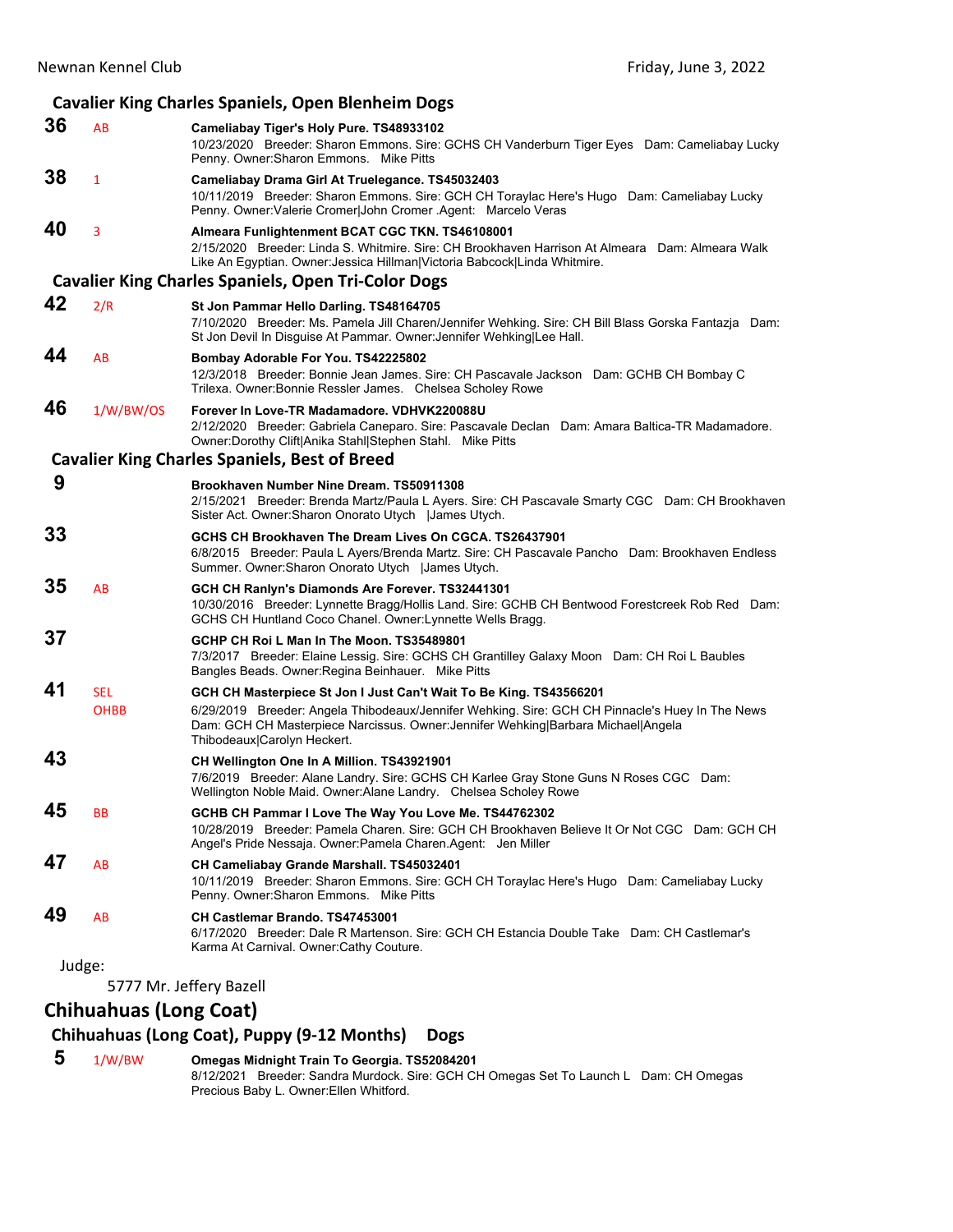### Cavalier King Charles Spaniels, Open Blenheim Dogs

**36** AB **Cameliabay Tiger's Holy Pure. TS48933102**
10/23/2020 Breeder: Sharon Emmons. Sire: GCHS CH Vanderburn Tiger Eyes Dam: Cameliabay Lucky Penny. Owner:Sharon Emmons. Mike Pitts

**38** 1 **Cameliabay Drama Girl At Truelegance. TS45032403**
10/11/2019 Breeder: Sharon Emmons. Sire: GCH CH Toraylac Here's Hugo Dam: Cameliabay Lucky Penny. Owner:Valerie Cromer|John Cromer .Agent: Marcelo Veras

**40** 3 **Almeara Funlightenment BCAT CGC TKN. TS46108001**
2/15/2020 Breeder: Linda S. Whitmire. Sire: CH Brookhaven Harrison At Almeara Dam: Almeara Walk Like An Egyptian. Owner:Jessica Hillman|Victoria Babcock|Linda Whitmire.

### Cavalier King Charles Spaniels, Open Tri-Color Dogs

**42** 2/R **St Jon Pammar Hello Darling. TS48164705**
7/10/2020 Breeder: Ms. Pamela Jill Charen/Jennifer Wehking. Sire: CH Bill Blass Gorska Fantazja Dam: St Jon Devil In Disguise At Pammar. Owner:Jennifer Wehking|Lee Hall.

**44** AB **Bombay Adorable For You. TS42225802**
12/3/2018 Breeder: Bonnie Jean James. Sire: CH Pascavale Jackson Dam: GCHB CH Bombay C Trilexa. Owner:Bonnie Ressler James. Chelsea Scholey Rowe

**46** 1/W/BW/OS **Forever In Love-TR Madamadore. VDHVK220088U**
2/12/2020 Breeder: Gabriela Caneparo. Sire: Pascavale Declan Dam: Amara Baltica-TR Madamadore. Owner:Dorothy Clift|Anika Stahl|Stephen Stahl. Mike Pitts

### Cavalier King Charles Spaniels, Best of Breed

**9** **Brookhaven Number Nine Dream. TS50911308**
2/15/2021 Breeder: Brenda Martz/Paula L Ayers. Sire: CH Pascavale Smarty CGC Dam: CH Brookhaven Sister Act. Owner:Sharon Onorato Utych |James Utych.

**33** **GCHS CH Brookhaven The Dream Lives On CGCA. TS26437901**
6/8/2015 Breeder: Paula L Ayers/Brenda Martz. Sire: CH Pascavale Pancho Dam: Brookhaven Endless Summer. Owner:Sharon Onorato Utych |James Utych.

**35** AB **GCH CH Ranlyn's Diamonds Are Forever. TS32441301**
10/30/2016 Breeder: Lynnette Bragg/Hollis Land. Sire: GCHB CH Bentwood Forestcreek Rob Red Dam: GCHS CH Huntland Coco Chanel. Owner:Lynnette Wells Bragg.

**37** **GCHP CH Roi L Man In The Moon. TS35489801**
7/3/2017 Breeder: Elaine Lessig. Sire: GCHS CH Grantilley Galaxy Moon Dam: CH Roi L Baubles Bangles Beads. Owner:Regina Beinhauer. Mike Pitts

**41** SEL OHBB **GCH CH Masterpiece St Jon I Just Can't Wait To Be King. TS43566201**
6/29/2019 Breeder: Angela Thibodeaux/Jennifer Wehking. Sire: GCH CH Pinnacle's Huey In The News Dam: GCH CH Masterpiece Narcissus. Owner:Jennifer Wehking|Barbara Michael|Angela Thibodeaux|Carolyn Heckert.

**43** **CH Wellington One In A Million. TS43921901**
7/6/2019 Breeder: Alane Landry. Sire: GCHS CH Karlee Gray Stone Guns N Roses CGC Dam: Wellington Noble Maid. Owner:Alane Landry. Chelsea Scholey Rowe

**45** BB **GCHB CH Pammar I Love The Way You Love Me. TS44762302**
10/28/2019 Breeder: Pamela Charen. Sire: GCH CH Brookhaven Believe It Or Not CGC Dam: GCH CH Angel's Pride Nessaja. Owner:Pamela Charen.Agent: Jen Miller

**47** AB **CH Cameliabay Grande Marshall. TS45032401**
10/11/2019 Breeder: Sharon Emmons. Sire: GCH CH Toraylac Here's Hugo Dam: Cameliabay Lucky Penny. Owner:Sharon Emmons. Mike Pitts

**49** AB **CH Castlemar Brando. TS47453001**
6/17/2020 Breeder: Dale R Martenson. Sire: GCH CH Estancia Double Take Dam: CH Castlemar's Karma At Carnival. Owner:Cathy Couture.

Judge:

5777 Mr. Jeffery Bazell

## Chihuahuas (Long Coat)

### Chihuahuas (Long Coat), Puppy (9-12 Months) Dogs

**5** 1/W/BW **Omegas Midnight Train To Georgia. TS52084201**
8/12/2021 Breeder: Sandra Murdock. Sire: GCH CH Omegas Set To Launch L Dam: CH Omegas Precious Baby L. Owner:Ellen Whitford.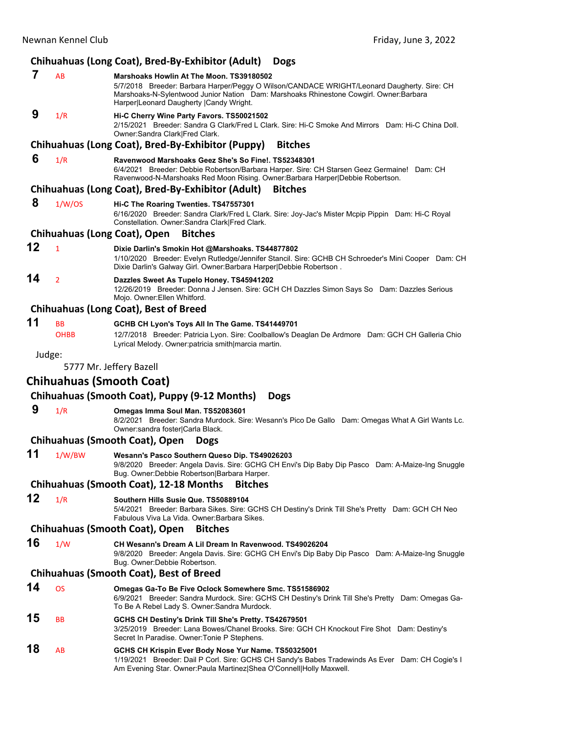### Chihuahuas (Long Coat), Bred-By-Exhibitor (Adult) Dogs

**7** AB **Marshoaks Howlin At The Moon. TS39180502**
5/7/2018 Breeder: Barbara Harper/Peggy O Wilson/CANDACE WRIGHT/Leonard Daugherty. Sire: CH Marshoaks-N-Sylentwood Junior Nation Dam: Marshoaks Rhinestone Cowgirl. Owner:Barbara Harper|Leonard Daugherty |Candy Wright.

**9** 1/R **Hi-C Cherry Wine Party Favors. TS50021502**
2/15/2021 Breeder: Sandra G Clark/Fred L Clark. Sire: Hi-C Smoke And Mirrors Dam: Hi-C China Doll. Owner:Sandra Clark|Fred Clark.

### Chihuahuas (Long Coat), Bred-By-Exhibitor (Puppy) Bitches

**6** 1/R **Ravenwood Marshoaks Geez She's So Fine!. TS52348301**
6/4/2021 Breeder: Debbie Robertson/Barbara Harper. Sire: CH Starsen Geez Germaine! Dam: CH Ravenwood-N-Marshoaks Red Moon Rising. Owner:Barbara Harper|Debbie Robertson.

### Chihuahuas (Long Coat), Bred-By-Exhibitor (Adult) Bitches

**8** 1/W/OS **Hi-C The Roaring Twenties. TS47557301**
6/16/2020 Breeder: Sandra Clark/Fred L Clark. Sire: Joy-Jac's Mister Mcpip Pippin Dam: Hi-C Royal Constellation. Owner:Sandra Clark|Fred Clark.

### Chihuahuas (Long Coat), Open Bitches

**12** 1 **Dixie Darlin's Smokin Hot @Marshoaks. TS44877802**
1/10/2020 Breeder: Evelyn Rutledge/Jennifer Stancil. Sire: GCHB CH Schroeder's Mini Cooper Dam: CH Dixie Darlin's Galway Girl. Owner:Barbara Harper|Debbie Robertson .

**14** 2 **Dazzles Sweet As Tupelo Honey. TS45941202**
12/26/2019 Breeder: Donna J Jensen. Sire: GCH CH Dazzles Simon Says So Dam: Dazzles Serious Mojo. Owner:Ellen Whitford.

### Chihuahuas (Long Coat), Best of Breed

**11** BB OHBB **GCHB CH Lyon's Toys All In The Game. TS41449701**
12/7/2018 Breeder: Patricia Lyon. Sire: Coolballow's Deaglan De Ardmore Dam: GCH CH Galleria Chio Lyrical Melody. Owner:patricia smith|marcia martin.

Judge:
5777 Mr. Jeffery Bazell

## Chihuahuas (Smooth Coat)

### Chihuahuas (Smooth Coat), Puppy (9-12 Months) Dogs

**9** 1/R **Omegas Imma Soul Man. TS52083601**
8/2/2021 Breeder: Sandra Murdock. Sire: Wesann's Pico De Gallo Dam: Omegas What A Girl Wants Lc. Owner:sandra foster|Carla Black.

### Chihuahuas (Smooth Coat), Open Dogs

**11** 1/W/BW **Wesann's Pasco Southern Queso Dip. TS49026203**
9/8/2020 Breeder: Angela Davis. Sire: GCHG CH Envi's Dip Baby Dip Pasco Dam: A-Maize-Ing Snuggle Bug. Owner:Debbie Robertson|Barbara Harper.

### Chihuahuas (Smooth Coat), 12-18 Months Bitches

**12** 1/R **Southern Hills Susie Que. TS50889104**
5/4/2021 Breeder: Barbara Sikes. Sire: GCHS CH Destiny's Drink Till She's Pretty Dam: GCH CH Neo Fabulous Viva La Vida. Owner:Barbara Sikes.

### Chihuahuas (Smooth Coat), Open Bitches

**16** 1/W **CH Wesann's Dream A Lil Dream In Ravenwood. TS49026204**
9/8/2020 Breeder: Angela Davis. Sire: GCHG CH Envi's Dip Baby Dip Pasco Dam: A-Maize-Ing Snuggle Bug. Owner:Debbie Robertson.

### Chihuahuas (Smooth Coat), Best of Breed

**14** OS **Omegas Ga-To Be Five Oclock Somewhere Smc. TS51586902**
6/9/2021 Breeder: Sandra Murdock. Sire: GCHS CH Destiny's Drink Till She's Pretty Dam: Omegas Ga-To Be A Rebel Lady S. Owner:Sandra Murdock.

**15** BB **GCHS CH Destiny's Drink Till She's Pretty. TS42679501**
3/25/2019 Breeder: Lana Bowes/Chanel Brooks. Sire: GCH CH Knockout Fire Shot Dam: Destiny's Secret In Paradise. Owner:Tonie P Stephens.

**18** AB **GCHS CH Krispin Ever Body Nose Yur Name. TS50325001**
1/19/2021 Breeder: Dail P Corl. Sire: GCHS CH Sandy's Babes Tradewinds As Ever Dam: CH Cogie's I Am Evening Star. Owner:Paula Martinez|Shea O'Connell|Holly Maxwell.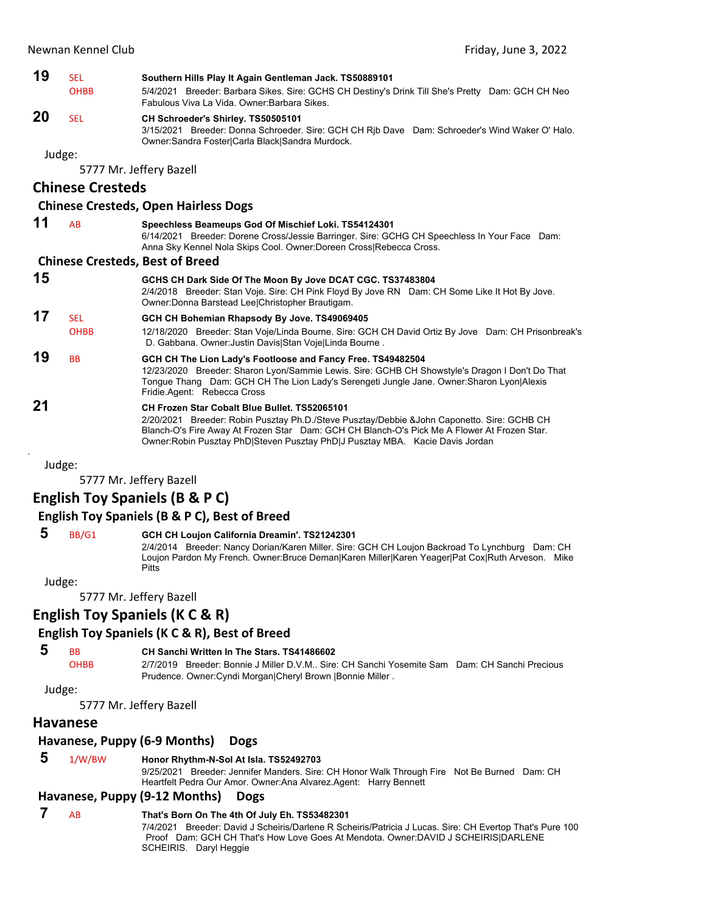**19** SEL OHBB **Southern Hills Play It Again Gentleman Jack. TS50889101**
5/4/2021 Breeder: Barbara Sikes. Sire: GCHS CH Destiny's Drink Till She's Pretty Dam: GCH CH Neo Fabulous Viva La Vida. Owner:Barbara Sikes.

**20** SEL **CH Schroeder's Shirley. TS50505101**
3/15/2021 Breeder: Donna Schroeder. Sire: GCH CH Rjb Dave Dam: Schroeder's Wind Waker O' Halo. Owner:Sandra Foster|Carla Black|Sandra Murdock.

Judge:

5777 Mr. Jeffery Bazell

## Chinese Cresteds

### Chinese Cresteds, Open Hairless Dogs

**11** AB **Speechless Beameups God Of Mischief Loki. TS54124301**
6/14/2021 Breeder: Dorene Cross/Jessie Barringer. Sire: GCHG CH Speechless In Your Face Dam: Anna Sky Kennel Nola Skips Cool. Owner:Doreen Cross|Rebecca Cross.

### Chinese Cresteds, Best of Breed

**15** **GCHS CH Dark Side Of The Moon By Jove DCAT CGC. TS37483804**
2/4/2018 Breeder: Stan Voje. Sire: CH Pink Floyd By Jove RN Dam: CH Some Like It Hot By Jove. Owner:Donna Barstead Lee|Christopher Brautigam.

**17** SEL OHBB **GCH CH Bohemian Rhapsody By Jove. TS49069405**
12/18/2020 Breeder: Stan Voje/Linda Bourne. Sire: GCH CH David Ortiz By Jove Dam: CH Prisonbreak's D. Gabbana. Owner:Justin Davis|Stan Voje|Linda Bourne .

**19** BB **GCH CH The Lion Lady's Footloose and Fancy Free. TS49482504**
12/23/2020 Breeder: Sharon Lyon/Sammie Lewis. Sire: GCHB CH Showstyle's Dragon I Don't Do That Tongue Thang Dam: GCH CH The Lion Lady's Serengeti Jungle Jane. Owner:Sharon Lyon|Alexis Fridie.Agent: Rebecca Cross

**21** **CH Frozen Star Cobalt Blue Bullet. TS52065101**
2/20/2021 Breeder: Robin Pusztay Ph.D./Steve Pusztay/Debbie &John Caponetto. Sire: GCHB CH Blanch-O's Fire Away At Frozen Star Dam: GCH CH Blanch-O's Pick Me A Flower At Frozen Star. Owner:Robin Pusztay PhD|Steven Pusztay PhD|J Pusztay MBA. Kacie Davis Jordan

Judge:

5777 Mr. Jeffery Bazell

## English Toy Spaniels (B & P C)

### English Toy Spaniels (B & P C), Best of Breed

**5** BB/G1 **GCH CH Loujon California Dreamin'. TS21242301**
2/4/2014 Breeder: Nancy Dorian/Karen Miller. Sire: GCH CH Loujon Backroad To Lynchburg Dam: CH Loujon Pardon My French. Owner:Bruce Deman|Karen Miller|Karen Yeager|Pat Cox|Ruth Arveson. Mike Pitts

Judge:

5777 Mr. Jeffery Bazell

## English Toy Spaniels (K C & R)

### English Toy Spaniels (K C & R), Best of Breed

**5** BB OHBB **CH Sanchi Written In The Stars. TS41486602**
2/7/2019 Breeder: Bonnie J Miller D.V.M.. Sire: CH Sanchi Yosemite Sam Dam: CH Sanchi Precious Prudence. Owner:Cyndi Morgan|Cheryl Brown |Bonnie Miller .

Judge:

5777 Mr. Jeffery Bazell

## Havanese

### Havanese, Puppy (6-9 Months) Dogs

**5** 1/W/BW **Honor Rhythm-N-Sol At Isla. TS52492703**
9/25/2021 Breeder: Jennifer Manders. Sire: CH Honor Walk Through Fire Not Be Burned Dam: CH Heartfelt Pedra Our Amor. Owner:Ana Alvarez.Agent: Harry Bennett

### Havanese, Puppy (9-12 Months) Dogs

**7** AB **That's Born On The 4th Of July Eh. TS53482301**
7/4/2021 Breeder: David J Scheiris/Darlene R Scheiris/Patricia J Lucas. Sire: CH Evertop That's Pure 100 Proof Dam: GCH CH That's How Love Goes At Mendota. Owner:DAVID J SCHEIRIS|DARLENE SCHEIRIS. Daryl Heggie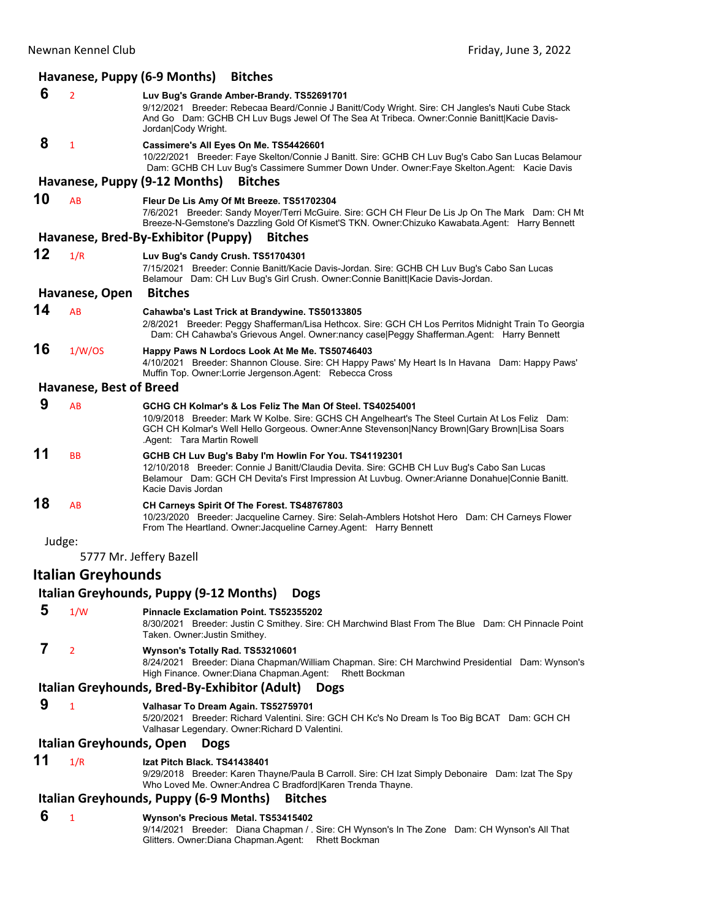### Havanese, Puppy (6-9 Months) Bitches

**6** 2 **Luv Bug's Grande Amber-Brandy. TS52691701**
9/12/2021 Breeder: Rebecaa Beard/Connie J Banitt/Cody Wright. Sire: CH Jangles's Nauti Cube Stack And Go Dam: GCHB CH Luv Bugs Jewel Of The Sea At Tribeca. Owner:Connie Banitt|Kacie Davis-Jordan|Cody Wright.

**8** 1 **Cassimere's All Eyes On Me. TS54426601**
10/22/2021 Breeder: Faye Skelton/Connie J Banitt. Sire: GCHB CH Luv Bug's Cabo San Lucas Belamour Dam: GCHB CH Luv Bug's Cassimere Summer Down Under. Owner:Faye Skelton.Agent: Kacie Davis

### Havanese, Puppy (9-12 Months) Bitches

**10** AB **Fleur De Lis Amy Of Mt Breeze. TS51702304**
7/6/2021 Breeder: Sandy Moyer/Terri McGuire. Sire: GCH CH Fleur De Lis Jp On The Mark Dam: CH Mt Breeze-N-Gemstone's Dazzling Gold Of Kismet'S TKN. Owner:Chizuko Kawabata.Agent: Harry Bennett

### Havanese, Bred-By-Exhibitor (Puppy) Bitches

**12** 1/R **Luv Bug's Candy Crush. TS51704301**
7/15/2021 Breeder: Connie Banitt/Kacie Davis-Jordan. Sire: GCHB CH Luv Bug's Cabo San Lucas Belamour Dam: CH Luv Bug's Girl Crush. Owner:Connie Banitt|Kacie Davis-Jordan.

### Havanese, Open Bitches

**14** AB **Cahawba's Last Trick at Brandywine. TS50133805**
2/8/2021 Breeder: Peggy Shafferman/Lisa Hethcox. Sire: GCH CH Los Perritos Midnight Train To Georgia Dam: CH Cahawba's Grievous Angel. Owner:nancy case|Peggy Shafferman.Agent: Harry Bennett

**16** 1/W/OS **Happy Paws N Lordocs Look At Me Me. TS50746403**
4/10/2021 Breeder: Shannon Clouse. Sire: CH Happy Paws' My Heart Is In Havana Dam: Happy Paws' Muffin Top. Owner:Lorrie Jergenson.Agent: Rebecca Cross

### Havanese, Best of Breed

**9** AB **GCHG CH Kolmar's & Los Feliz The Man Of Steel. TS40254001**
10/9/2018 Breeder: Mark W Kolbe. Sire: GCHS CH Angelheart's The Steel Curtain At Los Feliz Dam: GCH CH Kolmar's Well Hello Gorgeous. Owner:Anne Stevenson|Nancy Brown|Gary Brown|Lisa Soars .Agent: Tara Martin Rowell

**11** BB **GCHB CH Luv Bug's Baby I'm Howlin For You. TS41192301**
12/10/2018 Breeder: Connie J Banitt/Claudia Devita. Sire: GCHB CH Luv Bug's Cabo San Lucas Belamour Dam: GCH CH Devita's First Impression At Luvbug. Owner:Arianne Donahue|Connie Banitt. Kacie Davis Jordan

**18** AB **CH Carneys Spirit Of The Forest. TS48767803**
10/23/2020 Breeder: Jacqueline Carney. Sire: Selah-Amblers Hotshot Hero Dam: CH Carneys Flower From The Heartland. Owner:Jacqueline Carney.Agent: Harry Bennett

Judge:

5777 Mr. Jeffery Bazell

## Italian Greyhounds

### Italian Greyhounds, Puppy (9-12 Months) Dogs

**5** 1/W **Pinnacle Exclamation Point. TS52355202**
8/30/2021 Breeder: Justin C Smithey. Sire: CH Marchwind Blast From The Blue Dam: CH Pinnacle Point Taken. Owner:Justin Smithey.

**7** 2 **Wynson's Totally Rad. TS53210601**
8/24/2021 Breeder: Diana Chapman/William Chapman. Sire: CH Marchwind Presidential Dam: Wynson's High Finance. Owner:Diana Chapman.Agent: Rhett Bockman

### Italian Greyhounds, Bred-By-Exhibitor (Adult) Dogs

**9** 1 **Valhasar To Dream Again. TS52759701**
5/20/2021 Breeder: Richard Valentini. Sire: GCH CH Kc's No Dream Is Too Big BCAT Dam: GCH CH Valhasar Legendary. Owner:Richard D Valentini.

### Italian Greyhounds, Open Dogs

**11** 1/R **Izat Pitch Black. TS41438401**
9/29/2018 Breeder: Karen Thayne/Paula B Carroll. Sire: CH Izat Simply Debonaire Dam: Izat The Spy Who Loved Me. Owner:Andrea C Bradford|Karen Trenda Thayne.

### Italian Greyhounds, Puppy (6-9 Months) Bitches

**6** 1 **Wynson's Precious Metal. TS53415402**
9/14/2021 Breeder: Diana Chapman / . Sire: CH Wynson's In The Zone Dam: CH Wynson's All That Glitters. Owner:Diana Chapman.Agent: Rhett Bockman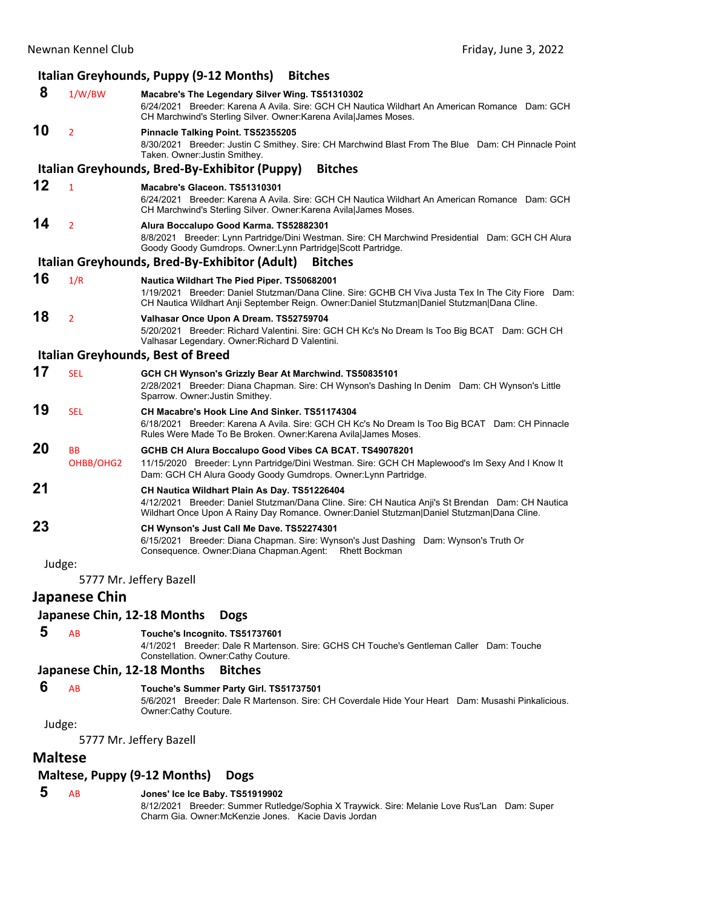### Italian Greyhounds, Puppy (9-12 Months) Bitches

**8** 1/W/BW **Macabre's The Legendary Silver Wing. TS51310302**
6/24/2021 Breeder: Karena A Avila. Sire: GCH CH Nautica Wildhart An American Romance Dam: GCH CH Marchwind's Sterling Silver. Owner:Karena Avila|James Moses.

**10** 2 **Pinnacle Talking Point. TS52355205**
8/30/2021 Breeder: Justin C Smithey. Sire: CH Marchwind Blast From The Blue Dam: CH Pinnacle Point Taken. Owner:Justin Smithey.

### Italian Greyhounds, Bred-By-Exhibitor (Puppy) Bitches

**12** 1 **Macabre's Glaceon. TS51310301**
6/24/2021 Breeder: Karena A Avila. Sire: GCH CH Nautica Wildhart An American Romance Dam: GCH CH Marchwind's Sterling Silver. Owner:Karena Avila|James Moses.

**14** 2 **Alura Boccalupo Good Karma. TS52882301**
8/8/2021 Breeder: Lynn Partridge/Dini Westman. Sire: CH Marchwind Presidential Dam: GCH CH Alura Goody Goody Gumdrops. Owner:Lynn Partridge|Scott Partridge.

### Italian Greyhounds, Bred-By-Exhibitor (Adult) Bitches

**16** 1/R **Nautica Wildhart The Pied Piper. TS50682001**
1/19/2021 Breeder: Daniel Stutzman/Dana Cline. Sire: GCHB CH Viva Justa Tex In The City Fiore Dam: CH Nautica Wildhart Anji September Reign. Owner:Daniel Stutzman|Daniel Stutzman|Dana Cline.

**18** 2 **Valhasar Once Upon A Dream. TS52759704**
5/20/2021 Breeder: Richard Valentini. Sire: GCH CH Kc's No Dream Is Too Big BCAT Dam: GCH CH Valhasar Legendary. Owner:Richard D Valentini.

### Italian Greyhounds, Best of Breed

**17** SEL **GCH CH Wynson's Grizzly Bear At Marchwind. TS50835101**
2/28/2021 Breeder: Diana Chapman. Sire: CH Wynson's Dashing In Denim Dam: CH Wynson's Little Sparrow. Owner:Justin Smithey.

**19** SEL **CH Macabre's Hook Line And Sinker. TS51174304**
6/18/2021 Breeder: Karena A Avila. Sire: GCH CH Kc's No Dream Is Too Big BCAT Dam: CH Pinnacle Rules Were Made To Be Broken. Owner:Karena Avila|James Moses.

**20** BB OHBB/OHG2 **GCHB CH Alura Boccalupo Good Vibes CA BCAT. TS49078201**
11/15/2020 Breeder: Lynn Partridge/Dini Westman. Sire: GCH CH Maplewood's Im Sexy And I Know It Dam: GCH CH Alura Goody Goody Gumdrops. Owner:Lynn Partridge.

**21** **CH Nautica Wildhart Plain As Day. TS51226404**
4/12/2021 Breeder: Daniel Stutzman/Dana Cline. Sire: CH Nautica Anji's St Brendan Dam: CH Nautica Wildhart Once Upon A Rainy Day Romance. Owner:Daniel Stutzman|Daniel Stutzman|Dana Cline.

**23** **CH Wynson's Just Call Me Dave. TS52274301**
6/15/2021 Breeder: Diana Chapman. Sire: Wynson's Just Dashing Dam: Wynson's Truth Or Consequence. Owner:Diana Chapman.Agent: Rhett Bockman

Judge:
5777 Mr. Jeffery Bazell

## Japanese Chin

### Japanese Chin, 12-18 Months Dogs

**5** AB **Touche's Incognito. TS51737601**
4/1/2021 Breeder: Dale R Martenson. Sire: GCHS CH Touche's Gentleman Caller Dam: Touche Constellation. Owner:Cathy Couture.

### Japanese Chin, 12-18 Months Bitches

**6** AB **Touche's Summer Party Girl. TS51737501**
5/6/2021 Breeder: Dale R Martenson. Sire: CH Coverdale Hide Your Heart Dam: Musashi Pinkalicious. Owner:Cathy Couture.

Judge:
5777 Mr. Jeffery Bazell

## Maltese

### Maltese, Puppy (9-12 Months) Dogs

**5** AB **Jones' Ice Ice Baby. TS51919902**
8/12/2021 Breeder: Summer Rutledge/Sophia X Traywick. Sire: Melanie Love Rus'Lan Dam: Super Charm Gia. Owner:McKenzie Jones. Kacie Davis Jordan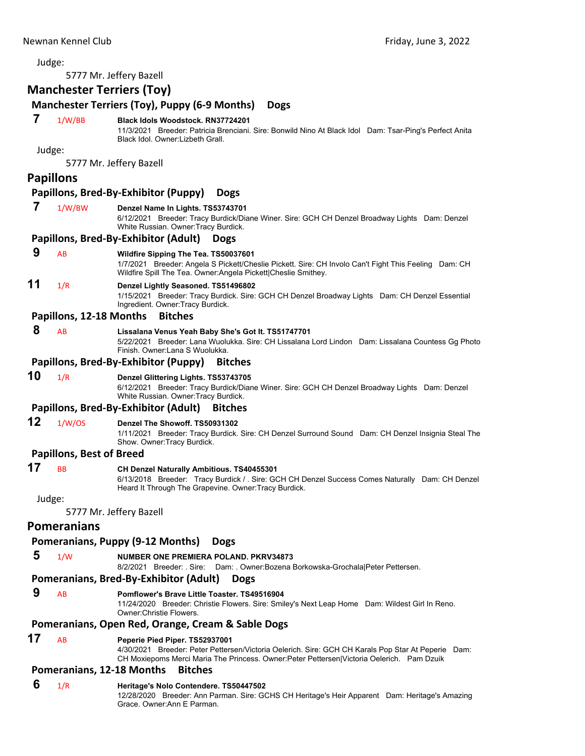Judge:

5777 Mr. Jeffery Bazell

## Manchester Terriers (Toy)

### Manchester Terriers (Toy), Puppy (6-9 Months) Dogs

**7** 1/W/BB **Black Idols Woodstock. RN37724201**
11/3/2021 Breeder: Patricia Brenciani. Sire: Bonwild Nino At Black Idol Dam: Tsar-Ping's Perfect Anita Black Idol. Owner:Lizbeth Grall.

Judge:

5777 Mr. Jeffery Bazell

## Papillons

### Papillons, Bred-By-Exhibitor (Puppy) Dogs

**7** 1/W/BW **Denzel Name In Lights. TS53743701**
6/12/2021 Breeder: Tracy Burdick/Diane Winer. Sire: GCH CH Denzel Broadway Lights Dam: Denzel White Russian. Owner:Tracy Burdick.

### Papillons, Bred-By-Exhibitor (Adult) Dogs

**9** AB **Wildfire Sipping The Tea. TS50037601**
1/7/2021 Breeder: Angela S Pickett/Cheslie Pickett. Sire: CH Involo Can't Fight This Feeling Dam: CH Wildfire Spill The Tea. Owner:Angela Pickett|Cheslie Smithey.

**11** 1/R **Denzel Lightly Seasoned. TS51496802**
1/15/2021 Breeder: Tracy Burdick. Sire: GCH CH Denzel Broadway Lights Dam: CH Denzel Essential Ingredient. Owner:Tracy Burdick.

### Papillons, 12-18 Months Bitches

**8** AB **Lissalana Venus Yeah Baby She's Got It. TS51747701**
5/22/2021 Breeder: Lana Wuolukka. Sire: CH Lissalana Lord Lindon Dam: Lissalana Countess Gg Photo Finish. Owner:Lana S Wuolukka.

### Papillons, Bred-By-Exhibitor (Puppy) Bitches

**10** 1/R **Denzel Glittering Lights. TS53743705**
6/12/2021 Breeder: Tracy Burdick/Diane Winer. Sire: GCH CH Denzel Broadway Lights Dam: Denzel White Russian. Owner:Tracy Burdick.

### Papillons, Bred-By-Exhibitor (Adult) Bitches

**12** 1/W/OS **Denzel The Showoff. TS50931302**
1/11/2021 Breeder: Tracy Burdick. Sire: CH Denzel Surround Sound Dam: CH Denzel Insignia Steal The Show. Owner:Tracy Burdick.

### Papillons, Best of Breed

**17** BB **CH Denzel Naturally Ambitious. TS40455301**
6/13/2018 Breeder: Tracy Burdick / . Sire: GCH CH Denzel Success Comes Naturally Dam: CH Denzel Heard It Through The Grapevine. Owner:Tracy Burdick.

Judge:

5777 Mr. Jeffery Bazell

## Pomeranians

### Pomeranians, Puppy (9-12 Months) Dogs

**5** 1/W **NUMBER ONE PREMIERA POLAND. PKRV34873**
8/2/2021 Breeder: . Sire: Dam: . Owner:Bozena Borkowska-Grochala|Peter Pettersen.

### Pomeranians, Bred-By-Exhibitor (Adult) Dogs

**9** AB **Pomflower's Brave Little Toaster. TS49516904**
11/24/2020 Breeder: Christie Flowers. Sire: Smiley's Next Leap Home Dam: Wildest Girl In Reno. Owner:Christie Flowers.

### Pomeranians, Open Red, Orange, Cream & Sable Dogs

**17** AB **Peperie Pied Piper. TS52937001**
4/30/2021 Breeder: Peter Pettersen/Victoria Oelerich. Sire: GCH CH Karals Pop Star At Peperie Dam: CH Moxiepoms Merci Maria The Princess. Owner:Peter Pettersen|Victoria Oelerich. Pam Dzuik

### Pomeranians, 12-18 Months Bitches

**6** 1/R **Heritage's Nolo Contendere. TS50447502**
12/28/2020 Breeder: Ann Parman. Sire: GCHS CH Heritage's Heir Apparent Dam: Heritage's Amazing Grace. Owner:Ann E Parman.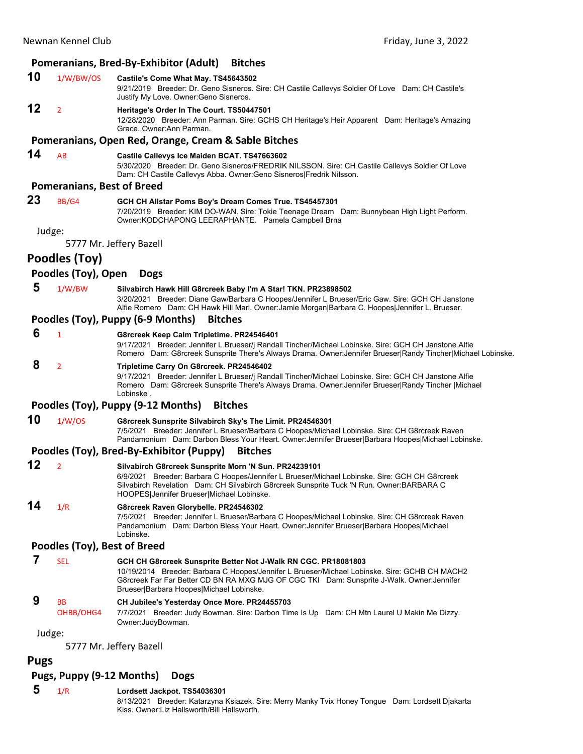### Pomeranians, Bred-By-Exhibitor (Adult) Bitches

**10** 1/W/BW/OS **Castile's Come What May. TS45643502**
9/21/2019 Breeder: Dr. Geno Sisneros. Sire: CH Castile Callevys Soldier Of Love Dam: CH Castile's Justify My Love. Owner:Geno Sisneros.

**12** 2 **Heritage's Order In The Court. TS50447501**
12/28/2020 Breeder: Ann Parman. Sire: GCHS CH Heritage's Heir Apparent Dam: Heritage's Amazing Grace. Owner:Ann Parman.

### Pomeranians, Open Red, Orange, Cream & Sable Bitches

**14** AB **Castile Callevys Ice Maiden BCAT. TS47663602**
5/30/2020 Breeder: Dr. Geno Sisneros/FREDRIK NILSSON. Sire: CH Castile Callevys Soldier Of Love Dam: CH Castile Callevys Abba. Owner:Geno Sisneros|Fredrik Nilsson.

### Pomeranians, Best of Breed

**23** BB/G4 **GCH CH Allstar Poms Boy's Dream Comes True. TS45457301**
7/20/2019 Breeder: KIM DO-WAN. Sire: Tokie Teenage Dream Dam: Bunnybean High Light Perform. Owner:KODCHAPONG LEERAPHANTE. Pamela Campbell Brna

Judge:

5777 Mr. Jeffery Bazell

## Poodles (Toy)

### Poodles (Toy), Open Dogs

**5** 1/W/BW **Silvabirch Hawk Hill G8rcreek Baby I'm A Star! TKN. PR23898502**
3/20/2021 Breeder: Diane Gaw/Barbara C Hoopes/Jennifer L Brueser/Eric Gaw. Sire: GCH CH Janstone Alfie Romero Dam: CH Hawk Hill Mari. Owner:Jamie Morgan|Barbara C. Hoopes|Jennifer L. Brueser.

### Poodles (Toy), Puppy (6-9 Months) Bitches

**6** 1 **G8rcreek Keep Calm Tripletime. PR24546401**
9/17/2021 Breeder: Jennifer L Brueser/j Randall Tincher/Michael Lobinske. Sire: GCH CH Janstone Alfie Romero Dam: G8rcreek Sunsprite There's Always Drama. Owner:Jennifer Brueser|Randy Tincher|Michael Lobinske.

**8** 2 **Tripletime Carry On G8rcreek. PR24546402**
9/17/2021 Breeder: Jennifer L Brueser/j Randall Tincher/Michael Lobinske. Sire: GCH CH Janstone Alfie Romero Dam: G8rcreek Sunsprite There's Always Drama. Owner:Jennifer Brueser|Randy Tincher |Michael Lobinske .

### Poodles (Toy), Puppy (9-12 Months) Bitches

**10** 1/W/OS **G8rcreek Sunsprite Silvabirch Sky's The Limit. PR24546301**
7/5/2021 Breeder: Jennifer L Brueser/Barbara C Hoopes/Michael Lobinske. Sire: CH G8rcreek Raven Pandamonium Dam: Darbon Bless Your Heart. Owner:Jennifer Brueser|Barbara Hoopes|Michael Lobinske.

### Poodles (Toy), Bred-By-Exhibitor (Puppy) Bitches

**12** 2 **Silvabirch G8rcreek Sunsprite Morn 'N Sun. PR24239101**
6/9/2021 Breeder: Barbara C Hoopes/Jennifer L Brueser/Michael Lobinske. Sire: GCH CH G8rcreek Silvabirch Revelation Dam: CH Silvabirch G8rcreek Sunsprite Tuck 'N Run. Owner:BARBARA C HOOPES|Jennifer Brueser|Michael Lobinske.

**14** 1/R **G8rcreek Raven Glorybelle. PR24546302**
7/5/2021 Breeder: Jennifer L Brueser/Barbara C Hoopes/Michael Lobinske. Sire: CH G8rcreek Raven Pandamonium Dam: Darbon Bless Your Heart. Owner:Jennifer Brueser|Barbara Hoopes|Michael Lobinske.

### Poodles (Toy), Best of Breed

**7** SEL **GCH CH G8rcreek Sunsprite Better Not J-Walk RN CGC. PR18081803**
10/19/2014 Breeder: Barbara C Hoopes/Jennifer L Brueser/Michael Lobinske. Sire: GCHB CH MACH2 G8rcreek Far Far Better CD BN RA MXG MJG OF CGC TKI Dam: Sunsprite J-Walk. Owner:Jennifer Brueser|Barbara Hoopes|Michael Lobinske.

**9** BB OHBB/OHG4 **CH Jubilee's Yesterday Once More. PR24455703**
7/7/2021 Breeder: Judy Bowman. Sire: Darbon Time Is Up Dam: CH Mtn Laurel U Makin Me Dizzy. Owner:JudyBowman.

Judge:

5777 Mr. Jeffery Bazell

## Pugs

### Pugs, Puppy (9-12 Months) Dogs

**5** 1/R **Lordsett Jackpot. TS54036301**
8/13/2021 Breeder: Katarzyna Ksiazek. Sire: Merry Manky Tvix Honey Tongue Dam: Lordsett Djakarta Kiss. Owner:Liz Hallsworth/Bill Hallsworth.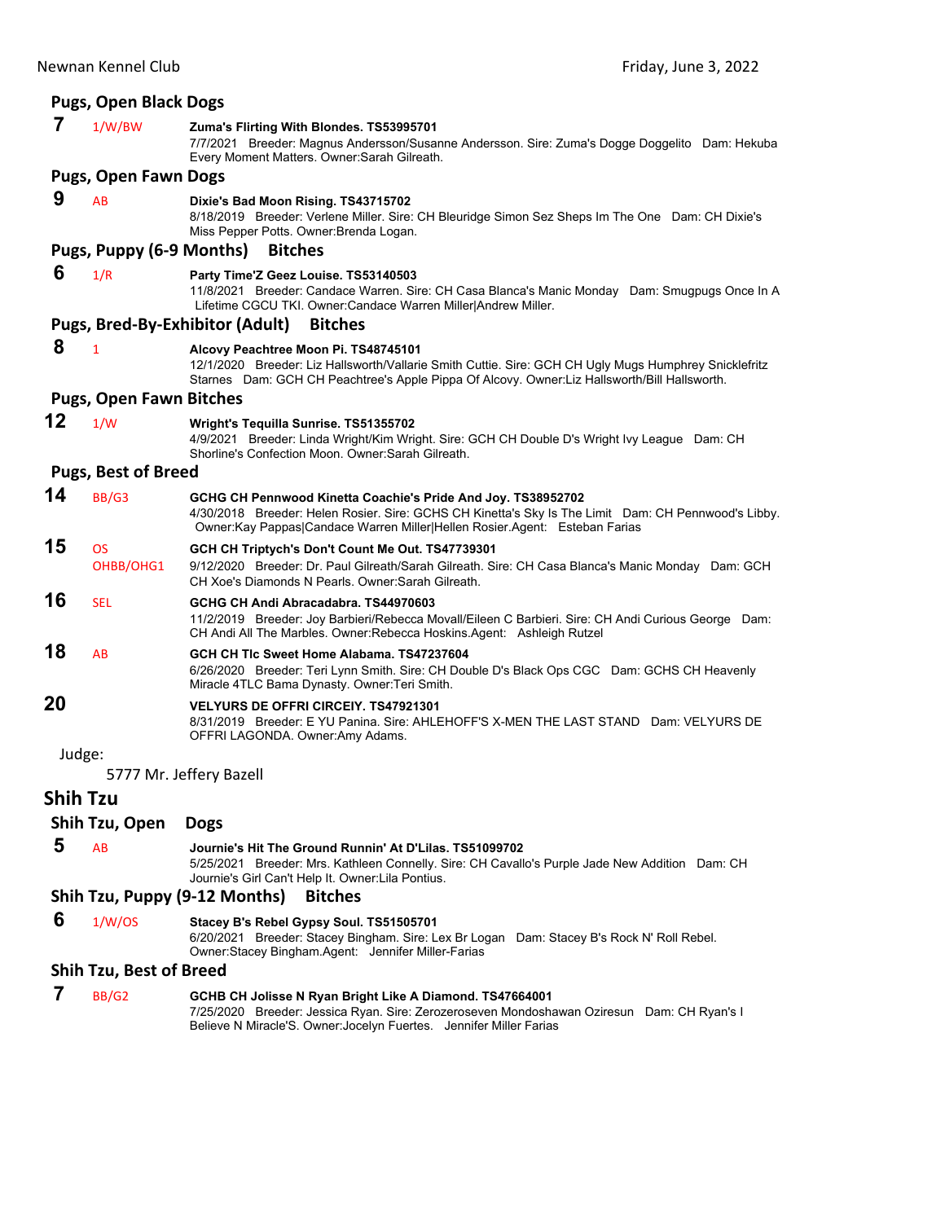### Pugs, Open Black Dogs

**7** 1/W/BW **Zuma's Flirting With Blondes. TS53995701**
7/7/2021 Breeder: Magnus Andersson/Susanne Andersson. Sire: Zuma's Dogge Doggelito Dam: Hekuba Every Moment Matters. Owner:Sarah Gilreath.

### Pugs, Open Fawn Dogs

**9** AB **Dixie's Bad Moon Rising. TS43715702**
8/18/2019 Breeder: Verlene Miller. Sire: CH Bleuridge Simon Sez Sheps Im The One Dam: CH Dixie's Miss Pepper Potts. Owner:Brenda Logan.

### Pugs, Puppy (6-9 Months) Bitches

**6** 1/R **Party Time'Z Geez Louise. TS53140503**
11/8/2021 Breeder: Candace Warren. Sire: CH Casa Blanca's Manic Monday Dam: Smugpugs Once In A Lifetime CGCU TKI. Owner:Candace Warren Miller|Andrew Miller.

### Pugs, Bred-By-Exhibitor (Adult) Bitches

**8** 1 **Alcovy Peachtree Moon Pi. TS48745101**
12/1/2020 Breeder: Liz Hallsworth/Vallarie Smith Cuttie. Sire: GCH CH Ugly Mugs Humphrey Snicklefritz Starnes Dam: GCH CH Peachtree's Apple Pippa Of Alcovy. Owner:Liz Hallsworth/Bill Hallsworth.

### Pugs, Open Fawn Bitches

**12** 1/W **Wright's Tequilla Sunrise. TS51355702**
4/9/2021 Breeder: Linda Wright/Kim Wright. Sire: GCH CH Double D's Wright Ivy League Dam: CH Shorline's Confection Moon. Owner:Sarah Gilreath.

### Pugs, Best of Breed

**14** BB/G3 **GCHG CH Pennwood Kinetta Coachie's Pride And Joy. TS38952702**
4/30/2018 Breeder: Helen Rosier. Sire: GCHS CH Kinetta's Sky Is The Limit Dam: CH Pennwood's Libby. Owner:Kay Pappas|Candace Warren Miller|Hellen Rosier.Agent: Esteban Farias

**15** OS OHBB/OHG1 **GCH CH Triptych's Don't Count Me Out. TS47739301**
9/12/2020 Breeder: Dr. Paul Gilreath/Sarah Gilreath. Sire: CH Casa Blanca's Manic Monday Dam: GCH CH Xoe's Diamonds N Pearls. Owner:Sarah Gilreath.

**16** SEL **GCHG CH Andi Abracadabra. TS44970603**
11/2/2019 Breeder: Joy Barbieri/Rebecca Movall/Eileen C Barbieri. Sire: CH Andi Curious George Dam: CH Andi All The Marbles. Owner:Rebecca Hoskins.Agent: Ashleigh Rutzel

**18** AB **GCH CH Tlc Sweet Home Alabama. TS47237604**
6/26/2020 Breeder: Teri Lynn Smith. Sire: CH Double D's Black Ops CGC Dam: GCHS CH Heavenly Miracle 4TLC Bama Dynasty. Owner:Teri Smith.

**20** **VELYURS DE OFFRI CIRCEIY. TS47921301**
8/31/2019 Breeder: E YU Panina. Sire: AHLEHOFF'S X-MEN THE LAST STAND Dam: VELYURS DE OFFRI LAGONDA. Owner:Amy Adams.

Judge:

5777 Mr. Jeffery Bazell

## Shih Tzu

### Shih Tzu, Open Dogs

**5** AB **Journie's Hit The Ground Runnin' At D'Lilas. TS51099702**
5/25/2021 Breeder: Mrs. Kathleen Connelly. Sire: CH Cavallo's Purple Jade New Addition Dam: CH Journie's Girl Can't Help It. Owner:Lila Pontius.

### Shih Tzu, Puppy (9-12 Months) Bitches

**6** 1/W/OS **Stacey B's Rebel Gypsy Soul. TS51505701**
6/20/2021 Breeder: Stacey Bingham. Sire: Lex Br Logan Dam: Stacey B's Rock N' Roll Rebel. Owner:Stacey Bingham.Agent: Jennifer Miller-Farias

### Shih Tzu, Best of Breed

**7** BB/G2 **GCHB CH Jolisse N Ryan Bright Like A Diamond. TS47664001**
7/25/2020 Breeder: Jessica Ryan. Sire: Zerozeroseven Mondoshawan Oziresun Dam: CH Ryan's I Believe N Miracle'S. Owner:Jocelyn Fuertes. Jennifer Miller Farias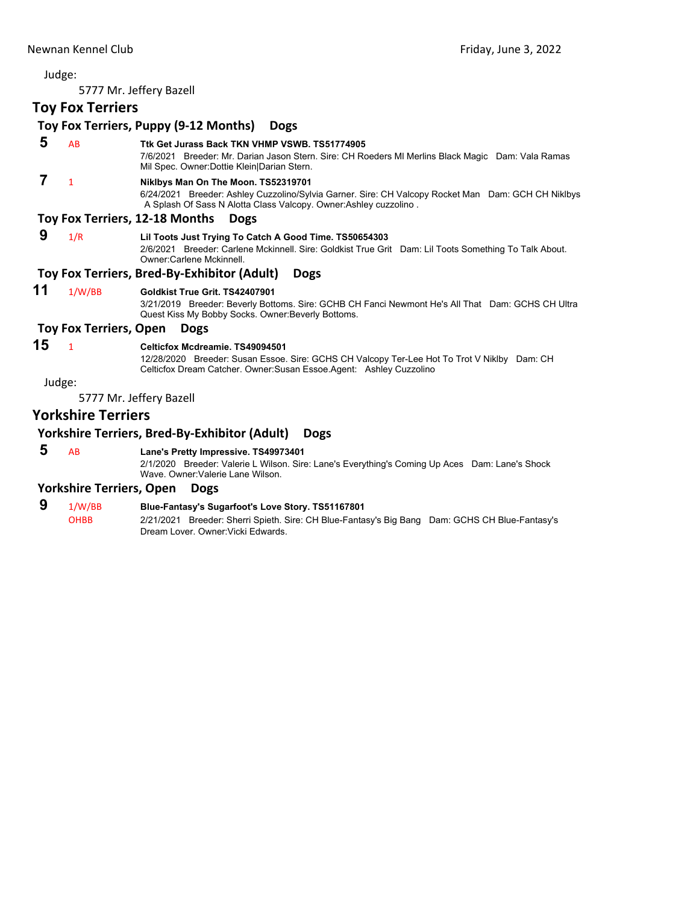Judge:

5777 Mr. Jeffery Bazell

## Toy Fox Terriers

### Toy Fox Terriers, Puppy (9-12 Months) Dogs

**5** AB **Ttk Get Jurass Back TKN VHMP VSWB. TS51774905**
7/6/2021 Breeder: Mr. Darian Jason Stern. Sire: CH Roeders Ml Merlins Black Magic Dam: Vala Ramas Mil Spec. Owner:Dottie Klein|Darian Stern.

**7** 1 **Niklbys Man On The Moon. TS52319701**
6/24/2021 Breeder: Ashley Cuzzolino/Sylvia Garner. Sire: CH Valcopy Rocket Man Dam: GCH CH Niklbys A Splash Of Sass N Alotta Class Valcopy. Owner:Ashley cuzzolino .

### Toy Fox Terriers, 12-18 Months Dogs

**9** 1/R **Lil Toots Just Trying To Catch A Good Time. TS50654303**
2/6/2021 Breeder: Carlene Mckinnell. Sire: Goldkist True Grit Dam: Lil Toots Something To Talk About. Owner:Carlene Mckinnell.

### Toy Fox Terriers, Bred-By-Exhibitor (Adult) Dogs

**11** 1/W/BB **Goldkist True Grit. TS42407901**
3/21/2019 Breeder: Beverly Bottoms. Sire: GCHB CH Fanci Newmont He's All That Dam: GCHS CH Ultra Quest Kiss My Bobby Socks. Owner:Beverly Bottoms.

### Toy Fox Terriers, Open Dogs

**15** 1 **Celticfox Mcdreamie. TS49094501**
12/28/2020 Breeder: Susan Essoe. Sire: GCHS CH Valcopy Ter-Lee Hot To Trot V Niklby Dam: CH Celticfox Dream Catcher. Owner:Susan Essoe.Agent: Ashley Cuzzolino

Judge:

5777 Mr. Jeffery Bazell

## Yorkshire Terriers

### Yorkshire Terriers, Bred-By-Exhibitor (Adult) Dogs

**5** AB **Lane's Pretty Impressive. TS49973401**
2/1/2020 Breeder: Valerie L Wilson. Sire: Lane's Everything's Coming Up Aces Dam: Lane's Shock Wave. Owner:Valerie Lane Wilson.

### Yorkshire Terriers, Open Dogs

**9** 1/W/BB OHBB **Blue-Fantasy's Sugarfoot's Love Story. TS51167801**
2/21/2021 Breeder: Sherri Spieth. Sire: CH Blue-Fantasy's Big Bang Dam: GCHS CH Blue-Fantasy's Dream Lover. Owner:Vicki Edwards.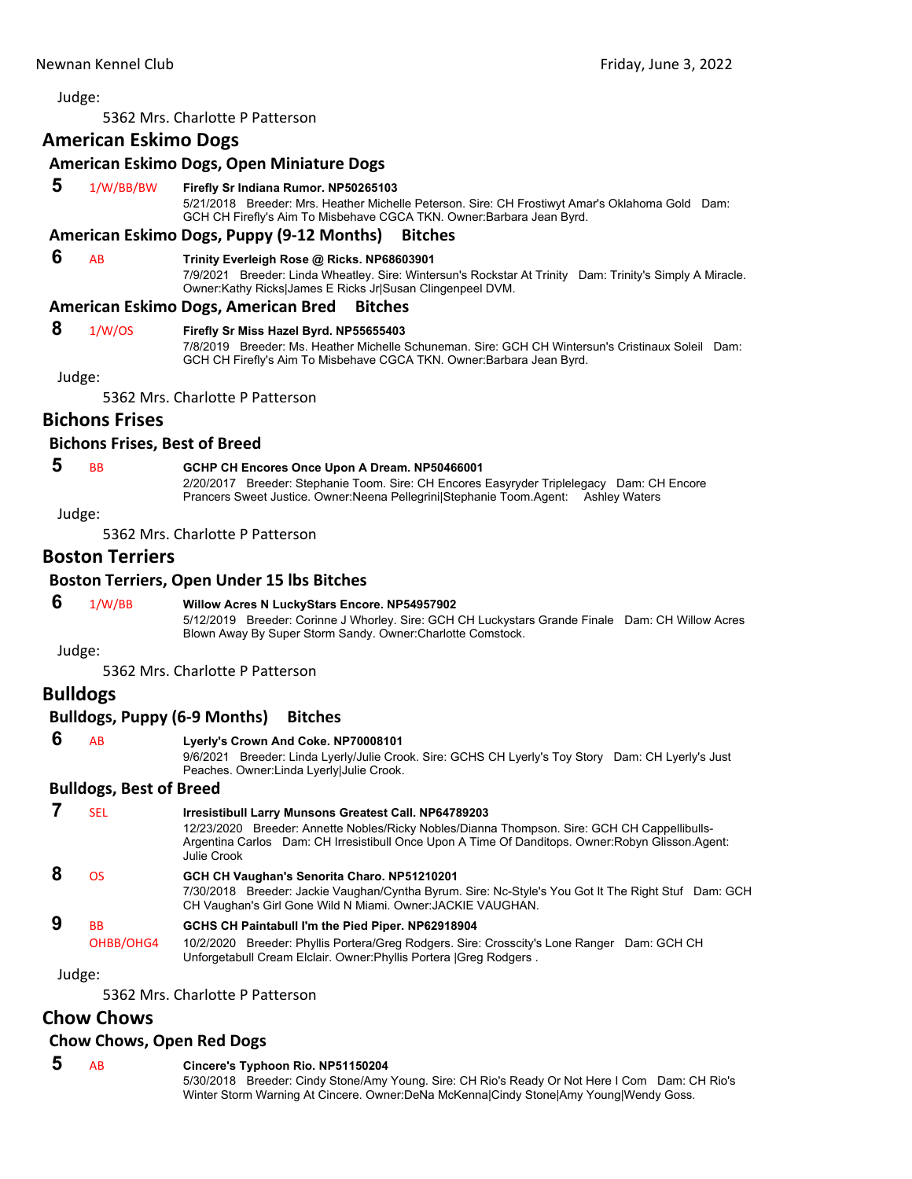Judge:

5362 Mrs. Charlotte P Patterson

## American Eskimo Dogs

### American Eskimo Dogs, Open Miniature Dogs

**5** 1/W/BB/BW **Firefly Sr Indiana Rumor. NP50265103**
5/21/2018 Breeder: Mrs. Heather Michelle Peterson. Sire: CH Frostiwyt Amar's Oklahoma Gold Dam: GCH CH Firefly's Aim To Misbehave CGCA TKN. Owner:Barbara Jean Byrd.

### American Eskimo Dogs, Puppy (9-12 Months) Bitches

**6** AB **Trinity Everleigh Rose @ Ricks. NP68603901**
7/9/2021 Breeder: Linda Wheatley. Sire: Wintersun's Rockstar At Trinity Dam: Trinity's Simply A Miracle. Owner:Kathy Ricks|James E Ricks Jr|Susan Clingenpeel DVM.

### American Eskimo Dogs, American Bred Bitches

**8** 1/W/OS **Firefly Sr Miss Hazel Byrd. NP55655403**
7/8/2019 Breeder: Ms. Heather Michelle Schuneman. Sire: GCH CH Wintersun's Cristinaux Soleil Dam: GCH CH Firefly's Aim To Misbehave CGCA TKN. Owner:Barbara Jean Byrd.

Judge:

5362 Mrs. Charlotte P Patterson

## Bichons Frises

### Bichons Frises, Best of Breed

**5** BB **GCHP CH Encores Once Upon A Dream. NP50466001**
2/20/2017 Breeder: Stephanie Toom. Sire: CH Encores Easyryder Triplelegacy Dam: CH Encore Prancers Sweet Justice. Owner:Neena Pellegrini|Stephanie Toom.Agent: Ashley Waters

Judge:

5362 Mrs. Charlotte P Patterson

## Boston Terriers

### Boston Terriers, Open Under 15 lbs Bitches

**6** 1/W/BB **Willow Acres N LuckyStars Encore. NP54957902**
5/12/2019 Breeder: Corinne J Whorley. Sire: GCH CH Luckystars Grande Finale Dam: CH Willow Acres Blown Away By Super Storm Sandy. Owner:Charlotte Comstock.

Judge:

5362 Mrs. Charlotte P Patterson

## Bulldogs

### Bulldogs, Puppy (6-9 Months) Bitches

**6** AB **Lyerly's Crown And Coke. NP70008101**
9/6/2021 Breeder: Linda Lyerly/Julie Crook. Sire: GCHS CH Lyerly's Toy Story Dam: CH Lyerly's Just Peaches. Owner:Linda Lyerly|Julie Crook.

### Bulldogs, Best of Breed

**7** SEL **Irresistibull Larry Munsons Greatest Call. NP64789203**
12/23/2020 Breeder: Annette Nobles/Ricky Nobles/Dianna Thompson. Sire: GCH CH Cappellibulls-Argentina Carlos Dam: CH Irresistibull Once Upon A Time Of Danditops. Owner:Robyn Glisson.Agent: Julie Crook

**8** OS **GCH CH Vaughan's Senorita Charo. NP51210201**
7/30/2018 Breeder: Jackie Vaughan/Cyntha Byrum. Sire: Nc-Style's You Got It The Right Stuf Dam: GCH CH Vaughan's Girl Gone Wild N Miami. Owner:JACKIE VAUGHAN.

**9** BB OHBB/OHG4 **GCHS CH Paintabull I'm the Pied Piper. NP62918904**
10/2/2020 Breeder: Phyllis Portera/Greg Rodgers. Sire: Crosscity's Lone Ranger Dam: GCH CH Unforgetabull Cream Elclair. Owner:Phyllis Portera |Greg Rodgers .

Judge:

5362 Mrs. Charlotte P Patterson

## Chow Chows

### Chow Chows, Open Red Dogs

**5** AB **Cincere's Typhoon Rio. NP51150204**
5/30/2018 Breeder: Cindy Stone/Amy Young. Sire: CH Rio's Ready Or Not Here I Com Dam: CH Rio's Winter Storm Warning At Cincere. Owner:DeNa McKenna|Cindy Stone|Amy Young|Wendy Goss.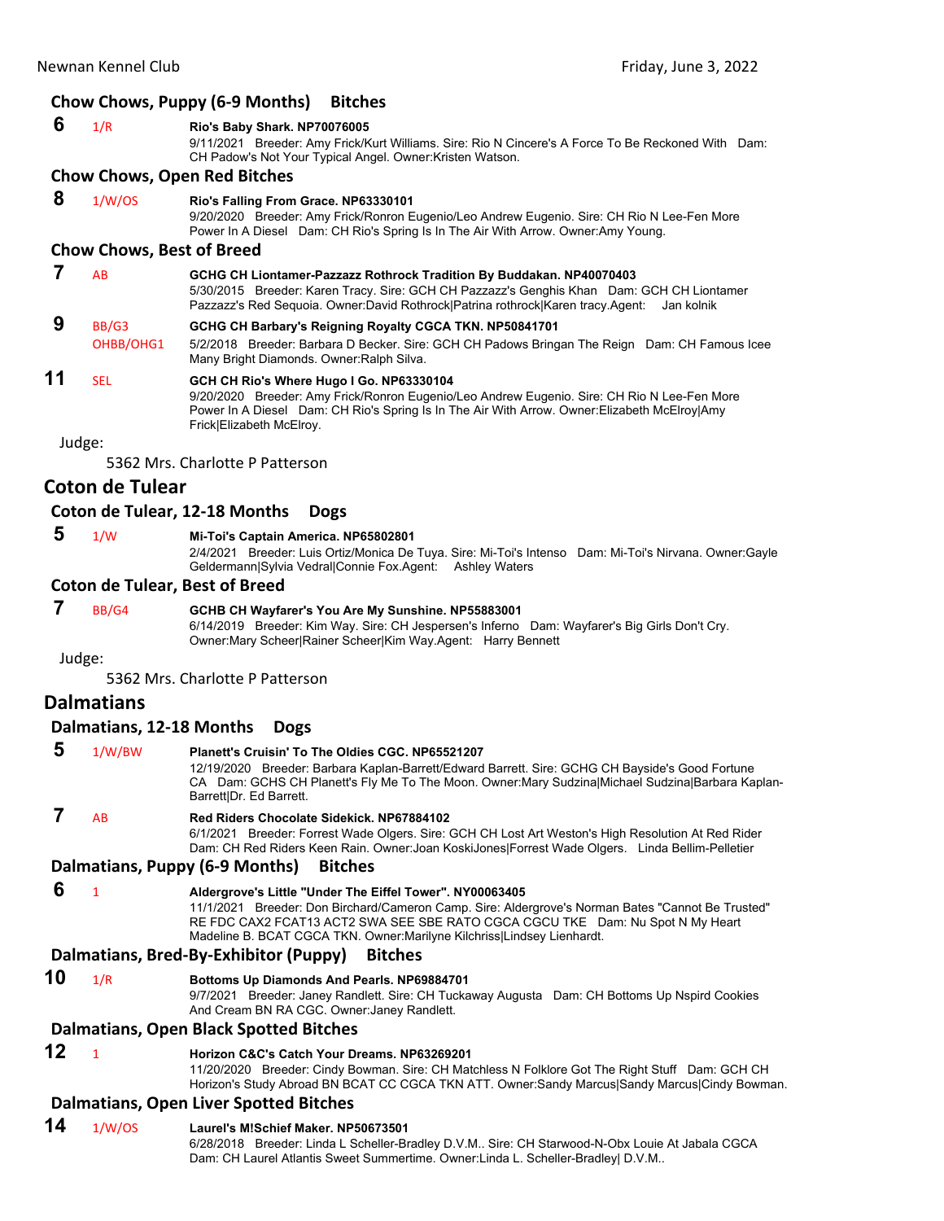### Chow Chows, Puppy (6-9 Months) Bitches

**6** 1/R **Rio's Baby Shark. NP70076005**
9/11/2021 Breeder: Amy Frick/Kurt Williams. Sire: Rio N Cincere's A Force To Be Reckoned With Dam: CH Padow's Not Your Typical Angel. Owner:Kristen Watson.

### Chow Chows, Open Red Bitches

**8** 1/W/OS **Rio's Falling From Grace. NP63330101**
9/20/2020 Breeder: Amy Frick/Ronron Eugenio/Leo Andrew Eugenio. Sire: CH Rio N Lee-Fen More Power In A Diesel Dam: CH Rio's Spring Is In The Air With Arrow. Owner:Amy Young.

### Chow Chows, Best of Breed

**7** AB **GCHG CH Liontamer-Pazzazz Rothrock Tradition By Buddakan. NP40070403**
5/30/2015 Breeder: Karen Tracy. Sire: GCH CH Pazzazz's Genghis Khan Dam: GCH CH Liontamer Pazzazz's Red Sequoia. Owner:David Rothrock|Patrina rothrock|Karen tracy.Agent: Jan kolnik

**9** BB/G3 OHBB/OHG1 **GCHG CH Barbary's Reigning Royalty CGCA TKN. NP50841701**
5/2/2018 Breeder: Barbara D Becker. Sire: GCH CH Padows Bringan The Reign Dam: CH Famous Icee Many Bright Diamonds. Owner:Ralph Silva.

**11** SEL **GCH CH Rio's Where Hugo I Go. NP63330104**
9/20/2020 Breeder: Amy Frick/Ronron Eugenio/Leo Andrew Eugenio. Sire: CH Rio N Lee-Fen More Power In A Diesel Dam: CH Rio's Spring Is In The Air With Arrow. Owner:Elizabeth McElroy|Amy Frick|Elizabeth McElroy.

Judge:
5362 Mrs. Charlotte P Patterson

## Coton de Tulear

### Coton de Tulear, 12-18 Months Dogs

**5** 1/W **Mi-Toi's Captain America. NP65802801**
2/4/2021 Breeder: Luis Ortiz/Monica De Tuya. Sire: Mi-Toi's Intenso Dam: Mi-Toi's Nirvana. Owner:Gayle Geldermann|Sylvia Vedral|Connie Fox.Agent: Ashley Waters

### Coton de Tulear, Best of Breed

**7** BB/G4 **GCHB CH Wayfarer's You Are My Sunshine. NP55883001**
6/14/2019 Breeder: Kim Way. Sire: CH Jespersen's Inferno Dam: Wayfarer's Big Girls Don't Cry. Owner:Mary Scheer|Rainer Scheer|Kim Way.Agent: Harry Bennett

Judge:
5362 Mrs. Charlotte P Patterson

## Dalmatians

### Dalmatians, 12-18 Months Dogs

**5** 1/W/BW **Planett's Cruisin' To The Oldies CGC. NP65521207**
12/19/2020 Breeder: Barbara Kaplan-Barrett/Edward Barrett. Sire: GCHG CH Bayside's Good Fortune CA Dam: GCHS CH Planett's Fly Me To The Moon. Owner:Mary Sudzina|Michael Sudzina|Barbara Kaplan-Barrett|Dr. Ed Barrett.

**7** AB **Red Riders Chocolate Sidekick. NP67884102**
6/1/2021 Breeder: Forrest Wade Olgers. Sire: GCH CH Lost Art Weston's High Resolution At Red Rider Dam: CH Red Riders Keen Rain. Owner:Joan KoskiJones|Forrest Wade Olgers. Linda Bellim-Pelletier

### Dalmatians, Puppy (6-9 Months) Bitches

**6** 1 **Aldergrove's Little "Under The Eiffel Tower". NY00063405**
11/1/2021 Breeder: Don Birchard/Cameron Camp. Sire: Aldergrove's Norman Bates "Cannot Be Trusted" RE FDC CAX2 FCAT13 ACT2 SWA SEE SBE RATO CGCA CGCU TKE Dam: Nu Spot N My Heart Madeline B. BCAT CGCA TKN. Owner:Marilyne Kilchriss|Lindsey Lienhardt.

### Dalmatians, Bred-By-Exhibitor (Puppy) Bitches

**10** 1/R **Bottoms Up Diamonds And Pearls. NP69884701**
9/7/2021 Breeder: Janey Randlett. Sire: CH Tuckaway Augusta Dam: CH Bottoms Up Nspird Cookies And Cream BN RA CGC. Owner:Janey Randlett.

### Dalmatians, Open Black Spotted Bitches

**12** 1 **Horizon C&C's Catch Your Dreams. NP63269201**
11/20/2020 Breeder: Cindy Bowman. Sire: CH Matchless N Folklore Got The Right Stuff Dam: GCH CH Horizon's Study Abroad BN BCAT CC CGCA TKN ATT. Owner:Sandy Marcus|Sandy Marcus|Cindy Bowman.

### Dalmatians, Open Liver Spotted Bitches

**14** 1/W/OS **Laurel's M!Schief Maker. NP50673501**
6/28/2018 Breeder: Linda L Scheller-Bradley D.V.M.. Sire: CH Starwood-N-Obx Louie At Jabala CGCA Dam: CH Laurel Atlantis Sweet Summertime. Owner:Linda L. Scheller-Bradley| D.V.M..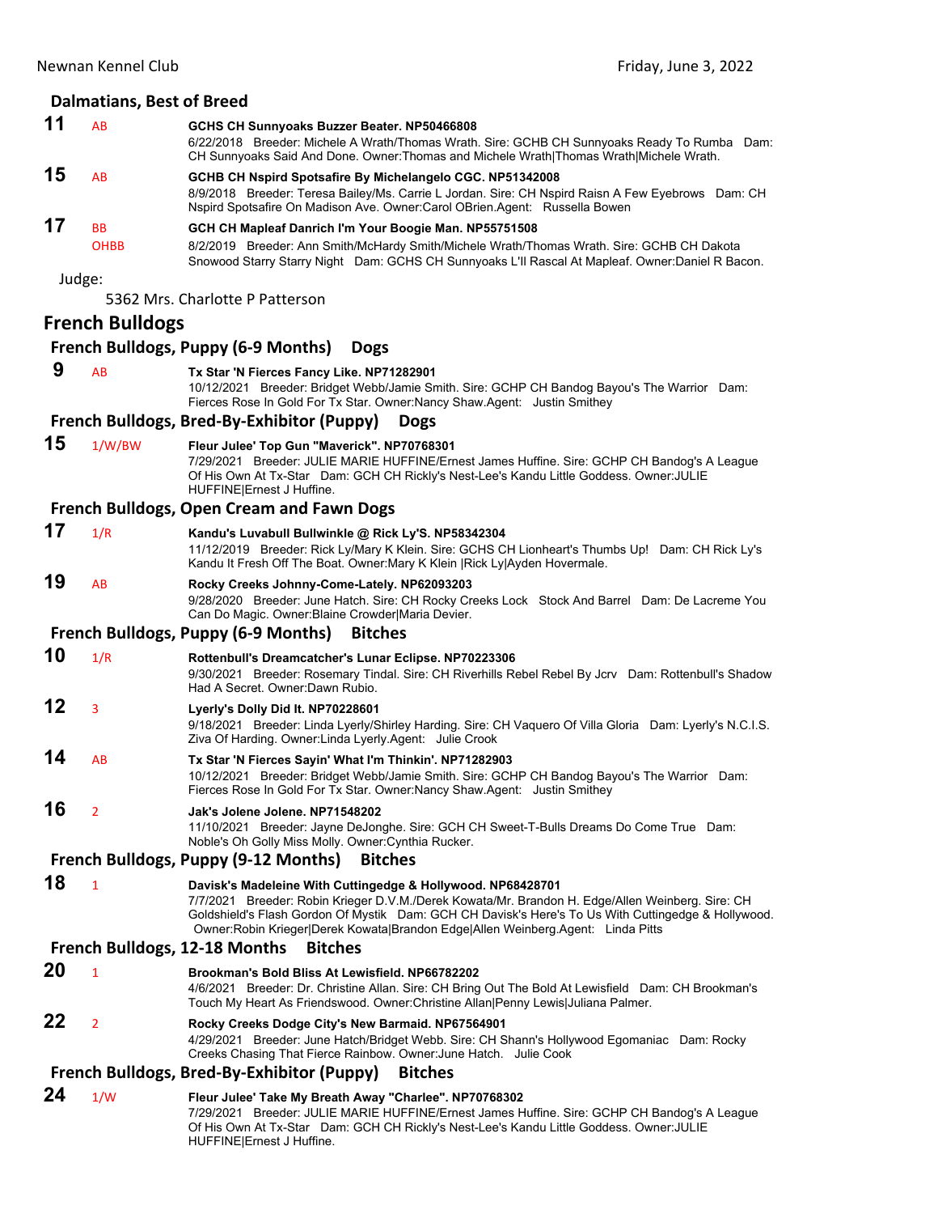### Dalmatians, Best of Breed

**11** AB **GCHS CH Sunnyoaks Buzzer Beater. NP50466808**
6/22/2018 Breeder: Michele A Wrath/Thomas Wrath. Sire: GCHB CH Sunnyoaks Ready To Rumba Dam: CH Sunnyoaks Said And Done. Owner:Thomas and Michele Wrath|Thomas Wrath|Michele Wrath.

**15** AB **GCHB CH Nspird Spotsafire By Michelangelo CGC. NP51342008**
8/9/2018 Breeder: Teresa Bailey/Ms. Carrie L Jordan. Sire: CH Nspird Raisn A Few Eyebrows Dam: CH Nspird Spotsafire On Madison Ave. Owner:Carol OBrien.Agent: Russella Bowen

**17** BB OHBB **GCH CH Mapleaf Danrich I'm Your Boogie Man. NP55751508**
8/2/2019 Breeder: Ann Smith/McHardy Smith/Michele Wrath/Thomas Wrath. Sire: GCHB CH Dakota Snowood Starry Starry Night Dam: GCHS CH Sunnyoaks L'll Rascal At Mapleaf. Owner:Daniel R Bacon.

Judge:

5362 Mrs. Charlotte P Patterson

## French Bulldogs

### French Bulldogs, Puppy (6-9 Months) Dogs

**9** AB **Tx Star 'N Fierces Fancy Like. NP71282901**
10/12/2021 Breeder: Bridget Webb/Jamie Smith. Sire: GCHP CH Bandog Bayou's The Warrior Dam: Fierces Rose In Gold For Tx Star. Owner:Nancy Shaw.Agent: Justin Smithey

### French Bulldogs, Bred-By-Exhibitor (Puppy) Dogs

**15** 1/W/BW **Fleur Julee' Top Gun "Maverick". NP70768301**
7/29/2021 Breeder: JULIE MARIE HUFFINE/Ernest James Huffine. Sire: GCHP CH Bandog's A League Of His Own At Tx-Star Dam: GCH CH Rickly's Nest-Lee's Kandu Little Goddess. Owner:JULIE HUFFINE|Ernest J Huffine.

### French Bulldogs, Open Cream and Fawn Dogs

**17** 1/R **Kandu's Luvabull Bullwinkle @ Rick Ly'S. NP58342304**
11/12/2019 Breeder: Rick Ly/Mary K Klein. Sire: GCHS CH Lionheart's Thumbs Up! Dam: CH Rick Ly's Kandu It Fresh Off The Boat. Owner:Mary K Klein |Rick Ly|Ayden Hovermale.

**19** AB **Rocky Creeks Johnny-Come-Lately. NP62093203**
9/28/2020 Breeder: June Hatch. Sire: CH Rocky Creeks Lock Stock And Barrel Dam: De Lacreme You Can Do Magic. Owner:Blaine Crowder|Maria Devier.

### French Bulldogs, Puppy (6-9 Months) Bitches

**10** 1/R **Rottenbull's Dreamcatcher's Lunar Eclipse. NP70223306**
9/30/2021 Breeder: Rosemary Tindal. Sire: CH Riverhills Rebel Rebel By Jcrv Dam: Rottenbull's Shadow Had A Secret. Owner:Dawn Rubio.

**12** 3 **Lyerly's Dolly Did It. NP70228601**
9/18/2021 Breeder: Linda Lyerly/Shirley Harding. Sire: CH Vaquero Of Villa Gloria Dam: Lyerly's N.C.I.S. Ziva Of Harding. Owner:Linda Lyerly.Agent: Julie Crook

**14** AB **Tx Star 'N Fierces Sayin' What I'm Thinkin'. NP71282903**
10/12/2021 Breeder: Bridget Webb/Jamie Smith. Sire: GCHP CH Bandog Bayou's The Warrior Dam: Fierces Rose In Gold For Tx Star. Owner:Nancy Shaw.Agent: Justin Smithey

**16** 2 **Jak's Jolene Jolene. NP71548202**
11/10/2021 Breeder: Jayne DeJonghe. Sire: GCH CH Sweet-T-Bulls Dreams Do Come True Dam: Noble's Oh Golly Miss Molly. Owner:Cynthia Rucker.

### French Bulldogs, Puppy (9-12 Months) Bitches

**18** 1 **Davisk's Madeleine With Cuttingedge & Hollywood. NP68428701**
7/7/2021 Breeder: Robin Krieger D.V.M./Derek Kowata/Mr. Brandon H. Edge/Allen Weinberg. Sire: CH Goldshield's Flash Gordon Of Mystik Dam: GCH CH Davisk's Here's To Us With Cuttingedge & Hollywood. Owner:Robin Krieger|Derek Kowata|Brandon Edge|Allen Weinberg.Agent: Linda Pitts

### French Bulldogs, 12-18 Months Bitches

**20** 1 **Brookman's Bold Bliss At Lewisfield. NP66782202**
4/6/2021 Breeder: Dr. Christine Allan. Sire: CH Bring Out The Bold At Lewisfield Dam: CH Brookman's Touch My Heart As Friendswood. Owner:Christine Allan|Penny Lewis|Juliana Palmer.

**22** 2 **Rocky Creeks Dodge City's New Barmaid. NP67564901**
4/29/2021 Breeder: June Hatch/Bridget Webb. Sire: CH Shann's Hollywood Egomaniac Dam: Rocky Creeks Chasing That Fierce Rainbow. Owner:June Hatch. Julie Cook

### French Bulldogs, Bred-By-Exhibitor (Puppy) Bitches

**24** 1/W **Fleur Julee' Take My Breath Away "Charlee". NP70768302**
7/29/2021 Breeder: JULIE MARIE HUFFINE/Ernest James Huffine. Sire: GCHP CH Bandog's A League Of His Own At Tx-Star Dam: GCH CH Rickly's Nest-Lee's Kandu Little Goddess. Owner:JULIE HUFFINE|Ernest J Huffine.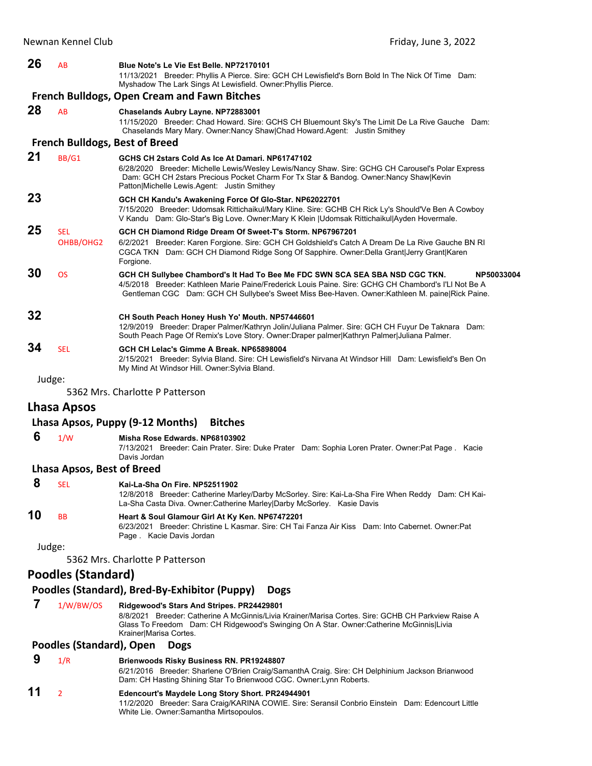**26** AB **Blue Note's Le Vie Est Belle. NP72170101**
11/13/2021 Breeder: Phyllis A Pierce. Sire: GCH CH Lewisfield's Born Bold In The Nick Of Time Dam: Myshadow The Lark Sings At Lewisfield. Owner:Phyllis Pierce.

### French Bulldogs, Open Cream and Fawn Bitches

**28** AB **Chaselands Aubry Layne. NP72883001**
11/15/2020 Breeder: Chad Howard. Sire: GCHS CH Bluemount Sky's The Limit De La Rive Gauche Dam: Chaselands Mary Mary. Owner:Nancy Shaw|Chad Howard.Agent: Justin Smithey

### French Bulldogs, Best of Breed

**21** BB/G1 **GCHS CH 2stars Cold As Ice At Damari. NP61747102**
6/28/2020 Breeder: Michelle Lewis/Wesley Lewis/Nancy Shaw. Sire: GCHG CH Carousel's Polar Express Dam: GCH CH 2stars Precious Pocket Charm For Tx Star & Bandog. Owner:Nancy Shaw|Kevin Patton|Michelle Lewis.Agent: Justin Smithey

**23** **GCH CH Kandu's Awakening Force Of Glo-Star. NP62022701**
7/15/2020 Breeder: Udomsak Rittichaikul/Mary Kline. Sire: GCHB CH Rick Ly's Should'Ve Ben A Cowboy V Kandu Dam: Glo-Star's Big Love. Owner:Mary K Klein |Udomsak Rittichaikul|Ayden Hovermale.

**25** SEL OHBB/OHG2 **GCH CH Diamond Ridge Dream Of Sweet-T's Storm. NP67967201**
6/2/2021 Breeder: Karen Forgione. Sire: GCH CH Goldshield's Catch A Dream De La Rive Gauche BN RI CGCA TKN Dam: GCH CH Diamond Ridge Song Of Sapphire. Owner:Della Grant|Jerry Grant|Karen Forgione.

**30** OS **GCH CH Sullybee Chambord's It Had To Bee Me FDC SWN SCA SEA SBA NSD CGC TKN. NP50033004**
4/5/2018 Breeder: Kathleen Marie Paine/Frederick Louis Paine. Sire: GCHG CH Chambord's I'Ll Not Be A Gentleman CGC Dam: GCH CH Sullybee's Sweet Miss Bee-Haven. Owner:Kathleen M. paine|Rick Paine.

**32** **CH South Peach Honey Hush Yo' Mouth. NP57446601**
12/9/2019 Breeder: Draper Palmer/Kathryn Jolin/Juliana Palmer. Sire: GCH CH Fuyur De Taknara Dam: South Peach Page Of Remix's Love Story. Owner:Draper palmer|Kathryn Palmer|Juliana Palmer.

**34** SEL **GCH CH Lelac's Gimme A Break. NP65898004**
2/15/2021 Breeder: Sylvia Bland. Sire: CH Lewisfield's Nirvana At Windsor Hill Dam: Lewisfield's Ben On My Mind At Windsor Hill. Owner:Sylvia Bland.

Judge:
5362 Mrs. Charlotte P Patterson

## Lhasa Apsos

### Lhasa Apsos, Puppy (9-12 Months) Bitches

**6** 1/W **Misha Rose Edwards. NP68103902**
7/13/2021 Breeder: Cain Prater. Sire: Duke Prater Dam: Sophia Loren Prater. Owner:Pat Page . Kacie Davis Jordan

### Lhasa Apsos, Best of Breed

**8** SEL **Kai-La-Sha On Fire. NP52511902**
12/8/2018 Breeder: Catherine Marley/Darby McSorley. Sire: Kai-La-Sha Fire When Reddy Dam: CH Kai-La-Sha Casta Diva. Owner:Catherine Marley|Darby McSorley. Kasie Davis

**10** BB **Heart & Soul Glamour Girl At Ky Ken. NP67472201**
6/23/2021 Breeder: Christine L Kasmar. Sire: CH Tai Fanza Air Kiss Dam: Into Cabernet. Owner:Pat Page . Kacie Davis Jordan

Judge:
5362 Mrs. Charlotte P Patterson

## Poodles (Standard)

### Poodles (Standard), Bred-By-Exhibitor (Puppy) Dogs

**7** 1/W/BW/OS **Ridgewood's Stars And Stripes. PR24429801**
8/8/2021 Breeder: Catherine A McGinnis/Livia Krainer/Marisa Cortes. Sire: GCHB CH Parkview Raise A Glass To Freedom Dam: CH Ridgewood's Swinging On A Star. Owner:Catherine McGinnis|Livia Krainer|Marisa Cortes.

### Poodles (Standard), Open Dogs

**9** 1/R **Brienwoods Risky Business RN. PR19248807**
6/21/2016 Breeder: Sharlene O'Brien Craig/SamanthA Craig. Sire: CH Delphinium Jackson Brianwood Dam: CH Hasting Shining Star To Brienwood CGC. Owner:Lynn Roberts.

**11** 2 **Edencourt's Maydele Long Story Short. PR24944901**
11/2/2020 Breeder: Sara Craig/KARINA COWIE. Sire: Seransil Conbrio Einstein Dam: Edencourt Little White Lie. Owner:Samantha Mirtsopoulos.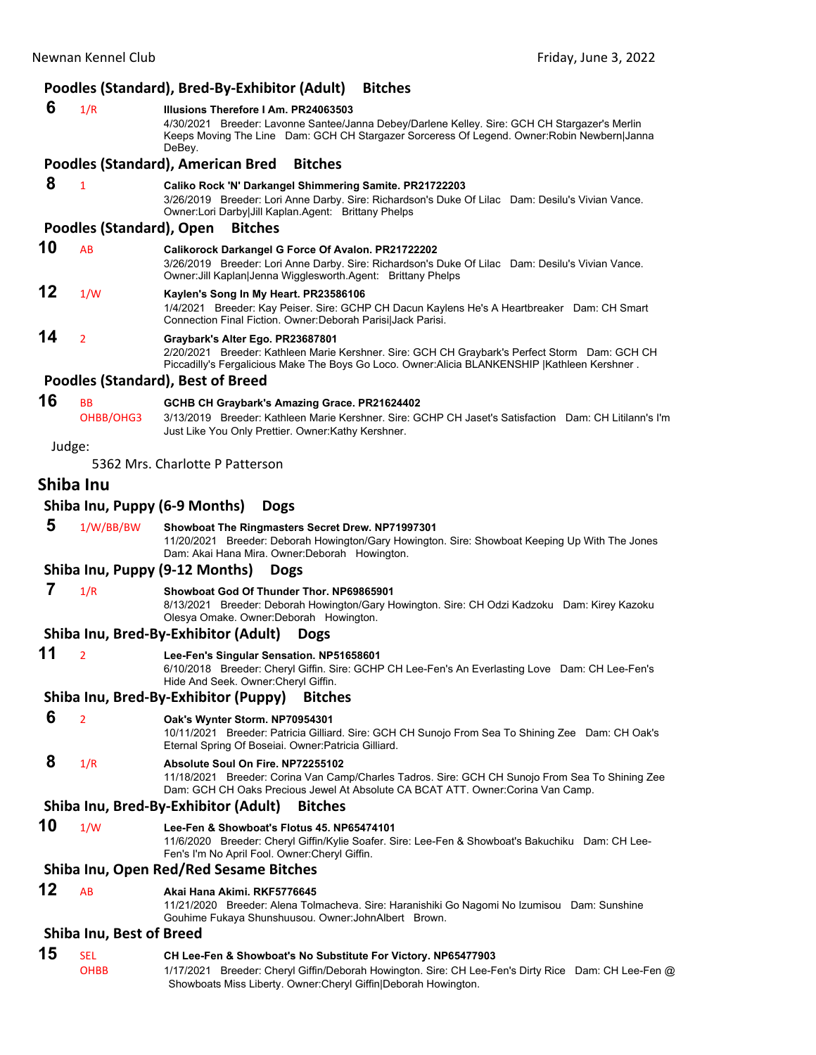### Poodles (Standard), Bred-By-Exhibitor (Adult) Bitches

**6** 1/R **Illusions Therefore I Am. PR24063503**
4/30/2021 Breeder: Lavonne Santee/Janna Debey/Darlene Kelley. Sire: GCH CH Stargazer's Merlin Keeps Moving The Line Dam: GCH CH Stargazer Sorceress Of Legend. Owner:Robin Newbern|Janna DeBey.

### Poodles (Standard), American Bred Bitches

**8** 1 **Caliko Rock 'N' Darkangel Shimmering Samite. PR21722203**
3/26/2019 Breeder: Lori Anne Darby. Sire: Richardson's Duke Of Lilac Dam: Desilu's Vivian Vance. Owner:Lori Darby|Jill Kaplan.Agent: Brittany Phelps

### Poodles (Standard), Open Bitches

**10** AB **Calikorock Darkangel G Force Of Avalon. PR21722202**
3/26/2019 Breeder: Lori Anne Darby. Sire: Richardson's Duke Of Lilac Dam: Desilu's Vivian Vance. Owner:Jill Kaplan|Jenna Wigglesworth.Agent: Brittany Phelps

**12** 1/W **Kaylen's Song In My Heart. PR23586106**
1/4/2021 Breeder: Kay Peiser. Sire: GCHP CH Dacun Kaylens He's A Heartbreaker Dam: CH Smart Connection Final Fiction. Owner:Deborah Parisi|Jack Parisi.

**14** 2 **Graybark's Alter Ego. PR23687801**
2/20/2021 Breeder: Kathleen Marie Kershner. Sire: GCH CH Graybark's Perfect Storm Dam: GCH CH Piccadilly's Fergalicious Make The Boys Go Loco. Owner:Alicia BLANKENSHIP |Kathleen Kershner .

### Poodles (Standard), Best of Breed

**16** BB OHBB/OHG3 **GCHB CH Graybark's Amazing Grace. PR21624402**
3/13/2019 Breeder: Kathleen Marie Kershner. Sire: GCHP CH Jaset's Satisfaction Dam: CH Litilann's I'm Just Like You Only Prettier. Owner:Kathy Kershner.

Judge:

5362 Mrs. Charlotte P Patterson

## Shiba Inu

### Shiba Inu, Puppy (6-9 Months) Dogs

**5** 1/W/BB/BW **Showboat The Ringmasters Secret Drew. NP71997301**
11/20/2021 Breeder: Deborah Howington/Gary Howington. Sire: Showboat Keeping Up With The Jones Dam: Akai Hana Mira. Owner:Deborah Howington.

### Shiba Inu, Puppy (9-12 Months) Dogs

**7** 1/R **Showboat God Of Thunder Thor. NP69865901**
8/13/2021 Breeder: Deborah Howington/Gary Howington. Sire: CH Odzi Kadzoku Dam: Kirey Kazoku Olesya Omake. Owner:Deborah Howington.

### Shiba Inu, Bred-By-Exhibitor (Adult) Dogs

**11** 2 **Lee-Fen's Singular Sensation. NP51658601**
6/10/2018 Breeder: Cheryl Giffin. Sire: GCHP CH Lee-Fen's An Everlasting Love Dam: CH Lee-Fen's Hide And Seek. Owner:Cheryl Giffin.

### Shiba Inu, Bred-By-Exhibitor (Puppy) Bitches

**6** 2 **Oak's Wynter Storm. NP70954301**
10/11/2021 Breeder: Patricia Gilliard. Sire: GCH CH Sunojo From Sea To Shining Zee Dam: CH Oak's Eternal Spring Of Boseiai. Owner:Patricia Gilliard.

**8** 1/R **Absolute Soul On Fire. NP72255102**
11/18/2021 Breeder: Corina Van Camp/Charles Tadros. Sire: GCH CH Sunojo From Sea To Shining Zee Dam: GCH CH Oaks Precious Jewel At Absolute CA BCAT ATT. Owner:Corina Van Camp.

### Shiba Inu, Bred-By-Exhibitor (Adult) Bitches

**10** 1/W **Lee-Fen & Showboat's Flotus 45. NP65474101**
11/6/2020 Breeder: Cheryl Giffin/Kylie Soafer. Sire: Lee-Fen & Showboat's Bakuchiku Dam: CH Lee-Fen's I'm No April Fool. Owner:Cheryl Giffin.

### Shiba Inu, Open Red/Red Sesame Bitches

**12** AB **Akai Hana Akimi. RKF5776645**
11/21/2020 Breeder: Alena Tolmacheva. Sire: Haranishiki Go Nagomi No Izumisou Dam: Sunshine Gouhime Fukaya Shunshuusou. Owner:JohnAlbert Brown.

### Shiba Inu, Best of Breed

**15** SEL OHBB **CH Lee-Fen & Showboat's No Substitute For Victory. NP65477903**
1/17/2021 Breeder: Cheryl Giffin/Deborah Howington. Sire: CH Lee-Fen's Dirty Rice Dam: CH Lee-Fen @ Showboats Miss Liberty. Owner:Cheryl Giffin|Deborah Howington.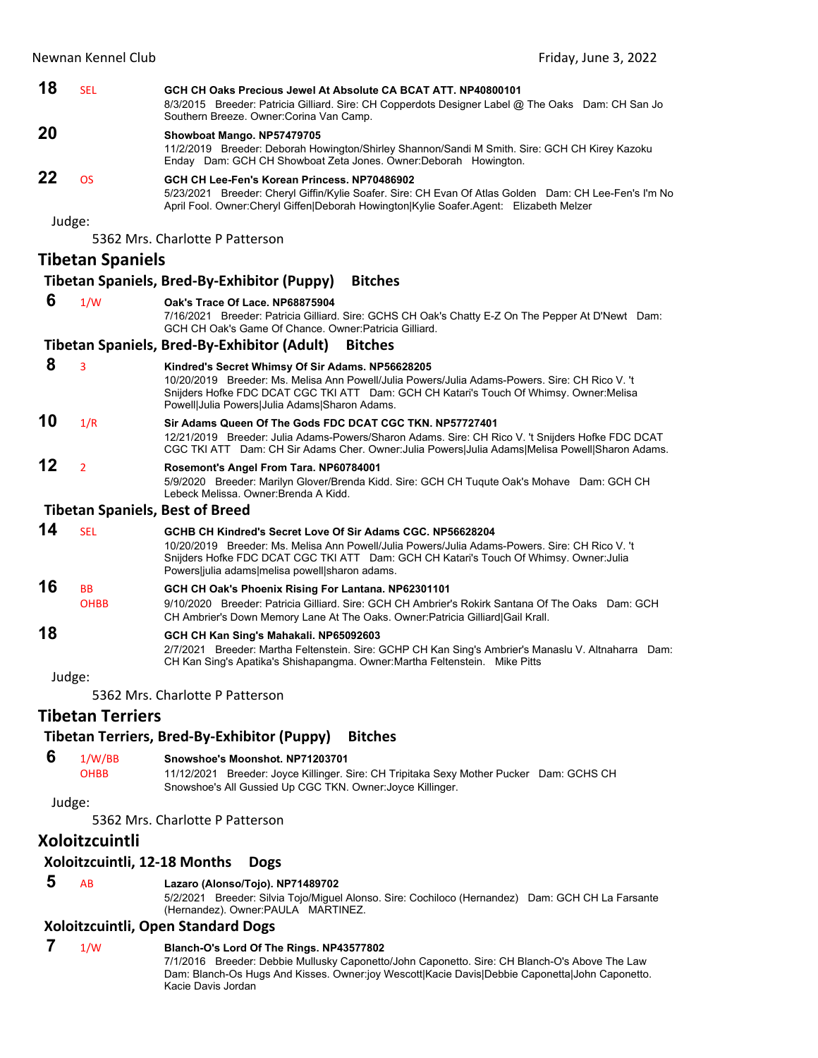**18** SEL **GCH CH Oaks Precious Jewel At Absolute CA BCAT ATT. NP40800101**
8/3/2015 Breeder: Patricia Gilliard. Sire: CH Copperdots Designer Label @ The Oaks Dam: CH San Jo Southern Breeze. Owner:Corina Van Camp.

**20** **Showboat Mango. NP57479705**
11/2/2019 Breeder: Deborah Howington/Shirley Shannon/Sandi M Smith. Sire: GCH CH Kirey Kazoku Enday Dam: GCH CH Showboat Zeta Jones. Owner:Deborah Howington.

**22** OS **GCH CH Lee-Fen's Korean Princess. NP70486902**
5/23/2021 Breeder: Cheryl Giffin/Kylie Soafer. Sire: CH Evan Of Atlas Golden Dam: CH Lee-Fen's I'm No April Fool. Owner:Cheryl Giffen|Deborah Howington|Kylie Soafer.Agent: Elizabeth Melzer

Judge:
5362 Mrs. Charlotte P Patterson

## Tibetan Spaniels

### Tibetan Spaniels, Bred-By-Exhibitor (Puppy) Bitches

**6** 1/W **Oak's Trace Of Lace. NP68875904**
7/16/2021 Breeder: Patricia Gilliard. Sire: GCHS CH Oak's Chatty E-Z On The Pepper At D'Newt Dam: GCH CH Oak's Game Of Chance. Owner:Patricia Gilliard.

### Tibetan Spaniels, Bred-By-Exhibitor (Adult) Bitches

**8** 3 **Kindred's Secret Whimsy Of Sir Adams. NP56628205**
10/20/2019 Breeder: Ms. Melisa Ann Powell/Julia Powers/Julia Adams-Powers. Sire: CH Rico V. 't Snijders Hofke FDC DCAT CGC TKI ATT Dam: GCH CH Katari's Touch Of Whimsy. Owner:Melisa Powell|Julia Powers|Julia Adams|Sharon Adams.

**10** 1/R **Sir Adams Queen Of The Gods FDC DCAT CGC TKN. NP57727401**
12/21/2019 Breeder: Julia Adams-Powers/Sharon Adams. Sire: CH Rico V. 't Snijders Hofke FDC DCAT CGC TKI ATT Dam: CH Sir Adams Cher. Owner:Julia Powers|Julia Adams|Melisa Powell|Sharon Adams.

**12** 2 **Rosemont's Angel From Tara. NP60784001**
5/9/2020 Breeder: Marilyn Glover/Brenda Kidd. Sire: GCH CH Tuqute Oak's Mohave Dam: GCH CH Lebeck Melissa. Owner:Brenda A Kidd.

### Tibetan Spaniels, Best of Breed

**14** SEL **GCHB CH Kindred's Secret Love Of Sir Adams CGC. NP56628204**
10/20/2019 Breeder: Ms. Melisa Ann Powell/Julia Powers/Julia Adams-Powers. Sire: CH Rico V. 't Snijders Hofke FDC DCAT CGC TKI ATT Dam: GCH CH Katari's Touch Of Whimsy. Owner:Julia Powers|julia adams|melisa powell|sharon adams.

**16** BB OHBB **GCH CH Oak's Phoenix Rising For Lantana. NP62301101**
9/10/2020 Breeder: Patricia Gilliard. Sire: GCH CH Ambrier's Rokirk Santana Of The Oaks Dam: GCH CH Ambrier's Down Memory Lane At The Oaks. Owner:Patricia Gilliard|Gail Krall.

**18** **GCH CH Kan Sing's Mahakali. NP65092603**
2/7/2021 Breeder: Martha Feltenstein. Sire: GCHP CH Kan Sing's Ambrier's Manaslu V. Altnaharra Dam: CH Kan Sing's Apatika's Shishapangma. Owner:Martha Feltenstein. Mike Pitts

Judge:
5362 Mrs. Charlotte P Patterson

## Tibetan Terriers

### Tibetan Terriers, Bred-By-Exhibitor (Puppy) Bitches

**6** 1/W/BB OHBB **Snowshoe's Moonshot. NP71203701**
11/12/2021 Breeder: Joyce Killinger. Sire: CH Tripitaka Sexy Mother Pucker Dam: GCHS CH Snowshoe's All Gussied Up CGC TKN. Owner:Joyce Killinger.

Judge:
5362 Mrs. Charlotte P Patterson

## Xoloitzcuintli

### Xoloitzcuintli, 12-18 Months Dogs

**5** AB **Lazaro (Alonso/Tojo). NP71489702**
5/2/2021 Breeder: Silvia Tojo/Miguel Alonso. Sire: Cochiloco (Hernandez) Dam: GCH CH La Farsante (Hernandez). Owner:PAULA MARTINEZ.

### Xoloitzcuintli, Open Standard Dogs

**7** 1/W **Blanch-O's Lord Of The Rings. NP43577802**
7/1/2016 Breeder: Debbie Mullusky Caponetto/John Caponetto. Sire: CH Blanch-O's Above The Law Dam: Blanch-Os Hugs And Kisses. Owner:joy Wescott|Kacie Davis|Debbie Caponetta|John Caponetto. Kacie Davis Jordan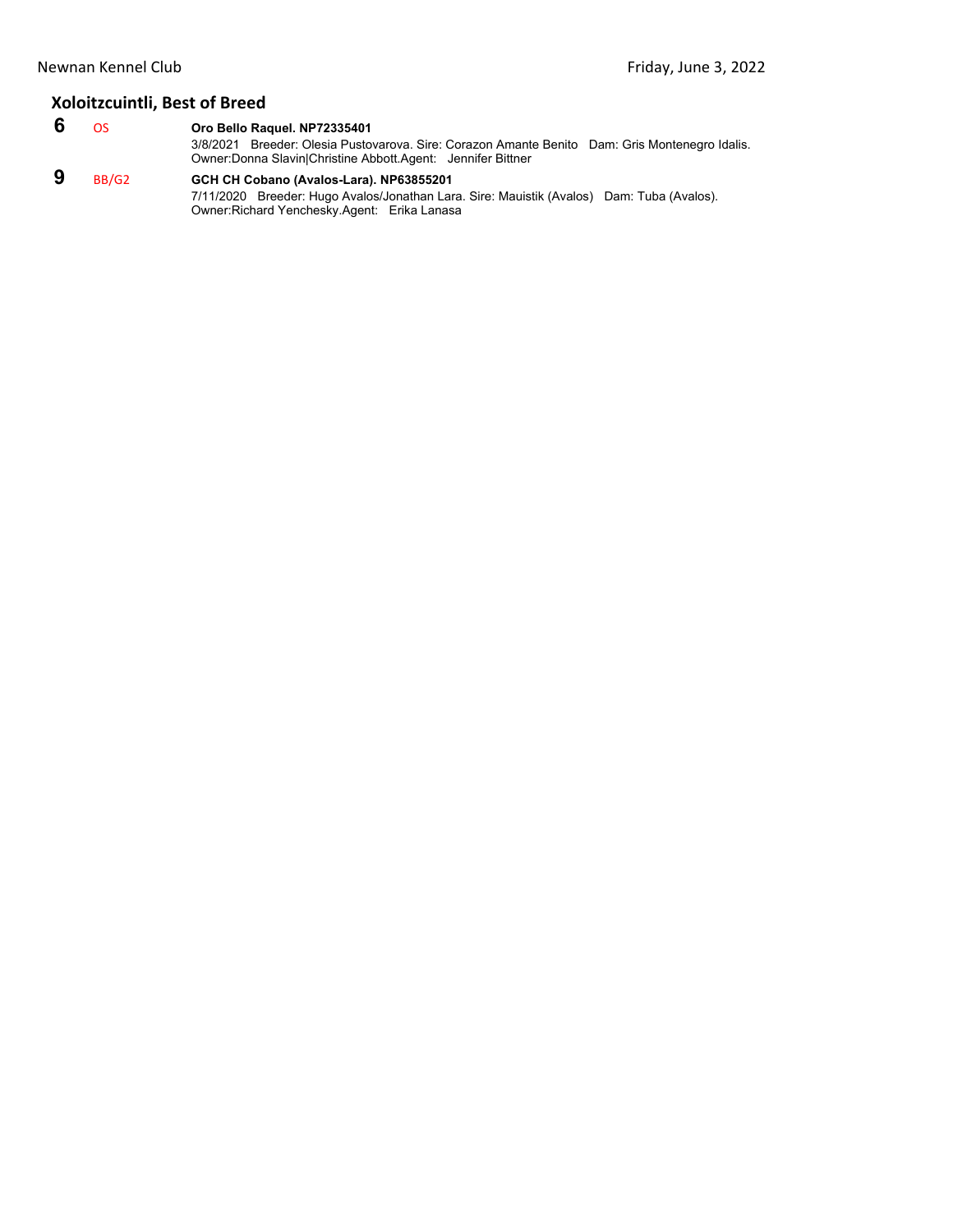## Xoloitzcuintli, Best of Breed

**6** OS **Oro Bello Raquel. NP72335401**
3/8/2021 Breeder: Olesia Pustovarova. Sire: Corazon Amante Benito Dam: Gris Montenegro Idalis.
Owner:Donna Slavin|Christine Abbott.Agent: Jennifer Bittner

**9** BB/G2 **GCH CH Cobano (Avalos-Lara). NP63855201**
7/11/2020 Breeder: Hugo Avalos/Jonathan Lara. Sire: Mauistik (Avalos) Dam: Tuba (Avalos).
Owner:Richard Yenchesky.Agent: Erika Lanasa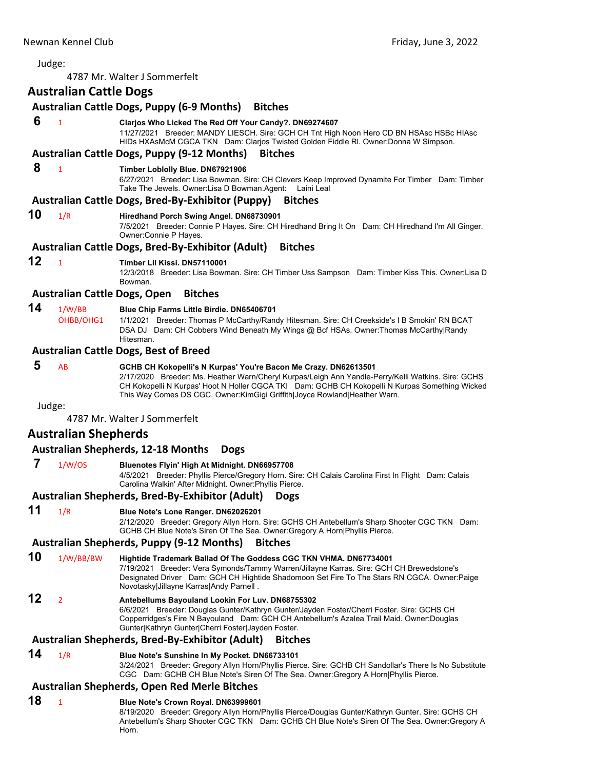Judge:

4787 Mr. Walter J Sommerfelt

## Australian Cattle Dogs

### Australian Cattle Dogs, Puppy (6-9 Months) Bitches

**6** 1 **Clarjos Who Licked The Red Off Your Candy?. DN69274607**
11/27/2021 Breeder: MANDY LIESCH. Sire: GCH CH Tnt High Noon Hero CD BN HSAsc HSBc HIAsc HIDs HXAsMcM CGCA TKN Dam: Clarjos Twisted Golden Fiddle RI. Owner:Donna W Simpson.

### Australian Cattle Dogs, Puppy (9-12 Months) Bitches

**8** 1 **Timber Loblolly Blue. DN67921906**
6/27/2021 Breeder: Lisa Bowman. Sire: CH Clevers Keep Improved Dynamite For Timber Dam: Timber Take The Jewels. Owner:Lisa D Bowman.Agent: Laini Leal

### Australian Cattle Dogs, Bred-By-Exhibitor (Puppy) Bitches

**10** 1/R **Hiredhand Porch Swing Angel. DN68730901**
7/5/2021 Breeder: Connie P Hayes. Sire: CH Hiredhand Bring It On Dam: CH Hiredhand I'm All Ginger. Owner:Connie P Hayes.

### Australian Cattle Dogs, Bred-By-Exhibitor (Adult) Bitches

**12** 1 **Timber Lil Kissi. DN57110001**
12/3/2018 Breeder: Lisa Bowman. Sire: CH Timber Uss Sampson Dam: Timber Kiss This. Owner:Lisa D Bowman.

### Australian Cattle Dogs, Open Bitches

**14** 1/W/BB OHBB/OHG1 **Blue Chip Farms Little Birdie. DN65406701**
1/1/2021 Breeder: Thomas P McCarthy/Randy Hitesman. Sire: CH Creekside's I B Smokin' RN BCAT DSA DJ Dam: CH Cobbers Wind Beneath My Wings @ Bcf HSAs. Owner:Thomas McCarthy|Randy Hitesman.

### Australian Cattle Dogs, Best of Breed

**5** AB **GCHB CH Kokopelli's N Kurpas' You're Bacon Me Crazy. DN62613501**
2/17/2020 Breeder: Ms. Heather Warn/Cheryl Kurpas/Leigh Ann Yandle-Perry/Kelli Watkins. Sire: GCHS CH Kokopelli N Kurpas' Hoot N Holler CGCA TKI Dam: GCHB CH Kokopelli N Kurpas Something Wicked This Way Comes DS CGC. Owner:KimGigi Griffith|Joyce Rowland|Heather Warn.

Judge:

4787 Mr. Walter J Sommerfelt

## Australian Shepherds

### Australian Shepherds, 12-18 Months Dogs

**7** 1/W/OS **Bluenotes Flyin' High At Midnight. DN66957708**
4/5/2021 Breeder: Phyllis Pierce/Gregory Horn. Sire: CH Calais Carolina First In Flight Dam: Calais Carolina Walkin' After Midnight. Owner:Phyllis Pierce.

### Australian Shepherds, Bred-By-Exhibitor (Adult) Dogs

**11** 1/R **Blue Note's Lone Ranger. DN62026201**
2/12/2020 Breeder: Gregory Allyn Horn. Sire: GCHS CH Antebellum's Sharp Shooter CGC TKN Dam: GCHB CH Blue Note's Siren Of The Sea. Owner:Gregory A Horn|Phyllis Pierce.

### Australian Shepherds, Puppy (9-12 Months) Bitches

**10** 1/W/BB/BW **Hightide Trademark Ballad Of The Goddess CGC TKN VHMA. DN67734001**
7/19/2021 Breeder: Vera Symonds/Tammy Warren/Jillayne Karras. Sire: GCH CH Brewedstone's Designated Driver Dam: GCH CH Hightide Shadomoon Set Fire To The Stars RN CGCA. Owner:Paige Novotasky|Jillayne Karras|Andy Parnell .

**12** 2 **Antebellums Bayouland Lookin For Luv. DN68755302**
6/6/2021 Breeder: Douglas Gunter/Kathryn Gunter/Jayden Foster/Cherri Foster. Sire: GCHS CH Copperridges's Fire N Bayouland Dam: GCH CH Antebellum's Azalea Trail Maid. Owner:Douglas Gunter|Kathryn Gunter|Cherri Foster|Jayden Foster.

### Australian Shepherds, Bred-By-Exhibitor (Adult) Bitches

**14** 1/R **Blue Note's Sunshine In My Pocket. DN66733101**
3/24/2021 Breeder: Gregory Allyn Horn/Phyllis Pierce. Sire: GCHB CH Sandollar's There Is No Substitute CGC Dam: GCHB CH Blue Note's Siren Of The Sea. Owner:Gregory A Horn|Phyllis Pierce.

### Australian Shepherds, Open Red Merle Bitches

**18** 1 **Blue Note's Crown Royal. DN63999601**
8/19/2020 Breeder: Gregory Allyn Horn/Phyllis Pierce/Douglas Gunter/Kathryn Gunter. Sire: GCHS CH Antebellum's Sharp Shooter CGC TKN Dam: GCHB CH Blue Note's Siren Of The Sea. Owner:Gregory A Horn.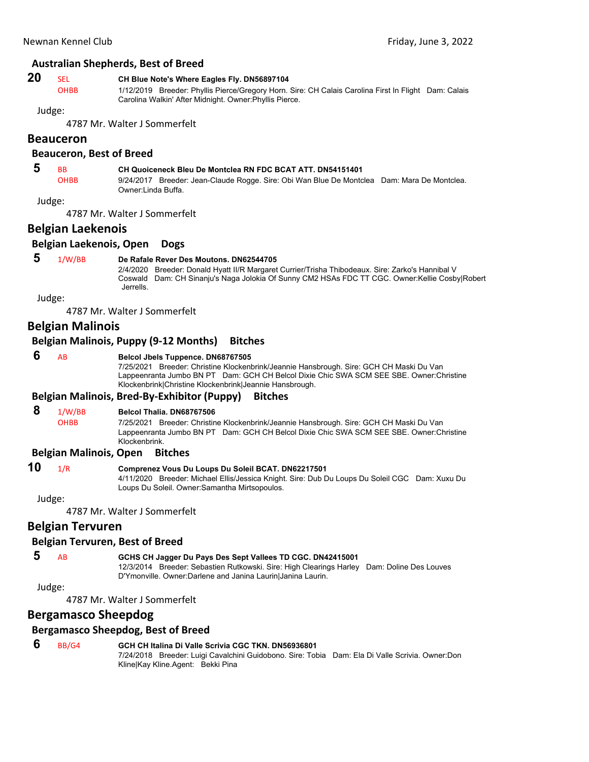### Australian Shepherds, Best of Breed

**20** SEL OHBB **CH Blue Note's Where Eagles Fly. DN56897104**
1/12/2019 Breeder: Phyllis Pierce/Gregory Horn. Sire: CH Calais Carolina First In Flight Dam: Calais Carolina Walkin' After Midnight. Owner:Phyllis Pierce.

Judge:

4787 Mr. Walter J Sommerfelt

## Beauceron

### Beauceron, Best of Breed

**5** BB OHBB **CH Quoiceneck Bleu De Montclea RN FDC BCAT ATT. DN54151401**
9/24/2017 Breeder: Jean-Claude Rogge. Sire: Obi Wan Blue De Montclea Dam: Mara De Montclea. Owner:Linda Buffa.

Judge:

4787 Mr. Walter J Sommerfelt

## Belgian Laekenois

### Belgian Laekenois, Open Dogs

**5** 1/W/BB **De Rafale Rever Des Moutons. DN62544705**
2/4/2020 Breeder: Donald Hyatt II/R Margaret Currier/Trisha Thibodeaux. Sire: Zarko's Hannibal V Coswald Dam: CH Sinanju's Naga Jolokia Of Sunny CM2 HSAs FDC TT CGC. Owner:Kellie Cosby|Robert Jerrells.

Judge:

4787 Mr. Walter J Sommerfelt

## Belgian Malinois

### Belgian Malinois, Puppy (9-12 Months) Bitches

**6** AB **Belcol Jbels Tuppence. DN68767505**
7/25/2021 Breeder: Christine Klockenbrink/Jeannie Hansbrough. Sire: GCH CH Maski Du Van Lappeenranta Jumbo BN PT Dam: GCH CH Belcol Dixie Chic SWA SCM SEE SBE. Owner:Christine Klockenbrink|Christine Klockenbrink|Jeannie Hansbrough.

### Belgian Malinois, Bred-By-Exhibitor (Puppy) Bitches

**8** 1/W/BB OHBB **Belcol Thalia. DN68767506**
7/25/2021 Breeder: Christine Klockenbrink/Jeannie Hansbrough. Sire: GCH CH Maski Du Van Lappeenranta Jumbo BN PT Dam: GCH CH Belcol Dixie Chic SWA SCM SEE SBE. Owner:Christine Klockenbrink.

### Belgian Malinois, Open Bitches

**10** 1/R **Comprenez Vous Du Loups Du Soleil BCAT. DN62217501**
4/11/2020 Breeder: Michael Ellis/Jessica Knight. Sire: Dub Du Loups Du Soleil CGC Dam: Xuxu Du Loups Du Soleil. Owner:Samantha Mirtsopoulos.

Judge:

4787 Mr. Walter J Sommerfelt

## Belgian Tervuren

### Belgian Tervuren, Best of Breed

**5** AB **GCHS CH Jagger Du Pays Des Sept Vallees TD CGC. DN42415001**
12/3/2014 Breeder: Sebastien Rutkowski. Sire: High Clearings Harley Dam: Doline Des Louves D'Ymonville. Owner:Darlene and Janina Laurin|Janina Laurin.

Judge:

4787 Mr. Walter J Sommerfelt

## Bergamasco Sheepdog

### Bergamasco Sheepdog, Best of Breed

**6** BB/G4 **GCH CH Italina Di Valle Scrivia CGC TKN. DN56936801**
7/24/2018 Breeder: Luigi Cavalchini Guidobono. Sire: Tobia Dam: Ela Di Valle Scrivia. Owner:Don Kline|Kay Kline.Agent: Bekki Pina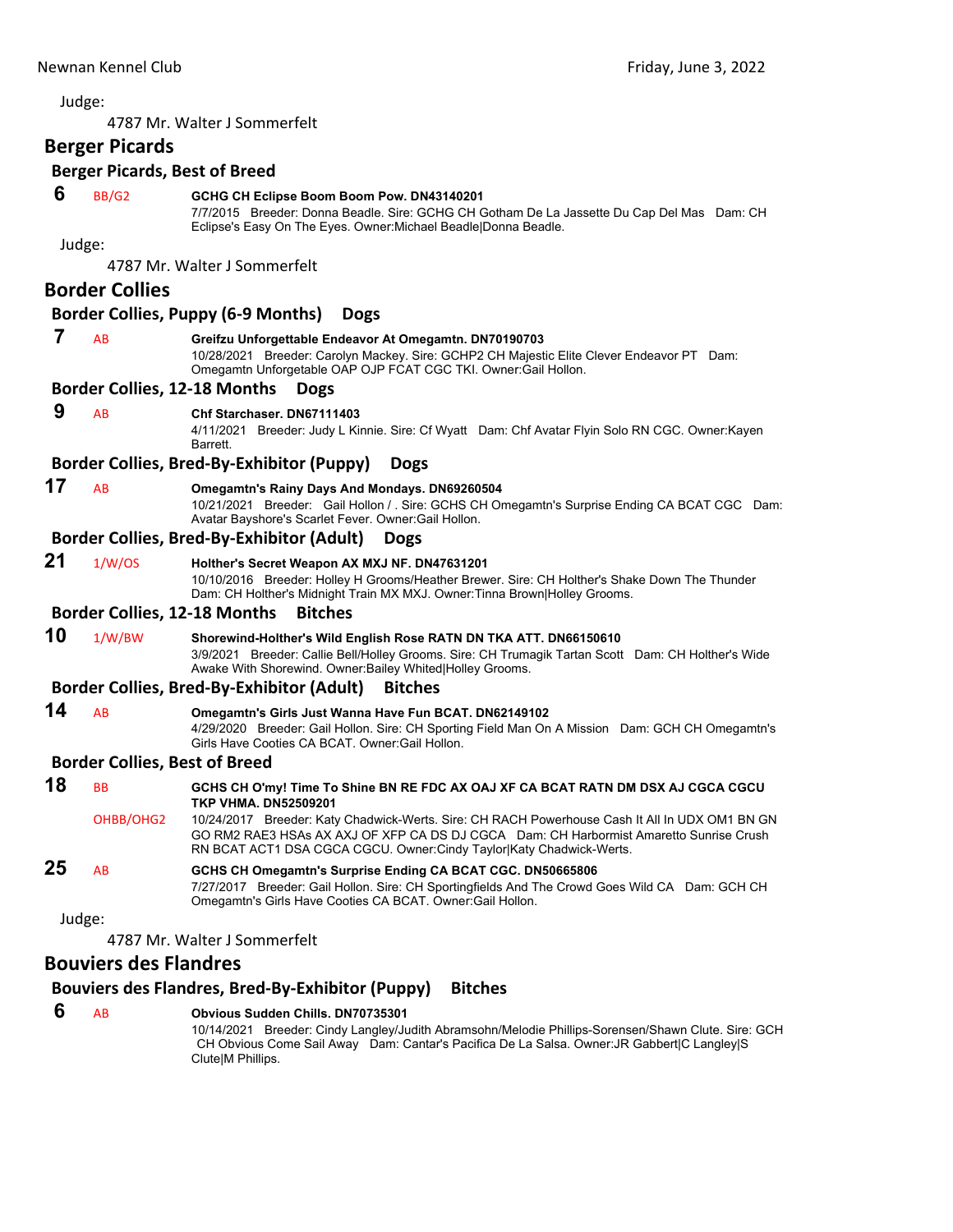Judge:

4787 Mr. Walter J Sommerfelt

## Berger Picards

### Berger Picards, Best of Breed

**6** BB/G2 **GCHG CH Eclipse Boom Boom Pow. DN43140201**
7/7/2015 Breeder: Donna Beadle. Sire: GCHG CH Gotham De La Jassette Du Cap Del Mas Dam: CH Eclipse's Easy On The Eyes. Owner:Michael Beadle|Donna Beadle.

Judge:

4787 Mr. Walter J Sommerfelt

## Border Collies

### Border Collies, Puppy (6-9 Months) Dogs

**7** AB **Greifzu Unforgettable Endeavor At Omegamtn. DN70190703**
10/28/2021 Breeder: Carolyn Mackey. Sire: GCHP2 CH Majestic Elite Clever Endeavor PT Dam: Omegamtn Unforgetable OAP OJP FCAT CGC TKI. Owner:Gail Hollon.

### Border Collies, 12-18 Months Dogs

**9** AB **Chf Starchaser. DN67111403**
4/11/2021 Breeder: Judy L Kinnie. Sire: Cf Wyatt Dam: Chf Avatar Flyin Solo RN CGC. Owner:Kayen Barrett.

### Border Collies, Bred-By-Exhibitor (Puppy) Dogs

**17** AB **Omegamtn's Rainy Days And Mondays. DN69260504**
10/21/2021 Breeder: Gail Hollon / . Sire: GCHS CH Omegamtn's Surprise Ending CA BCAT CGC Dam: Avatar Bayshore's Scarlet Fever. Owner:Gail Hollon.

### Border Collies, Bred-By-Exhibitor (Adult) Dogs

**21** 1/W/OS **Holther's Secret Weapon AX MXJ NF. DN47631201**
10/10/2016 Breeder: Holley H Grooms/Heather Brewer. Sire: CH Holther's Shake Down The Thunder Dam: CH Holther's Midnight Train MX MXJ. Owner:Tinna Brown|Holley Grooms.

### Border Collies, 12-18 Months Bitches

**10** 1/W/BW **Shorewind-Holther's Wild English Rose RATN DN TKA ATT. DN66150610**
3/9/2021 Breeder: Callie Bell/Holley Grooms. Sire: CH Trumagik Tartan Scott Dam: CH Holther's Wide Awake With Shorewind. Owner:Bailey Whited|Holley Grooms.

### Border Collies, Bred-By-Exhibitor (Adult) Bitches

**14** AB **Omegamtn's Girls Just Wanna Have Fun BCAT. DN62149102**
4/29/2020 Breeder: Gail Hollon. Sire: CH Sporting Field Man On A Mission Dam: GCH CH Omegamtn's Girls Have Cooties CA BCAT. Owner:Gail Hollon.

### Border Collies, Best of Breed

**18** BB OHBB/OHG2 **GCHS CH O'my! Time To Shine BN RE FDC AX OAJ XF CA BCAT RATN DM DSX AJ CGCA CGCU TKP VHMA. DN52509201**
10/24/2017 Breeder: Katy Chadwick-Werts. Sire: CH RACH Powerhouse Cash It All In UDX OM1 BN GN GO RM2 RAE3 HSAs AX AXJ OF XFP CA DS DJ CGCA Dam: CH Harbormist Amaretto Sunrise Crush RN BCAT ACT1 DSA CGCA CGCU. Owner:Cindy Taylor|Katy Chadwick-Werts.

**25** AB **GCHS CH Omegamtn's Surprise Ending CA BCAT CGC. DN50665806**
7/27/2017 Breeder: Gail Hollon. Sire: CH Sportingfields And The Crowd Goes Wild CA Dam: GCH CH Omegamtn's Girls Have Cooties CA BCAT. Owner:Gail Hollon.

Judge:

4787 Mr. Walter J Sommerfelt

## Bouviers des Flandres

### Bouviers des Flandres, Bred-By-Exhibitor (Puppy) Bitches

**6** AB **Obvious Sudden Chills. DN70735301**
10/14/2021 Breeder: Cindy Langley/Judith Abramsohn/Melodie Phillips-Sorensen/Shawn Clute. Sire: GCH CH Obvious Come Sail Away Dam: Cantar's Pacifica De La Salsa. Owner:JR Gabbert|C Langley|S Clute|M Phillips.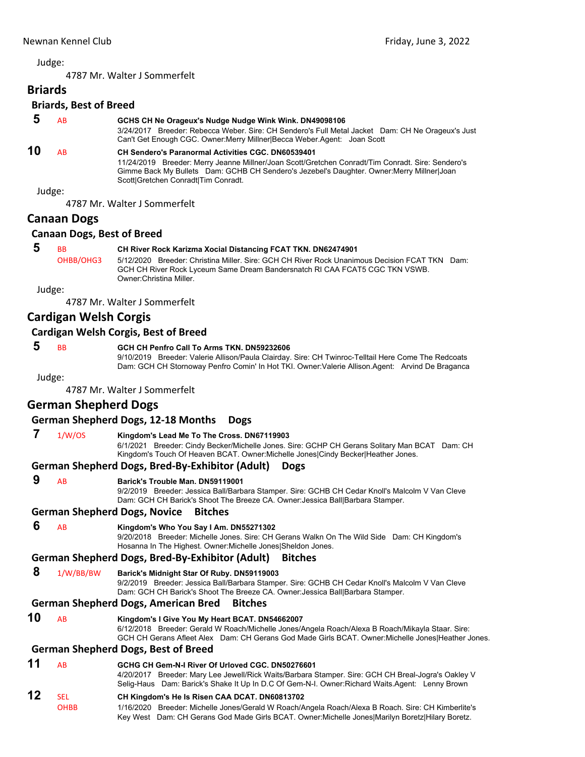Judge:

4787 Mr. Walter J Sommerfelt

## Briards

### Briards, Best of Breed

**5** AB **GCHS CH Ne Orageux's Nudge Nudge Wink Wink. DN49098106**
3/24/2017 Breeder: Rebecca Weber. Sire: CH Sendero's Full Metal Jacket Dam: CH Ne Orageux's Just Can't Get Enough CGC. Owner:Merry Millner|Becca Weber.Agent: Joan Scott

**10** AB **CH Sendero's Paranormal Activities CGC. DN60539401**
11/24/2019 Breeder: Merry Jeanne Millner/Joan Scott/Gretchen Conradt/Tim Conradt. Sire: Sendero's Gimme Back My Bullets Dam: GCHB CH Sendero's Jezebel's Daughter. Owner:Merry Millner|Joan Scott|Gretchen Conradt|Tim Conradt.

Judge:

4787 Mr. Walter J Sommerfelt

## Canaan Dogs

### Canaan Dogs, Best of Breed

**5** BB OHBB/OHG3 **CH River Rock Karizma Xocial Distancing FCAT TKN. DN62474901**
5/12/2020 Breeder: Christina Miller. Sire: GCH CH River Rock Unanimous Decision FCAT TKN Dam: GCH CH River Rock Lyceum Same Dream Bandersnatch RI CAA FCAT5 CGC TKN VSWB. Owner:Christina Miller.

Judge:

4787 Mr. Walter J Sommerfelt

## Cardigan Welsh Corgis

### Cardigan Welsh Corgis, Best of Breed

**5** BB **GCH CH Penfro Call To Arms TKN. DN59232606**
9/10/2019 Breeder: Valerie Allison/Paula Clairday. Sire: CH Twinroc-Telltail Here Come The Redcoats Dam: GCH CH Stornoway Penfro Comin' In Hot TKI. Owner:Valerie Allison.Agent: Arvind De Braganca

Judge:

4787 Mr. Walter J Sommerfelt

## German Shepherd Dogs

### German Shepherd Dogs, 12-18 Months Dogs

**7** 1/W/OS **Kingdom's Lead Me To The Cross. DN67119903**
6/1/2021 Breeder: Cindy Becker/Michelle Jones. Sire: GCHP CH Gerans Solitary Man BCAT Dam: CH Kingdom's Touch Of Heaven BCAT. Owner:Michelle Jones|Cindy Becker|Heather Jones.

### German Shepherd Dogs, Bred-By-Exhibitor (Adult) Dogs

**9** AB **Barick's Trouble Man. DN59119001**
9/2/2019 Breeder: Jessica Ball/Barbara Stamper. Sire: GCHB CH Cedar Knoll's Malcolm V Van Cleve Dam: GCH CH Barick's Shoot The Breeze CA. Owner:Jessica Ball|Barbara Stamper.

### German Shepherd Dogs, Novice Bitches

**6** AB **Kingdom's Who You Say I Am. DN55271302**
9/20/2018 Breeder: Michelle Jones. Sire: CH Gerans Walkn On The Wild Side Dam: CH Kingdom's Hosanna In The Highest. Owner:Michelle Jones|Sheldon Jones.

### German Shepherd Dogs, Bred-By-Exhibitor (Adult) Bitches

**8** 1/W/BB/BW **Barick's Midnight Star Of Ruby. DN59119003**
9/2/2019 Breeder: Jessica Ball/Barbara Stamper. Sire: GCHB CH Cedar Knoll's Malcolm V Van Cleve Dam: GCH CH Barick's Shoot The Breeze CA. Owner:Jessica Ball|Barbara Stamper.

### German Shepherd Dogs, American Bred Bitches

**10** AB **Kingdom's I Give You My Heart BCAT. DN54662007**
6/12/2018 Breeder: Gerald W Roach/Michelle Jones/Angela Roach/Alexa B Roach/Mikayla Staar. Sire: GCH CH Gerans Afleet Alex Dam: CH Gerans God Made Girls BCAT. Owner:Michelle Jones|Heather Jones.

### German Shepherd Dogs, Best of Breed

**11** AB **GCHG CH Gem-N-I River Of Urloved CGC. DN50276601**
4/20/2017 Breeder: Mary Lee Jewell/Rick Waits/Barbara Stamper. Sire: GCH CH Breal-Jogra's Oakley V Selig-Haus Dam: Barick's Shake It Up In D.C Of Gem-N-I. Owner:Richard Waits.Agent: Lenny Brown

**12** SEL OHBB **CH Kingdom's He Is Risen CAA DCAT. DN60813702**
1/16/2020 Breeder: Michelle Jones/Gerald W Roach/Angela Roach/Alexa B Roach. Sire: CH Kimberlite's Key West Dam: CH Gerans God Made Girls BCAT. Owner:Michelle Jones|Marilyn Boretz|Hilary Boretz.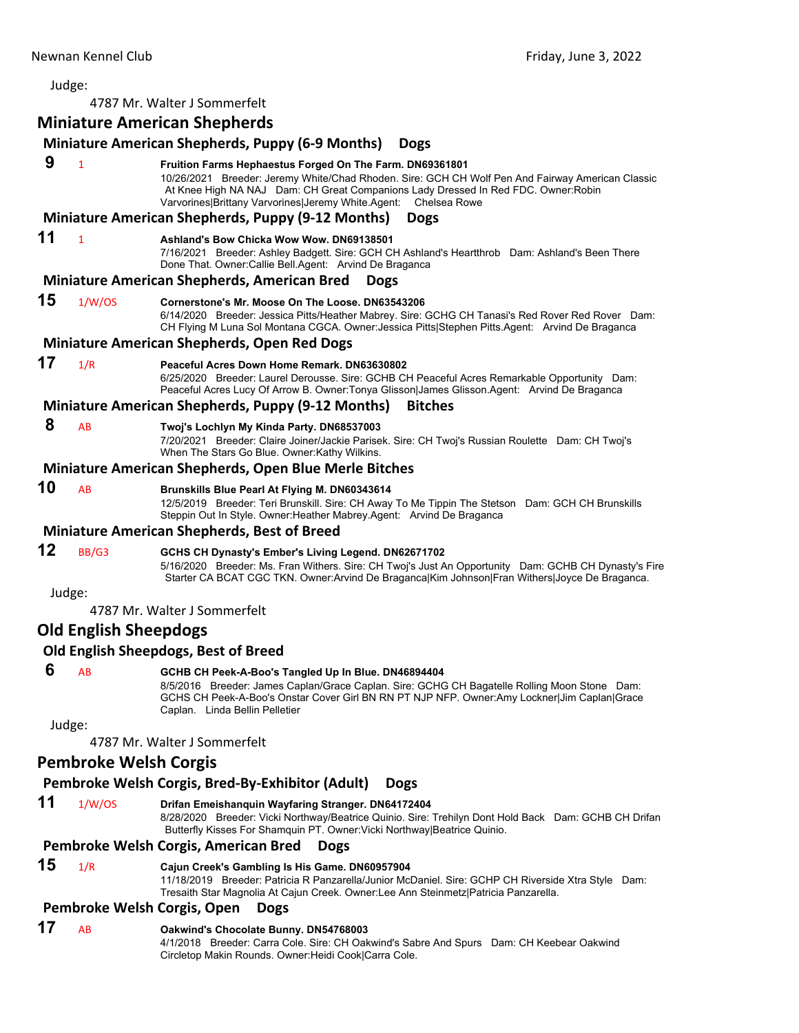Judge:

4787 Mr. Walter J Sommerfelt

## Miniature American Shepherds

### Miniature American Shepherds, Puppy (6-9 Months) Dogs

**9** 1 **Fruition Farms Hephaestus Forged On The Farm. DN69361801**
10/26/2021 Breeder: Jeremy White/Chad Rhoden. Sire: GCH CH Wolf Pen And Fairway American Classic At Knee High NA NAJ Dam: CH Great Companions Lady Dressed In Red FDC. Owner:Robin Varvorines|Brittany Varvorines|Jeremy White.Agent: Chelsea Rowe

### Miniature American Shepherds, Puppy (9-12 Months) Dogs

**11** 1 **Ashland's Bow Chicka Wow Wow. DN69138501**
7/16/2021 Breeder: Ashley Badgett. Sire: GCH CH Ashland's Heartthrob Dam: Ashland's Been There Done That. Owner:Callie Bell.Agent: Arvind De Braganca

### Miniature American Shepherds, American Bred Dogs

**15** 1/W/OS **Cornerstone's Mr. Moose On The Loose. DN63543206**
6/14/2020 Breeder: Jessica Pitts/Heather Mabrey. Sire: GCHG CH Tanasi's Red Rover Red Rover Dam: CH Flying M Luna Sol Montana CGCA. Owner:Jessica Pitts|Stephen Pitts.Agent: Arvind De Braganca

### Miniature American Shepherds, Open Red Dogs

**17** 1/R **Peaceful Acres Down Home Remark. DN63630802**
6/25/2020 Breeder: Laurel Derousse. Sire: GCHB CH Peaceful Acres Remarkable Opportunity Dam: Peaceful Acres Lucy Of Arrow B. Owner:Tonya Glisson|James Glisson.Agent: Arvind De Braganca

### Miniature American Shepherds, Puppy (9-12 Months) Bitches

**8** AB **Twoj's Lochlyn My Kinda Party. DN68537003**
7/20/2021 Breeder: Claire Joiner/Jackie Parisek. Sire: CH Twoj's Russian Roulette Dam: CH Twoj's When The Stars Go Blue. Owner:Kathy Wilkins.

### Miniature American Shepherds, Open Blue Merle Bitches

**10** AB **Brunskills Blue Pearl At Flying M. DN60343614**
12/5/2019 Breeder: Teri Brunskill. Sire: CH Away To Me Tippin The Stetson Dam: GCH CH Brunskills Steppin Out In Style. Owner:Heather Mabrey.Agent: Arvind De Braganca

### Miniature American Shepherds, Best of Breed

**12** BB/G3 **GCHS CH Dynasty's Ember's Living Legend. DN62671702**
5/16/2020 Breeder: Ms. Fran Withers. Sire: CH Twoj's Just An Opportunity Dam: GCHB CH Dynasty's Fire Starter CA BCAT CGC TKN. Owner:Arvind De Braganca|Kim Johnson|Fran Withers|Joyce De Braganca.

Judge:

4787 Mr. Walter J Sommerfelt

## Old English Sheepdogs

### Old English Sheepdogs, Best of Breed

**6** AB **GCHB CH Peek-A-Boo's Tangled Up In Blue. DN46894404**
8/5/2016 Breeder: James Caplan/Grace Caplan. Sire: GCHG CH Bagatelle Rolling Moon Stone Dam: GCHS CH Peek-A-Boo's Onstar Cover Girl BN RN PT NJP NFP. Owner:Amy Lockner|Jim Caplan|Grace Caplan. Linda Bellin Pelletier

Judge:

4787 Mr. Walter J Sommerfelt

## Pembroke Welsh Corgis

### Pembroke Welsh Corgis, Bred-By-Exhibitor (Adult) Dogs

**11** 1/W/OS **Drifan Emeishanquin Wayfaring Stranger. DN64172404**
8/28/2020 Breeder: Vicki Northway/Beatrice Quinio. Sire: Trehilyn Dont Hold Back Dam: GCHB CH Drifan Butterfly Kisses For Shamquin PT. Owner:Vicki Northway|Beatrice Quinio.

### Pembroke Welsh Corgis, American Bred Dogs

**15** 1/R **Cajun Creek's Gambling Is His Game. DN60957904**
11/18/2019 Breeder: Patricia R Panzarella/Junior McDaniel. Sire: GCHP CH Riverside Xtra Style Dam: Tresaith Star Magnolia At Cajun Creek. Owner:Lee Ann Steinmetz|Patricia Panzarella.

### Pembroke Welsh Corgis, Open Dogs

**17** AB **Oakwind's Chocolate Bunny. DN54768003**
4/1/2018 Breeder: Carra Cole. Sire: CH Oakwind's Sabre And Spurs Dam: CH Keebear Oakwind Circletop Makin Rounds. Owner:Heidi Cook|Carra Cole.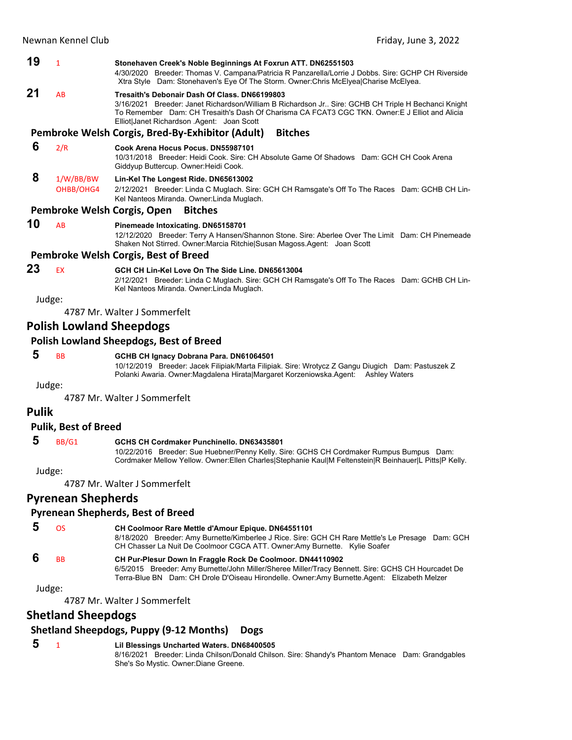**19** 1 **Stonehaven Creek's Noble Beginnings At Foxrun ATT. DN62551503**
4/30/2020 Breeder: Thomas V. Campana/Patricia R Panzarella/Lorrie J Dobbs. Sire: GCHP CH Riverside Xtra Style Dam: Stonehaven's Eye Of The Storm. Owner:Chris McElyea|Charise McElyea.

**21** AB **Tresaith's Debonair Dash Of Class. DN66199803**
3/16/2021 Breeder: Janet Richardson/William B Richardson Jr.. Sire: GCHB CH Triple H Bechanci Knight To Remember Dam: CH Tresaith's Dash Of Charisma CA FCAT3 CGC TKN. Owner:E J Elliot and Alicia Elliot|Janet Richardson .Agent: Joan Scott

### Pembroke Welsh Corgis, Bred-By-Exhibitor (Adult) Bitches

**6** 2/R **Cook Arena Hocus Pocus. DN55987101**
10/31/2018 Breeder: Heidi Cook. Sire: CH Absolute Game Of Shadows Dam: GCH CH Cook Arena Giddyup Buttercup. Owner:Heidi Cook.

**8** 1/W/BB/BW OHBB/OHG4 **Lin-Kel The Longest Ride. DN65613002**
2/12/2021 Breeder: Linda C Muglach. Sire: GCH CH Ramsgate's Off To The Races Dam: GCHB CH Lin-Kel Nanteos Miranda. Owner:Linda Muglach.

### Pembroke Welsh Corgis, Open Bitches

**10** AB **Pinemeade Intoxicating. DN65158701**
12/12/2020 Breeder: Terry A Hansen/Shannon Stone. Sire: Aberlee Over The Limit Dam: CH Pinemeade Shaken Not Stirred. Owner:Marcia Ritchie|Susan Magoss.Agent: Joan Scott

### Pembroke Welsh Corgis, Best of Breed

**23** EX **GCH CH Lin-Kel Love On The Side Line. DN65613004**
2/12/2021 Breeder: Linda C Muglach. Sire: GCH CH Ramsgate's Off To The Races Dam: GCHB CH Lin-Kel Nanteos Miranda. Owner:Linda Muglach.

Judge:
4787 Mr. Walter J Sommerfelt

## Polish Lowland Sheepdogs

### Polish Lowland Sheepdogs, Best of Breed

**5** BB **GCHB CH Ignacy Dobrana Para. DN61064501**
10/12/2019 Breeder: Jacek Filipiak/Marta Filipiak. Sire: Wrotycz Z Gangu Diugich Dam: Pastuszek Z Polanki Awaria. Owner:Magdalena Hirata|Margaret Korzeniowska.Agent: Ashley Waters

Judge:
4787 Mr. Walter J Sommerfelt

## Pulik

### Pulik, Best of Breed

**5** BB/G1 **GCHS CH Cordmaker Punchinello. DN63435801**
10/22/2016 Breeder: Sue Huebner/Penny Kelly. Sire: GCHS CH Cordmaker Rumpus Bumpus Dam: Cordmaker Mellow Yellow. Owner:Ellen Charles|Stephanie Kaul|M Feltenstein|R Beinhauer|L Pitts|P Kelly.

Judge:
4787 Mr. Walter J Sommerfelt

## Pyrenean Shepherds

### Pyrenean Shepherds, Best of Breed

**5** OS **CH Coolmoor Rare Mettle d'Amour Epique. DN64551101**
8/18/2020 Breeder: Amy Burnette/Kimberlee J Rice. Sire: GCH CH Rare Mettle's Le Presage Dam: GCH CH Chasser La Nuit De Coolmoor CGCA ATT. Owner:Amy Burnette. Kylie Soafer

**6** BB **CH Pur-Plesur Down In Fraggle Rock De Coolmoor. DN44110902**
6/5/2015 Breeder: Amy Burnette/John Miller/Sheree Miller/Tracy Bennett. Sire: GCHS CH Hourcadet De Terra-Blue BN Dam: CH Drole D'Oiseau Hirondelle. Owner:Amy Burnette.Agent: Elizabeth Melzer

Judge:
4787 Mr. Walter J Sommerfelt

## Shetland Sheepdogs

### Shetland Sheepdogs, Puppy (9-12 Months) Dogs

**5** 1 **Lil Blessings Uncharted Waters. DN68400505**
8/16/2021 Breeder: Linda Chilson/Donald Chilson. Sire: Shandy's Phantom Menace Dam: Grandgables She's So Mystic. Owner:Diane Greene.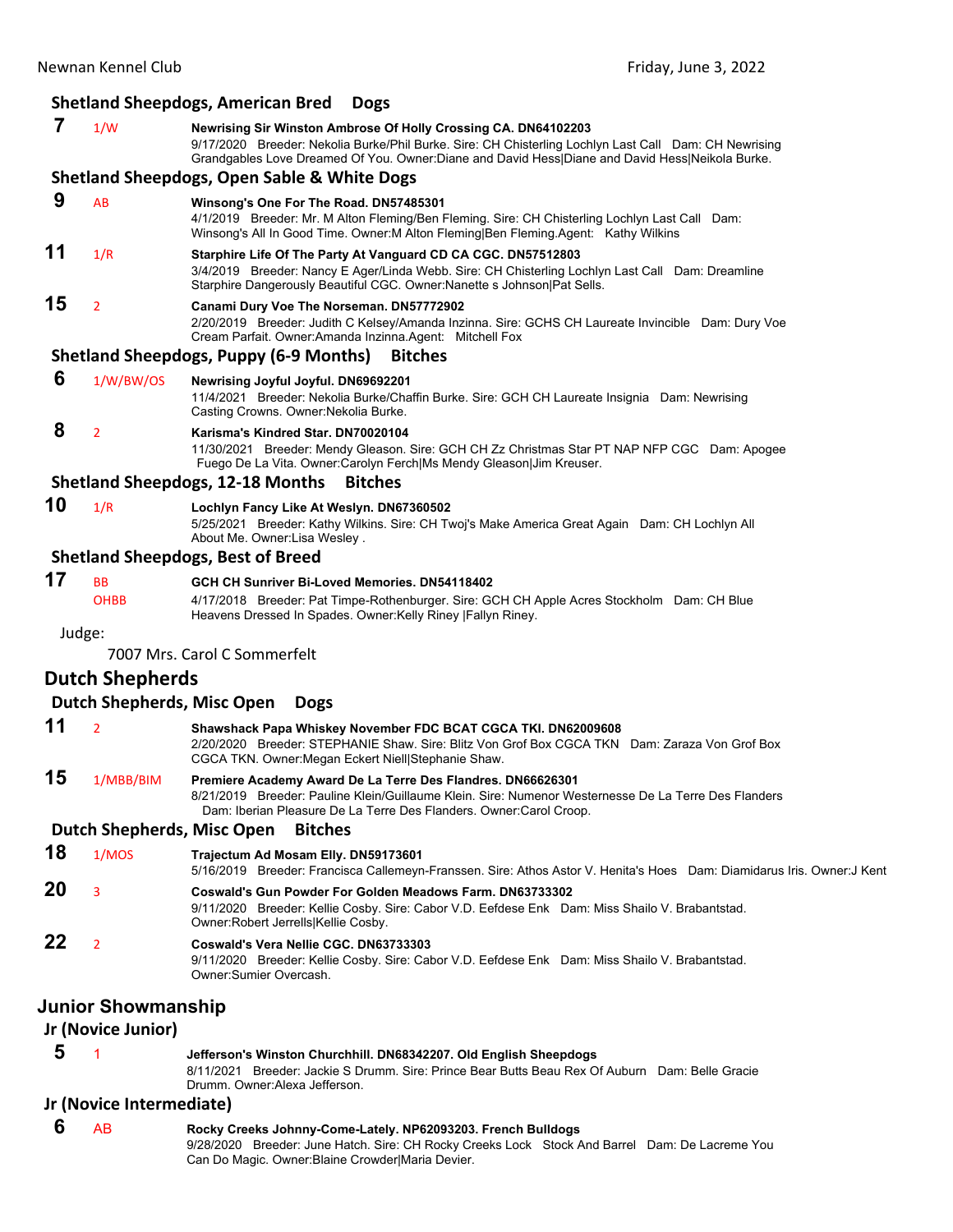### Shetland Sheepdogs, American Bred Dogs

**7** 1/W **Newrising Sir Winston Ambrose Of Holly Crossing CA. DN64102203**
9/17/2020 Breeder: Nekolia Burke/Phil Burke. Sire: CH Chisterling Lochlyn Last Call Dam: CH Newrising Grandgables Love Dreamed Of You. Owner:Diane and David Hess|Diane and David Hess|Neikola Burke.

### Shetland Sheepdogs, Open Sable & White Dogs

**9** AB **Winsong's One For The Road. DN57485301**
4/1/2019 Breeder: Mr. M Alton Fleming/Ben Fleming. Sire: CH Chisterling Lochlyn Last Call Dam: Winsong's All In Good Time. Owner:M Alton Fleming|Ben Fleming.Agent: Kathy Wilkins

**11** 1/R **Starphire Life Of The Party At Vanguard CD CA CGC. DN57512803**
3/4/2019 Breeder: Nancy E Ager/Linda Webb. Sire: CH Chisterling Lochlyn Last Call Dam: Dreamline Starphire Dangerously Beautiful CGC. Owner:Nanette s Johnson|Pat Sells.

**15** 2 **Canami Dury Voe The Norseman. DN57772902**
2/20/2019 Breeder: Judith C Kelsey/Amanda Inzinna. Sire: GCHS CH Laureate Invincible Dam: Dury Voe Cream Parfait. Owner:Amanda Inzinna.Agent: Mitchell Fox

### Shetland Sheepdogs, Puppy (6-9 Months) Bitches

**6** 1/W/BW/OS **Newrising Joyful Joyful. DN69692201**
11/4/2021 Breeder: Nekolia Burke/Chaffin Burke. Sire: GCH CH Laureate Insignia Dam: Newrising Casting Crowns. Owner:Nekolia Burke.

**8** 2 **Karisma's Kindred Star. DN70020104**
11/30/2021 Breeder: Mendy Gleason. Sire: GCH CH Zz Christmas Star PT NAP NFP CGC Dam: Apogee Fuego De La Vita. Owner:Carolyn Ferch|Ms Mendy Gleason|Jim Kreuser.

### Shetland Sheepdogs, 12-18 Months Bitches

**10** 1/R **Lochlyn Fancy Like At Weslyn. DN67360502**
5/25/2021 Breeder: Kathy Wilkins. Sire: CH Twoj's Make America Great Again Dam: CH Lochlyn All About Me. Owner:Lisa Wesley .

### Shetland Sheepdogs, Best of Breed

**17** BB OHBB **GCH CH Sunriver Bi-Loved Memories. DN54118402**
4/17/2018 Breeder: Pat Timpe-Rothenburger. Sire: GCH CH Apple Acres Stockholm Dam: CH Blue Heavens Dressed In Spades. Owner:Kelly Riney |Fallyn Riney.

Judge:

7007 Mrs. Carol C Sommerfelt

## Dutch Shepherds

### Dutch Shepherds, Misc Open Dogs

**11** 2 **Shawshack Papa Whiskey November FDC BCAT CGCA TKI. DN62009608**
2/20/2020 Breeder: STEPHANIE Shaw. Sire: Blitz Von Grof Box CGCA TKN Dam: Zaraza Von Grof Box CGCA TKN. Owner:Megan Eckert Niell|Stephanie Shaw.

**15** 1/MBB/BIM **Premiere Academy Award De La Terre Des Flandres. DN66626301**
8/21/2019 Breeder: Pauline Klein/Guillaume Klein. Sire: Numenor Westernesse De La Terre Des Flanders Dam: Iberian Pleasure De La Terre Des Flanders. Owner:Carol Croop.

### Dutch Shepherds, Misc Open Bitches

**18** 1/MOS **Trajectum Ad Mosam Elly. DN59173601**
5/16/2019 Breeder: Francisca Callemeyn-Franssen. Sire: Athos Astor V. Henita's Hoes Dam: Diamidarus Iris. Owner:J Kent

**20** 3 **Coswald's Gun Powder For Golden Meadows Farm. DN63733302**
9/11/2020 Breeder: Kellie Cosby. Sire: Cabor V.D. Eefdese Enk Dam: Miss Shailo V. Brabantstad. Owner:Robert Jerrells|Kellie Cosby.

**22** 2 **Coswald's Vera Nellie CGC. DN63733303**
9/11/2020 Breeder: Kellie Cosby. Sire: Cabor V.D. Eefdese Enk Dam: Miss Shailo V. Brabantstad. Owner:Sumier Overcash.

## Junior Showmanship

### Jr (Novice Junior)

**5** 1 **Jefferson's Winston Churchhill. DN68342207. Old English Sheepdogs**
8/11/2021 Breeder: Jackie S Drumm. Sire: Prince Bear Butts Beau Rex Of Auburn Dam: Belle Gracie Drumm. Owner:Alexa Jefferson.

### Jr (Novice Intermediate)

**6** AB **Rocky Creeks Johnny-Come-Lately. NP62093203. French Bulldogs**
9/28/2020 Breeder: June Hatch. Sire: CH Rocky Creeks Lock Stock And Barrel Dam: De Lacreme You Can Do Magic. Owner:Blaine Crowder|Maria Devier.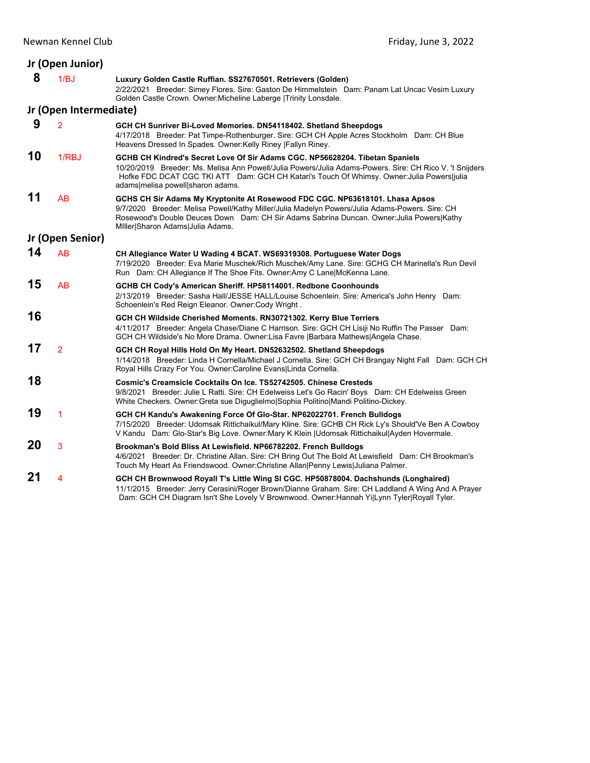## Jr (Open Junior)

**8** 1/BJ **Luxury Golden Castle Ruffian. SS27670501. Retrievers (Golden)**
2/22/2021 Breeder: Simey Flores. Sire: Gaston De Himmelstein Dam: Panam Lat Uncac Vesim Luxury Golden Castle Crown. Owner:Micheline Laberge |Trinity Lonsdale.

## Jr (Open Intermediate)

**9** 2 **GCH CH Sunriver Bi-Loved Memories. DN54118402. Shetland Sheepdogs**
4/17/2018 Breeder: Pat Timpe-Rothenburger. Sire: GCH CH Apple Acres Stockholm Dam: CH Blue Heavens Dressed In Spades. Owner:Kelly Riney |Fallyn Riney.

**10** 1/RBJ **GCHB CH Kindred's Secret Love Of Sir Adams CGC. NP56628204. Tibetan Spaniels**
10/20/2019 Breeder: Ms. Melisa Ann Powell/Julia Powers/Julia Adams-Powers. Sire: CH Rico V. 't Snijders Hofke FDC DCAT CGC TKI ATT Dam: GCH CH Katari's Touch Of Whimsy. Owner:Julia Powers|julia adams|melisa powell|sharon adams.

**11** AB **GCHS CH Sir Adams My Kryptonite At Rosewood FDC CGC. NP63618101. Lhasa Apsos**
9/7/2020 Breeder: Melisa Powell/Kathy Miller/Julia Madelyn Powers/Julia Adams-Powers. Sire: CH Rosewood's Double Deuces Down Dam: CH Sir Adams Sabrina Duncan. Owner:Julia Powers|Kathy MIller|Sharon Adams|Julia Adams.

## Jr (Open Senior)

**14** AB **CH Allegiance Water U Wading 4 BCAT. WS69319308. Portuguese Water Dogs**
7/19/2020 Breeder: Eva Marie Muschek/Rich Muschek/Amy Lane. Sire: GCHG CH Marinella's Run Devil Run Dam: CH Allegiance If The Shoe Fits. Owner:Amy C Lane|McKenna Lane.

**15** AB **GCHB CH Cody's American Sheriff. HP58114001. Redbone Coonhounds**
2/13/2019 Breeder: Sasha Hall/JESSE HALL/Louise Schoenlein. Sire: America's John Henry Dam: Schoenlein's Red Reign Eleanor. Owner:Cody Wright .

**16** **GCH CH Wildside Cherished Moments. RN30721302. Kerry Blue Terriers**
4/11/2017 Breeder: Angela Chase/Diane C Harrison. Sire: GCH CH Lisiji No Ruffin The Passer Dam: GCH CH Wildside's No More Drama. Owner:Lisa Favre |Barbara Mathews|Angela Chase.

**17** 2 **GCH CH Royal Hills Hold On My Heart. DN52632502. Shetland Sheepdogs**
1/14/2018 Breeder: Linda H Cornella/Michael J Cornella. Sire: GCH CH Brangay Night Fall Dam: GCH CH Royal Hills Crazy For You. Owner:Caroline Evans|Linda Cornella.

**18** **Cosmic's Creamsicle Cocktails On Ice. TS52742505. Chinese Cresteds**
9/8/2021 Breeder: Julie L Ratti. Sire: CH Edelweiss Let's Go Racin' Boys Dam: CH Edelweiss Green White Checkers. Owner:Greta sue Diguglielmo|Sophia Politino|Mandi Politino-Dickey.

**19** 1 **GCH CH Kandu's Awakening Force Of Glo-Star. NP62022701. French Bulldogs**
7/15/2020 Breeder: Udomsak Rittichaikul/Mary Kline. Sire: GCHB CH Rick Ly's Should'Ve Ben A Cowboy V Kandu Dam: Glo-Star's Big Love. Owner:Mary K Klein |Udomsak Rittichaikul|Ayden Hovermale.

**20** 3 **Brookman's Bold Bliss At Lewisfield. NP66782202. French Bulldogs**
4/6/2021 Breeder: Dr. Christine Allan. Sire: CH Bring Out The Bold At Lewisfield Dam: CH Brookman's Touch My Heart As Friendswood. Owner:Christine Allan|Penny Lewis|Juliana Palmer.

**21** 4 **GCH CH Brownwood Royall T's Little Wing SI CGC. HP50878004. Dachshunds (Longhaired)**
11/1/2015 Breeder: Jerry Cerasini/Roger Brown/Dianne Graham. Sire: CH Laddland A Wing And A Prayer Dam: GCH CH Diagram Isn't She Lovely V Brownwood. Owner:Hannah Yi|Lynn Tyler|Royall Tyler.